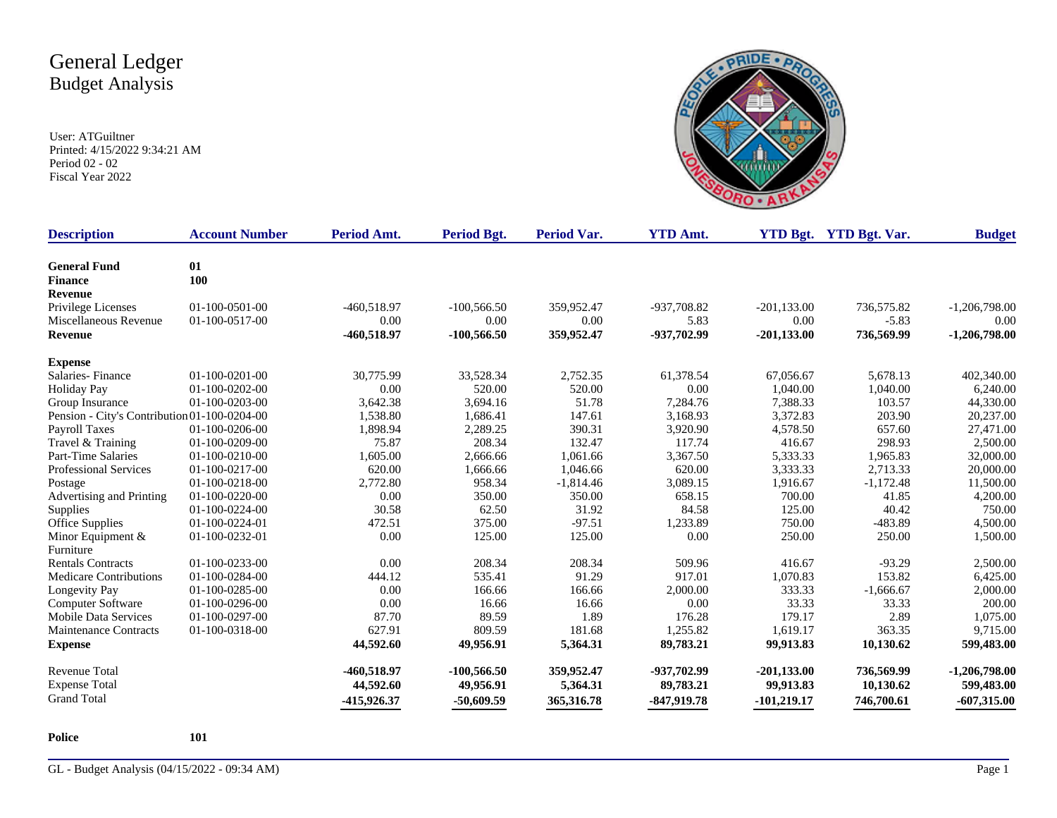# General Ledger
## Budget Analysis

User: ATGuiltner
Printed: 4/15/2022 9:34:21 AM
Period 02 - 02
Fiscal Year 2022

| Description | Account Number | Period Amt. | Period Bgt. | Period Var. | YTD Amt. | YTD Bgt. | YTD Bgt. Var. | Budget |
|---|---|---|---|---|---|---|---|---|
| **General Fund** | **01** | | | | | | | |
| **Finance** | **100** | | | | | | | |
| **Revenue** | | | | | | | | |
| Privilege Licenses | 01-100-0501-00 | -460,518.97 | -100,566.50 | 359,952.47 | -937,708.82 | -201,133.00 | 736,575.82 | -1,206,798.00 |
| Miscellaneous Revenue | 01-100-0517-00 | 0.00 | 0.00 | 0.00 | 5.83 | 0.00 | -5.83 | 0.00 |
| **Revenue** | | **-460,518.97** | **-100,566.50** | **359,952.47** | **-937,702.99** | **-201,133.00** | **736,569.99** | **-1,206,798.00** |
| **Expense** | | | | | | | | |
| Salaries- Finance | 01-100-0201-00 | 30,775.99 | 33,528.34 | 2,752.35 | 61,378.54 | 67,056.67 | 5,678.13 | 402,340.00 |
| Holiday Pay | 01-100-0202-00 | 0.00 | 520.00 | 520.00 | 0.00 | 1,040.00 | 1,040.00 | 6,240.00 |
| Group Insurance | 01-100-0203-00 | 3,642.38 | 3,694.16 | 51.78 | 7,284.76 | 7,388.33 | 103.57 | 44,330.00 |
| Pension - City's Contribution | 01-100-0204-00 | 1,538.80 | 1,686.41 | 147.61 | 3,168.93 | 3,372.83 | 203.90 | 20,237.00 |
| Payroll Taxes | 01-100-0206-00 | 1,898.94 | 2,289.25 | 390.31 | 3,920.90 | 4,578.50 | 657.60 | 27,471.00 |
| Travel & Training | 01-100-0209-00 | 75.87 | 208.34 | 132.47 | 117.74 | 416.67 | 298.93 | 2,500.00 |
| Part-Time Salaries | 01-100-0210-00 | 1,605.00 | 2,666.66 | 1,061.66 | 3,367.50 | 5,333.33 | 1,965.83 | 32,000.00 |
| Professional Services | 01-100-0217-00 | 620.00 | 1,666.66 | 1,046.66 | 620.00 | 3,333.33 | 2,713.33 | 20,000.00 |
| Postage | 01-100-0218-00 | 2,772.80 | 958.34 | -1,814.46 | 3,089.15 | 1,916.67 | -1,172.48 | 11,500.00 |
| Advertising and Printing | 01-100-0220-00 | 0.00 | 350.00 | 350.00 | 658.15 | 700.00 | 41.85 | 4,200.00 |
| Supplies | 01-100-0224-00 | 30.58 | 62.50 | 31.92 | 84.58 | 125.00 | 40.42 | 750.00 |
| Office Supplies | 01-100-0224-01 | 472.51 | 375.00 | -97.51 | 1,233.89 | 750.00 | -483.89 | 4,500.00 |
| Minor Equipment & Furniture | 01-100-0232-01 | 0.00 | 125.00 | 125.00 | 0.00 | 250.00 | 250.00 | 1,500.00 |
| Rentals Contracts | 01-100-0233-00 | 0.00 | 208.34 | 208.34 | 509.96 | 416.67 | -93.29 | 2,500.00 |
| Medicare Contributions | 01-100-0284-00 | 444.12 | 535.41 | 91.29 | 917.01 | 1,070.83 | 153.82 | 6,425.00 |
| Longevity Pay | 01-100-0285-00 | 0.00 | 166.66 | 166.66 | 2,000.00 | 333.33 | -1,666.67 | 2,000.00 |
| Computer Software | 01-100-0296-00 | 0.00 | 16.66 | 16.66 | 0.00 | 33.33 | 33.33 | 200.00 |
| Mobile Data Services | 01-100-0297-00 | 87.70 | 89.59 | 1.89 | 176.28 | 179.17 | 2.89 | 1,075.00 |
| Maintenance Contracts | 01-100-0318-00 | 627.91 | 809.59 | 181.68 | 1,255.82 | 1,619.17 | 363.35 | 9,715.00 |
| **Expense** | | **44,592.60** | **49,956.91** | **5,364.31** | **89,783.21** | **99,913.83** | **10,130.62** | **599,483.00** |
| Revenue Total | | **-460,518.97** | **-100,566.50** | **359,952.47** | **-937,702.99** | **-201,133.00** | **736,569.99** | **-1,206,798.00** |
| Expense Total | | **44,592.60** | **49,956.91** | **5,364.31** | **89,783.21** | **99,913.83** | **10,130.62** | **599,483.00** |
| Grand Total | | **-415,926.37** | **-50,609.59** | **365,316.78** | **-847,919.78** | **-101,219.17** | **746,700.61** | **-607,315.00** |

**Police** **101**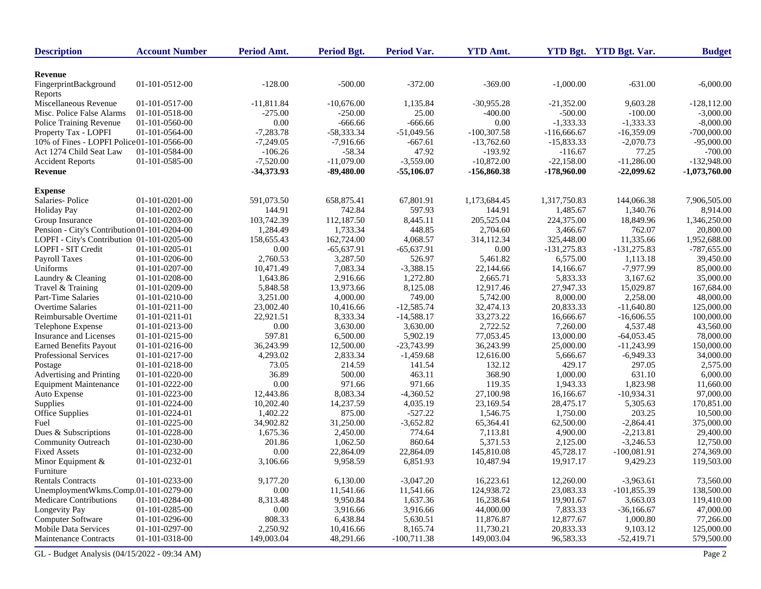| Description | Account Number | Period Amt. | Period Bgt. | Period Var. | YTD Amt. | YTD Bgt. | YTD Bgt. Var. | Budget |
|---|---|---|---|---|---|---|---|---|
| **Revenue** | | | | | | | | |
| FingerprintBackground Reports | 01-101-0512-00 | -128.00 | -500.00 | -372.00 | -369.00 | -1,000.00 | -631.00 | -6,000.00 |
| Miscellaneous Revenue | 01-101-0517-00 | -11,811.84 | -10,676.00 | 1,135.84 | -30,955.28 | -21,352.00 | 9,603.28 | -128,112.00 |
| Misc. Police False Alarms | 01-101-0518-00 | -275.00 | -250.00 | 25.00 | -400.00 | -500.00 | -100.00 | -3,000.00 |
| Police Training Revenue | 01-101-0560-00 | 0.00 | -666.66 | -666.66 | 0.00 | -1,333.33 | -1,333.33 | -8,000.00 |
| Property Tax - LOPFI | 01-101-0564-00 | -7,283.78 | -58,333.34 | -51,049.56 | -100,307.58 | -116,666.67 | -16,359.09 | -700,000.00 |
| 10% of Fines - LOPFI Police | 01-101-0566-00 | -7,249.05 | -7,916.66 | -667.61 | -13,762.60 | -15,833.33 | -2,070.73 | -95,000.00 |
| Act 1274 Child Seat Law | 01-101-0584-00 | -106.26 | -58.34 | 47.92 | -193.92 | -116.67 | 77.25 | -700.00 |
| Accident Reports | 01-101-0585-00 | -7,520.00 | -11,079.00 | -3,559.00 | -10,872.00 | -22,158.00 | -11,286.00 | -132,948.00 |
| **Revenue** | | **-34,373.93** | **-89,480.00** | **-55,106.07** | **-156,860.38** | **-178,960.00** | **-22,099.62** | **-1,073,760.00** |
| **Expense** | | | | | | | | |
| Salaries- Police | 01-101-0201-00 | 591,073.50 | 658,875.41 | 67,801.91 | 1,173,684.45 | 1,317,750.83 | 144,066.38 | 7,906,505.00 |
| Holiday Pay | 01-101-0202-00 | 144.91 | 742.84 | 597.93 | 144.91 | 1,485.67 | 1,340.76 | 8,914.00 |
| Group Insurance | 01-101-0203-00 | 103,742.39 | 112,187.50 | 8,445.11 | 205,525.04 | 224,375.00 | 18,849.96 | 1,346,250.00 |
| Pension - City's Contribution | 01-101-0204-00 | 1,284.49 | 1,733.34 | 448.85 | 2,704.60 | 3,466.67 | 762.07 | 20,800.00 |
| LOPFI - City's Contribution | 01-101-0205-00 | 158,655.43 | 162,724.00 | 4,068.57 | 314,112.34 | 325,448.00 | 11,335.66 | 1,952,688.00 |
| LOPFI - SIT Credit | 01-101-0205-01 | 0.00 | -65,637.91 | -65,637.91 | 0.00 | -131,275.83 | -131,275.83 | -787,655.00 |
| Payroll Taxes | 01-101-0206-00 | 2,760.53 | 3,287.50 | 526.97 | 5,461.82 | 6,575.00 | 1,113.18 | 39,450.00 |
| Uniforms | 01-101-0207-00 | 10,471.49 | 7,083.34 | -3,388.15 | 22,144.66 | 14,166.67 | -7,977.99 | 85,000.00 |
| Laundry & Cleaning | 01-101-0208-00 | 1,643.86 | 2,916.66 | 1,272.80 | 2,665.71 | 5,833.33 | 3,167.62 | 35,000.00 |
| Travel & Training | 01-101-0209-00 | 5,848.58 | 13,973.66 | 8,125.08 | 12,917.46 | 27,947.33 | 15,029.87 | 167,684.00 |
| Part-Time Salaries | 01-101-0210-00 | 3,251.00 | 4,000.00 | 749.00 | 5,742.00 | 8,000.00 | 2,258.00 | 48,000.00 |
| Overtime Salaries | 01-101-0211-00 | 23,002.40 | 10,416.66 | -12,585.74 | 32,474.13 | 20,833.33 | -11,640.80 | 125,000.00 |
| Reimbursable Overtime | 01-101-0211-01 | 22,921.51 | 8,333.34 | -14,588.17 | 33,273.22 | 16,666.67 | -16,606.55 | 100,000.00 |
| Telephone Expense | 01-101-0213-00 | 0.00 | 3,630.00 | 3,630.00 | 2,722.52 | 7,260.00 | 4,537.48 | 43,560.00 |
| Insurance and Licenses | 01-101-0215-00 | 597.81 | 6,500.00 | 5,902.19 | 77,053.45 | 13,000.00 | -64,053.45 | 78,000.00 |
| Earned Benefits Payout | 01-101-0216-00 | 36,243.99 | 12,500.00 | -23,743.99 | 36,243.99 | 25,000.00 | -11,243.99 | 150,000.00 |
| Professional Services | 01-101-0217-00 | 4,293.02 | 2,833.34 | -1,459.68 | 12,616.00 | 5,666.67 | -6,949.33 | 34,000.00 |
| Postage | 01-101-0218-00 | 73.05 | 214.59 | 141.54 | 132.12 | 429.17 | 297.05 | 2,575.00 |
| Advertising and Printing | 01-101-0220-00 | 36.89 | 500.00 | 463.11 | 368.90 | 1,000.00 | 631.10 | 6,000.00 |
| Equipment Maintenance | 01-101-0222-00 | 0.00 | 971.66 | 971.66 | 119.35 | 1,943.33 | 1,823.98 | 11,660.00 |
| Auto Expense | 01-101-0223-00 | 12,443.86 | 8,083.34 | -4,360.52 | 27,100.98 | 16,166.67 | -10,934.31 | 97,000.00 |
| Supplies | 01-101-0224-00 | 10,202.40 | 14,237.59 | 4,035.19 | 23,169.54 | 28,475.17 | 5,305.63 | 170,851.00 |
| Office Supplies | 01-101-0224-01 | 1,402.22 | 875.00 | -527.22 | 1,546.75 | 1,750.00 | 203.25 | 10,500.00 |
| Fuel | 01-101-0225-00 | 34,902.82 | 31,250.00 | -3,652.82 | 65,364.41 | 62,500.00 | -2,864.41 | 375,000.00 |
| Dues & Subscriptions | 01-101-0228-00 | 1,675.36 | 2,450.00 | 774.64 | 7,113.81 | 4,900.00 | -2,213.81 | 29,400.00 |
| Community Outreach | 01-101-0230-00 | 201.86 | 1,062.50 | 860.64 | 5,371.53 | 2,125.00 | -3,246.53 | 12,750.00 |
| Fixed Assets | 01-101-0232-00 | 0.00 | 22,864.09 | 22,864.09 | 145,810.08 | 45,728.17 | -100,081.91 | 274,369.00 |
| Minor Equipment & Furniture | 01-101-0232-01 | 3,106.66 | 9,958.59 | 6,851.93 | 10,487.94 | 19,917.17 | 9,429.23 | 119,503.00 |
| Rentals Contracts | 01-101-0233-00 | 9,177.20 | 6,130.00 | -3,047.20 | 16,223.61 | 12,260.00 | -3,963.61 | 73,560.00 |
| UnemploymentWkms.Comp. | 01-101-0279-00 | 0.00 | 11,541.66 | 11,541.66 | 124,938.72 | 23,083.33 | -101,855.39 | 138,500.00 |
| Medicare Contributions | 01-101-0284-00 | 8,313.48 | 9,950.84 | 1,637.36 | 16,238.64 | 19,901.67 | 3,663.03 | 119,410.00 |
| Longevity Pay | 01-101-0285-00 | 0.00 | 3,916.66 | 3,916.66 | 44,000.00 | 7,833.33 | -36,166.67 | 47,000.00 |
| Computer Software | 01-101-0296-00 | 808.33 | 6,438.84 | 5,630.51 | 11,876.87 | 12,877.67 | 1,000.80 | 77,266.00 |
| Mobile Data Services | 01-101-0297-00 | 2,250.92 | 10,416.66 | 8,165.74 | 11,730.21 | 20,833.33 | 9,103.12 | 125,000.00 |
| Maintenance Contracts | 01-101-0318-00 | 149,003.04 | 48,291.66 | -100,711.38 | 149,003.04 | 96,583.33 | -52,419.71 | 579,500.00 |

GL - Budget Analysis (04/15/2022 - 09:34 AM)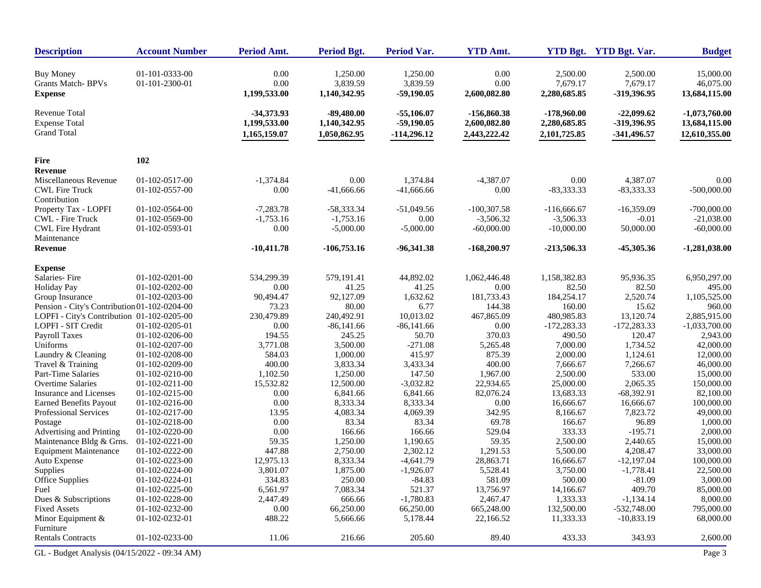| Description | Account Number | Period Amt. | Period Bgt. | Period Var. | YTD Amt. | YTD Bgt. | YTD Bgt. Var. | Budget |
|---|---|---|---|---|---|---|---|---|
| Buy Money | 01-101-0333-00 | 0.00 | 1,250.00 | 1,250.00 | 0.00 | 2,500.00 | 2,500.00 | 15,000.00 |
| Grants Match- BPVs | 01-101-2300-01 | 0.00 | 3,839.59 | 3,839.59 | 0.00 | 7,679.17 | 7,679.17 | 46,075.00 |
| **Expense** | | **1,199,533.00** | **1,140,342.95** | **-59,190.05** | **2,600,082.80** | **2,280,685.85** | **-319,396.95** | **13,684,115.00** |
| Revenue Total | | **-34,373.93** | **-89,480.00** | **-55,106.07** | **-156,860.38** | **-178,960.00** | **-22,099.62** | **-1,073,760.00** |
| Expense Total | | **1,199,533.00** | **1,140,342.95** | **-59,190.05** | **2,600,082.80** | **2,280,685.85** | **-319,396.95** | **13,684,115.00** |
| Grand Total | | **1,165,159.07** | **1,050,862.95** | **-114,296.12** | **2,443,222.42** | **2,101,725.85** | **-341,496.57** | **12,610,355.00** |
| **Fire** | **102** | | | | | | | |
| **Revenue** | | | | | | | | |
| Miscellaneous Revenue | 01-102-0517-00 | -1,374.84 | 0.00 | 1,374.84 | -4,387.07 | 0.00 | 4,387.07 | 0.00 |
| CWL Fire Truck Contribution | 01-102-0557-00 | 0.00 | -41,666.66 | -41,666.66 | 0.00 | -83,333.33 | -83,333.33 | -500,000.00 |
| Property Tax - LOPFI | 01-102-0564-00 | -7,283.78 | -58,333.34 | -51,049.56 | -100,307.58 | -116,666.67 | -16,359.09 | -700,000.00 |
| CWL - Fire Truck | 01-102-0569-00 | -1,753.16 | -1,753.16 | 0.00 | -3,506.32 | -3,506.33 | -0.01 | -21,038.00 |
| CWL Fire Hydrant Maintenance | 01-102-0593-01 | 0.00 | -5,000.00 | -5,000.00 | -60,000.00 | -10,000.00 | 50,000.00 | -60,000.00 |
| **Revenue** | | **-10,411.78** | **-106,753.16** | **-96,341.38** | **-168,200.97** | **-213,506.33** | **-45,305.36** | **-1,281,038.00** |
| **Expense** | | | | | | | | |
| Salaries- Fire | 01-102-0201-00 | 534,299.39 | 579,191.41 | 44,892.02 | 1,062,446.48 | 1,158,382.83 | 95,936.35 | 6,950,297.00 |
| Holiday Pay | 01-102-0202-00 | 0.00 | 41.25 | 41.25 | 0.00 | 82.50 | 82.50 | 495.00 |
| Group Insurance | 01-102-0203-00 | 90,494.47 | 92,127.09 | 1,632.62 | 181,733.43 | 184,254.17 | 2,520.74 | 1,105,525.00 |
| Pension - City's Contribution | 01-102-0204-00 | 73.23 | 80.00 | 6.77 | 144.38 | 160.00 | 15.62 | 960.00 |
| LOPFI - City's Contribution | 01-102-0205-00 | 230,479.89 | 240,492.91 | 10,013.02 | 467,865.09 | 480,985.83 | 13,120.74 | 2,885,915.00 |
| LOPFI - SIT Credit | 01-102-0205-01 | 0.00 | -86,141.66 | -86,141.66 | 0.00 | -172,283.33 | -172,283.33 | -1,033,700.00 |
| Payroll Taxes | 01-102-0206-00 | 194.55 | 245.25 | 50.70 | 370.03 | 490.50 | 120.47 | 2,943.00 |
| Uniforms | 01-102-0207-00 | 3,771.08 | 3,500.00 | -271.08 | 5,265.48 | 7,000.00 | 1,734.52 | 42,000.00 |
| Laundry & Cleaning | 01-102-0208-00 | 584.03 | 1,000.00 | 415.97 | 875.39 | 2,000.00 | 1,124.61 | 12,000.00 |
| Travel & Training | 01-102-0209-00 | 400.00 | 3,833.34 | 3,433.34 | 400.00 | 7,666.67 | 7,266.67 | 46,000.00 |
| Part-Time Salaries | 01-102-0210-00 | 1,102.50 | 1,250.00 | 147.50 | 1,967.00 | 2,500.00 | 533.00 | 15,000.00 |
| Overtime Salaries | 01-102-0211-00 | 15,532.82 | 12,500.00 | -3,032.82 | 22,934.65 | 25,000.00 | 2,065.35 | 150,000.00 |
| Insurance and Licenses | 01-102-0215-00 | 0.00 | 6,841.66 | 6,841.66 | 82,076.24 | 13,683.33 | -68,392.91 | 82,100.00 |
| Earned Benefits Payout | 01-102-0216-00 | 0.00 | 8,333.34 | 8,333.34 | 0.00 | 16,666.67 | 16,666.67 | 100,000.00 |
| Professional Services | 01-102-0217-00 | 13.95 | 4,083.34 | 4,069.39 | 342.95 | 8,166.67 | 7,823.72 | 49,000.00 |
| Postage | 01-102-0218-00 | 0.00 | 83.34 | 83.34 | 69.78 | 166.67 | 96.89 | 1,000.00 |
| Advertising and Printing | 01-102-0220-00 | 0.00 | 166.66 | 166.66 | 529.04 | 333.33 | -195.71 | 2,000.00 |
| Maintenance Bldg & Grns. | 01-102-0221-00 | 59.35 | 1,250.00 | 1,190.65 | 59.35 | 2,500.00 | 2,440.65 | 15,000.00 |
| Equipment Maintenance | 01-102-0222-00 | 447.88 | 2,750.00 | 2,302.12 | 1,291.53 | 5,500.00 | 4,208.47 | 33,000.00 |
| Auto Expense | 01-102-0223-00 | 12,975.13 | 8,333.34 | -4,641.79 | 28,863.71 | 16,666.67 | -12,197.04 | 100,000.00 |
| Supplies | 01-102-0224-00 | 3,801.07 | 1,875.00 | -1,926.07 | 5,528.41 | 3,750.00 | -1,778.41 | 22,500.00 |
| Office Supplies | 01-102-0224-01 | 334.83 | 250.00 | -84.83 | 581.09 | 500.00 | -81.09 | 3,000.00 |
| Fuel | 01-102-0225-00 | 6,561.97 | 7,083.34 | 521.37 | 13,756.97 | 14,166.67 | 409.70 | 85,000.00 |
| Dues & Subscriptions | 01-102-0228-00 | 2,447.49 | 666.66 | -1,780.83 | 2,467.47 | 1,333.33 | -1,134.14 | 8,000.00 |
| Fixed Assets | 01-102-0232-00 | 0.00 | 66,250.00 | 66,250.00 | 665,248.00 | 132,500.00 | -532,748.00 | 795,000.00 |
| Minor Equipment & Furniture | 01-102-0232-01 | 488.22 | 5,666.66 | 5,178.44 | 22,166.52 | 11,333.33 | -10,833.19 | 68,000.00 |
| Rentals Contracts | 01-102-0233-00 | 11.06 | 216.66 | 205.60 | 89.40 | 433.33 | 343.93 | 2,600.00 |

GL - Budget Analysis (04/15/2022 - 09:34 AM)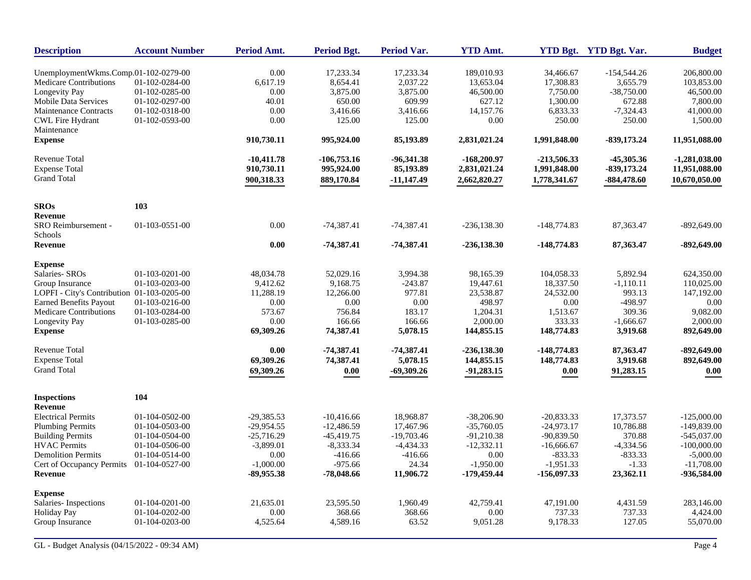| Description | Account Number | Period Amt. | Period Bgt. | Period Var. | YTD Amt. | YTD Bgt. | YTD Bgt. Var. | Budget |
|---|---|---|---|---|---|---|---|---|
| UnemploymentWkms.Comp. | 01-102-0279-00 | 0.00 | 17,233.34 | 17,233.34 | 189,010.93 | 34,466.67 | -154,544.26 | 206,800.00 |
| Medicare Contributions | 01-102-0284-00 | 6,617.19 | 8,654.41 | 2,037.22 | 13,653.04 | 17,308.83 | 3,655.79 | 103,853.00 |
| Longevity Pay | 01-102-0285-00 | 0.00 | 3,875.00 | 3,875.00 | 46,500.00 | 7,750.00 | -38,750.00 | 46,500.00 |
| Mobile Data Services | 01-102-0297-00 | 40.01 | 650.00 | 609.99 | 627.12 | 1,300.00 | 672.88 | 7,800.00 |
| Maintenance Contracts | 01-102-0318-00 | 0.00 | 3,416.66 | 3,416.66 | 14,157.76 | 6,833.33 | -7,324.43 | 41,000.00 |
| CWL Fire Hydrant Maintenance | 01-102-0593-00 | 0.00 | 125.00 | 125.00 | 0.00 | 250.00 | 250.00 | 1,500.00 |
| **Expense** | | **910,730.11** | **995,924.00** | **85,193.89** | **2,831,021.24** | **1,991,848.00** | **-839,173.24** | **11,951,088.00** |
| Revenue Total | | **-10,411.78** | **-106,753.16** | **-96,341.38** | **-168,200.97** | **-213,506.33** | **-45,305.36** | **-1,281,038.00** |
| Expense Total | | **910,730.11** | **995,924.00** | **85,193.89** | **2,831,021.24** | **1,991,848.00** | **-839,173.24** | **11,951,088.00** |
| Grand Total | | **900,318.33** | **889,170.84** | **-11,147.49** | **2,662,820.27** | **1,778,341.67** | **-884,478.60** | **10,670,050.00** |
| **SROs** | **103** | | | | | | | |
| **Revenue** | | | | | | | | |
| SRO Reimbursement - Schools | 01-103-0551-00 | 0.00 | -74,387.41 | -74,387.41 | -236,138.30 | -148,774.83 | 87,363.47 | -892,649.00 |
| **Revenue** | | **0.00** | **-74,387.41** | **-74,387.41** | **-236,138.30** | **-148,774.83** | **87,363.47** | **-892,649.00** |
| **Expense** | | | | | | | | |
| Salaries- SROs | 01-103-0201-00 | 48,034.78 | 52,029.16 | 3,994.38 | 98,165.39 | 104,058.33 | 5,892.94 | 624,350.00 |
| Group Insurance | 01-103-0203-00 | 9,412.62 | 9,168.75 | -243.87 | 19,447.61 | 18,337.50 | -1,110.11 | 110,025.00 |
| LOPFI - City's Contribution | 01-103-0205-00 | 11,288.19 | 12,266.00 | 977.81 | 23,538.87 | 24,532.00 | 993.13 | 147,192.00 |
| Earned Benefits Payout | 01-103-0216-00 | 0.00 | 0.00 | 0.00 | 498.97 | 0.00 | -498.97 | 0.00 |
| Medicare Contributions | 01-103-0284-00 | 573.67 | 756.84 | 183.17 | 1,204.31 | 1,513.67 | 309.36 | 9,082.00 |
| Longevity Pay | 01-103-0285-00 | 0.00 | 166.66 | 166.66 | 2,000.00 | 333.33 | -1,666.67 | 2,000.00 |
| **Expense** | | **69,309.26** | **74,387.41** | **5,078.15** | **144,855.15** | **148,774.83** | **3,919.68** | **892,649.00** |
| Revenue Total | | **0.00** | **-74,387.41** | **-74,387.41** | **-236,138.30** | **-148,774.83** | **87,363.47** | **-892,649.00** |
| Expense Total | | **69,309.26** | **74,387.41** | **5,078.15** | **144,855.15** | **148,774.83** | **3,919.68** | **892,649.00** |
| Grand Total | | **69,309.26** | **0.00** | **-69,309.26** | **-91,283.15** | **0.00** | **91,283.15** | **0.00** |
| **Inspections** | **104** | | | | | | | |
| **Revenue** | | | | | | | | |
| Electrical Permits | 01-104-0502-00 | -29,385.53 | -10,416.66 | 18,968.87 | -38,206.90 | -20,833.33 | 17,373.57 | -125,000.00 |
| Plumbing Permits | 01-104-0503-00 | -29,954.55 | -12,486.59 | 17,467.96 | -35,760.05 | -24,973.17 | 10,786.88 | -149,839.00 |
| Building Permits | 01-104-0504-00 | -25,716.29 | -45,419.75 | -19,703.46 | -91,210.38 | -90,839.50 | 370.88 | -545,037.00 |
| HVAC Permits | 01-104-0506-00 | -3,899.01 | -8,333.34 | -4,434.33 | -12,332.11 | -16,666.67 | -4,334.56 | -100,000.00 |
| Demolition Permits | 01-104-0514-00 | 0.00 | -416.66 | -416.66 | 0.00 | -833.33 | -833.33 | -5,000.00 |
| Cert of Occupancy Permits | 01-104-0527-00 | -1,000.00 | -975.66 | 24.34 | -1,950.00 | -1,951.33 | -1.33 | -11,708.00 |
| **Revenue** | | **-89,955.38** | **-78,048.66** | **11,906.72** | **-179,459.44** | **-156,097.33** | **23,362.11** | **-936,584.00** |
| **Expense** | | | | | | | | |
| Salaries- Inspections | 01-104-0201-00 | 21,635.01 | 23,595.50 | 1,960.49 | 42,759.41 | 47,191.00 | 4,431.59 | 283,146.00 |
| Holiday Pay | 01-104-0202-00 | 0.00 | 368.66 | 368.66 | 0.00 | 737.33 | 737.33 | 4,424.00 |
| Group Insurance | 01-104-0203-00 | 4,525.64 | 4,589.16 | 63.52 | 9,051.28 | 9,178.33 | 127.05 | 55,070.00 |

GL - Budget Analysis (04/15/2022 - 09:34 AM)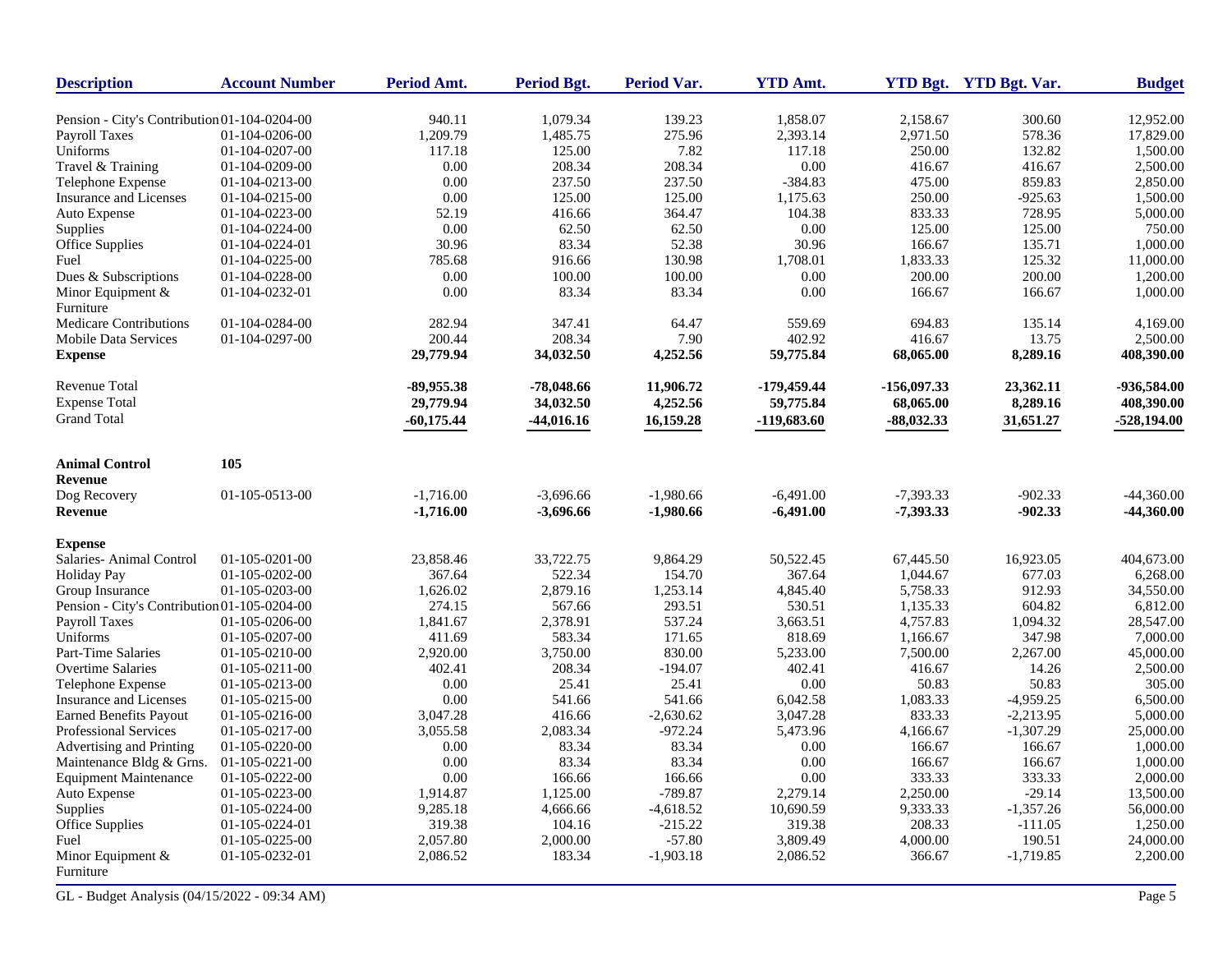| Description | Account Number | Period Amt. | Period Bgt. | Period Var. | YTD Amt. | YTD Bgt. | YTD Bgt. Var. | Budget |
|---|---|---|---|---|---|---|---|---|
| Pension - City's Contribution | 01-104-0204-00 | 940.11 | 1,079.34 | 139.23 | 1,858.07 | 2,158.67 | 300.60 | 12,952.00 |
| Payroll Taxes | 01-104-0206-00 | 1,209.79 | 1,485.75 | 275.96 | 2,393.14 | 2,971.50 | 578.36 | 17,829.00 |
| Uniforms | 01-104-0207-00 | 117.18 | 125.00 | 7.82 | 117.18 | 250.00 | 132.82 | 1,500.00 |
| Travel & Training | 01-104-0209-00 | 0.00 | 208.34 | 208.34 | 0.00 | 416.67 | 416.67 | 2,500.00 |
| Telephone Expense | 01-104-0213-00 | 0.00 | 237.50 | 237.50 | -384.83 | 475.00 | 859.83 | 2,850.00 |
| Insurance and Licenses | 01-104-0215-00 | 0.00 | 125.00 | 125.00 | 1,175.63 | 250.00 | -925.63 | 1,500.00 |
| Auto Expense | 01-104-0223-00 | 52.19 | 416.66 | 364.47 | 104.38 | 833.33 | 728.95 | 5,000.00 |
| Supplies | 01-104-0224-00 | 0.00 | 62.50 | 62.50 | 0.00 | 125.00 | 125.00 | 750.00 |
| Office Supplies | 01-104-0224-01 | 30.96 | 83.34 | 52.38 | 30.96 | 166.67 | 135.71 | 1,000.00 |
| Fuel | 01-104-0225-00 | 785.68 | 916.66 | 130.98 | 1,708.01 | 1,833.33 | 125.32 | 11,000.00 |
| Dues & Subscriptions | 01-104-0228-00 | 0.00 | 100.00 | 100.00 | 0.00 | 200.00 | 200.00 | 1,200.00 |
| Minor Equipment & Furniture | 01-104-0232-01 | 0.00 | 83.34 | 83.34 | 0.00 | 166.67 | 166.67 | 1,000.00 |
| Medicare Contributions | 01-104-0284-00 | 282.94 | 347.41 | 64.47 | 559.69 | 694.83 | 135.14 | 4,169.00 |
| Mobile Data Services | 01-104-0297-00 | 200.44 | 208.34 | 7.90 | 402.92 | 416.67 | 13.75 | 2,500.00 |
| **Expense** | | **29,779.94** | **34,032.50** | **4,252.56** | **59,775.84** | **68,065.00** | **8,289.16** | **408,390.00** |
| | | | | | | | | |
| Revenue Total | | **-89,955.38** | **-78,048.66** | **11,906.72** | **-179,459.44** | **-156,097.33** | **23,362.11** | **-936,584.00** |
| Expense Total | | **29,779.94** | **34,032.50** | **4,252.56** | **59,775.84** | **68,065.00** | **8,289.16** | **408,390.00** |
| Grand Total | | **-60,175.44** | **-44,016.16** | **16,159.28** | **-119,683.60** | **-88,032.33** | **31,651.27** | **-528,194.00** |
| | | | | | | | | |
| **Animal Control** | **105** | | | | | | | |
| **Revenue** | | | | | | | | |
| Dog Recovery | 01-105-0513-00 | -1,716.00 | -3,696.66 | -1,980.66 | -6,491.00 | -7,393.33 | -902.33 | -44,360.00 |
| **Revenue** | | **-1,716.00** | **-3,696.66** | **-1,980.66** | **-6,491.00** | **-7,393.33** | **-902.33** | **-44,360.00** |
| | | | | | | | | |
| **Expense** | | | | | | | | |
| Salaries- Animal Control | 01-105-0201-00 | 23,858.46 | 33,722.75 | 9,864.29 | 50,522.45 | 67,445.50 | 16,923.05 | 404,673.00 |
| Holiday Pay | 01-105-0202-00 | 367.64 | 522.34 | 154.70 | 367.64 | 1,044.67 | 677.03 | 6,268.00 |
| Group Insurance | 01-105-0203-00 | 1,626.02 | 2,879.16 | 1,253.14 | 4,845.40 | 5,758.33 | 912.93 | 34,550.00 |
| Pension - City's Contribution | 01-105-0204-00 | 274.15 | 567.66 | 293.51 | 530.51 | 1,135.33 | 604.82 | 6,812.00 |
| Payroll Taxes | 01-105-0206-00 | 1,841.67 | 2,378.91 | 537.24 | 3,663.51 | 4,757.83 | 1,094.32 | 28,547.00 |
| Uniforms | 01-105-0207-00 | 411.69 | 583.34 | 171.65 | 818.69 | 1,166.67 | 347.98 | 7,000.00 |
| Part-Time Salaries | 01-105-0210-00 | 2,920.00 | 3,750.00 | 830.00 | 5,233.00 | 7,500.00 | 2,267.00 | 45,000.00 |
| Overtime Salaries | 01-105-0211-00 | 402.41 | 208.34 | -194.07 | 402.41 | 416.67 | 14.26 | 2,500.00 |
| Telephone Expense | 01-105-0213-00 | 0.00 | 25.41 | 25.41 | 0.00 | 50.83 | 50.83 | 305.00 |
| Insurance and Licenses | 01-105-0215-00 | 0.00 | 541.66 | 541.66 | 6,042.58 | 1,083.33 | -4,959.25 | 6,500.00 |
| Earned Benefits Payout | 01-105-0216-00 | 3,047.28 | 416.66 | -2,630.62 | 3,047.28 | 833.33 | -2,213.95 | 5,000.00 |
| Professional Services | 01-105-0217-00 | 3,055.58 | 2,083.34 | -972.24 | 5,473.96 | 4,166.67 | -1,307.29 | 25,000.00 |
| Advertising and Printing | 01-105-0220-00 | 0.00 | 83.34 | 83.34 | 0.00 | 166.67 | 166.67 | 1,000.00 |
| Maintenance Bldg & Grns. | 01-105-0221-00 | 0.00 | 83.34 | 83.34 | 0.00 | 166.67 | 166.67 | 1,000.00 |
| Equipment Maintenance | 01-105-0222-00 | 0.00 | 166.66 | 166.66 | 0.00 | 333.33 | 333.33 | 2,000.00 |
| Auto Expense | 01-105-0223-00 | 1,914.87 | 1,125.00 | -789.87 | 2,279.14 | 2,250.00 | -29.14 | 13,500.00 |
| Supplies | 01-105-0224-00 | 9,285.18 | 4,666.66 | -4,618.52 | 10,690.59 | 9,333.33 | -1,357.26 | 56,000.00 |
| Office Supplies | 01-105-0224-01 | 319.38 | 104.16 | -215.22 | 319.38 | 208.33 | -111.05 | 1,250.00 |
| Fuel | 01-105-0225-00 | 2,057.80 | 2,000.00 | -57.80 | 3,809.49 | 4,000.00 | 190.51 | 24,000.00 |
| Minor Equipment & Furniture | 01-105-0232-01 | 2,086.52 | 183.34 | -1,903.18 | 2,086.52 | 366.67 | -1,719.85 | 2,200.00 |

GL - Budget Analysis (04/15/2022 - 09:34 AM)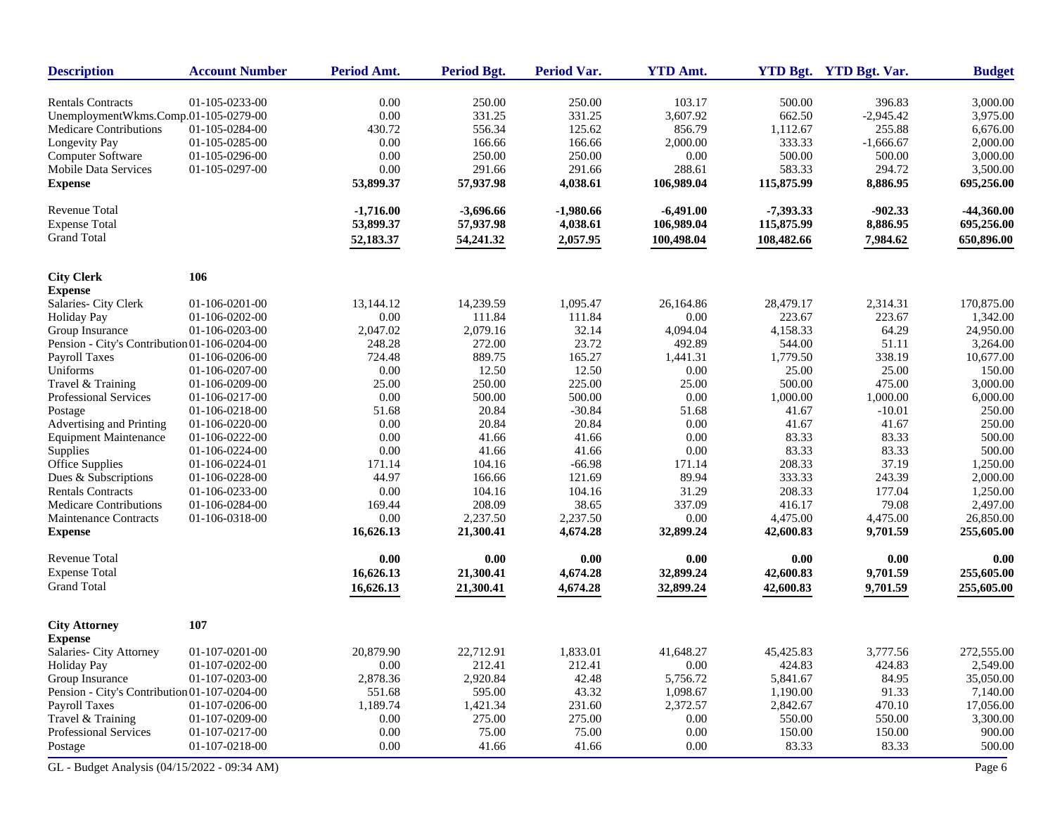| Description | Account Number | Period Amt. | Period Bgt. | Period Var. | YTD Amt. | YTD Bgt. | YTD Bgt. Var. | Budget |
|---|---|---|---|---|---|---|---|---|
| Rentals Contracts | 01-105-0233-00 | 0.00 | 250.00 | 250.00 | 103.17 | 500.00 | 396.83 | 3,000.00 |
| UnemploymentWkms.Comp. | 01-105-0279-00 | 0.00 | 331.25 | 331.25 | 3,607.92 | 662.50 | -2,945.42 | 3,975.00 |
| Medicare Contributions | 01-105-0284-00 | 430.72 | 556.34 | 125.62 | 856.79 | 1,112.67 | 255.88 | 6,676.00 |
| Longevity Pay | 01-105-0285-00 | 0.00 | 166.66 | 166.66 | 2,000.00 | 333.33 | -1,666.67 | 2,000.00 |
| Computer Software | 01-105-0296-00 | 0.00 | 250.00 | 250.00 | 0.00 | 500.00 | 500.00 | 3,000.00 |
| Mobile Data Services | 01-105-0297-00 | 0.00 | 291.66 | 291.66 | 288.61 | 583.33 | 294.72 | 3,500.00 |
| **Expense** | | **53,899.37** | **57,937.98** | **4,038.61** | **106,989.04** | **115,875.99** | **8,886.95** | **695,256.00** |
| Revenue Total | | **-1,716.00** | **-3,696.66** | **-1,980.66** | **-6,491.00** | **-7,393.33** | **-902.33** | **-44,360.00** |
| Expense Total | | **53,899.37** | **57,937.98** | **4,038.61** | **106,989.04** | **115,875.99** | **8,886.95** | **695,256.00** |
| Grand Total | | **52,183.37** | **54,241.32** | **2,057.95** | **100,498.04** | **108,482.66** | **7,984.62** | **650,896.00** |
| **City Clerk** | **106** | | | | | | | |
| **Expense** | | | | | | | | |
| Salaries- City Clerk | 01-106-0201-00 | 13,144.12 | 14,239.59 | 1,095.47 | 26,164.86 | 28,479.17 | 2,314.31 | 170,875.00 |
| Holiday Pay | 01-106-0202-00 | 0.00 | 111.84 | 111.84 | 0.00 | 223.67 | 223.67 | 1,342.00 |
| Group Insurance | 01-106-0203-00 | 2,047.02 | 2,079.16 | 32.14 | 4,094.04 | 4,158.33 | 64.29 | 24,950.00 |
| Pension - City's Contribution | 01-106-0204-00 | 248.28 | 272.00 | 23.72 | 492.89 | 544.00 | 51.11 | 3,264.00 |
| Payroll Taxes | 01-106-0206-00 | 724.48 | 889.75 | 165.27 | 1,441.31 | 1,779.50 | 338.19 | 10,677.00 |
| Uniforms | 01-106-0207-00 | 0.00 | 12.50 | 12.50 | 0.00 | 25.00 | 25.00 | 150.00 |
| Travel & Training | 01-106-0209-00 | 25.00 | 250.00 | 225.00 | 25.00 | 500.00 | 475.00 | 3,000.00 |
| Professional Services | 01-106-0217-00 | 0.00 | 500.00 | 500.00 | 0.00 | 1,000.00 | 1,000.00 | 6,000.00 |
| Postage | 01-106-0218-00 | 51.68 | 20.84 | -30.84 | 51.68 | 41.67 | -10.01 | 250.00 |
| Advertising and Printing | 01-106-0220-00 | 0.00 | 20.84 | 20.84 | 0.00 | 41.67 | 41.67 | 250.00 |
| Equipment Maintenance | 01-106-0222-00 | 0.00 | 41.66 | 41.66 | 0.00 | 83.33 | 83.33 | 500.00 |
| Supplies | 01-106-0224-00 | 0.00 | 41.66 | 41.66 | 0.00 | 83.33 | 83.33 | 500.00 |
| Office Supplies | 01-106-0224-01 | 171.14 | 104.16 | -66.98 | 171.14 | 208.33 | 37.19 | 1,250.00 |
| Dues & Subscriptions | 01-106-0228-00 | 44.97 | 166.66 | 121.69 | 89.94 | 333.33 | 243.39 | 2,000.00 |
| Rentals Contracts | 01-106-0233-00 | 0.00 | 104.16 | 104.16 | 31.29 | 208.33 | 177.04 | 1,250.00 |
| Medicare Contributions | 01-106-0284-00 | 169.44 | 208.09 | 38.65 | 337.09 | 416.17 | 79.08 | 2,497.00 |
| Maintenance Contracts | 01-106-0318-00 | 0.00 | 2,237.50 | 2,237.50 | 0.00 | 4,475.00 | 4,475.00 | 26,850.00 |
| **Expense** | | **16,626.13** | **21,300.41** | **4,674.28** | **32,899.24** | **42,600.83** | **9,701.59** | **255,605.00** |
| Revenue Total | | **0.00** | **0.00** | **0.00** | **0.00** | **0.00** | **0.00** | **0.00** |
| Expense Total | | **16,626.13** | **21,300.41** | **4,674.28** | **32,899.24** | **42,600.83** | **9,701.59** | **255,605.00** |
| Grand Total | | **16,626.13** | **21,300.41** | **4,674.28** | **32,899.24** | **42,600.83** | **9,701.59** | **255,605.00** |
| **City Attorney** | **107** | | | | | | | |
| **Expense** | | | | | | | | |
| Salaries- City Attorney | 01-107-0201-00 | 20,879.90 | 22,712.91 | 1,833.01 | 41,648.27 | 45,425.83 | 3,777.56 | 272,555.00 |
| Holiday Pay | 01-107-0202-00 | 0.00 | 212.41 | 212.41 | 0.00 | 424.83 | 424.83 | 2,549.00 |
| Group Insurance | 01-107-0203-00 | 2,878.36 | 2,920.84 | 42.48 | 5,756.72 | 5,841.67 | 84.95 | 35,050.00 |
| Pension - City's Contribution | 01-107-0204-00 | 551.68 | 595.00 | 43.32 | 1,098.67 | 1,190.00 | 91.33 | 7,140.00 |
| Payroll Taxes | 01-107-0206-00 | 1,189.74 | 1,421.34 | 231.60 | 2,372.57 | 2,842.67 | 470.10 | 17,056.00 |
| Travel & Training | 01-107-0209-00 | 0.00 | 275.00 | 275.00 | 0.00 | 550.00 | 550.00 | 3,300.00 |
| Professional Services | 01-107-0217-00 | 0.00 | 75.00 | 75.00 | 0.00 | 150.00 | 150.00 | 900.00 |
| Postage | 01-107-0218-00 | 0.00 | 41.66 | 41.66 | 0.00 | 83.33 | 83.33 | 500.00 |

GL - Budget Analysis (04/15/2022 - 09:34 AM)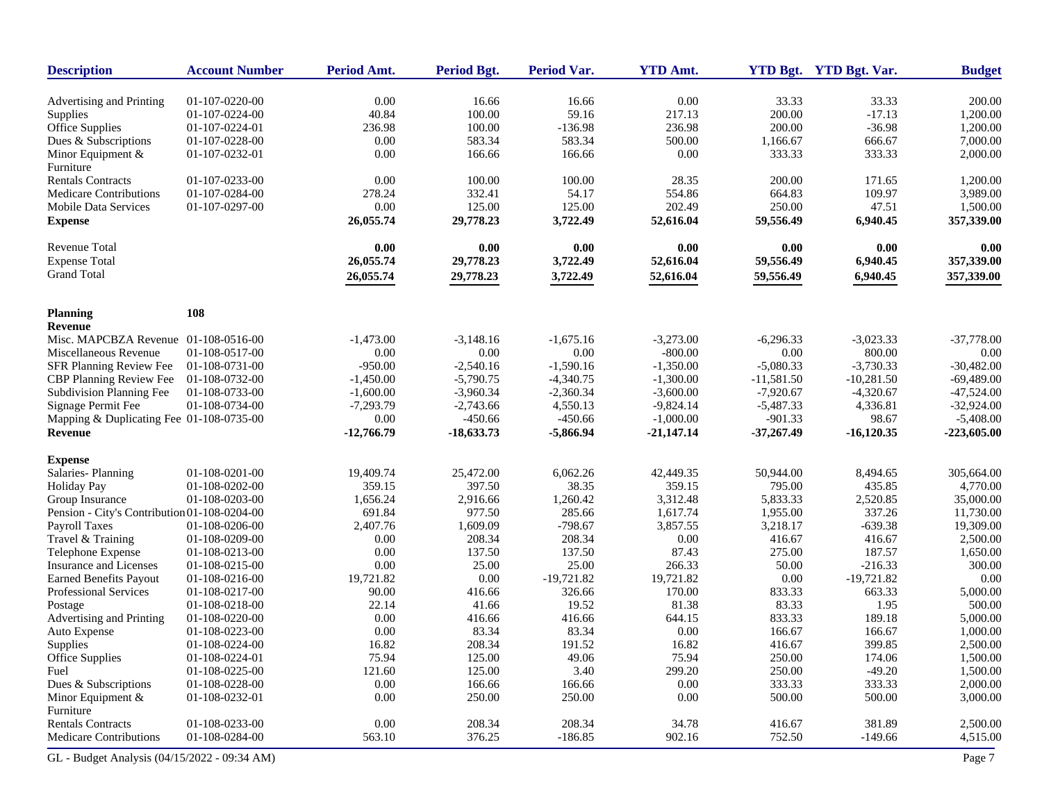| Description | Account Number | Period Amt. | Period Bgt. | Period Var. | YTD Amt. | YTD Bgt. | YTD Bgt. Var. | Budget |
|---|---|---|---|---|---|---|---|---|
| Advertising and Printing | 01-107-0220-00 | 0.00 | 16.66 | 16.66 | 0.00 | 33.33 | 33.33 | 200.00 |
| Supplies | 01-107-0224-00 | 40.84 | 100.00 | 59.16 | 217.13 | 200.00 | -17.13 | 1,200.00 |
| Office Supplies | 01-107-0224-01 | 236.98 | 100.00 | -136.98 | 236.98 | 200.00 | -36.98 | 1,200.00 |
| Dues & Subscriptions | 01-107-0228-00 | 0.00 | 583.34 | 583.34 | 500.00 | 1,166.67 | 666.67 | 7,000.00 |
| Minor Equipment & Furniture | 01-107-0232-01 | 0.00 | 166.66 | 166.66 | 0.00 | 333.33 | 333.33 | 2,000.00 |
| Rentals Contracts | 01-107-0233-00 | 0.00 | 100.00 | 100.00 | 28.35 | 200.00 | 171.65 | 1,200.00 |
| Medicare Contributions | 01-107-0284-00 | 278.24 | 332.41 | 54.17 | 554.86 | 664.83 | 109.97 | 3,989.00 |
| Mobile Data Services | 01-107-0297-00 | 0.00 | 125.00 | 125.00 | 202.49 | 250.00 | 47.51 | 1,500.00 |
| **Expense** | | **26,055.74** | **29,778.23** | **3,722.49** | **52,616.04** | **59,556.49** | **6,940.45** | **357,339.00** |
| Revenue Total | | **0.00** | **0.00** | **0.00** | **0.00** | **0.00** | **0.00** | **0.00** |
| Expense Total | | **26,055.74** | **29,778.23** | **3,722.49** | **52,616.04** | **59,556.49** | **6,940.45** | **357,339.00** |
| Grand Total | | **26,055.74** | **29,778.23** | **3,722.49** | **52,616.04** | **59,556.49** | **6,940.45** | **357,339.00** |

| Description | Account Number | Period Amt. | Period Bgt. | Period Var. | YTD Amt. | YTD Bgt. | YTD Bgt. Var. | Budget |
|---|---|---|---|---|---|---|---|---|
| **Planning** | **108** | | | | | | | |
| **Revenue** | | | | | | | | |
| Misc. MAPCBZA Revenue | 01-108-0516-00 | -1,473.00 | -3,148.16 | -1,675.16 | -3,273.00 | -6,296.33 | -3,023.33 | -37,778.00 |
| Miscellaneous Revenue | 01-108-0517-00 | 0.00 | 0.00 | 0.00 | -800.00 | 0.00 | 800.00 | 0.00 |
| SFR Planning Review Fee | 01-108-0731-00 | -950.00 | -2,540.16 | -1,590.16 | -1,350.00 | -5,080.33 | -3,730.33 | -30,482.00 |
| CBP Planning Review Fee | 01-108-0732-00 | -1,450.00 | -5,790.75 | -4,340.75 | -1,300.00 | -11,581.50 | -10,281.50 | -69,489.00 |
| Subdivision Planning Fee | 01-108-0733-00 | -1,600.00 | -3,960.34 | -2,360.34 | -3,600.00 | -7,920.67 | -4,320.67 | -47,524.00 |
| Signage Permit Fee | 01-108-0734-00 | -7,293.79 | -2,743.66 | 4,550.13 | -9,824.14 | -5,487.33 | 4,336.81 | -32,924.00 |
| Mapping & Duplicating Fee | 01-108-0735-00 | 0.00 | -450.66 | -450.66 | -1,000.00 | -901.33 | 98.67 | -5,408.00 |
| **Revenue** | | **-12,766.79** | **-18,633.73** | **-5,866.94** | **-21,147.14** | **-37,267.49** | **-16,120.35** | **-223,605.00** |
| **Expense** | | | | | | | | |
| Salaries- Planning | 01-108-0201-00 | 19,409.74 | 25,472.00 | 6,062.26 | 42,449.35 | 50,944.00 | 8,494.65 | 305,664.00 |
| Holiday Pay | 01-108-0202-00 | 359.15 | 397.50 | 38.35 | 359.15 | 795.00 | 435.85 | 4,770.00 |
| Group Insurance | 01-108-0203-00 | 1,656.24 | 2,916.66 | 1,260.42 | 3,312.48 | 5,833.33 | 2,520.85 | 35,000.00 |
| Pension - City's Contribution | 01-108-0204-00 | 691.84 | 977.50 | 285.66 | 1,617.74 | 1,955.00 | 337.26 | 11,730.00 |
| Payroll Taxes | 01-108-0206-00 | 2,407.76 | 1,609.09 | -798.67 | 3,857.55 | 3,218.17 | -639.38 | 19,309.00 |
| Travel & Training | 01-108-0209-00 | 0.00 | 208.34 | 208.34 | 0.00 | 416.67 | 416.67 | 2,500.00 |
| Telephone Expense | 01-108-0213-00 | 0.00 | 137.50 | 137.50 | 87.43 | 275.00 | 187.57 | 1,650.00 |
| Insurance and Licenses | 01-108-0215-00 | 0.00 | 25.00 | 25.00 | 266.33 | 50.00 | -216.33 | 300.00 |
| Earned Benefits Payout | 01-108-0216-00 | 19,721.82 | 0.00 | -19,721.82 | 19,721.82 | 0.00 | -19,721.82 | 0.00 |
| Professional Services | 01-108-0217-00 | 90.00 | 416.66 | 326.66 | 170.00 | 833.33 | 663.33 | 5,000.00 |
| Postage | 01-108-0218-00 | 22.14 | 41.66 | 19.52 | 81.38 | 83.33 | 1.95 | 500.00 |
| Advertising and Printing | 01-108-0220-00 | 0.00 | 416.66 | 416.66 | 644.15 | 833.33 | 189.18 | 5,000.00 |
| Auto Expense | 01-108-0223-00 | 0.00 | 83.34 | 83.34 | 0.00 | 166.67 | 166.67 | 1,000.00 |
| Supplies | 01-108-0224-00 | 16.82 | 208.34 | 191.52 | 16.82 | 416.67 | 399.85 | 2,500.00 |
| Office Supplies | 01-108-0224-01 | 75.94 | 125.00 | 49.06 | 75.94 | 250.00 | 174.06 | 1,500.00 |
| Fuel | 01-108-0225-00 | 121.60 | 125.00 | 3.40 | 299.20 | 250.00 | -49.20 | 1,500.00 |
| Dues & Subscriptions | 01-108-0228-00 | 0.00 | 166.66 | 166.66 | 0.00 | 333.33 | 333.33 | 2,000.00 |
| Minor Equipment & Furniture | 01-108-0232-01 | 0.00 | 250.00 | 250.00 | 0.00 | 500.00 | 500.00 | 3,000.00 |
| Rentals Contracts | 01-108-0233-00 | 0.00 | 208.34 | 208.34 | 34.78 | 416.67 | 381.89 | 2,500.00 |
| Medicare Contributions | 01-108-0284-00 | 563.10 | 376.25 | -186.85 | 902.16 | 752.50 | -149.66 | 4,515.00 |

GL - Budget Analysis (04/15/2022 - 09:34 AM)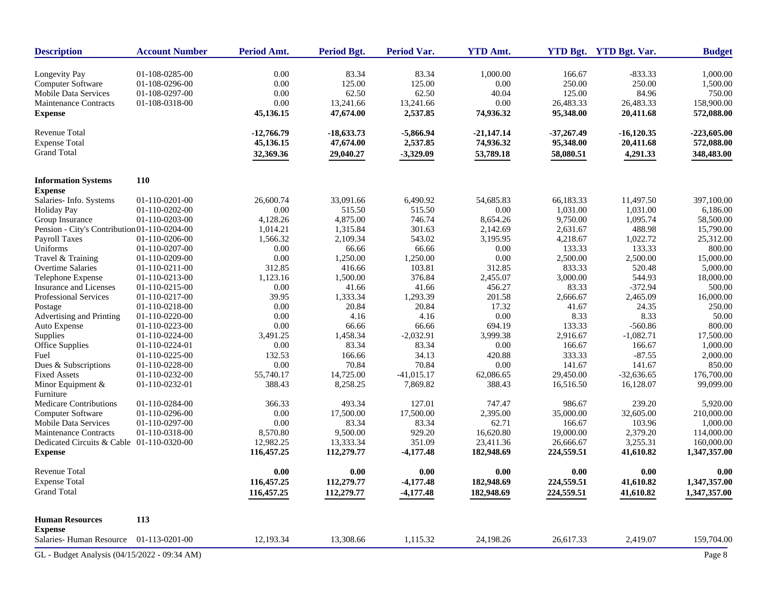| Description | Account Number | Period Amt. | Period Bgt. | Period Var. | YTD Amt. | YTD Bgt. | YTD Bgt. Var. | Budget |
|---|---|---|---|---|---|---|---|---|
| Longevity Pay | 01-108-0285-00 | 0.00 | 83.34 | 83.34 | 1,000.00 | 166.67 | -833.33 | 1,000.00 |
| Computer Software | 01-108-0296-00 | 0.00 | 125.00 | 125.00 | 0.00 | 250.00 | 250.00 | 1,500.00 |
| Mobile Data Services | 01-108-0297-00 | 0.00 | 62.50 | 62.50 | 40.04 | 125.00 | 84.96 | 750.00 |
| Maintenance Contracts | 01-108-0318-00 | 0.00 | 13,241.66 | 13,241.66 | 0.00 | 26,483.33 | 26,483.33 | 158,900.00 |
| **Expense** | | **45,136.15** | **47,674.00** | **2,537.85** | **74,936.32** | **95,348.00** | **20,411.68** | **572,088.00** |
| Revenue Total | | **-12,766.79** | **-18,633.73** | **-5,866.94** | **-21,147.14** | **-37,267.49** | **-16,120.35** | **-223,605.00** |
| Expense Total | | **45,136.15** | **47,674.00** | **2,537.85** | **74,936.32** | **95,348.00** | **20,411.68** | **572,088.00** |
| Grand Total | | **32,369.36** | **29,040.27** | **-3,329.09** | **53,789.18** | **58,080.51** | **4,291.33** | **348,483.00** |

**Information Systems 110**

| Description | Account Number | Period Amt. | Period Bgt. | Period Var. | YTD Amt. | YTD Bgt. | YTD Bgt. Var. | Budget |
|---|---|---|---|---|---|---|---|---|
| **Expense** | | | | | | | | |
| Salaries- Info. Systems | 01-110-0201-00 | 26,600.74 | 33,091.66 | 6,490.92 | 54,685.83 | 66,183.33 | 11,497.50 | 397,100.00 |
| Holiday Pay | 01-110-0202-00 | 0.00 | 515.50 | 515.50 | 0.00 | 1,031.00 | 1,031.00 | 6,186.00 |
| Group Insurance | 01-110-0203-00 | 4,128.26 | 4,875.00 | 746.74 | 8,654.26 | 9,750.00 | 1,095.74 | 58,500.00 |
| Pension - City's Contribution | 01-110-0204-00 | 1,014.21 | 1,315.84 | 301.63 | 2,142.69 | 2,631.67 | 488.98 | 15,790.00 |
| Payroll Taxes | 01-110-0206-00 | 1,566.32 | 2,109.34 | 543.02 | 3,195.95 | 4,218.67 | 1,022.72 | 25,312.00 |
| Uniforms | 01-110-0207-00 | 0.00 | 66.66 | 66.66 | 0.00 | 133.33 | 133.33 | 800.00 |
| Travel & Training | 01-110-0209-00 | 0.00 | 1,250.00 | 1,250.00 | 0.00 | 2,500.00 | 2,500.00 | 15,000.00 |
| Overtime Salaries | 01-110-0211-00 | 312.85 | 416.66 | 103.81 | 312.85 | 833.33 | 520.48 | 5,000.00 |
| Telephone Expense | 01-110-0213-00 | 1,123.16 | 1,500.00 | 376.84 | 2,455.07 | 3,000.00 | 544.93 | 18,000.00 |
| Insurance and Licenses | 01-110-0215-00 | 0.00 | 41.66 | 41.66 | 456.27 | 83.33 | -372.94 | 500.00 |
| Professional Services | 01-110-0217-00 | 39.95 | 1,333.34 | 1,293.39 | 201.58 | 2,666.67 | 2,465.09 | 16,000.00 |
| Postage | 01-110-0218-00 | 0.00 | 20.84 | 20.84 | 17.32 | 41.67 | 24.35 | 250.00 |
| Advertising and Printing | 01-110-0220-00 | 0.00 | 4.16 | 4.16 | 0.00 | 8.33 | 8.33 | 50.00 |
| Auto Expense | 01-110-0223-00 | 0.00 | 66.66 | 66.66 | 694.19 | 133.33 | -560.86 | 800.00 |
| Supplies | 01-110-0224-00 | 3,491.25 | 1,458.34 | -2,032.91 | 3,999.38 | 2,916.67 | -1,082.71 | 17,500.00 |
| Office Supplies | 01-110-0224-01 | 0.00 | 83.34 | 83.34 | 0.00 | 166.67 | 166.67 | 1,000.00 |
| Fuel | 01-110-0225-00 | 132.53 | 166.66 | 34.13 | 420.88 | 333.33 | -87.55 | 2,000.00 |
| Dues & Subscriptions | 01-110-0228-00 | 0.00 | 70.84 | 70.84 | 0.00 | 141.67 | 141.67 | 850.00 |
| Fixed Assets | 01-110-0232-00 | 55,740.17 | 14,725.00 | -41,015.17 | 62,086.65 | 29,450.00 | -32,636.65 | 176,700.00 |
| Minor Equipment & Furniture | 01-110-0232-01 | 388.43 | 8,258.25 | 7,869.82 | 388.43 | 16,516.50 | 16,128.07 | 99,099.00 |
| Medicare Contributions | 01-110-0284-00 | 366.33 | 493.34 | 127.01 | 747.47 | 986.67 | 239.20 | 5,920.00 |
| Computer Software | 01-110-0296-00 | 0.00 | 17,500.00 | 17,500.00 | 2,395.00 | 35,000.00 | 32,605.00 | 210,000.00 |
| Mobile Data Services | 01-110-0297-00 | 0.00 | 83.34 | 83.34 | 62.71 | 166.67 | 103.96 | 1,000.00 |
| Maintenance Contracts | 01-110-0318-00 | 8,570.80 | 9,500.00 | 929.20 | 16,620.80 | 19,000.00 | 2,379.20 | 114,000.00 |
| Dedicated Circuits & Cable | 01-110-0320-00 | 12,982.25 | 13,333.34 | 351.09 | 23,411.36 | 26,666.67 | 3,255.31 | 160,000.00 |
| **Expense** | | **116,457.25** | **112,279.77** | **-4,177.48** | **182,948.69** | **224,559.51** | **41,610.82** | **1,347,357.00** |
| Revenue Total | | **0.00** | **0.00** | **0.00** | **0.00** | **0.00** | **0.00** | **0.00** |
| Expense Total | | **116,457.25** | **112,279.77** | **-4,177.48** | **182,948.69** | **224,559.51** | **41,610.82** | **1,347,357.00** |
| Grand Total | | **116,457.25** | **112,279.77** | **-4,177.48** | **182,948.69** | **224,559.51** | **41,610.82** | **1,347,357.00** |

**Human Resources 113**

| Description | Account Number | Period Amt. | Period Bgt. | Period Var. | YTD Amt. | YTD Bgt. | YTD Bgt. Var. | Budget |
|---|---|---|---|---|---|---|---|---|
| **Expense** | | | | | | | | |
| Salaries- Human Resource | 01-113-0201-00 | 12,193.34 | 13,308.66 | 1,115.32 | 24,198.26 | 26,617.33 | 2,419.07 | 159,704.00 |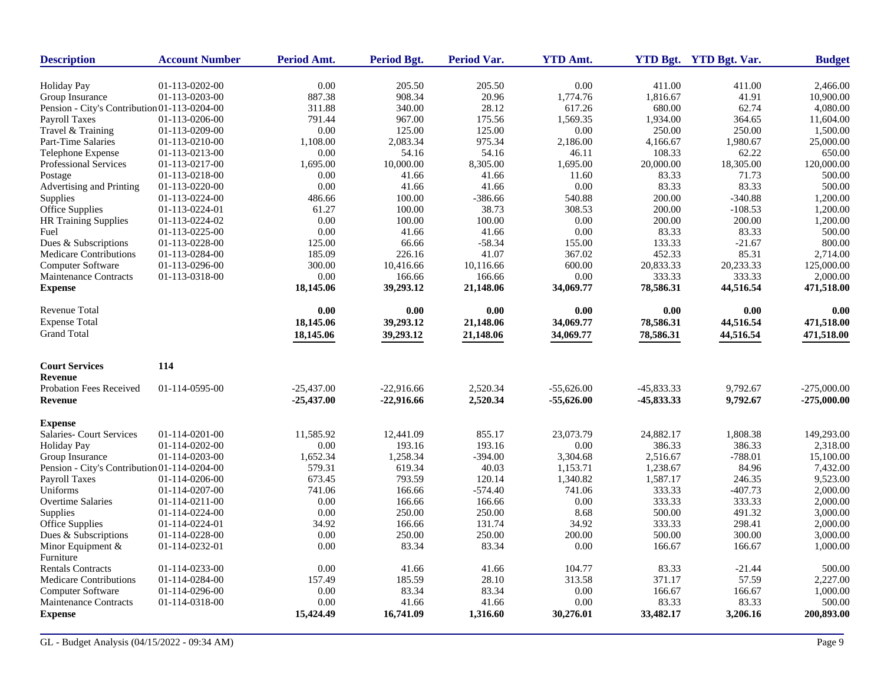| Description | Account Number | Period Amt. | Period Bgt. | Period Var. | YTD Amt. | YTD Bgt. | YTD Bgt. Var. | Budget |
|---|---|---|---|---|---|---|---|---|
| Holiday Pay | 01-113-0202-00 | 0.00 | 205.50 | 205.50 | 0.00 | 411.00 | 411.00 | 2,466.00 |
| Group Insurance | 01-113-0203-00 | 887.38 | 908.34 | 20.96 | 1,774.76 | 1,816.67 | 41.91 | 10,900.00 |
| Pension - City's Contribution | 01-113-0204-00 | 311.88 | 340.00 | 28.12 | 617.26 | 680.00 | 62.74 | 4,080.00 |
| Payroll Taxes | 01-113-0206-00 | 791.44 | 967.00 | 175.56 | 1,569.35 | 1,934.00 | 364.65 | 11,604.00 |
| Travel & Training | 01-113-0209-00 | 0.00 | 125.00 | 125.00 | 0.00 | 250.00 | 250.00 | 1,500.00 |
| Part-Time Salaries | 01-113-0210-00 | 1,108.00 | 2,083.34 | 975.34 | 2,186.00 | 4,166.67 | 1,980.67 | 25,000.00 |
| Telephone Expense | 01-113-0213-00 | 0.00 | 54.16 | 54.16 | 46.11 | 108.33 | 62.22 | 650.00 |
| Professional Services | 01-113-0217-00 | 1,695.00 | 10,000.00 | 8,305.00 | 1,695.00 | 20,000.00 | 18,305.00 | 120,000.00 |
| Postage | 01-113-0218-00 | 0.00 | 41.66 | 41.66 | 11.60 | 83.33 | 71.73 | 500.00 |
| Advertising and Printing | 01-113-0220-00 | 0.00 | 41.66 | 41.66 | 0.00 | 83.33 | 83.33 | 500.00 |
| Supplies | 01-113-0224-00 | 486.66 | 100.00 | -386.66 | 540.88 | 200.00 | -340.88 | 1,200.00 |
| Office Supplies | 01-113-0224-01 | 61.27 | 100.00 | 38.73 | 308.53 | 200.00 | -108.53 | 1,200.00 |
| HR Training Supplies | 01-113-0224-02 | 0.00 | 100.00 | 100.00 | 0.00 | 200.00 | 200.00 | 1,200.00 |
| Fuel | 01-113-0225-00 | 0.00 | 41.66 | 41.66 | 0.00 | 83.33 | 83.33 | 500.00 |
| Dues & Subscriptions | 01-113-0228-00 | 125.00 | 66.66 | -58.34 | 155.00 | 133.33 | -21.67 | 800.00 |
| Medicare Contributions | 01-113-0284-00 | 185.09 | 226.16 | 41.07 | 367.02 | 452.33 | 85.31 | 2,714.00 |
| Computer Software | 01-113-0296-00 | 300.00 | 10,416.66 | 10,116.66 | 600.00 | 20,833.33 | 20,233.33 | 125,000.00 |
| Maintenance Contracts | 01-113-0318-00 | 0.00 | 166.66 | 166.66 | 0.00 | 333.33 | 333.33 | 2,000.00 |
| **Expense** | | **18,145.06** | **39,293.12** | **21,148.06** | **34,069.77** | **78,586.31** | **44,516.54** | **471,518.00** |
| Revenue Total | | **0.00** | **0.00** | **0.00** | **0.00** | **0.00** | **0.00** | **0.00** |
| Expense Total | | **18,145.06** | **39,293.12** | **21,148.06** | **34,069.77** | **78,586.31** | **44,516.54** | **471,518.00** |
| Grand Total | | **18,145.06** | **39,293.12** | **21,148.06** | **34,069.77** | **78,586.31** | **44,516.54** | **471,518.00** |

| Description | Account Number | Period Amt. | Period Bgt. | Period Var. | YTD Amt. | YTD Bgt. | YTD Bgt. Var. | Budget |
|---|---|---|---|---|---|---|---|---|
| **Court Services** | **114** | | | | | | | |
| **Revenue** | | | | | | | | |
| Probation Fees Received | 01-114-0595-00 | -25,437.00 | -22,916.66 | 2,520.34 | -55,626.00 | -45,833.33 | 9,792.67 | -275,000.00 |
| **Revenue** | | **-25,437.00** | **-22,916.66** | **2,520.34** | **-55,626.00** | **-45,833.33** | **9,792.67** | **-275,000.00** |
| **Expense** | | | | | | | | |
| Salaries- Court Services | 01-114-0201-00 | 11,585.92 | 12,441.09 | 855.17 | 23,073.79 | 24,882.17 | 1,808.38 | 149,293.00 |
| Holiday Pay | 01-114-0202-00 | 0.00 | 193.16 | 193.16 | 0.00 | 386.33 | 386.33 | 2,318.00 |
| Group Insurance | 01-114-0203-00 | 1,652.34 | 1,258.34 | -394.00 | 3,304.68 | 2,516.67 | -788.01 | 15,100.00 |
| Pension - City's Contribution | 01-114-0204-00 | 579.31 | 619.34 | 40.03 | 1,153.71 | 1,238.67 | 84.96 | 7,432.00 |
| Payroll Taxes | 01-114-0206-00 | 673.45 | 793.59 | 120.14 | 1,340.82 | 1,587.17 | 246.35 | 9,523.00 |
| Uniforms | 01-114-0207-00 | 741.06 | 166.66 | -574.40 | 741.06 | 333.33 | -407.73 | 2,000.00 |
| Overtime Salaries | 01-114-0211-00 | 0.00 | 166.66 | 166.66 | 0.00 | 333.33 | 333.33 | 2,000.00 |
| Supplies | 01-114-0224-00 | 0.00 | 250.00 | 250.00 | 8.68 | 500.00 | 491.32 | 3,000.00 |
| Office Supplies | 01-114-0224-01 | 34.92 | 166.66 | 131.74 | 34.92 | 333.33 | 298.41 | 2,000.00 |
| Dues & Subscriptions | 01-114-0228-00 | 0.00 | 250.00 | 250.00 | 200.00 | 500.00 | 300.00 | 3,000.00 |
| Minor Equipment & Furniture | 01-114-0232-01 | 0.00 | 83.34 | 83.34 | 0.00 | 166.67 | 166.67 | 1,000.00 |
| Rentals Contracts | 01-114-0233-00 | 0.00 | 41.66 | 41.66 | 104.77 | 83.33 | -21.44 | 500.00 |
| Medicare Contributions | 01-114-0284-00 | 157.49 | 185.59 | 28.10 | 313.58 | 371.17 | 57.59 | 2,227.00 |
| Computer Software | 01-114-0296-00 | 0.00 | 83.34 | 83.34 | 0.00 | 166.67 | 166.67 | 1,000.00 |
| Maintenance Contracts | 01-114-0318-00 | 0.00 | 41.66 | 41.66 | 0.00 | 83.33 | 83.33 | 500.00 |
| **Expense** | | **15,424.49** | **16,741.09** | **1,316.60** | **30,276.01** | **33,482.17** | **3,206.16** | **200,893.00** |

GL - Budget Analysis (04/15/2022 - 09:34 AM)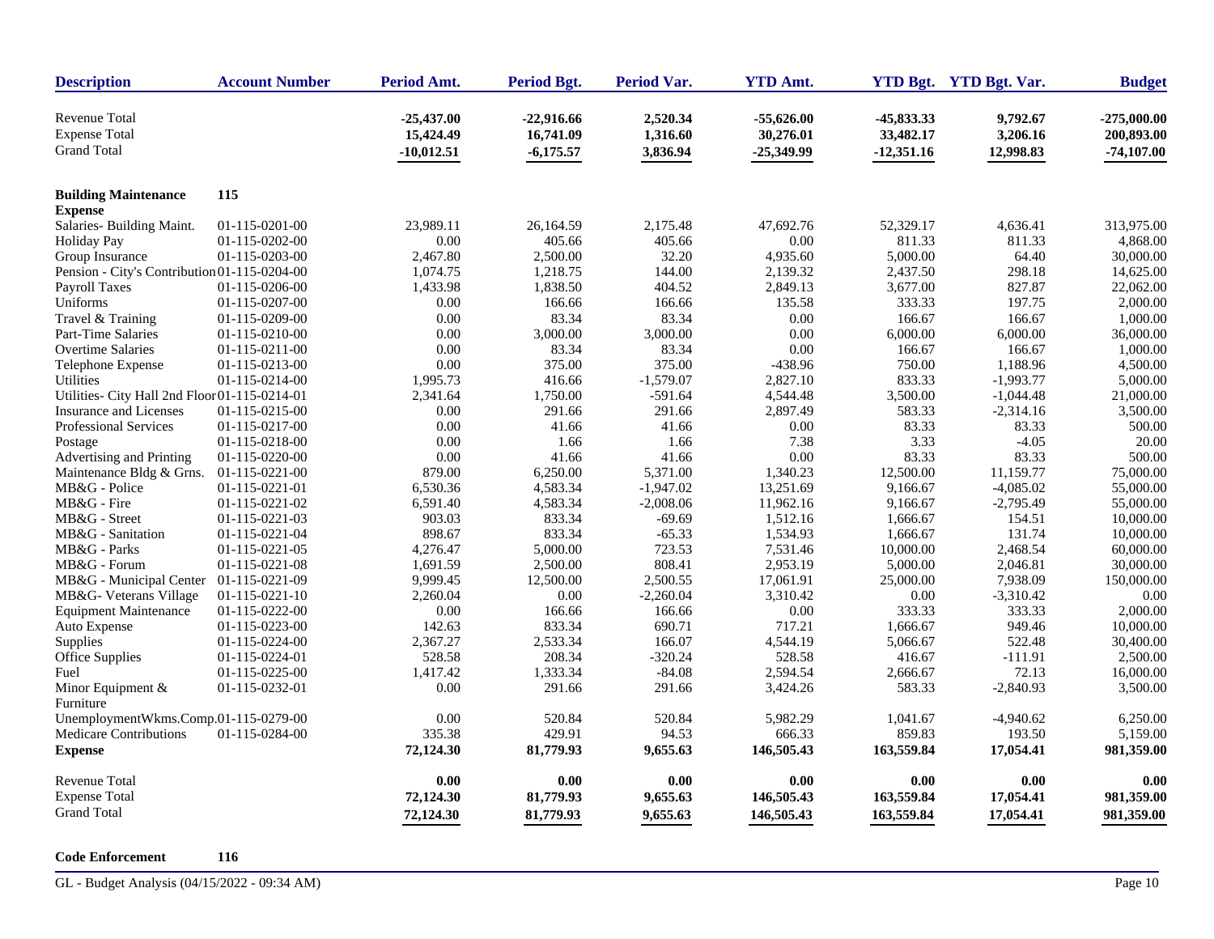| Description | Account Number | Period Amt. | Period Bgt. | Period Var. | YTD Amt. | YTD Bgt. | YTD Bgt. Var. | Budget |
|---|---|---|---|---|---|---|---|---|
| Revenue Total | | **-25,437.00** | **-22,916.66** | **2,520.34** | **-55,626.00** | **-45,833.33** | **9,792.67** | **-275,000.00** |
| Expense Total | | **15,424.49** | **16,741.09** | **1,316.60** | **30,276.01** | **33,482.17** | **3,206.16** | **200,893.00** |
| Grand Total | | **-10,012.51** | **-6,175.57** | **3,836.94** | **-25,349.99** | **-12,351.16** | **12,998.83** | **-74,107.00** |
| **Building Maintenance** | **115** | | | | | | | |
| **Expense** | | | | | | | | |
| Salaries- Building Maint. | 01-115-0201-00 | 23,989.11 | 26,164.59 | 2,175.48 | 47,692.76 | 52,329.17 | 4,636.41 | 313,975.00 |
| Holiday Pay | 01-115-0202-00 | 0.00 | 405.66 | 405.66 | 0.00 | 811.33 | 811.33 | 4,868.00 |
| Group Insurance | 01-115-0203-00 | 2,467.80 | 2,500.00 | 32.20 | 4,935.60 | 5,000.00 | 64.40 | 30,000.00 |
| Pension - City's Contribution | 01-115-0204-00 | 1,074.75 | 1,218.75 | 144.00 | 2,139.32 | 2,437.50 | 298.18 | 14,625.00 |
| Payroll Taxes | 01-115-0206-00 | 1,433.98 | 1,838.50 | 404.52 | 2,849.13 | 3,677.00 | 827.87 | 22,062.00 |
| Uniforms | 01-115-0207-00 | 0.00 | 166.66 | 166.66 | 135.58 | 333.33 | 197.75 | 2,000.00 |
| Travel & Training | 01-115-0209-00 | 0.00 | 83.34 | 83.34 | 0.00 | 166.67 | 166.67 | 1,000.00 |
| Part-Time Salaries | 01-115-0210-00 | 0.00 | 3,000.00 | 3,000.00 | 0.00 | 6,000.00 | 6,000.00 | 36,000.00 |
| Overtime Salaries | 01-115-0211-00 | 0.00 | 83.34 | 83.34 | 0.00 | 166.67 | 166.67 | 1,000.00 |
| Telephone Expense | 01-115-0213-00 | 0.00 | 375.00 | 375.00 | -438.96 | 750.00 | 1,188.96 | 4,500.00 |
| Utilities | 01-115-0214-00 | 1,995.73 | 416.66 | -1,579.07 | 2,827.10 | 833.33 | -1,993.77 | 5,000.00 |
| Utilities- City Hall 2nd Floor | 01-115-0214-01 | 2,341.64 | 1,750.00 | -591.64 | 4,544.48 | 3,500.00 | -1,044.48 | 21,000.00 |
| Insurance and Licenses | 01-115-0215-00 | 0.00 | 291.66 | 291.66 | 2,897.49 | 583.33 | -2,314.16 | 3,500.00 |
| Professional Services | 01-115-0217-00 | 0.00 | 41.66 | 41.66 | 0.00 | 83.33 | 83.33 | 500.00 |
| Postage | 01-115-0218-00 | 0.00 | 1.66 | 1.66 | 7.38 | 3.33 | -4.05 | 20.00 |
| Advertising and Printing | 01-115-0220-00 | 0.00 | 41.66 | 41.66 | 0.00 | 83.33 | 83.33 | 500.00 |
| Maintenance Bldg & Grns. | 01-115-0221-00 | 879.00 | 6,250.00 | 5,371.00 | 1,340.23 | 12,500.00 | 11,159.77 | 75,000.00 |
| MB&G - Police | 01-115-0221-01 | 6,530.36 | 4,583.34 | -1,947.02 | 13,251.69 | 9,166.67 | -4,085.02 | 55,000.00 |
| MB&G - Fire | 01-115-0221-02 | 6,591.40 | 4,583.34 | -2,008.06 | 11,962.16 | 9,166.67 | -2,795.49 | 55,000.00 |
| MB&G - Street | 01-115-0221-03 | 903.03 | 833.34 | -69.69 | 1,512.16 | 1,666.67 | 154.51 | 10,000.00 |
| MB&G - Sanitation | 01-115-0221-04 | 898.67 | 833.34 | -65.33 | 1,534.93 | 1,666.67 | 131.74 | 10,000.00 |
| MB&G - Parks | 01-115-0221-05 | 4,276.47 | 5,000.00 | 723.53 | 7,531.46 | 10,000.00 | 2,468.54 | 60,000.00 |
| MB&G - Forum | 01-115-0221-08 | 1,691.59 | 2,500.00 | 808.41 | 2,953.19 | 5,000.00 | 2,046.81 | 30,000.00 |
| MB&G - Municipal Center | 01-115-0221-09 | 9,999.45 | 12,500.00 | 2,500.55 | 17,061.91 | 25,000.00 | 7,938.09 | 150,000.00 |
| MB&G- Veterans Village | 01-115-0221-10 | 2,260.04 | 0.00 | -2,260.04 | 3,310.42 | 0.00 | -3,310.42 | 0.00 |
| Equipment Maintenance | 01-115-0222-00 | 0.00 | 166.66 | 166.66 | 0.00 | 333.33 | 333.33 | 2,000.00 |
| Auto Expense | 01-115-0223-00 | 142.63 | 833.34 | 690.71 | 717.21 | 1,666.67 | 949.46 | 10,000.00 |
| Supplies | 01-115-0224-00 | 2,367.27 | 2,533.34 | 166.07 | 4,544.19 | 5,066.67 | 522.48 | 30,400.00 |
| Office Supplies | 01-115-0224-01 | 528.58 | 208.34 | -320.24 | 528.58 | 416.67 | -111.91 | 2,500.00 |
| Fuel | 01-115-0225-00 | 1,417.42 | 1,333.34 | -84.08 | 2,594.54 | 2,666.67 | 72.13 | 16,000.00 |
| Minor Equipment & Furniture | 01-115-0232-01 | 0.00 | 291.66 | 291.66 | 3,424.26 | 583.33 | -2,840.93 | 3,500.00 |
| UnemploymentWkms.Comp. | 01-115-0279-00 | 0.00 | 520.84 | 520.84 | 5,982.29 | 1,041.67 | -4,940.62 | 6,250.00 |
| Medicare Contributions | 01-115-0284-00 | 335.38 | 429.91 | 94.53 | 666.33 | 859.83 | 193.50 | 5,159.00 |
| **Expense** | | **72,124.30** | **81,779.93** | **9,655.63** | **146,505.43** | **163,559.84** | **17,054.41** | **981,359.00** |
| Revenue Total | | **0.00** | **0.00** | **0.00** | **0.00** | **0.00** | **0.00** | **0.00** |
| Expense Total | | **72,124.30** | **81,779.93** | **9,655.63** | **146,505.43** | **163,559.84** | **17,054.41** | **981,359.00** |
| Grand Total | | **72,124.30** | **81,779.93** | **9,655.63** | **146,505.43** | **163,559.84** | **17,054.41** | **981,359.00** |

**Code Enforcement** **116**

GL - Budget Analysis (04/15/2022 - 09:34 AM)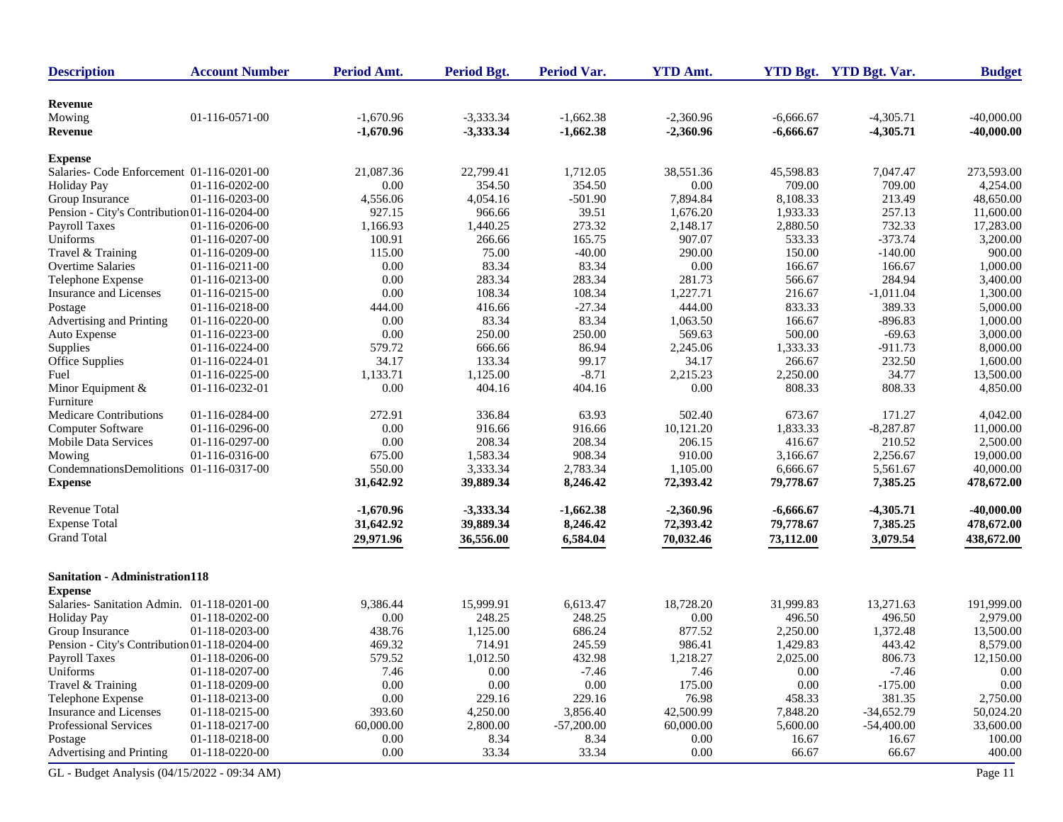| Description | Account Number | Period Amt. | Period Bgt. | Period Var. | YTD Amt. | YTD Bgt. | YTD Bgt. Var. | Budget |
|---|---|---|---|---|---|---|---|---|
| **Revenue** | | | | | | | | |
| Mowing | 01-116-0571-00 | -1,670.96 | -3,333.34 | -1,662.38 | -2,360.96 | -6,666.67 | -4,305.71 | -40,000.00 |
| **Revenue** | | **-1,670.96** | **-3,333.34** | **-1,662.38** | **-2,360.96** | **-6,666.67** | **-4,305.71** | **-40,000.00** |
| **Expense** | | | | | | | | |
| Salaries- Code Enforcement | 01-116-0201-00 | 21,087.36 | 22,799.41 | 1,712.05 | 38,551.36 | 45,598.83 | 7,047.47 | 273,593.00 |
| Holiday Pay | 01-116-0202-00 | 0.00 | 354.50 | 354.50 | 0.00 | 709.00 | 709.00 | 4,254.00 |
| Group Insurance | 01-116-0203-00 | 4,556.06 | 4,054.16 | -501.90 | 7,894.84 | 8,108.33 | 213.49 | 48,650.00 |
| Pension - City's Contribution | 01-116-0204-00 | 927.15 | 966.66 | 39.51 | 1,676.20 | 1,933.33 | 257.13 | 11,600.00 |
| Payroll Taxes | 01-116-0206-00 | 1,166.93 | 1,440.25 | 273.32 | 2,148.17 | 2,880.50 | 732.33 | 17,283.00 |
| Uniforms | 01-116-0207-00 | 100.91 | 266.66 | 165.75 | 907.07 | 533.33 | -373.74 | 3,200.00 |
| Travel & Training | 01-116-0209-00 | 115.00 | 75.00 | -40.00 | 290.00 | 150.00 | -140.00 | 900.00 |
| Overtime Salaries | 01-116-0211-00 | 0.00 | 83.34 | 83.34 | 0.00 | 166.67 | 166.67 | 1,000.00 |
| Telephone Expense | 01-116-0213-00 | 0.00 | 283.34 | 283.34 | 281.73 | 566.67 | 284.94 | 3,400.00 |
| Insurance and Licenses | 01-116-0215-00 | 0.00 | 108.34 | 108.34 | 1,227.71 | 216.67 | -1,011.04 | 1,300.00 |
| Postage | 01-116-0218-00 | 444.00 | 416.66 | -27.34 | 444.00 | 833.33 | 389.33 | 5,000.00 |
| Advertising and Printing | 01-116-0220-00 | 0.00 | 83.34 | 83.34 | 1,063.50 | 166.67 | -896.83 | 1,000.00 |
| Auto Expense | 01-116-0223-00 | 0.00 | 250.00 | 250.00 | 569.63 | 500.00 | -69.63 | 3,000.00 |
| Supplies | 01-116-0224-00 | 579.72 | 666.66 | 86.94 | 2,245.06 | 1,333.33 | -911.73 | 8,000.00 |
| Office Supplies | 01-116-0224-01 | 34.17 | 133.34 | 99.17 | 34.17 | 266.67 | 232.50 | 1,600.00 |
| Fuel | 01-116-0225-00 | 1,133.71 | 1,125.00 | -8.71 | 2,215.23 | 2,250.00 | 34.77 | 13,500.00 |
| Minor Equipment & Furniture | 01-116-0232-01 | 0.00 | 404.16 | 404.16 | 0.00 | 808.33 | 808.33 | 4,850.00 |
| Medicare Contributions | 01-116-0284-00 | 272.91 | 336.84 | 63.93 | 502.40 | 673.67 | 171.27 | 4,042.00 |
| Computer Software | 01-116-0296-00 | 0.00 | 916.66 | 916.66 | 10,121.20 | 1,833.33 | -8,287.87 | 11,000.00 |
| Mobile Data Services | 01-116-0297-00 | 0.00 | 208.34 | 208.34 | 206.15 | 416.67 | 210.52 | 2,500.00 |
| Mowing | 01-116-0316-00 | 675.00 | 1,583.34 | 908.34 | 910.00 | 3,166.67 | 2,256.67 | 19,000.00 |
| CondemnationsDemolitions | 01-116-0317-00 | 550.00 | 3,333.34 | 2,783.34 | 1,105.00 | 6,666.67 | 5,561.67 | 40,000.00 |
| **Expense** | | **31,642.92** | **39,889.34** | **8,246.42** | **72,393.42** | **79,778.67** | **7,385.25** | **478,672.00** |
| Revenue Total | | **-1,670.96** | **-3,333.34** | **-1,662.38** | **-2,360.96** | **-6,666.67** | **-4,305.71** | **-40,000.00** |
| Expense Total | | **31,642.92** | **39,889.34** | **8,246.42** | **72,393.42** | **79,778.67** | **7,385.25** | **478,672.00** |
| Grand Total | | **29,971.96** | **36,556.00** | **6,584.04** | **70,032.46** | **73,112.00** | **3,079.54** | **438,672.00** |

**Sanitation - Administration118**

| Description | Account Number | Period Amt. | Period Bgt. | Period Var. | YTD Amt. | YTD Bgt. | YTD Bgt. Var. | Budget |
|---|---|---|---|---|---|---|---|---|
| **Expense** | | | | | | | | |
| Salaries- Sanitation Admin. | 01-118-0201-00 | 9,386.44 | 15,999.91 | 6,613.47 | 18,728.20 | 31,999.83 | 13,271.63 | 191,999.00 |
| Holiday Pay | 01-118-0202-00 | 0.00 | 248.25 | 248.25 | 0.00 | 496.50 | 496.50 | 2,979.00 |
| Group Insurance | 01-118-0203-00 | 438.76 | 1,125.00 | 686.24 | 877.52 | 2,250.00 | 1,372.48 | 13,500.00 |
| Pension - City's Contribution | 01-118-0204-00 | 469.32 | 714.91 | 245.59 | 986.41 | 1,429.83 | 443.42 | 8,579.00 |
| Payroll Taxes | 01-118-0206-00 | 579.52 | 1,012.50 | 432.98 | 1,218.27 | 2,025.00 | 806.73 | 12,150.00 |
| Uniforms | 01-118-0207-00 | 7.46 | 0.00 | -7.46 | 7.46 | 0.00 | -7.46 | 0.00 |
| Travel & Training | 01-118-0209-00 | 0.00 | 0.00 | 0.00 | 175.00 | 0.00 | -175.00 | 0.00 |
| Telephone Expense | 01-118-0213-00 | 0.00 | 229.16 | 229.16 | 76.98 | 458.33 | 381.35 | 2,750.00 |
| Insurance and Licenses | 01-118-0215-00 | 393.60 | 4,250.00 | 3,856.40 | 42,500.99 | 7,848.20 | -34,652.79 | 50,024.20 |
| Professional Services | 01-118-0217-00 | 60,000.00 | 2,800.00 | -57,200.00 | 60,000.00 | 5,600.00 | -54,400.00 | 33,600.00 |
| Postage | 01-118-0218-00 | 0.00 | 8.34 | 8.34 | 0.00 | 16.67 | 16.67 | 100.00 |
| Advertising and Printing | 01-118-0220-00 | 0.00 | 33.34 | 33.34 | 0.00 | 66.67 | 66.67 | 400.00 |

GL - Budget Analysis (04/15/2022 - 09:34 AM)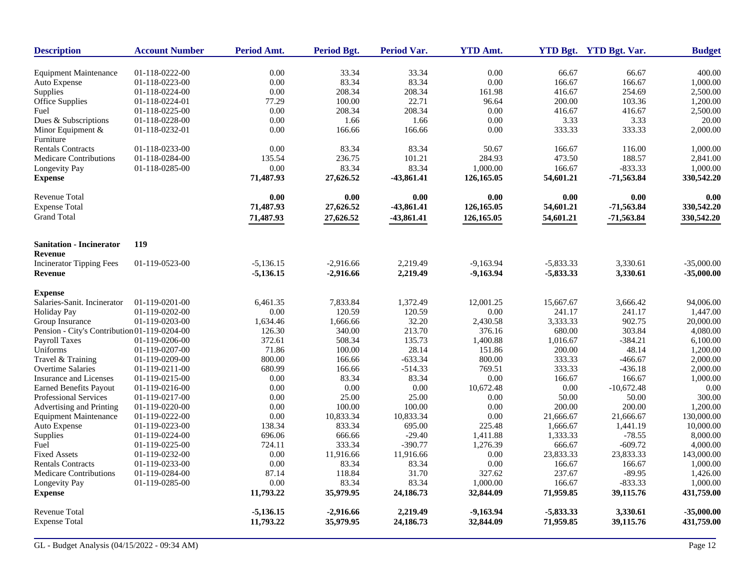| Description | Account Number | Period Amt. | Period Bgt. | Period Var. | YTD Amt. | YTD Bgt. | YTD Bgt. Var. | Budget |
|---|---|---|---|---|---|---|---|---|
| Equipment Maintenance | 01-118-0222-00 | 0.00 | 33.34 | 33.34 | 0.00 | 66.67 | 66.67 | 400.00 |
| Auto Expense | 01-118-0223-00 | 0.00 | 83.34 | 83.34 | 0.00 | 166.67 | 166.67 | 1,000.00 |
| Supplies | 01-118-0224-00 | 0.00 | 208.34 | 208.34 | 161.98 | 416.67 | 254.69 | 2,500.00 |
| Office Supplies | 01-118-0224-01 | 77.29 | 100.00 | 22.71 | 96.64 | 200.00 | 103.36 | 1,200.00 |
| Fuel | 01-118-0225-00 | 0.00 | 208.34 | 208.34 | 0.00 | 416.67 | 416.67 | 2,500.00 |
| Dues & Subscriptions | 01-118-0228-00 | 0.00 | 1.66 | 1.66 | 0.00 | 3.33 | 3.33 | 20.00 |
| Minor Equipment & Furniture | 01-118-0232-01 | 0.00 | 166.66 | 166.66 | 0.00 | 333.33 | 333.33 | 2,000.00 |
| Rentals Contracts | 01-118-0233-00 | 0.00 | 83.34 | 83.34 | 50.67 | 166.67 | 116.00 | 1,000.00 |
| Medicare Contributions | 01-118-0284-00 | 135.54 | 236.75 | 101.21 | 284.93 | 473.50 | 188.57 | 2,841.00 |
| Longevity Pay | 01-118-0285-00 | 0.00 | 83.34 | 83.34 | 1,000.00 | 166.67 | -833.33 | 1,000.00 |
| **Expense** | | **71,487.93** | **27,626.52** | **-43,861.41** | **126,165.05** | **54,601.21** | **-71,563.84** | **330,542.20** |
| Revenue Total | | **0.00** | **0.00** | **0.00** | **0.00** | **0.00** | **0.00** | **0.00** |
| Expense Total | | **71,487.93** | **27,626.52** | **-43,861.41** | **126,165.05** | **54,601.21** | **-71,563.84** | **330,542.20** |
| Grand Total | | **71,487.93** | **27,626.52** | **-43,861.41** | **126,165.05** | **54,601.21** | **-71,563.84** | **330,542.20** |

**Sanitation - Incinerator** **119**

| Description | Account Number | Period Amt. | Period Bgt. | Period Var. | YTD Amt. | YTD Bgt. | YTD Bgt. Var. | Budget |
|---|---|---|---|---|---|---|---|---|
| **Revenue** | | | | | | | | |
| Incinerator Tipping Fees | 01-119-0523-00 | -5,136.15 | -2,916.66 | 2,219.49 | -9,163.94 | -5,833.33 | 3,330.61 | -35,000.00 |
| **Revenue** | | **-5,136.15** | **-2,916.66** | **2,219.49** | **-9,163.94** | **-5,833.33** | **3,330.61** | **-35,000.00** |
| **Expense** | | | | | | | | |
| Salaries-Sanit. Incinerator | 01-119-0201-00 | 6,461.35 | 7,833.84 | 1,372.49 | 12,001.25 | 15,667.67 | 3,666.42 | 94,006.00 |
| Holiday Pay | 01-119-0202-00 | 0.00 | 120.59 | 120.59 | 0.00 | 241.17 | 241.17 | 1,447.00 |
| Group Insurance | 01-119-0203-00 | 1,634.46 | 1,666.66 | 32.20 | 2,430.58 | 3,333.33 | 902.75 | 20,000.00 |
| Pension - City's Contribution | 01-119-0204-00 | 126.30 | 340.00 | 213.70 | 376.16 | 680.00 | 303.84 | 4,080.00 |
| Payroll Taxes | 01-119-0206-00 | 372.61 | 508.34 | 135.73 | 1,400.88 | 1,016.67 | -384.21 | 6,100.00 |
| Uniforms | 01-119-0207-00 | 71.86 | 100.00 | 28.14 | 151.86 | 200.00 | 48.14 | 1,200.00 |
| Travel & Training | 01-119-0209-00 | 800.00 | 166.66 | -633.34 | 800.00 | 333.33 | -466.67 | 2,000.00 |
| Overtime Salaries | 01-119-0211-00 | 680.99 | 166.66 | -514.33 | 769.51 | 333.33 | -436.18 | 2,000.00 |
| Insurance and Licenses | 01-119-0215-00 | 0.00 | 83.34 | 83.34 | 0.00 | 166.67 | 166.67 | 1,000.00 |
| Earned Benefits Payout | 01-119-0216-00 | 0.00 | 0.00 | 0.00 | 10,672.48 | 0.00 | -10,672.48 | 0.00 |
| Professional Services | 01-119-0217-00 | 0.00 | 25.00 | 25.00 | 0.00 | 50.00 | 50.00 | 300.00 |
| Advertising and Printing | 01-119-0220-00 | 0.00 | 100.00 | 100.00 | 0.00 | 200.00 | 200.00 | 1,200.00 |
| Equipment Maintenance | 01-119-0222-00 | 0.00 | 10,833.34 | 10,833.34 | 0.00 | 21,666.67 | 21,666.67 | 130,000.00 |
| Auto Expense | 01-119-0223-00 | 138.34 | 833.34 | 695.00 | 225.48 | 1,666.67 | 1,441.19 | 10,000.00 |
| Supplies | 01-119-0224-00 | 696.06 | 666.66 | -29.40 | 1,411.88 | 1,333.33 | -78.55 | 8,000.00 |
| Fuel | 01-119-0225-00 | 724.11 | 333.34 | -390.77 | 1,276.39 | 666.67 | -609.72 | 4,000.00 |
| Fixed Assets | 01-119-0232-00 | 0.00 | 11,916.66 | 11,916.66 | 0.00 | 23,833.33 | 23,833.33 | 143,000.00 |
| Rentals Contracts | 01-119-0233-00 | 0.00 | 83.34 | 83.34 | 0.00 | 166.67 | 166.67 | 1,000.00 |
| Medicare Contributions | 01-119-0284-00 | 87.14 | 118.84 | 31.70 | 327.62 | 237.67 | -89.95 | 1,426.00 |
| Longevity Pay | 01-119-0285-00 | 0.00 | 83.34 | 83.34 | 1,000.00 | 166.67 | -833.33 | 1,000.00 |
| **Expense** | | **11,793.22** | **35,979.95** | **24,186.73** | **32,844.09** | **71,959.85** | **39,115.76** | **431,759.00** |
| Revenue Total | | **-5,136.15** | **-2,916.66** | **2,219.49** | **-9,163.94** | **-5,833.33** | **3,330.61** | **-35,000.00** |
| Expense Total | | **11,793.22** | **35,979.95** | **24,186.73** | **32,844.09** | **71,959.85** | **39,115.76** | **431,759.00** |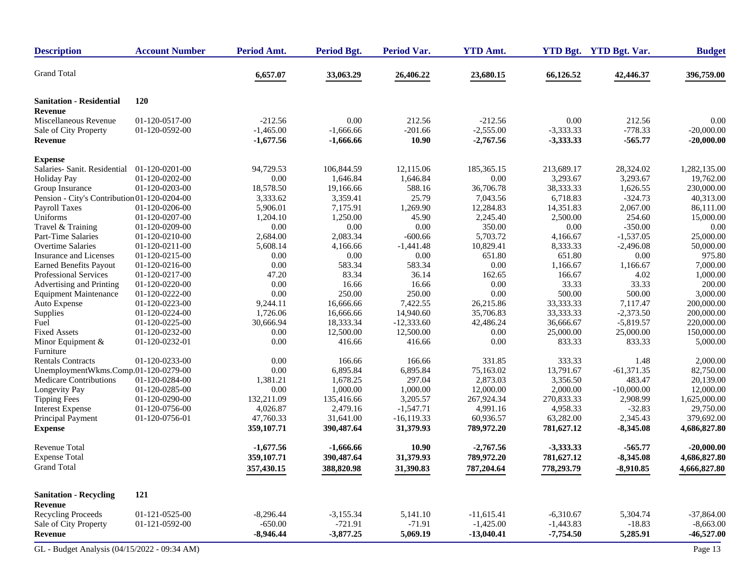| Description | Account Number | Period Amt. | Period Bgt. | Period Var. | YTD Amt. | YTD Bgt. | YTD Bgt. Var. | Budget |
|---|---|---|---|---|---|---|---|---|
| Grand Total | | 6,657.07 | 33,063.29 | 26,406.22 | 23,680.15 | 66,126.52 | 42,446.37 | 396,759.00 |
| **Sanitation - Residential** | **120** | | | | | | | |
| **Revenue** | | | | | | | | |
| Miscellaneous Revenue | 01-120-0517-00 | -212.56 | 0.00 | 212.56 | -212.56 | 0.00 | 212.56 | 0.00 |
| Sale of City Property | 01-120-0592-00 | -1,465.00 | -1,666.66 | -201.66 | -2,555.00 | -3,333.33 | -778.33 | -20,000.00 |
| **Revenue** | | **-1,677.56** | **-1,666.66** | **10.90** | **-2,767.56** | **-3,333.33** | **-565.77** | **-20,000.00** |
| **Expense** | | | | | | | | |
| Salaries- Sanit. Residential | 01-120-0201-00 | 94,729.53 | 106,844.59 | 12,115.06 | 185,365.15 | 213,689.17 | 28,324.02 | 1,282,135.00 |
| Holiday Pay | 01-120-0202-00 | 0.00 | 1,646.84 | 1,646.84 | 0.00 | 3,293.67 | 3,293.67 | 19,762.00 |
| Group Insurance | 01-120-0203-00 | 18,578.50 | 19,166.66 | 588.16 | 36,706.78 | 38,333.33 | 1,626.55 | 230,000.00 |
| Pension - City's Contribution | 01-120-0204-00 | 3,333.62 | 3,359.41 | 25.79 | 7,043.56 | 6,718.83 | -324.73 | 40,313.00 |
| Payroll Taxes | 01-120-0206-00 | 5,906.01 | 7,175.91 | 1,269.90 | 12,284.83 | 14,351.83 | 2,067.00 | 86,111.00 |
| Uniforms | 01-120-0207-00 | 1,204.10 | 1,250.00 | 45.90 | 2,245.40 | 2,500.00 | 254.60 | 15,000.00 |
| Travel & Training | 01-120-0209-00 | 0.00 | 0.00 | 0.00 | 350.00 | 0.00 | -350.00 | 0.00 |
| Part-Time Salaries | 01-120-0210-00 | 2,684.00 | 2,083.34 | -600.66 | 5,703.72 | 4,166.67 | -1,537.05 | 25,000.00 |
| Overtime Salaries | 01-120-0211-00 | 5,608.14 | 4,166.66 | -1,441.48 | 10,829.41 | 8,333.33 | -2,496.08 | 50,000.00 |
| Insurance and Licenses | 01-120-0215-00 | 0.00 | 0.00 | 0.00 | 651.80 | 651.80 | 0.00 | 975.80 |
| Earned Benefits Payout | 01-120-0216-00 | 0.00 | 583.34 | 583.34 | 0.00 | 1,166.67 | 1,166.67 | 7,000.00 |
| Professional Services | 01-120-0217-00 | 47.20 | 83.34 | 36.14 | 162.65 | 166.67 | 4.02 | 1,000.00 |
| Advertising and Printing | 01-120-0220-00 | 0.00 | 16.66 | 16.66 | 0.00 | 33.33 | 33.33 | 200.00 |
| Equipment Maintenance | 01-120-0222-00 | 0.00 | 250.00 | 250.00 | 0.00 | 500.00 | 500.00 | 3,000.00 |
| Auto Expense | 01-120-0223-00 | 9,244.11 | 16,666.66 | 7,422.55 | 26,215.86 | 33,333.33 | 7,117.47 | 200,000.00 |
| Supplies | 01-120-0224-00 | 1,726.06 | 16,666.66 | 14,940.60 | 35,706.83 | 33,333.33 | -2,373.50 | 200,000.00 |
| Fuel | 01-120-0225-00 | 30,666.94 | 18,333.34 | -12,333.60 | 42,486.24 | 36,666.67 | -5,819.57 | 220,000.00 |
| Fixed Assets | 01-120-0232-00 | 0.00 | 12,500.00 | 12,500.00 | 0.00 | 25,000.00 | 25,000.00 | 150,000.00 |
| Minor Equipment & Furniture | 01-120-0232-01 | 0.00 | 416.66 | 416.66 | 0.00 | 833.33 | 833.33 | 5,000.00 |
| Rentals Contracts | 01-120-0233-00 | 0.00 | 166.66 | 166.66 | 331.85 | 333.33 | 1.48 | 2,000.00 |
| UnemploymentWkms.Comp. | 01-120-0279-00 | 0.00 | 6,895.84 | 6,895.84 | 75,163.02 | 13,791.67 | -61,371.35 | 82,750.00 |
| Medicare Contributions | 01-120-0284-00 | 1,381.21 | 1,678.25 | 297.04 | 2,873.03 | 3,356.50 | 483.47 | 20,139.00 |
| Longevity Pay | 01-120-0285-00 | 0.00 | 1,000.00 | 1,000.00 | 12,000.00 | 2,000.00 | -10,000.00 | 12,000.00 |
| Tipping Fees | 01-120-0290-00 | 132,211.09 | 135,416.66 | 3,205.57 | 267,924.34 | 270,833.33 | 2,908.99 | 1,625,000.00 |
| Interest Expense | 01-120-0756-00 | 4,026.87 | 2,479.16 | -1,547.71 | 4,991.16 | 4,958.33 | -32.83 | 29,750.00 |
| Principal Payment | 01-120-0756-01 | 47,760.33 | 31,641.00 | -16,119.33 | 60,936.57 | 63,282.00 | 2,345.43 | 379,692.00 |
| **Expense** | | **359,107.71** | **390,487.64** | **31,379.93** | **789,972.20** | **781,627.12** | **-8,345.08** | **4,686,827.80** |
| Revenue Total | | **-1,677.56** | **-1,666.66** | **10.90** | **-2,767.56** | **-3,333.33** | **-565.77** | **-20,000.00** |
| Expense Total | | **359,107.71** | **390,487.64** | **31,379.93** | **789,972.20** | **781,627.12** | **-8,345.08** | **4,686,827.80** |
| Grand Total | | **357,430.15** | **388,820.98** | **31,390.83** | **787,204.64** | **778,293.79** | **-8,910.85** | **4,666,827.80** |
| **Sanitation - Recycling** | **121** | | | | | | | |
| **Revenue** | | | | | | | | |
| Recycling Proceeds | 01-121-0525-00 | -8,296.44 | -3,155.34 | 5,141.10 | -11,615.41 | -6,310.67 | 5,304.74 | -37,864.00 |
| Sale of City Property | 01-121-0592-00 | -650.00 | -721.91 | -71.91 | -1,425.00 | -1,443.83 | -18.83 | -8,663.00 |
| **Revenue** | | **-8,946.44** | **-3,877.25** | **5,069.19** | **-13,040.41** | **-7,754.50** | **5,285.91** | **-46,527.00** |

GL - Budget Analysis (04/15/2022 - 09:34 AM)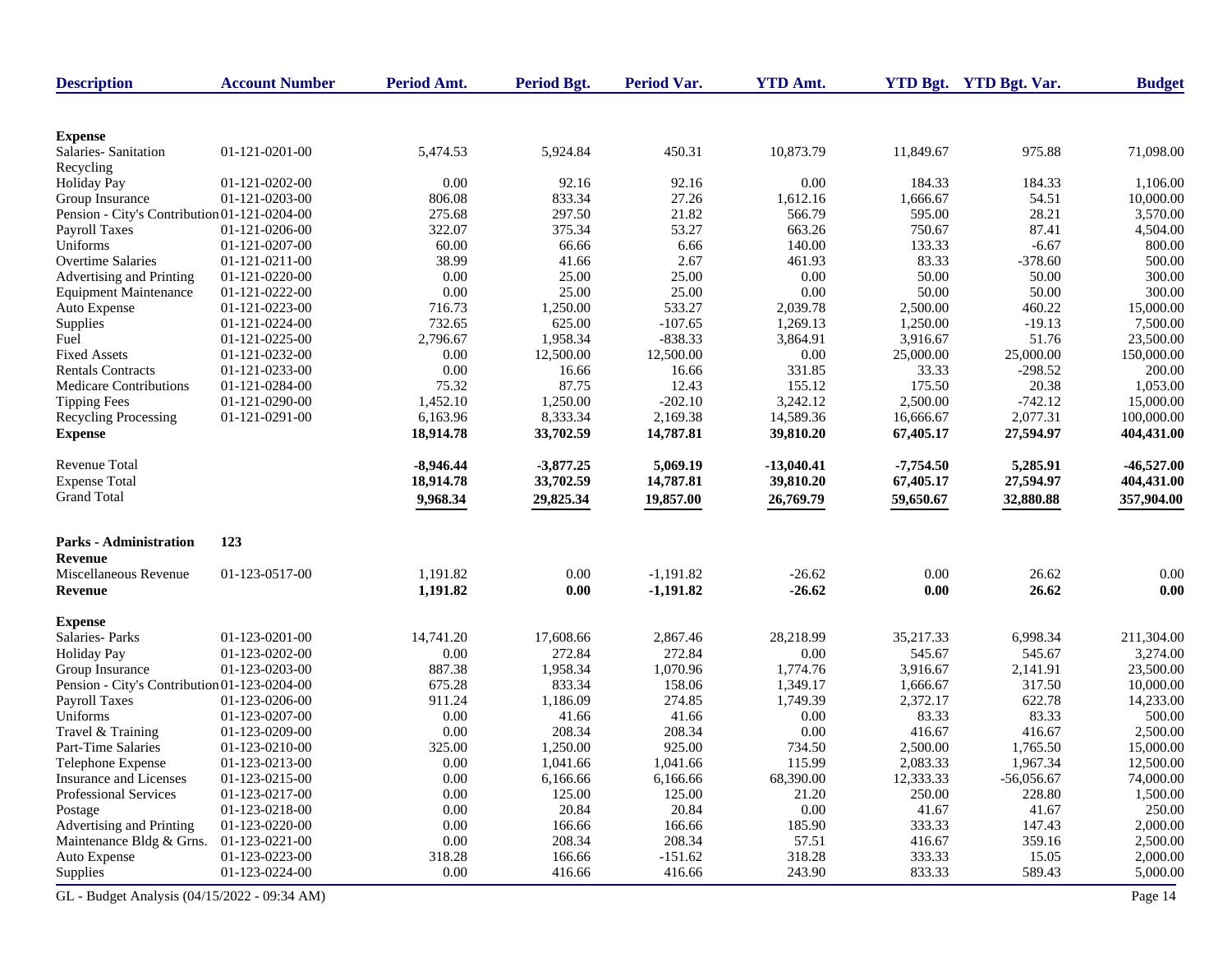| Description | Account Number | Period Amt. | Period Bgt. | Period Var. | YTD Amt. | YTD Bgt. | YTD Bgt. Var. | Budget |
|---|---|---|---|---|---|---|---|---|
| **Expense** | | | | | | | | |
| Salaries- Sanitation Recycling | 01-121-0201-00 | 5,474.53 | 5,924.84 | 450.31 | 10,873.79 | 11,849.67 | 975.88 | 71,098.00 |
| Holiday Pay | 01-121-0202-00 | 0.00 | 92.16 | 92.16 | 0.00 | 184.33 | 184.33 | 1,106.00 |
| Group Insurance | 01-121-0203-00 | 806.08 | 833.34 | 27.26 | 1,612.16 | 1,666.67 | 54.51 | 10,000.00 |
| Pension - City's Contribution | 01-121-0204-00 | 275.68 | 297.50 | 21.82 | 566.79 | 595.00 | 28.21 | 3,570.00 |
| Payroll Taxes | 01-121-0206-00 | 322.07 | 375.34 | 53.27 | 663.26 | 750.67 | 87.41 | 4,504.00 |
| Uniforms | 01-121-0207-00 | 60.00 | 66.66 | 6.66 | 140.00 | 133.33 | -6.67 | 800.00 |
| Overtime Salaries | 01-121-0211-00 | 38.99 | 41.66 | 2.67 | 461.93 | 83.33 | -378.60 | 500.00 |
| Advertising and Printing | 01-121-0220-00 | 0.00 | 25.00 | 25.00 | 0.00 | 50.00 | 50.00 | 300.00 |
| Equipment Maintenance | 01-121-0222-00 | 0.00 | 25.00 | 25.00 | 0.00 | 50.00 | 50.00 | 300.00 |
| Auto Expense | 01-121-0223-00 | 716.73 | 1,250.00 | 533.27 | 2,039.78 | 2,500.00 | 460.22 | 15,000.00 |
| Supplies | 01-121-0224-00 | 732.65 | 625.00 | -107.65 | 1,269.13 | 1,250.00 | -19.13 | 7,500.00 |
| Fuel | 01-121-0225-00 | 2,796.67 | 1,958.34 | -838.33 | 3,864.91 | 3,916.67 | 51.76 | 23,500.00 |
| Fixed Assets | 01-121-0232-00 | 0.00 | 12,500.00 | 12,500.00 | 0.00 | 25,000.00 | 25,000.00 | 150,000.00 |
| Rentals Contracts | 01-121-0233-00 | 0.00 | 16.66 | 16.66 | 331.85 | 33.33 | -298.52 | 200.00 |
| Medicare Contributions | 01-121-0284-00 | 75.32 | 87.75 | 12.43 | 155.12 | 175.50 | 20.38 | 1,053.00 |
| Tipping Fees | 01-121-0290-00 | 1,452.10 | 1,250.00 | -202.10 | 3,242.12 | 2,500.00 | -742.12 | 15,000.00 |
| Recycling Processing | 01-121-0291-00 | 6,163.96 | 8,333.34 | 2,169.38 | 14,589.36 | 16,666.67 | 2,077.31 | 100,000.00 |
| **Expense** | | **18,914.78** | **33,702.59** | **14,787.81** | **39,810.20** | **67,405.17** | **27,594.97** | **404,431.00** |
| Revenue Total | | **-8,946.44** | **-3,877.25** | **5,069.19** | **-13,040.41** | **-7,754.50** | **5,285.91** | **-46,527.00** |
| Expense Total | | **18,914.78** | **33,702.59** | **14,787.81** | **39,810.20** | **67,405.17** | **27,594.97** | **404,431.00** |
| Grand Total | | **9,968.34** | **29,825.34** | **19,857.00** | **26,769.79** | **59,650.67** | **32,880.88** | **357,904.00** |
| **Parks - Administration** | **123** | | | | | | | |
| **Revenue** | | | | | | | | |
| Miscellaneous Revenue | 01-123-0517-00 | 1,191.82 | 0.00 | -1,191.82 | -26.62 | 0.00 | 26.62 | 0.00 |
| **Revenue** | | **1,191.82** | **0.00** | **-1,191.82** | **-26.62** | **0.00** | **26.62** | **0.00** |
| **Expense** | | | | | | | | |
| Salaries- Parks | 01-123-0201-00 | 14,741.20 | 17,608.66 | 2,867.46 | 28,218.99 | 35,217.33 | 6,998.34 | 211,304.00 |
| Holiday Pay | 01-123-0202-00 | 0.00 | 272.84 | 272.84 | 0.00 | 545.67 | 545.67 | 3,274.00 |
| Group Insurance | 01-123-0203-00 | 887.38 | 1,958.34 | 1,070.96 | 1,774.76 | 3,916.67 | 2,141.91 | 23,500.00 |
| Pension - City's Contribution | 01-123-0204-00 | 675.28 | 833.34 | 158.06 | 1,349.17 | 1,666.67 | 317.50 | 10,000.00 |
| Payroll Taxes | 01-123-0206-00 | 911.24 | 1,186.09 | 274.85 | 1,749.39 | 2,372.17 | 622.78 | 14,233.00 |
| Uniforms | 01-123-0207-00 | 0.00 | 41.66 | 41.66 | 0.00 | 83.33 | 83.33 | 500.00 |
| Travel & Training | 01-123-0209-00 | 0.00 | 208.34 | 208.34 | 0.00 | 416.67 | 416.67 | 2,500.00 |
| Part-Time Salaries | 01-123-0210-00 | 325.00 | 1,250.00 | 925.00 | 734.50 | 2,500.00 | 1,765.50 | 15,000.00 |
| Telephone Expense | 01-123-0213-00 | 0.00 | 1,041.66 | 1,041.66 | 115.99 | 2,083.33 | 1,967.34 | 12,500.00 |
| Insurance and Licenses | 01-123-0215-00 | 0.00 | 6,166.66 | 6,166.66 | 68,390.00 | 12,333.33 | -56,056.67 | 74,000.00 |
| Professional Services | 01-123-0217-00 | 0.00 | 125.00 | 125.00 | 21.20 | 250.00 | 228.80 | 1,500.00 |
| Postage | 01-123-0218-00 | 0.00 | 20.84 | 20.84 | 0.00 | 41.67 | 41.67 | 250.00 |
| Advertising and Printing | 01-123-0220-00 | 0.00 | 166.66 | 166.66 | 185.90 | 333.33 | 147.43 | 2,000.00 |
| Maintenance Bldg & Grns. | 01-123-0221-00 | 0.00 | 208.34 | 208.34 | 57.51 | 416.67 | 359.16 | 2,500.00 |
| Auto Expense | 01-123-0223-00 | 318.28 | 166.66 | -151.62 | 318.28 | 333.33 | 15.05 | 2,000.00 |
| Supplies | 01-123-0224-00 | 0.00 | 416.66 | 416.66 | 243.90 | 833.33 | 589.43 | 5,000.00 |

GL - Budget Analysis (04/15/2022 - 09:34 AM)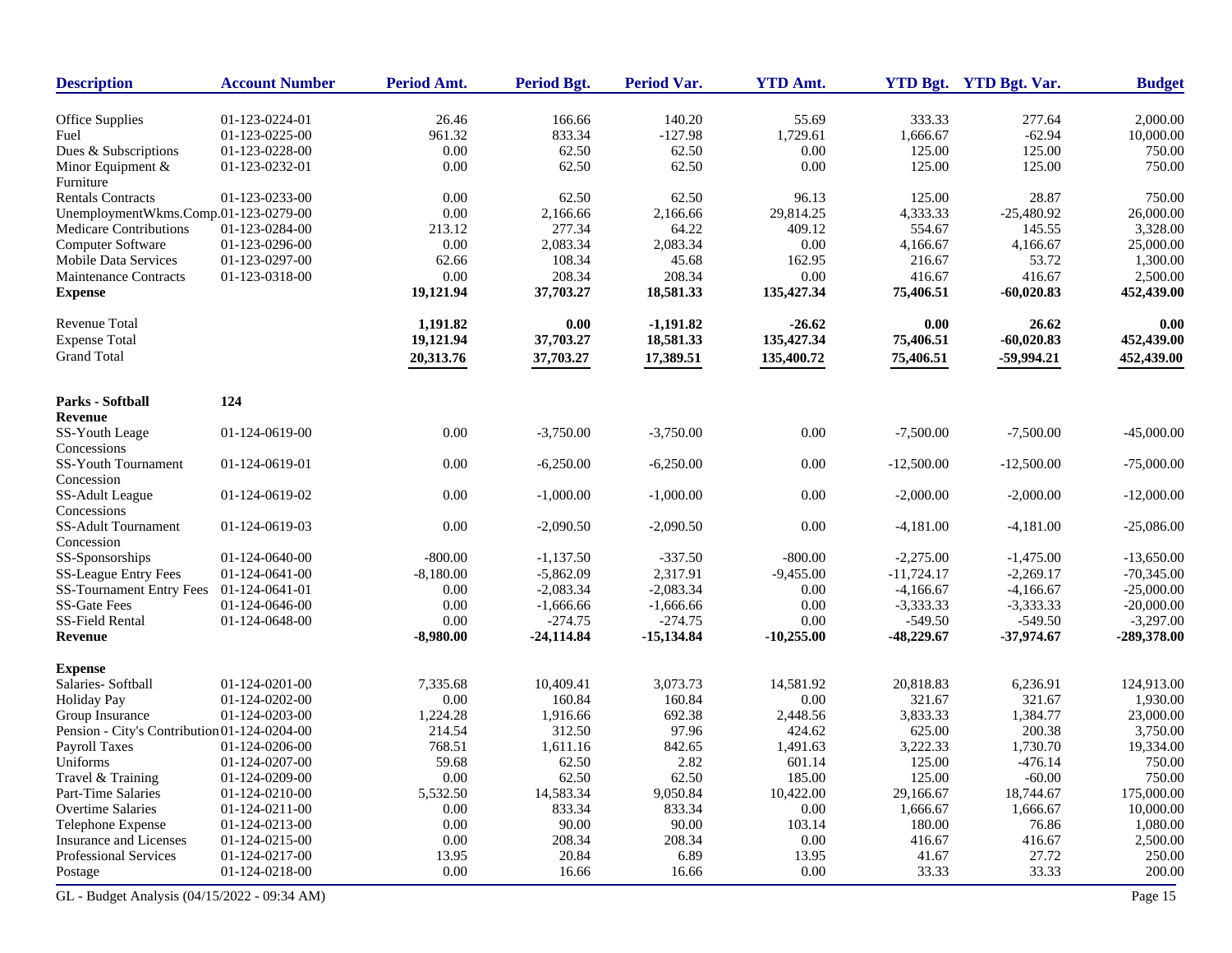| Description | Account Number | Period Amt. | Period Bgt. | Period Var. | YTD Amt. | YTD Bgt. | YTD Bgt. Var. | Budget |
|---|---|---|---|---|---|---|---|---|
| Office Supplies | 01-123-0224-01 | 26.46 | 166.66 | 140.20 | 55.69 | 333.33 | 277.64 | 2,000.00 |
| Fuel | 01-123-0225-00 | 961.32 | 833.34 | -127.98 | 1,729.61 | 1,666.67 | -62.94 | 10,000.00 |
| Dues & Subscriptions | 01-123-0228-00 | 0.00 | 62.50 | 62.50 | 0.00 | 125.00 | 125.00 | 750.00 |
| Minor Equipment & Furniture | 01-123-0232-01 | 0.00 | 62.50 | 62.50 | 0.00 | 125.00 | 125.00 | 750.00 |
| Rentals Contracts | 01-123-0233-00 | 0.00 | 62.50 | 62.50 | 96.13 | 125.00 | 28.87 | 750.00 |
| UnemploymentWkms.Comp. | 01-123-0279-00 | 0.00 | 2,166.66 | 2,166.66 | 29,814.25 | 4,333.33 | -25,480.92 | 26,000.00 |
| Medicare Contributions | 01-123-0284-00 | 213.12 | 277.34 | 64.22 | 409.12 | 554.67 | 145.55 | 3,328.00 |
| Computer Software | 01-123-0296-00 | 0.00 | 2,083.34 | 2,083.34 | 0.00 | 4,166.67 | 4,166.67 | 25,000.00 |
| Mobile Data Services | 01-123-0297-00 | 62.66 | 108.34 | 45.68 | 162.95 | 216.67 | 53.72 | 1,300.00 |
| Maintenance Contracts | 01-123-0318-00 | 0.00 | 208.34 | 208.34 | 0.00 | 416.67 | 416.67 | 2,500.00 |
| **Expense** | | **19,121.94** | **37,703.27** | **18,581.33** | **135,427.34** | **75,406.51** | **-60,020.83** | **452,439.00** |
| Revenue Total | | **1,191.82** | **0.00** | **-1,191.82** | **-26.62** | **0.00** | **26.62** | **0.00** |
| Expense Total | | **19,121.94** | **37,703.27** | **18,581.33** | **135,427.34** | **75,406.51** | **-60,020.83** | **452,439.00** |
| Grand Total | | **20,313.76** | **37,703.27** | **17,389.51** | **135,400.72** | **75,406.51** | **-59,994.21** | **452,439.00** |
| **Parks - Softball** | **124** | | | | | | | |
| **Revenue** | | | | | | | | |
| SS-Youth Leage Concessions | 01-124-0619-00 | 0.00 | -3,750.00 | -3,750.00 | 0.00 | -7,500.00 | -7,500.00 | -45,000.00 |
| SS-Youth Tournament Concession | 01-124-0619-01 | 0.00 | -6,250.00 | -6,250.00 | 0.00 | -12,500.00 | -12,500.00 | -75,000.00 |
| SS-Adult League Concessions | 01-124-0619-02 | 0.00 | -1,000.00 | -1,000.00 | 0.00 | -2,000.00 | -2,000.00 | -12,000.00 |
| SS-Adult Tournament Concession | 01-124-0619-03 | 0.00 | -2,090.50 | -2,090.50 | 0.00 | -4,181.00 | -4,181.00 | -25,086.00 |
| SS-Sponsorships | 01-124-0640-00 | -800.00 | -1,137.50 | -337.50 | -800.00 | -2,275.00 | -1,475.00 | -13,650.00 |
| SS-League Entry Fees | 01-124-0641-00 | -8,180.00 | -5,862.09 | 2,317.91 | -9,455.00 | -11,724.17 | -2,269.17 | -70,345.00 |
| SS-Tournament Entry Fees | 01-124-0641-01 | 0.00 | -2,083.34 | -2,083.34 | 0.00 | -4,166.67 | -4,166.67 | -25,000.00 |
| SS-Gate Fees | 01-124-0646-00 | 0.00 | -1,666.66 | -1,666.66 | 0.00 | -3,333.33 | -3,333.33 | -20,000.00 |
| SS-Field Rental | 01-124-0648-00 | 0.00 | -274.75 | -274.75 | 0.00 | -549.50 | -549.50 | -3,297.00 |
| **Revenue** | | **-8,980.00** | **-24,114.84** | **-15,134.84** | **-10,255.00** | **-48,229.67** | **-37,974.67** | **-289,378.00** |
| **Expense** | | | | | | | | |
| Salaries- Softball | 01-124-0201-00 | 7,335.68 | 10,409.41 | 3,073.73 | 14,581.92 | 20,818.83 | 6,236.91 | 124,913.00 |
| Holiday Pay | 01-124-0202-00 | 0.00 | 160.84 | 160.84 | 0.00 | 321.67 | 321.67 | 1,930.00 |
| Group Insurance | 01-124-0203-00 | 1,224.28 | 1,916.66 | 692.38 | 2,448.56 | 3,833.33 | 1,384.77 | 23,000.00 |
| Pension - City's Contribution | 01-124-0204-00 | 214.54 | 312.50 | 97.96 | 424.62 | 625.00 | 200.38 | 3,750.00 |
| Payroll Taxes | 01-124-0206-00 | 768.51 | 1,611.16 | 842.65 | 1,491.63 | 3,222.33 | 1,730.70 | 19,334.00 |
| Uniforms | 01-124-0207-00 | 59.68 | 62.50 | 2.82 | 601.14 | 125.00 | -476.14 | 750.00 |
| Travel & Training | 01-124-0209-00 | 0.00 | 62.50 | 62.50 | 185.00 | 125.00 | -60.00 | 750.00 |
| Part-Time Salaries | 01-124-0210-00 | 5,532.50 | 14,583.34 | 9,050.84 | 10,422.00 | 29,166.67 | 18,744.67 | 175,000.00 |
| Overtime Salaries | 01-124-0211-00 | 0.00 | 833.34 | 833.34 | 0.00 | 1,666.67 | 1,666.67 | 10,000.00 |
| Telephone Expense | 01-124-0213-00 | 0.00 | 90.00 | 90.00 | 103.14 | 180.00 | 76.86 | 1,080.00 |
| Insurance and Licenses | 01-124-0215-00 | 0.00 | 208.34 | 208.34 | 0.00 | 416.67 | 416.67 | 2,500.00 |
| Professional Services | 01-124-0217-00 | 13.95 | 20.84 | 6.89 | 13.95 | 41.67 | 27.72 | 250.00 |
| Postage | 01-124-0218-00 | 0.00 | 16.66 | 16.66 | 0.00 | 33.33 | 33.33 | 200.00 |

GL - Budget Analysis (04/15/2022 - 09:34 AM)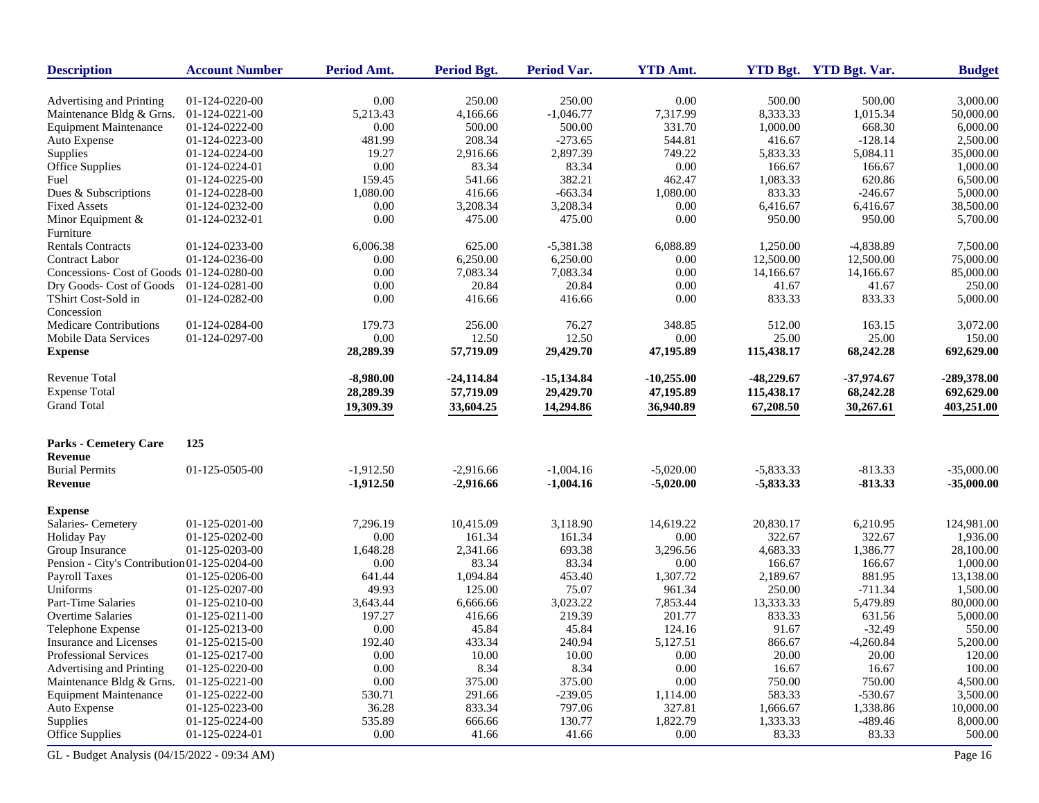| Description | Account Number | Period Amt. | Period Bgt. | Period Var. | YTD Amt. | YTD Bgt. | YTD Bgt. Var. | Budget |
|---|---|---|---|---|---|---|---|---|
| Advertising and Printing | 01-124-0220-00 | 0.00 | 250.00 | 250.00 | 0.00 | 500.00 | 500.00 | 3,000.00 |
| Maintenance Bldg & Grns. | 01-124-0221-00 | 5,213.43 | 4,166.66 | -1,046.77 | 7,317.99 | 8,333.33 | 1,015.34 | 50,000.00 |
| Equipment Maintenance | 01-124-0222-00 | 0.00 | 500.00 | 500.00 | 331.70 | 1,000.00 | 668.30 | 6,000.00 |
| Auto Expense | 01-124-0223-00 | 481.99 | 208.34 | -273.65 | 544.81 | 416.67 | -128.14 | 2,500.00 |
| Supplies | 01-124-0224-00 | 19.27 | 2,916.66 | 2,897.39 | 749.22 | 5,833.33 | 5,084.11 | 35,000.00 |
| Office Supplies | 01-124-0224-01 | 0.00 | 83.34 | 83.34 | 0.00 | 166.67 | 166.67 | 1,000.00 |
| Fuel | 01-124-0225-00 | 159.45 | 541.66 | 382.21 | 462.47 | 1,083.33 | 620.86 | 6,500.00 |
| Dues & Subscriptions | 01-124-0228-00 | 1,080.00 | 416.66 | -663.34 | 1,080.00 | 833.33 | -246.67 | 5,000.00 |
| Fixed Assets | 01-124-0232-00 | 0.00 | 3,208.34 | 3,208.34 | 0.00 | 6,416.67 | 6,416.67 | 38,500.00 |
| Minor Equipment & Furniture | 01-124-0232-01 | 0.00 | 475.00 | 475.00 | 0.00 | 950.00 | 950.00 | 5,700.00 |
| Rentals Contracts | 01-124-0233-00 | 6,006.38 | 625.00 | -5,381.38 | 6,088.89 | 1,250.00 | -4,838.89 | 7,500.00 |
| Contract Labor | 01-124-0236-00 | 0.00 | 6,250.00 | 6,250.00 | 0.00 | 12,500.00 | 12,500.00 | 75,000.00 |
| Concessions- Cost of Goods | 01-124-0280-00 | 0.00 | 7,083.34 | 7,083.34 | 0.00 | 14,166.67 | 14,166.67 | 85,000.00 |
| Dry Goods- Cost of Goods | 01-124-0281-00 | 0.00 | 20.84 | 20.84 | 0.00 | 41.67 | 41.67 | 250.00 |
| TShirt Cost-Sold in Concession | 01-124-0282-00 | 0.00 | 416.66 | 416.66 | 0.00 | 833.33 | 833.33 | 5,000.00 |
| Medicare Contributions | 01-124-0284-00 | 179.73 | 256.00 | 76.27 | 348.85 | 512.00 | 163.15 | 3,072.00 |
| Mobile Data Services | 01-124-0297-00 | 0.00 | 12.50 | 12.50 | 0.00 | 25.00 | 25.00 | 150.00 |
| **Expense** | | **28,289.39** | **57,719.09** | **29,429.70** | **47,195.89** | **115,438.17** | **68,242.28** | **692,629.00** |
| Revenue Total | | **-8,980.00** | **-24,114.84** | **-15,134.84** | **-10,255.00** | **-48,229.67** | **-37,974.67** | **-289,378.00** |
| Expense Total | | **28,289.39** | **57,719.09** | **29,429.70** | **47,195.89** | **115,438.17** | **68,242.28** | **692,629.00** |
| Grand Total | | **19,309.39** | **33,604.25** | **14,294.86** | **36,940.89** | **67,208.50** | **30,267.61** | **403,251.00** |
| **Parks - Cemetery Care** | **125** | | | | | | | |
| **Revenue** | | | | | | | | |
| Burial Permits | 01-125-0505-00 | -1,912.50 | -2,916.66 | -1,004.16 | -5,020.00 | -5,833.33 | -813.33 | -35,000.00 |
| **Revenue** | | **-1,912.50** | **-2,916.66** | **-1,004.16** | **-5,020.00** | **-5,833.33** | **-813.33** | **-35,000.00** |
| **Expense** | | | | | | | | |
| Salaries- Cemetery | 01-125-0201-00 | 7,296.19 | 10,415.09 | 3,118.90 | 14,619.22 | 20,830.17 | 6,210.95 | 124,981.00 |
| Holiday Pay | 01-125-0202-00 | 0.00 | 161.34 | 161.34 | 0.00 | 322.67 | 322.67 | 1,936.00 |
| Group Insurance | 01-125-0203-00 | 1,648.28 | 2,341.66 | 693.38 | 3,296.56 | 4,683.33 | 1,386.77 | 28,100.00 |
| Pension - City's Contribution | 01-125-0204-00 | 0.00 | 83.34 | 83.34 | 0.00 | 166.67 | 166.67 | 1,000.00 |
| Payroll Taxes | 01-125-0206-00 | 641.44 | 1,094.84 | 453.40 | 1,307.72 | 2,189.67 | 881.95 | 13,138.00 |
| Uniforms | 01-125-0207-00 | 49.93 | 125.00 | 75.07 | 961.34 | 250.00 | -711.34 | 1,500.00 |
| Part-Time Salaries | 01-125-0210-00 | 3,643.44 | 6,666.66 | 3,023.22 | 7,853.44 | 13,333.33 | 5,479.89 | 80,000.00 |
| Overtime Salaries | 01-125-0211-00 | 197.27 | 416.66 | 219.39 | 201.77 | 833.33 | 631.56 | 5,000.00 |
| Telephone Expense | 01-125-0213-00 | 0.00 | 45.84 | 45.84 | 124.16 | 91.67 | -32.49 | 550.00 |
| Insurance and Licenses | 01-125-0215-00 | 192.40 | 433.34 | 240.94 | 5,127.51 | 866.67 | -4,260.84 | 5,200.00 |
| Professional Services | 01-125-0217-00 | 0.00 | 10.00 | 10.00 | 0.00 | 20.00 | 20.00 | 120.00 |
| Advertising and Printing | 01-125-0220-00 | 0.00 | 8.34 | 8.34 | 0.00 | 16.67 | 16.67 | 100.00 |
| Maintenance Bldg & Grns. | 01-125-0221-00 | 0.00 | 375.00 | 375.00 | 0.00 | 750.00 | 750.00 | 4,500.00 |
| Equipment Maintenance | 01-125-0222-00 | 530.71 | 291.66 | -239.05 | 1,114.00 | 583.33 | -530.67 | 3,500.00 |
| Auto Expense | 01-125-0223-00 | 36.28 | 833.34 | 797.06 | 327.81 | 1,666.67 | 1,338.86 | 10,000.00 |
| Supplies | 01-125-0224-00 | 535.89 | 666.66 | 130.77 | 1,822.79 | 1,333.33 | -489.46 | 8,000.00 |
| Office Supplies | 01-125-0224-01 | 0.00 | 41.66 | 41.66 | 0.00 | 83.33 | 83.33 | 500.00 |

GL - Budget Analysis (04/15/2022 - 09:34 AM)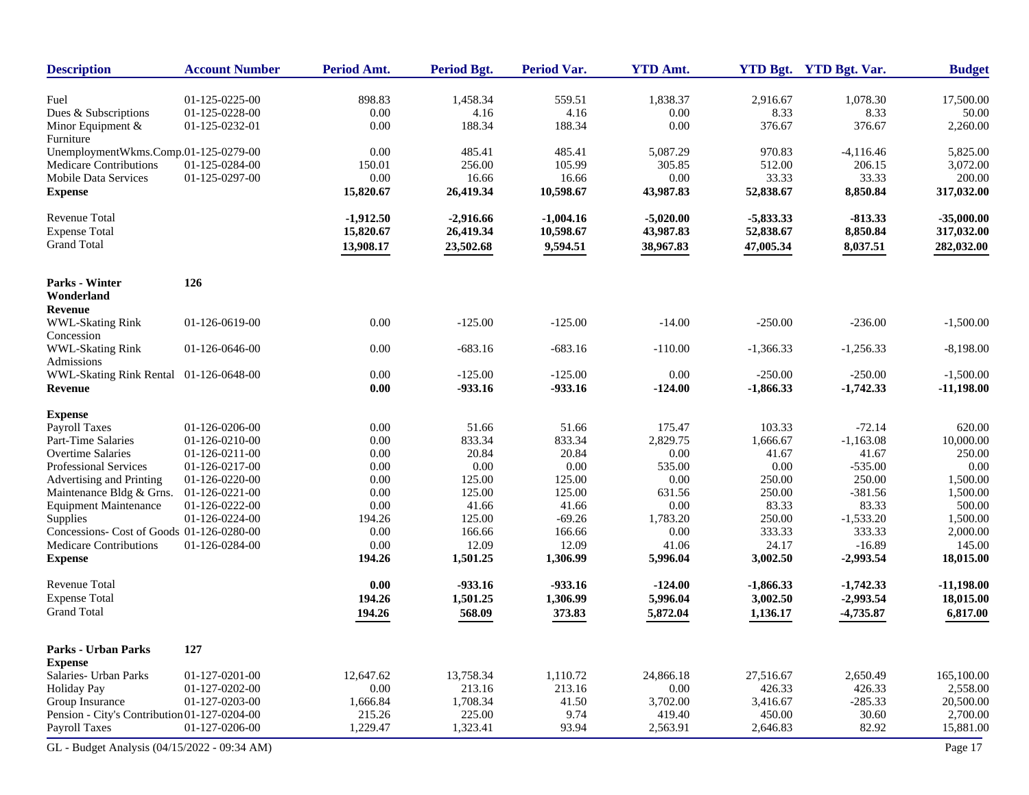| Description | Account Number | Period Amt. | Period Bgt. | Period Var. | YTD Amt. | YTD Bgt. | YTD Bgt. Var. | Budget |
|---|---|---|---|---|---|---|---|---|
| Fuel | 01-125-0225-00 | 898.83 | 1,458.34 | 559.51 | 1,838.37 | 2,916.67 | 1,078.30 | 17,500.00 |
| Dues & Subscriptions | 01-125-0228-00 | 0.00 | 4.16 | 4.16 | 0.00 | 8.33 | 8.33 | 50.00 |
| Minor Equipment & Furniture | 01-125-0232-01 | 0.00 | 188.34 | 188.34 | 0.00 | 376.67 | 376.67 | 2,260.00 |
| UnemploymentWkms.Comp. | 01-125-0279-00 | 0.00 | 485.41 | 485.41 | 5,087.29 | 970.83 | -4,116.46 | 5,825.00 |
| Medicare Contributions | 01-125-0284-00 | 150.01 | 256.00 | 105.99 | 305.85 | 512.00 | 206.15 | 3,072.00 |
| Mobile Data Services | 01-125-0297-00 | 0.00 | 16.66 | 16.66 | 0.00 | 33.33 | 33.33 | 200.00 |
| **Expense** | | **15,820.67** | **26,419.34** | **10,598.67** | **43,987.83** | **52,838.67** | **8,850.84** | **317,032.00** |
| Revenue Total | | **-1,912.50** | **-2,916.66** | **-1,004.16** | **-5,020.00** | **-5,833.33** | **-813.33** | **-35,000.00** |
| Expense Total | | **15,820.67** | **26,419.34** | **10,598.67** | **43,987.83** | **52,838.67** | **8,850.84** | **317,032.00** |
| Grand Total | | **13,908.17** | **23,502.68** | **9,594.51** | **38,967.83** | **47,005.34** | **8,037.51** | **282,032.00** |
| **Parks - Winter Wonderland** | **126** | | | | | | | |
| **Revenue** | | | | | | | | |
| WWL-Skating Rink Concession | 01-126-0619-00 | 0.00 | -125.00 | -125.00 | -14.00 | -250.00 | -236.00 | -1,500.00 |
| WWL-Skating Rink Admissions | 01-126-0646-00 | 0.00 | -683.16 | -683.16 | -110.00 | -1,366.33 | -1,256.33 | -8,198.00 |
| WWL-Skating Rink Rental | 01-126-0648-00 | 0.00 | -125.00 | -125.00 | 0.00 | -250.00 | -250.00 | -1,500.00 |
| **Revenue** | | **0.00** | **-933.16** | **-933.16** | **-124.00** | **-1,866.33** | **-1,742.33** | **-11,198.00** |
| **Expense** | | | | | | | | |
| Payroll Taxes | 01-126-0206-00 | 0.00 | 51.66 | 51.66 | 175.47 | 103.33 | -72.14 | 620.00 |
| Part-Time Salaries | 01-126-0210-00 | 0.00 | 833.34 | 833.34 | 2,829.75 | 1,666.67 | -1,163.08 | 10,000.00 |
| Overtime Salaries | 01-126-0211-00 | 0.00 | 20.84 | 20.84 | 0.00 | 41.67 | 41.67 | 250.00 |
| Professional Services | 01-126-0217-00 | 0.00 | 0.00 | 0.00 | 535.00 | 0.00 | -535.00 | 0.00 |
| Advertising and Printing | 01-126-0220-00 | 0.00 | 125.00 | 125.00 | 0.00 | 250.00 | 250.00 | 1,500.00 |
| Maintenance Bldg & Grns. | 01-126-0221-00 | 0.00 | 125.00 | 125.00 | 631.56 | 250.00 | -381.56 | 1,500.00 |
| Equipment Maintenance | 01-126-0222-00 | 0.00 | 41.66 | 41.66 | 0.00 | 83.33 | 83.33 | 500.00 |
| Supplies | 01-126-0224-00 | 194.26 | 125.00 | -69.26 | 1,783.20 | 250.00 | -1,533.20 | 1,500.00 |
| Concessions- Cost of Goods | 01-126-0280-00 | 0.00 | 166.66 | 166.66 | 0.00 | 333.33 | 333.33 | 2,000.00 |
| Medicare Contributions | 01-126-0284-00 | 0.00 | 12.09 | 12.09 | 41.06 | 24.17 | -16.89 | 145.00 |
| **Expense** | | **194.26** | **1,501.25** | **1,306.99** | **5,996.04** | **3,002.50** | **-2,993.54** | **18,015.00** |
| Revenue Total | | **0.00** | **-933.16** | **-933.16** | **-124.00** | **-1,866.33** | **-1,742.33** | **-11,198.00** |
| Expense Total | | **194.26** | **1,501.25** | **1,306.99** | **5,996.04** | **3,002.50** | **-2,993.54** | **18,015.00** |
| Grand Total | | **194.26** | **568.09** | **373.83** | **5,872.04** | **1,136.17** | **-4,735.87** | **6,817.00** |
| **Parks - Urban Parks** | **127** | | | | | | | |
| **Expense** | | | | | | | | |
| Salaries- Urban Parks | 01-127-0201-00 | 12,647.62 | 13,758.34 | 1,110.72 | 24,866.18 | 27,516.67 | 2,650.49 | 165,100.00 |
| Holiday Pay | 01-127-0202-00 | 0.00 | 213.16 | 213.16 | 0.00 | 426.33 | 426.33 | 2,558.00 |
| Group Insurance | 01-127-0203-00 | 1,666.84 | 1,708.34 | 41.50 | 3,702.00 | 3,416.67 | -285.33 | 20,500.00 |
| Pension - City's Contribution | 01-127-0204-00 | 215.26 | 225.00 | 9.74 | 419.40 | 450.00 | 30.60 | 2,700.00 |
| Payroll Taxes | 01-127-0206-00 | 1,229.47 | 1,323.41 | 93.94 | 2,563.91 | 2,646.83 | 82.92 | 15,881.00 |

GL - Budget Analysis (04/15/2022 - 09:34 AM)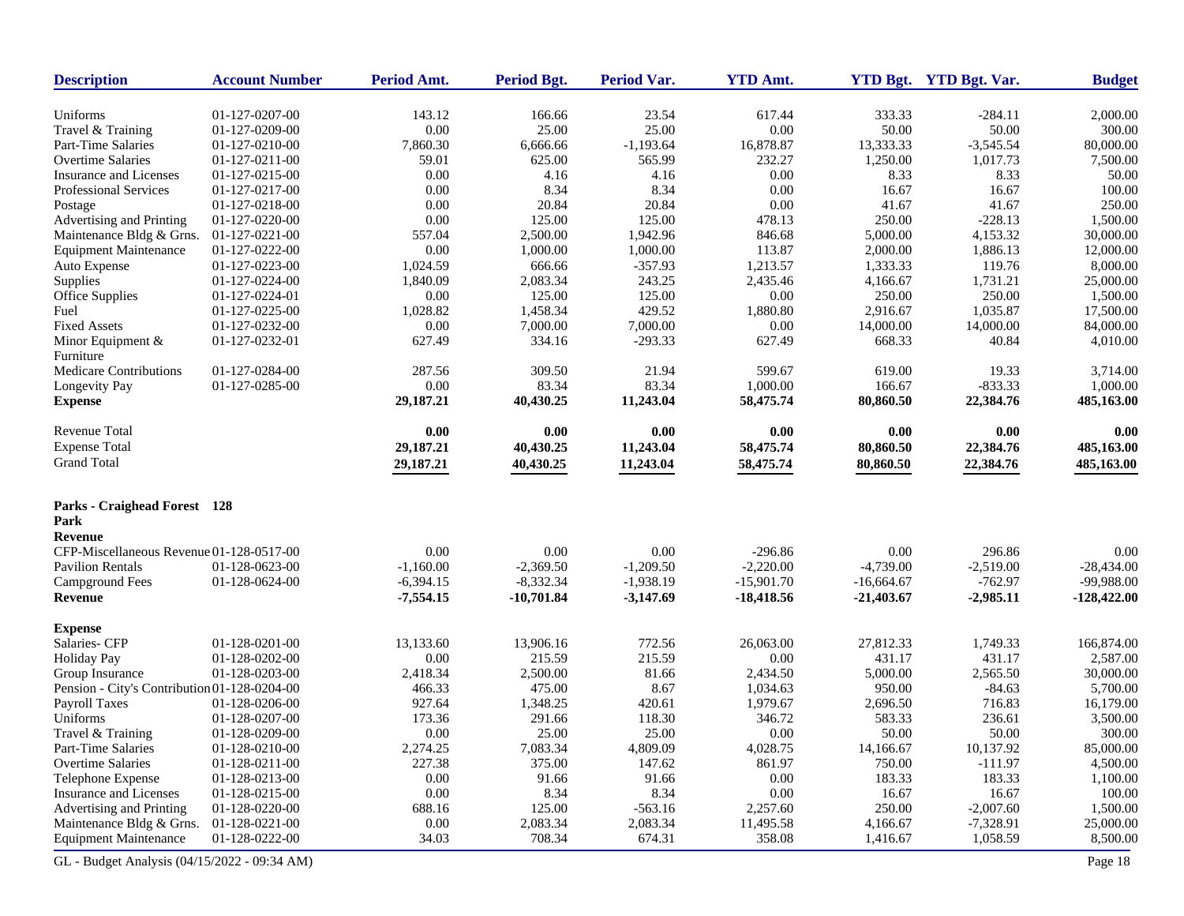| Description | Account Number | Period Amt. | Period Bgt. | Period Var. | YTD Amt. | YTD Bgt. | YTD Bgt. Var. | Budget |
|---|---|---|---|---|---|---|---|---|
| Uniforms | 01-127-0207-00 | 143.12 | 166.66 | 23.54 | 617.44 | 333.33 | -284.11 | 2,000.00 |
| Travel & Training | 01-127-0209-00 | 0.00 | 25.00 | 25.00 | 0.00 | 50.00 | 50.00 | 300.00 |
| Part-Time Salaries | 01-127-0210-00 | 7,860.30 | 6,666.66 | -1,193.64 | 16,878.87 | 13,333.33 | -3,545.54 | 80,000.00 |
| Overtime Salaries | 01-127-0211-00 | 59.01 | 625.00 | 565.99 | 232.27 | 1,250.00 | 1,017.73 | 7,500.00 |
| Insurance and Licenses | 01-127-0215-00 | 0.00 | 4.16 | 4.16 | 0.00 | 8.33 | 8.33 | 50.00 |
| Professional Services | 01-127-0217-00 | 0.00 | 8.34 | 8.34 | 0.00 | 16.67 | 16.67 | 100.00 |
| Postage | 01-127-0218-00 | 0.00 | 20.84 | 20.84 | 0.00 | 41.67 | 41.67 | 250.00 |
| Advertising and Printing | 01-127-0220-00 | 0.00 | 125.00 | 125.00 | 478.13 | 250.00 | -228.13 | 1,500.00 |
| Maintenance Bldg & Grns. | 01-127-0221-00 | 557.04 | 2,500.00 | 1,942.96 | 846.68 | 5,000.00 | 4,153.32 | 30,000.00 |
| Equipment Maintenance | 01-127-0222-00 | 0.00 | 1,000.00 | 1,000.00 | 113.87 | 2,000.00 | 1,886.13 | 12,000.00 |
| Auto Expense | 01-127-0223-00 | 1,024.59 | 666.66 | -357.93 | 1,213.57 | 1,333.33 | 119.76 | 8,000.00 |
| Supplies | 01-127-0224-00 | 1,840.09 | 2,083.34 | 243.25 | 2,435.46 | 4,166.67 | 1,731.21 | 25,000.00 |
| Office Supplies | 01-127-0224-01 | 0.00 | 125.00 | 125.00 | 0.00 | 250.00 | 250.00 | 1,500.00 |
| Fuel | 01-127-0225-00 | 1,028.82 | 1,458.34 | 429.52 | 1,880.80 | 2,916.67 | 1,035.87 | 17,500.00 |
| Fixed Assets | 01-127-0232-00 | 0.00 | 7,000.00 | 7,000.00 | 0.00 | 14,000.00 | 14,000.00 | 84,000.00 |
| Minor Equipment & Furniture | 01-127-0232-01 | 627.49 | 334.16 | -293.33 | 627.49 | 668.33 | 40.84 | 4,010.00 |
| Medicare Contributions | 01-127-0284-00 | 287.56 | 309.50 | 21.94 | 599.67 | 619.00 | 19.33 | 3,714.00 |
| Longevity Pay | 01-127-0285-00 | 0.00 | 83.34 | 83.34 | 1,000.00 | 166.67 | -833.33 | 1,000.00 |
| **Expense** | | **29,187.21** | **40,430.25** | **11,243.04** | **58,475.74** | **80,860.50** | **22,384.76** | **485,163.00** |
| Revenue Total | | **0.00** | **0.00** | **0.00** | **0.00** | **0.00** | **0.00** | **0.00** |
| Expense Total | | **29,187.21** | **40,430.25** | **11,243.04** | **58,475.74** | **80,860.50** | **22,384.76** | **485,163.00** |
| Grand Total | | **29,187.21** | **40,430.25** | **11,243.04** | **58,475.74** | **80,860.50** | **22,384.76** | **485,163.00** |

**Parks - Craighead Forest Park 128**

| Description | Account Number | Period Amt. | Period Bgt. | Period Var. | YTD Amt. | YTD Bgt. | YTD Bgt. Var. | Budget |
|---|---|---|---|---|---|---|---|---|
| **Revenue** | | | | | | | | |
| CFP-Miscellaneous Revenue | 01-128-0517-00 | 0.00 | 0.00 | 0.00 | -296.86 | 0.00 | 296.86 | 0.00 |
| Pavilion Rentals | 01-128-0623-00 | -1,160.00 | -2,369.50 | -1,209.50 | -2,220.00 | -4,739.00 | -2,519.00 | -28,434.00 |
| Campground Fees | 01-128-0624-00 | -6,394.15 | -8,332.34 | -1,938.19 | -15,901.70 | -16,664.67 | -762.97 | -99,988.00 |
| **Revenue** | | **-7,554.15** | **-10,701.84** | **-3,147.69** | **-18,418.56** | **-21,403.67** | **-2,985.11** | **-128,422.00** |
| **Expense** | | | | | | | | |
| Salaries- CFP | 01-128-0201-00 | 13,133.60 | 13,906.16 | 772.56 | 26,063.00 | 27,812.33 | 1,749.33 | 166,874.00 |
| Holiday Pay | 01-128-0202-00 | 0.00 | 215.59 | 215.59 | 0.00 | 431.17 | 431.17 | 2,587.00 |
| Group Insurance | 01-128-0203-00 | 2,418.34 | 2,500.00 | 81.66 | 2,434.50 | 5,000.00 | 2,565.50 | 30,000.00 |
| Pension - City's Contribution | 01-128-0204-00 | 466.33 | 475.00 | 8.67 | 1,034.63 | 950.00 | -84.63 | 5,700.00 |
| Payroll Taxes | 01-128-0206-00 | 927.64 | 1,348.25 | 420.61 | 1,979.67 | 2,696.50 | 716.83 | 16,179.00 |
| Uniforms | 01-128-0207-00 | 173.36 | 291.66 | 118.30 | 346.72 | 583.33 | 236.61 | 3,500.00 |
| Travel & Training | 01-128-0209-00 | 0.00 | 25.00 | 25.00 | 0.00 | 50.00 | 50.00 | 300.00 |
| Part-Time Salaries | 01-128-0210-00 | 2,274.25 | 7,083.34 | 4,809.09 | 4,028.75 | 14,166.67 | 10,137.92 | 85,000.00 |
| Overtime Salaries | 01-128-0211-00 | 227.38 | 375.00 | 147.62 | 861.97 | 750.00 | -111.97 | 4,500.00 |
| Telephone Expense | 01-128-0213-00 | 0.00 | 91.66 | 91.66 | 0.00 | 183.33 | 183.33 | 1,100.00 |
| Insurance and Licenses | 01-128-0215-00 | 0.00 | 8.34 | 8.34 | 0.00 | 16.67 | 16.67 | 100.00 |
| Advertising and Printing | 01-128-0220-00 | 688.16 | 125.00 | -563.16 | 2,257.60 | 250.00 | -2,007.60 | 1,500.00 |
| Maintenance Bldg & Grns. | 01-128-0221-00 | 0.00 | 2,083.34 | 2,083.34 | 11,495.58 | 4,166.67 | -7,328.91 | 25,000.00 |
| Equipment Maintenance | 01-128-0222-00 | 34.03 | 708.34 | 674.31 | 358.08 | 1,416.67 | 1,058.59 | 8,500.00 |

GL - Budget Analysis (04/15/2022 - 09:34 AM)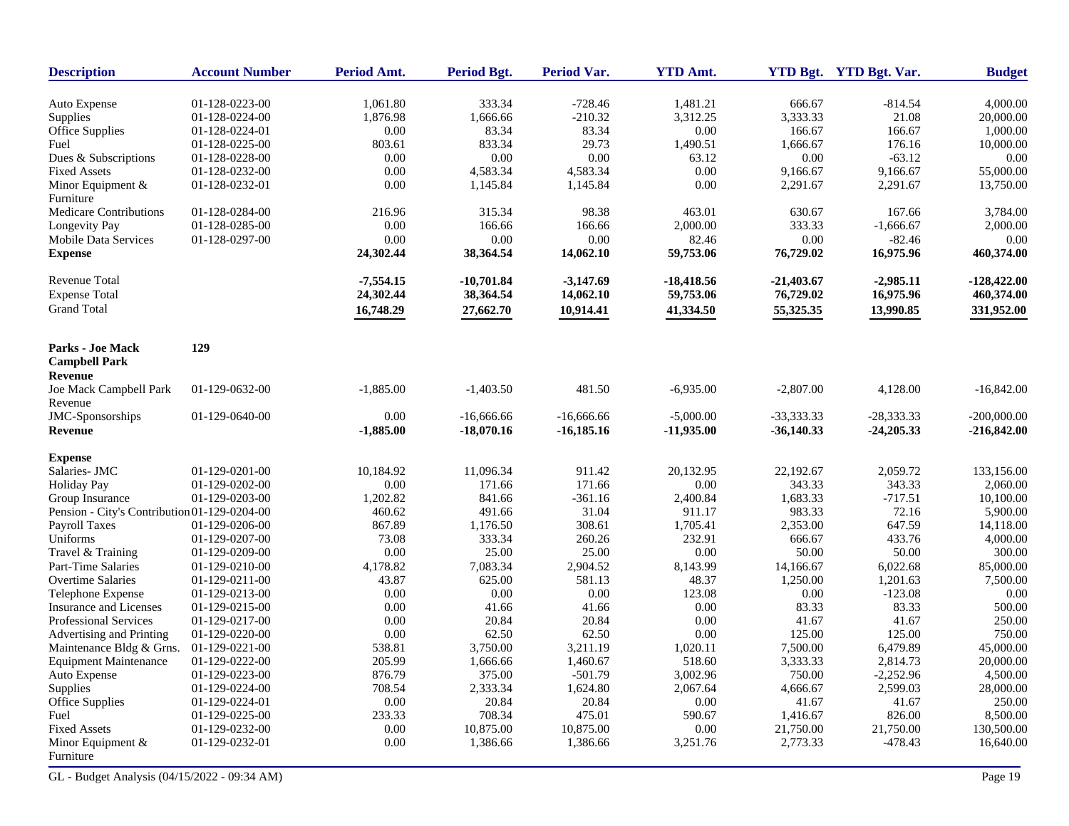| Description | Account Number | Period Amt. | Period Bgt. | Period Var. | YTD Amt. | YTD Bgt. | YTD Bgt. Var. | Budget |
|---|---|---|---|---|---|---|---|---|
| Auto Expense | 01-128-0223-00 | 1,061.80 | 333.34 | -728.46 | 1,481.21 | 666.67 | -814.54 | 4,000.00 |
| Supplies | 01-128-0224-00 | 1,876.98 | 1,666.66 | -210.32 | 3,312.25 | 3,333.33 | 21.08 | 20,000.00 |
| Office Supplies | 01-128-0224-01 | 0.00 | 83.34 | 83.34 | 0.00 | 166.67 | 166.67 | 1,000.00 |
| Fuel | 01-128-0225-00 | 803.61 | 833.34 | 29.73 | 1,490.51 | 1,666.67 | 176.16 | 10,000.00 |
| Dues & Subscriptions | 01-128-0228-00 | 0.00 | 0.00 | 0.00 | 63.12 | 0.00 | -63.12 | 0.00 |
| Fixed Assets | 01-128-0232-00 | 0.00 | 4,583.34 | 4,583.34 | 0.00 | 9,166.67 | 9,166.67 | 55,000.00 |
| Minor Equipment & Furniture | 01-128-0232-01 | 0.00 | 1,145.84 | 1,145.84 | 0.00 | 2,291.67 | 2,291.67 | 13,750.00 |
| Medicare Contributions | 01-128-0284-00 | 216.96 | 315.34 | 98.38 | 463.01 | 630.67 | 167.66 | 3,784.00 |
| Longevity Pay | 01-128-0285-00 | 0.00 | 166.66 | 166.66 | 2,000.00 | 333.33 | -1,666.67 | 2,000.00 |
| Mobile Data Services | 01-128-0297-00 | 0.00 | 0.00 | 0.00 | 82.46 | 0.00 | -82.46 | 0.00 |
| **Expense** | | **24,302.44** | **38,364.54** | **14,062.10** | **59,753.06** | **76,729.02** | **16,975.96** | **460,374.00** |
| Revenue Total | | **-7,554.15** | **-10,701.84** | **-3,147.69** | **-18,418.56** | **-21,403.67** | **-2,985.11** | **-128,422.00** |
| Expense Total | | **24,302.44** | **38,364.54** | **14,062.10** | **59,753.06** | **76,729.02** | **16,975.96** | **460,374.00** |
| Grand Total | | **16,748.29** | **27,662.70** | **10,914.41** | **41,334.50** | **55,325.35** | **13,990.85** | **331,952.00** |
| **Parks - Joe Mack Campbell Park** | **129** | | | | | | | |
| **Revenue** | | | | | | | | |
| Joe Mack Campbell Park Revenue | 01-129-0632-00 | -1,885.00 | -1,403.50 | 481.50 | -6,935.00 | -2,807.00 | 4,128.00 | -16,842.00 |
| JMC-Sponsorships | 01-129-0640-00 | 0.00 | -16,666.66 | -16,666.66 | -5,000.00 | -33,333.33 | -28,333.33 | -200,000.00 |
| **Revenue** | | **-1,885.00** | **-18,070.16** | **-16,185.16** | **-11,935.00** | **-36,140.33** | **-24,205.33** | **-216,842.00** |
| **Expense** | | | | | | | | |
| Salaries- JMC | 01-129-0201-00 | 10,184.92 | 11,096.34 | 911.42 | 20,132.95 | 22,192.67 | 2,059.72 | 133,156.00 |
| Holiday Pay | 01-129-0202-00 | 0.00 | 171.66 | 171.66 | 0.00 | 343.33 | 343.33 | 2,060.00 |
| Group Insurance | 01-129-0203-00 | 1,202.82 | 841.66 | -361.16 | 2,400.84 | 1,683.33 | -717.51 | 10,100.00 |
| Pension - City's Contribution | 01-129-0204-00 | 460.62 | 491.66 | 31.04 | 911.17 | 983.33 | 72.16 | 5,900.00 |
| Payroll Taxes | 01-129-0206-00 | 867.89 | 1,176.50 | 308.61 | 1,705.41 | 2,353.00 | 647.59 | 14,118.00 |
| Uniforms | 01-129-0207-00 | 73.08 | 333.34 | 260.26 | 232.91 | 666.67 | 433.76 | 4,000.00 |
| Travel & Training | 01-129-0209-00 | 0.00 | 25.00 | 25.00 | 0.00 | 50.00 | 50.00 | 300.00 |
| Part-Time Salaries | 01-129-0210-00 | 4,178.82 | 7,083.34 | 2,904.52 | 8,143.99 | 14,166.67 | 6,022.68 | 85,000.00 |
| Overtime Salaries | 01-129-0211-00 | 43.87 | 625.00 | 581.13 | 48.37 | 1,250.00 | 1,201.63 | 7,500.00 |
| Telephone Expense | 01-129-0213-00 | 0.00 | 0.00 | 0.00 | 123.08 | 0.00 | -123.08 | 0.00 |
| Insurance and Licenses | 01-129-0215-00 | 0.00 | 41.66 | 41.66 | 0.00 | 83.33 | 83.33 | 500.00 |
| Professional Services | 01-129-0217-00 | 0.00 | 20.84 | 20.84 | 0.00 | 41.67 | 41.67 | 250.00 |
| Advertising and Printing | 01-129-0220-00 | 0.00 | 62.50 | 62.50 | 0.00 | 125.00 | 125.00 | 750.00 |
| Maintenance Bldg & Grns. | 01-129-0221-00 | 538.81 | 3,750.00 | 3,211.19 | 1,020.11 | 7,500.00 | 6,479.89 | 45,000.00 |
| Equipment Maintenance | 01-129-0222-00 | 205.99 | 1,666.66 | 1,460.67 | 518.60 | 3,333.33 | 2,814.73 | 20,000.00 |
| Auto Expense | 01-129-0223-00 | 876.79 | 375.00 | -501.79 | 3,002.96 | 750.00 | -2,252.96 | 4,500.00 |
| Supplies | 01-129-0224-00 | 708.54 | 2,333.34 | 1,624.80 | 2,067.64 | 4,666.67 | 2,599.03 | 28,000.00 |
| Office Supplies | 01-129-0224-01 | 0.00 | 20.84 | 20.84 | 0.00 | 41.67 | 41.67 | 250.00 |
| Fuel | 01-129-0225-00 | 233.33 | 708.34 | 475.01 | 590.67 | 1,416.67 | 826.00 | 8,500.00 |
| Fixed Assets | 01-129-0232-00 | 0.00 | 10,875.00 | 10,875.00 | 0.00 | 21,750.00 | 21,750.00 | 130,500.00 |
| Minor Equipment & Furniture | 01-129-0232-01 | 0.00 | 1,386.66 | 1,386.66 | 3,251.76 | 2,773.33 | -478.43 | 16,640.00 |

GL - Budget Analysis (04/15/2022 - 09:34 AM)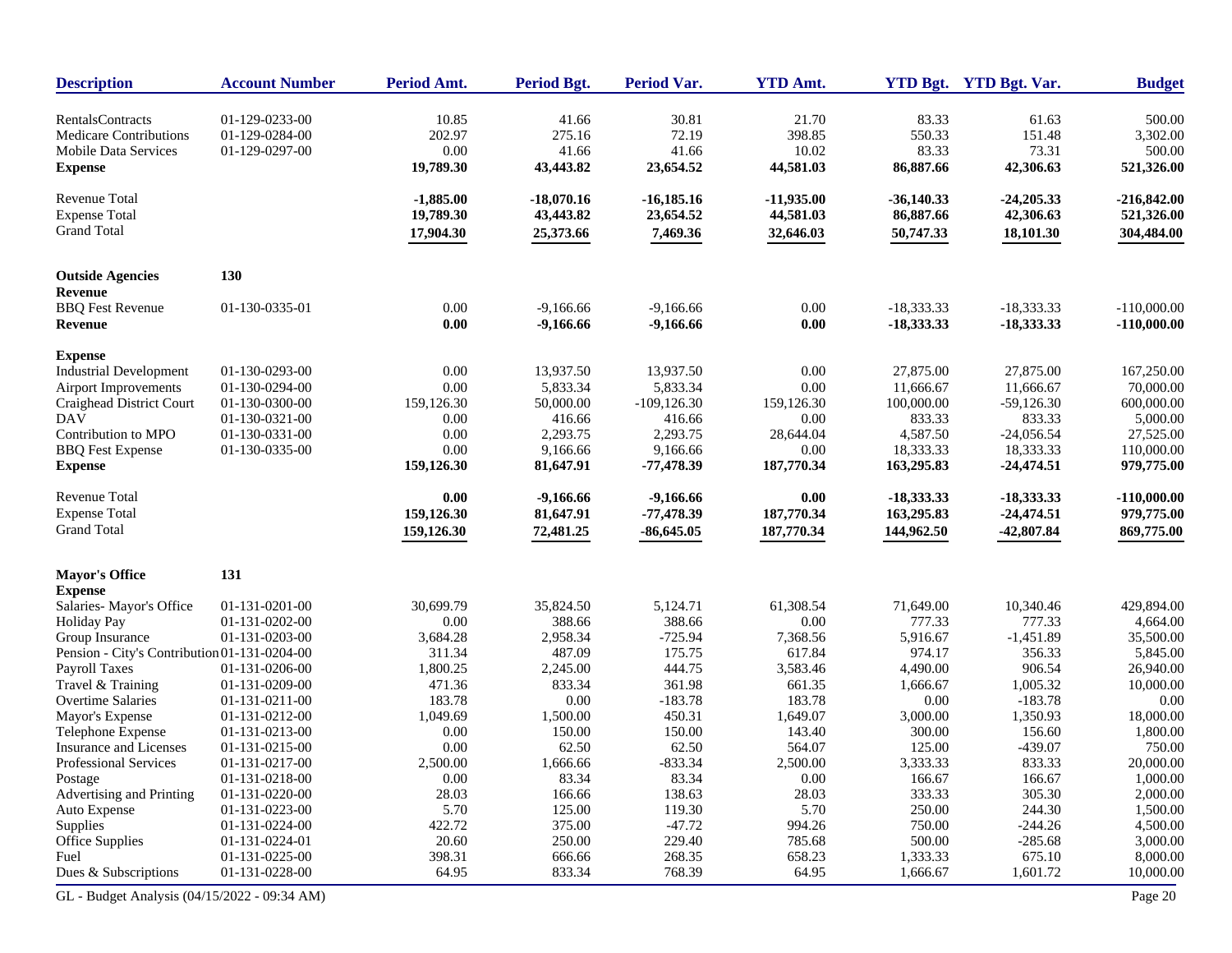| Description | Account Number | Period Amt. | Period Bgt. | Period Var. | YTD Amt. | YTD Bgt. | YTD Bgt. Var. | Budget |
|---|---|---|---|---|---|---|---|---|
| RentalsContracts | 01-129-0233-00 | 10.85 | 41.66 | 30.81 | 21.70 | 83.33 | 61.63 | 500.00 |
| Medicare Contributions | 01-129-0284-00 | 202.97 | 275.16 | 72.19 | 398.85 | 550.33 | 151.48 | 3,302.00 |
| Mobile Data Services | 01-129-0297-00 | 0.00 | 41.66 | 41.66 | 10.02 | 83.33 | 73.31 | 500.00 |
| **Expense** | | **19,789.30** | **43,443.82** | **23,654.52** | **44,581.03** | **86,887.66** | **42,306.63** | **521,326.00** |
| Revenue Total | | **-1,885.00** | **-18,070.16** | **-16,185.16** | **-11,935.00** | **-36,140.33** | **-24,205.33** | **-216,842.00** |
| Expense Total | | **19,789.30** | **43,443.82** | **23,654.52** | **44,581.03** | **86,887.66** | **42,306.63** | **521,326.00** |
| Grand Total | | **17,904.30** | **25,373.66** | **7,469.36** | **32,646.03** | **50,747.33** | **18,101.30** | **304,484.00** |
| **Outside Agencies** | **130** | | | | | | | |
| **Revenue** | | | | | | | | |
| BBQ Fest Revenue | 01-130-0335-01 | 0.00 | -9,166.66 | -9,166.66 | 0.00 | -18,333.33 | -18,333.33 | -110,000.00 |
| **Revenue** | | **0.00** | **-9,166.66** | **-9,166.66** | **0.00** | **-18,333.33** | **-18,333.33** | **-110,000.00** |
| **Expense** | | | | | | | | |
| Industrial Development | 01-130-0293-00 | 0.00 | 13,937.50 | 13,937.50 | 0.00 | 27,875.00 | 27,875.00 | 167,250.00 |
| Airport Improvements | 01-130-0294-00 | 0.00 | 5,833.34 | 5,833.34 | 0.00 | 11,666.67 | 11,666.67 | 70,000.00 |
| Craighead District Court | 01-130-0300-00 | 159,126.30 | 50,000.00 | -109,126.30 | 159,126.30 | 100,000.00 | -59,126.30 | 600,000.00 |
| DAV | 01-130-0321-00 | 0.00 | 416.66 | 416.66 | 0.00 | 833.33 | 833.33 | 5,000.00 |
| Contribution to MPO | 01-130-0331-00 | 0.00 | 2,293.75 | 2,293.75 | 28,644.04 | 4,587.50 | -24,056.54 | 27,525.00 |
| BBQ Fest Expense | 01-130-0335-00 | 0.00 | 9,166.66 | 9,166.66 | 0.00 | 18,333.33 | 18,333.33 | 110,000.00 |
| **Expense** | | **159,126.30** | **81,647.91** | **-77,478.39** | **187,770.34** | **163,295.83** | **-24,474.51** | **979,775.00** |
| Revenue Total | | **0.00** | **-9,166.66** | **-9,166.66** | **0.00** | **-18,333.33** | **-18,333.33** | **-110,000.00** |
| Expense Total | | **159,126.30** | **81,647.91** | **-77,478.39** | **187,770.34** | **163,295.83** | **-24,474.51** | **979,775.00** |
| Grand Total | | **159,126.30** | **72,481.25** | **-86,645.05** | **187,770.34** | **144,962.50** | **-42,807.84** | **869,775.00** |
| **Mayor's Office** | **131** | | | | | | | |
| **Expense** | | | | | | | | |
| Salaries- Mayor's Office | 01-131-0201-00 | 30,699.79 | 35,824.50 | 5,124.71 | 61,308.54 | 71,649.00 | 10,340.46 | 429,894.00 |
| Holiday Pay | 01-131-0202-00 | 0.00 | 388.66 | 388.66 | 0.00 | 777.33 | 777.33 | 4,664.00 |
| Group Insurance | 01-131-0203-00 | 3,684.28 | 2,958.34 | -725.94 | 7,368.56 | 5,916.67 | -1,451.89 | 35,500.00 |
| Pension - City's Contribution | 01-131-0204-00 | 311.34 | 487.09 | 175.75 | 617.84 | 974.17 | 356.33 | 5,845.00 |
| Payroll Taxes | 01-131-0206-00 | 1,800.25 | 2,245.00 | 444.75 | 3,583.46 | 4,490.00 | 906.54 | 26,940.00 |
| Travel & Training | 01-131-0209-00 | 471.36 | 833.34 | 361.98 | 661.35 | 1,666.67 | 1,005.32 | 10,000.00 |
| Overtime Salaries | 01-131-0211-00 | 183.78 | 0.00 | -183.78 | 183.78 | 0.00 | -183.78 | 0.00 |
| Mayor's Expense | 01-131-0212-00 | 1,049.69 | 1,500.00 | 450.31 | 1,649.07 | 3,000.00 | 1,350.93 | 18,000.00 |
| Telephone Expense | 01-131-0213-00 | 0.00 | 150.00 | 150.00 | 143.40 | 300.00 | 156.60 | 1,800.00 |
| Insurance and Licenses | 01-131-0215-00 | 0.00 | 62.50 | 62.50 | 564.07 | 125.00 | -439.07 | 750.00 |
| Professional Services | 01-131-0217-00 | 2,500.00 | 1,666.66 | -833.34 | 2,500.00 | 3,333.33 | 833.33 | 20,000.00 |
| Postage | 01-131-0218-00 | 0.00 | 83.34 | 83.34 | 0.00 | 166.67 | 166.67 | 1,000.00 |
| Advertising and Printing | 01-131-0220-00 | 28.03 | 166.66 | 138.63 | 28.03 | 333.33 | 305.30 | 2,000.00 |
| Auto Expense | 01-131-0223-00 | 5.70 | 125.00 | 119.30 | 5.70 | 250.00 | 244.30 | 1,500.00 |
| Supplies | 01-131-0224-00 | 422.72 | 375.00 | -47.72 | 994.26 | 750.00 | -244.26 | 4,500.00 |
| Office Supplies | 01-131-0224-01 | 20.60 | 250.00 | 229.40 | 785.68 | 500.00 | -285.68 | 3,000.00 |
| Fuel | 01-131-0225-00 | 398.31 | 666.66 | 268.35 | 658.23 | 1,333.33 | 675.10 | 8,000.00 |
| Dues & Subscriptions | 01-131-0228-00 | 64.95 | 833.34 | 768.39 | 64.95 | 1,666.67 | 1,601.72 | 10,000.00 |

GL - Budget Analysis (04/15/2022 - 09:34 AM)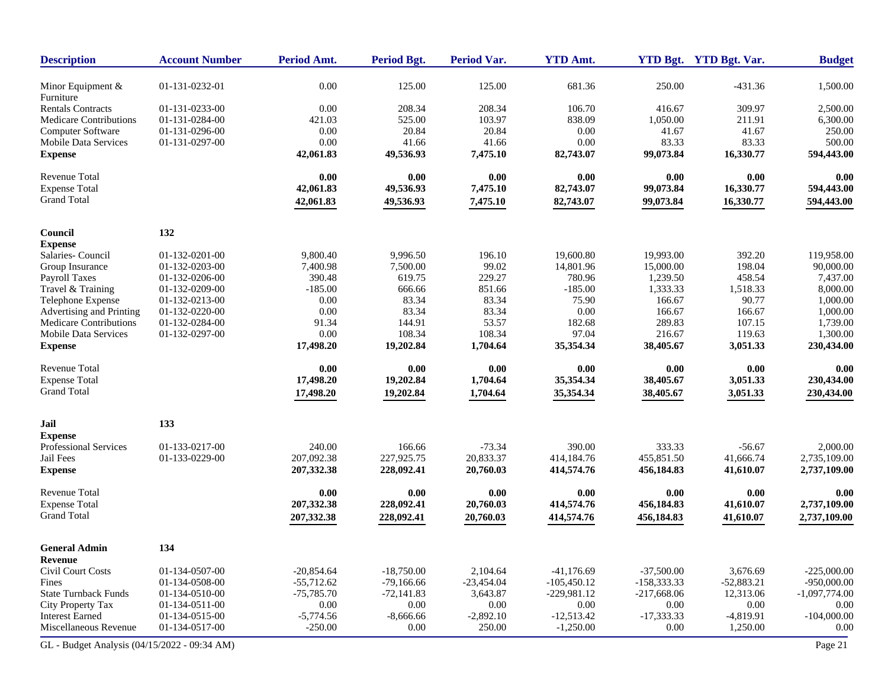| Description | Account Number | Period Amt. | Period Bgt. | Period Var. | YTD Amt. | YTD Bgt. | YTD Bgt. Var. | Budget |
|---|---|---|---|---|---|---|---|---|
| Minor Equipment & Furniture | 01-131-0232-01 | 0.00 | 125.00 | 125.00 | 681.36 | 250.00 | -431.36 | 1,500.00 |
| Rentals Contracts | 01-131-0233-00 | 0.00 | 208.34 | 208.34 | 106.70 | 416.67 | 309.97 | 2,500.00 |
| Medicare Contributions | 01-131-0284-00 | 421.03 | 525.00 | 103.97 | 838.09 | 1,050.00 | 211.91 | 6,300.00 |
| Computer Software | 01-131-0296-00 | 0.00 | 20.84 | 20.84 | 0.00 | 41.67 | 41.67 | 250.00 |
| Mobile Data Services | 01-131-0297-00 | 0.00 | 41.66 | 41.66 | 0.00 | 83.33 | 83.33 | 500.00 |
| **Expense** | | **42,061.83** | **49,536.93** | **7,475.10** | **82,743.07** | **99,073.84** | **16,330.77** | **594,443.00** |
| Revenue Total | | **0.00** | **0.00** | **0.00** | **0.00** | **0.00** | **0.00** | **0.00** |
| Expense Total | | **42,061.83** | **49,536.93** | **7,475.10** | **82,743.07** | **99,073.84** | **16,330.77** | **594,443.00** |
| Grand Total | | **42,061.83** | **49,536.93** | **7,475.10** | **82,743.07** | **99,073.84** | **16,330.77** | **594,443.00** |
| **Council** | **132** | | | | | | | |
| **Expense** | | | | | | | | |
| Salaries- Council | 01-132-0201-00 | 9,800.40 | 9,996.50 | 196.10 | 19,600.80 | 19,993.00 | 392.20 | 119,958.00 |
| Group Insurance | 01-132-0203-00 | 7,400.98 | 7,500.00 | 99.02 | 14,801.96 | 15,000.00 | 198.04 | 90,000.00 |
| Payroll Taxes | 01-132-0206-00 | 390.48 | 619.75 | 229.27 | 780.96 | 1,239.50 | 458.54 | 7,437.00 |
| Travel & Training | 01-132-0209-00 | -185.00 | 666.66 | 851.66 | -185.00 | 1,333.33 | 1,518.33 | 8,000.00 |
| Telephone Expense | 01-132-0213-00 | 0.00 | 83.34 | 83.34 | 75.90 | 166.67 | 90.77 | 1,000.00 |
| Advertising and Printing | 01-132-0220-00 | 0.00 | 83.34 | 83.34 | 0.00 | 166.67 | 166.67 | 1,000.00 |
| Medicare Contributions | 01-132-0284-00 | 91.34 | 144.91 | 53.57 | 182.68 | 289.83 | 107.15 | 1,739.00 |
| Mobile Data Services | 01-132-0297-00 | 0.00 | 108.34 | 108.34 | 97.04 | 216.67 | 119.63 | 1,300.00 |
| **Expense** | | **17,498.20** | **19,202.84** | **1,704.64** | **35,354.34** | **38,405.67** | **3,051.33** | **230,434.00** |
| Revenue Total | | **0.00** | **0.00** | **0.00** | **0.00** | **0.00** | **0.00** | **0.00** |
| Expense Total | | **17,498.20** | **19,202.84** | **1,704.64** | **35,354.34** | **38,405.67** | **3,051.33** | **230,434.00** |
| Grand Total | | **17,498.20** | **19,202.84** | **1,704.64** | **35,354.34** | **38,405.67** | **3,051.33** | **230,434.00** |
| **Jail** | **133** | | | | | | | |
| **Expense** | | | | | | | | |
| Professional Services | 01-133-0217-00 | 240.00 | 166.66 | -73.34 | 390.00 | 333.33 | -56.67 | 2,000.00 |
| Jail Fees | 01-133-0229-00 | 207,092.38 | 227,925.75 | 20,833.37 | 414,184.76 | 455,851.50 | 41,666.74 | 2,735,109.00 |
| **Expense** | | **207,332.38** | **228,092.41** | **20,760.03** | **414,574.76** | **456,184.83** | **41,610.07** | **2,737,109.00** |
| Revenue Total | | **0.00** | **0.00** | **0.00** | **0.00** | **0.00** | **0.00** | **0.00** |
| Expense Total | | **207,332.38** | **228,092.41** | **20,760.03** | **414,574.76** | **456,184.83** | **41,610.07** | **2,737,109.00** |
| Grand Total | | **207,332.38** | **228,092.41** | **20,760.03** | **414,574.76** | **456,184.83** | **41,610.07** | **2,737,109.00** |
| **General Admin** | **134** | | | | | | | |
| **Revenue** | | | | | | | | |
| Civil Court Costs | 01-134-0507-00 | -20,854.64 | -18,750.00 | 2,104.64 | -41,176.69 | -37,500.00 | 3,676.69 | -225,000.00 |
| Fines | 01-134-0508-00 | -55,712.62 | -79,166.66 | -23,454.04 | -105,450.12 | -158,333.33 | -52,883.21 | -950,000.00 |
| State Turnback Funds | 01-134-0510-00 | -75,785.70 | -72,141.83 | 3,643.87 | -229,981.12 | -217,668.06 | 12,313.06 | -1,097,774.00 |
| City Property Tax | 01-134-0511-00 | 0.00 | 0.00 | 0.00 | 0.00 | 0.00 | 0.00 | 0.00 |
| Interest Earned | 01-134-0515-00 | -5,774.56 | -8,666.66 | -2,892.10 | -12,513.42 | -17,333.33 | -4,819.91 | -104,000.00 |
| Miscellaneous Revenue | 01-134-0517-00 | -250.00 | 0.00 | 250.00 | -1,250.00 | 0.00 | 1,250.00 | 0.00 |

GL - Budget Analysis (04/15/2022 - 09:34 AM)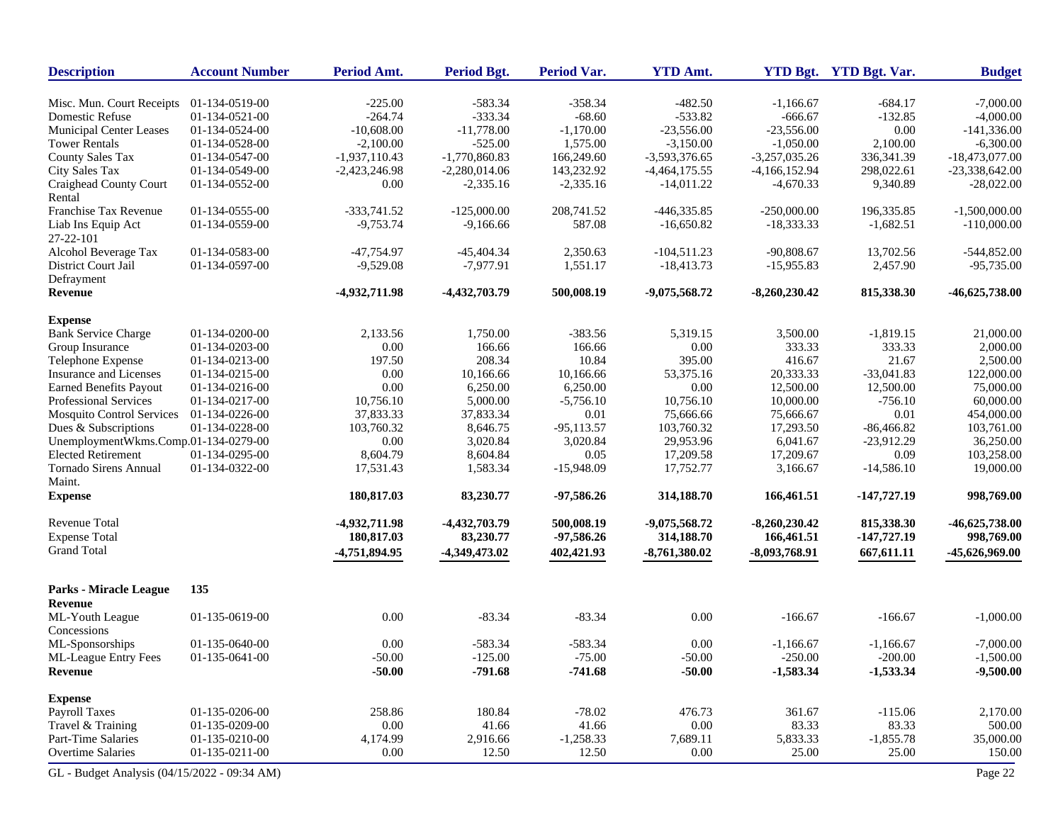| Description | Account Number | Period Amt. | Period Bgt. | Period Var. | YTD Amt. | YTD Bgt. | YTD Bgt. Var. | Budget |
|---|---|---|---|---|---|---|---|---|
| Misc. Mun. Court Receipts | 01-134-0519-00 | -225.00 | -583.34 | -358.34 | -482.50 | -1,166.67 | -684.17 | -7,000.00 |
| Domestic Refuse | 01-134-0521-00 | -264.74 | -333.34 | -68.60 | -533.82 | -666.67 | -132.85 | -4,000.00 |
| Municipal Center Leases | 01-134-0524-00 | -10,608.00 | -11,778.00 | -1,170.00 | -23,556.00 | -23,556.00 | 0.00 | -141,336.00 |
| Tower Rentals | 01-134-0528-00 | -2,100.00 | -525.00 | 1,575.00 | -3,150.00 | -1,050.00 | 2,100.00 | -6,300.00 |
| County Sales Tax | 01-134-0547-00 | -1,937,110.43 | -1,770,860.83 | 166,249.60 | -3,593,376.65 | -3,257,035.26 | 336,341.39 | -18,473,077.00 |
| City Sales Tax | 01-134-0549-00 | -2,423,246.98 | -2,280,014.06 | 143,232.92 | -4,464,175.55 | -4,166,152.94 | 298,022.61 | -23,338,642.00 |
| Craighead County Court Rental | 01-134-0552-00 | 0.00 | -2,335.16 | -2,335.16 | -14,011.22 | -4,670.33 | 9,340.89 | -28,022.00 |
| Franchise Tax Revenue | 01-134-0555-00 | -333,741.52 | -125,000.00 | 208,741.52 | -446,335.85 | -250,000.00 | 196,335.85 | -1,500,000.00 |
| Liab Ins Equip Act 27-22-101 | 01-134-0559-00 | -9,753.74 | -9,166.66 | 587.08 | -16,650.82 | -18,333.33 | -1,682.51 | -110,000.00 |
| Alcohol Beverage Tax | 01-134-0583-00 | -47,754.97 | -45,404.34 | 2,350.63 | -104,511.23 | -90,808.67 | 13,702.56 | -544,852.00 |
| District Court Jail Defrayment | 01-134-0597-00 | -9,529.08 | -7,977.91 | 1,551.17 | -18,413.73 | -15,955.83 | 2,457.90 | -95,735.00 |
| **Revenue** | | **-4,932,711.98** | **-4,432,703.79** | **500,008.19** | **-9,075,568.72** | **-8,260,230.42** | **815,338.30** | **-46,625,738.00** |
| **Expense** | | | | | | | | |
| Bank Service Charge | 01-134-0200-00 | 2,133.56 | 1,750.00 | -383.56 | 5,319.15 | 3,500.00 | -1,819.15 | 21,000.00 |
| Group Insurance | 01-134-0203-00 | 0.00 | 166.66 | 166.66 | 0.00 | 333.33 | 333.33 | 2,000.00 |
| Telephone Expense | 01-134-0213-00 | 197.50 | 208.34 | 10.84 | 395.00 | 416.67 | 21.67 | 2,500.00 |
| Insurance and Licenses | 01-134-0215-00 | 0.00 | 10,166.66 | 10,166.66 | 53,375.16 | 20,333.33 | -33,041.83 | 122,000.00 |
| Earned Benefits Payout | 01-134-0216-00 | 0.00 | 6,250.00 | 6,250.00 | 0.00 | 12,500.00 | 12,500.00 | 75,000.00 |
| Professional Services | 01-134-0217-00 | 10,756.10 | 5,000.00 | -5,756.10 | 10,756.10 | 10,000.00 | -756.10 | 60,000.00 |
| Mosquito Control Services | 01-134-0226-00 | 37,833.33 | 37,833.34 | 0.01 | 75,666.66 | 75,666.67 | 0.01 | 454,000.00 |
| Dues & Subscriptions | 01-134-0228-00 | 103,760.32 | 8,646.75 | -95,113.57 | 103,760.32 | 17,293.50 | -86,466.82 | 103,761.00 |
| UnemploymentWkms.Comp. | 01-134-0279-00 | 0.00 | 3,020.84 | 3,020.84 | 29,953.96 | 6,041.67 | -23,912.29 | 36,250.00 |
| Elected Retirement | 01-134-0295-00 | 8,604.79 | 8,604.84 | 0.05 | 17,209.58 | 17,209.67 | 0.09 | 103,258.00 |
| Tornado Sirens Annual Maint. | 01-134-0322-00 | 17,531.43 | 1,583.34 | -15,948.09 | 17,752.77 | 3,166.67 | -14,586.10 | 19,000.00 |
| **Expense** | | **180,817.03** | **83,230.77** | **-97,586.26** | **314,188.70** | **166,461.51** | **-147,727.19** | **998,769.00** |
| Revenue Total | | **-4,932,711.98** | **-4,432,703.79** | **500,008.19** | **-9,075,568.72** | **-8,260,230.42** | **815,338.30** | **-46,625,738.00** |
| Expense Total | | **180,817.03** | **83,230.77** | **-97,586.26** | **314,188.70** | **166,461.51** | **-147,727.19** | **998,769.00** |
| Grand Total | | **-4,751,894.95** | **-4,349,473.02** | **402,421.93** | **-8,761,380.02** | **-8,093,768.91** | **667,611.11** | **-45,626,969.00** |

**Parks - Miracle League 135**

| Description | Account Number | Period Amt. | Period Bgt. | Period Var. | YTD Amt. | YTD Bgt. | YTD Bgt. Var. | Budget |
|---|---|---|---|---|---|---|---|---|
| **Revenue** | | | | | | | | |
| ML-Youth League Concessions | 01-135-0619-00 | 0.00 | -83.34 | -83.34 | 0.00 | -166.67 | -166.67 | -1,000.00 |
| ML-Sponsorships | 01-135-0640-00 | 0.00 | -583.34 | -583.34 | 0.00 | -1,166.67 | -1,166.67 | -7,000.00 |
| ML-League Entry Fees | 01-135-0641-00 | -50.00 | -125.00 | -75.00 | -50.00 | -250.00 | -200.00 | -1,500.00 |
| **Revenue** | | **-50.00** | **-791.68** | **-741.68** | **-50.00** | **-1,583.34** | **-1,533.34** | **-9,500.00** |
| **Expense** | | | | | | | | |
| Payroll Taxes | 01-135-0206-00 | 258.86 | 180.84 | -78.02 | 476.73 | 361.67 | -115.06 | 2,170.00 |
| Travel & Training | 01-135-0209-00 | 0.00 | 41.66 | 41.66 | 0.00 | 83.33 | 83.33 | 500.00 |
| Part-Time Salaries | 01-135-0210-00 | 4,174.99 | 2,916.66 | -1,258.33 | 7,689.11 | 5,833.33 | -1,855.78 | 35,000.00 |
| Overtime Salaries | 01-135-0211-00 | 0.00 | 12.50 | 12.50 | 0.00 | 25.00 | 25.00 | 150.00 |

GL - Budget Analysis (04/15/2022 - 09:34 AM)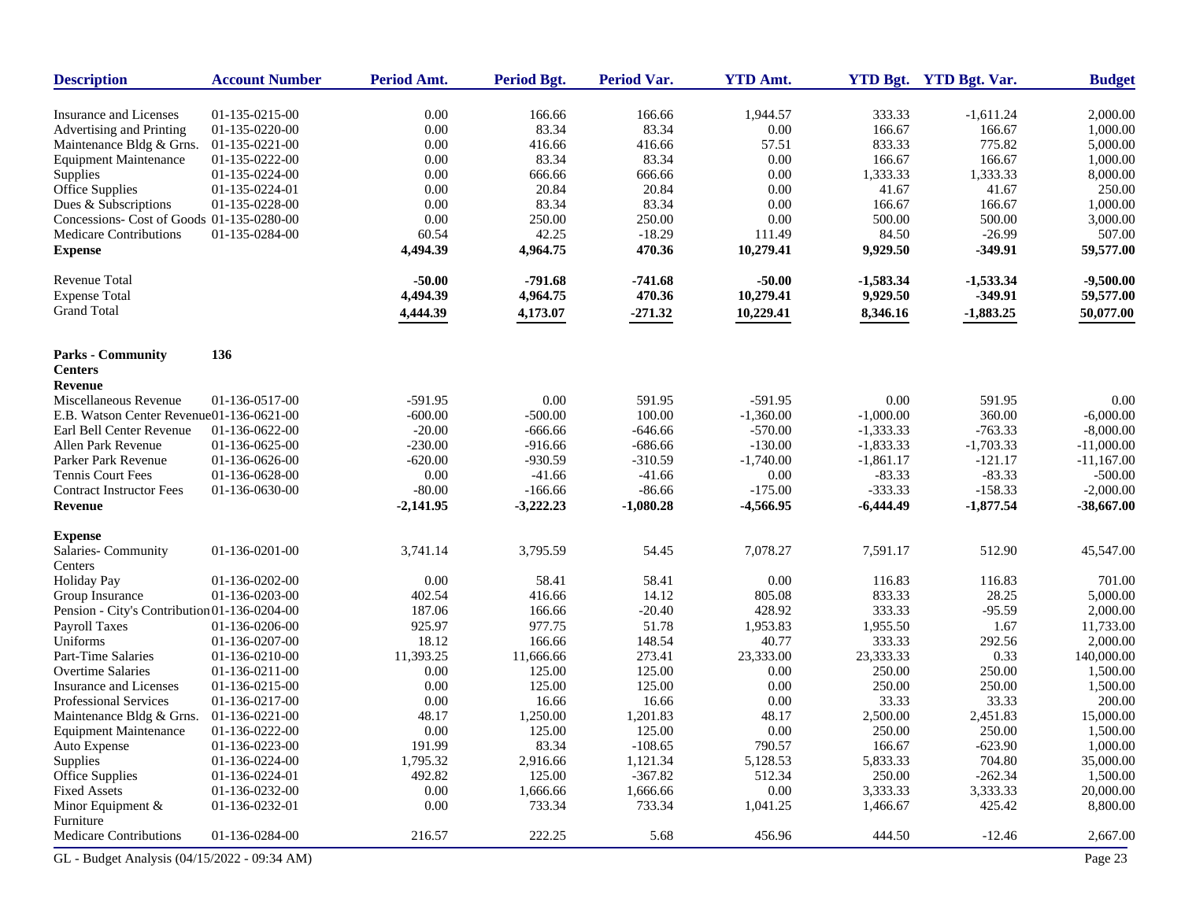| Description | Account Number | Period Amt. | Period Bgt. | Period Var. | YTD Amt. | YTD Bgt. | YTD Bgt. Var. | Budget |
|---|---|---|---|---|---|---|---|---|
| Insurance and Licenses | 01-135-0215-00 | 0.00 | 166.66 | 166.66 | 1,944.57 | 333.33 | -1,611.24 | 2,000.00 |
| Advertising and Printing | 01-135-0220-00 | 0.00 | 83.34 | 83.34 | 0.00 | 166.67 | 166.67 | 1,000.00 |
| Maintenance Bldg & Grns. | 01-135-0221-00 | 0.00 | 416.66 | 416.66 | 57.51 | 833.33 | 775.82 | 5,000.00 |
| Equipment Maintenance | 01-135-0222-00 | 0.00 | 83.34 | 83.34 | 0.00 | 166.67 | 166.67 | 1,000.00 |
| Supplies | 01-135-0224-00 | 0.00 | 666.66 | 666.66 | 0.00 | 1,333.33 | 1,333.33 | 8,000.00 |
| Office Supplies | 01-135-0224-01 | 0.00 | 20.84 | 20.84 | 0.00 | 41.67 | 41.67 | 250.00 |
| Dues & Subscriptions | 01-135-0228-00 | 0.00 | 83.34 | 83.34 | 0.00 | 166.67 | 166.67 | 1,000.00 |
| Concessions- Cost of Goods | 01-135-0280-00 | 0.00 | 250.00 | 250.00 | 0.00 | 500.00 | 500.00 | 3,000.00 |
| Medicare Contributions | 01-135-0284-00 | 60.54 | 42.25 | -18.29 | 111.49 | 84.50 | -26.99 | 507.00 |
| **Expense** | | **4,494.39** | **4,964.75** | **470.36** | **10,279.41** | **9,929.50** | **-349.91** | **59,577.00** |
| Revenue Total | | **-50.00** | **-791.68** | **-741.68** | **-50.00** | **-1,583.34** | **-1,533.34** | **-9,500.00** |
| Expense Total | | **4,494.39** | **4,964.75** | **470.36** | **10,279.41** | **9,929.50** | **-349.91** | **59,577.00** |
| Grand Total | | **4,444.39** | **4,173.07** | **-271.32** | **10,229.41** | **8,346.16** | **-1,883.25** | **50,077.00** |
| **Parks - Community Centers** | **136** | | | | | | | |
| **Revenue** | | | | | | | | |
| Miscellaneous Revenue | 01-136-0517-00 | -591.95 | 0.00 | 591.95 | -591.95 | 0.00 | 591.95 | 0.00 |
| E.B. Watson Center Revenue | 01-136-0621-00 | -600.00 | -500.00 | 100.00 | -1,360.00 | -1,000.00 | 360.00 | -6,000.00 |
| Earl Bell Center Revenue | 01-136-0622-00 | -20.00 | -666.66 | -646.66 | -570.00 | -1,333.33 | -763.33 | -8,000.00 |
| Allen Park Revenue | 01-136-0625-00 | -230.00 | -916.66 | -686.66 | -130.00 | -1,833.33 | -1,703.33 | -11,000.00 |
| Parker Park Revenue | 01-136-0626-00 | -620.00 | -930.59 | -310.59 | -1,740.00 | -1,861.17 | -121.17 | -11,167.00 |
| Tennis Court Fees | 01-136-0628-00 | 0.00 | -41.66 | -41.66 | 0.00 | -83.33 | -83.33 | -500.00 |
| Contract Instructor Fees | 01-136-0630-00 | -80.00 | -166.66 | -86.66 | -175.00 | -333.33 | -158.33 | -2,000.00 |
| **Revenue** | | **-2,141.95** | **-3,222.23** | **-1,080.28** | **-4,566.95** | **-6,444.49** | **-1,877.54** | **-38,667.00** |
| **Expense** | | | | | | | | |
| Salaries- Community Centers | 01-136-0201-00 | 3,741.14 | 3,795.59 | 54.45 | 7,078.27 | 7,591.17 | 512.90 | 45,547.00 |
| Holiday Pay | 01-136-0202-00 | 0.00 | 58.41 | 58.41 | 0.00 | 116.83 | 116.83 | 701.00 |
| Group Insurance | 01-136-0203-00 | 402.54 | 416.66 | 14.12 | 805.08 | 833.33 | 28.25 | 5,000.00 |
| Pension - City's Contribution | 01-136-0204-00 | 187.06 | 166.66 | -20.40 | 428.92 | 333.33 | -95.59 | 2,000.00 |
| Payroll Taxes | 01-136-0206-00 | 925.97 | 977.75 | 51.78 | 1,953.83 | 1,955.50 | 1.67 | 11,733.00 |
| Uniforms | 01-136-0207-00 | 18.12 | 166.66 | 148.54 | 40.77 | 333.33 | 292.56 | 2,000.00 |
| Part-Time Salaries | 01-136-0210-00 | 11,393.25 | 11,666.66 | 273.41 | 23,333.00 | 23,333.33 | 0.33 | 140,000.00 |
| Overtime Salaries | 01-136-0211-00 | 0.00 | 125.00 | 125.00 | 0.00 | 250.00 | 250.00 | 1,500.00 |
| Insurance and Licenses | 01-136-0215-00 | 0.00 | 125.00 | 125.00 | 0.00 | 250.00 | 250.00 | 1,500.00 |
| Professional Services | 01-136-0217-00 | 0.00 | 16.66 | 16.66 | 0.00 | 33.33 | 33.33 | 200.00 |
| Maintenance Bldg & Grns. | 01-136-0221-00 | 48.17 | 1,250.00 | 1,201.83 | 48.17 | 2,500.00 | 2,451.83 | 15,000.00 |
| Equipment Maintenance | 01-136-0222-00 | 0.00 | 125.00 | 125.00 | 0.00 | 250.00 | 250.00 | 1,500.00 |
| Auto Expense | 01-136-0223-00 | 191.99 | 83.34 | -108.65 | 790.57 | 166.67 | -623.90 | 1,000.00 |
| Supplies | 01-136-0224-00 | 1,795.32 | 2,916.66 | 1,121.34 | 5,128.53 | 5,833.33 | 704.80 | 35,000.00 |
| Office Supplies | 01-136-0224-01 | 492.82 | 125.00 | -367.82 | 512.34 | 250.00 | -262.34 | 1,500.00 |
| Fixed Assets | 01-136-0232-00 | 0.00 | 1,666.66 | 1,666.66 | 0.00 | 3,333.33 | 3,333.33 | 20,000.00 |
| Minor Equipment & Furniture | 01-136-0232-01 | 0.00 | 733.34 | 733.34 | 1,041.25 | 1,466.67 | 425.42 | 8,800.00 |
| Medicare Contributions | 01-136-0284-00 | 216.57 | 222.25 | 5.68 | 456.96 | 444.50 | -12.46 | 2,667.00 |

GL - Budget Analysis (04/15/2022 - 09:34 AM)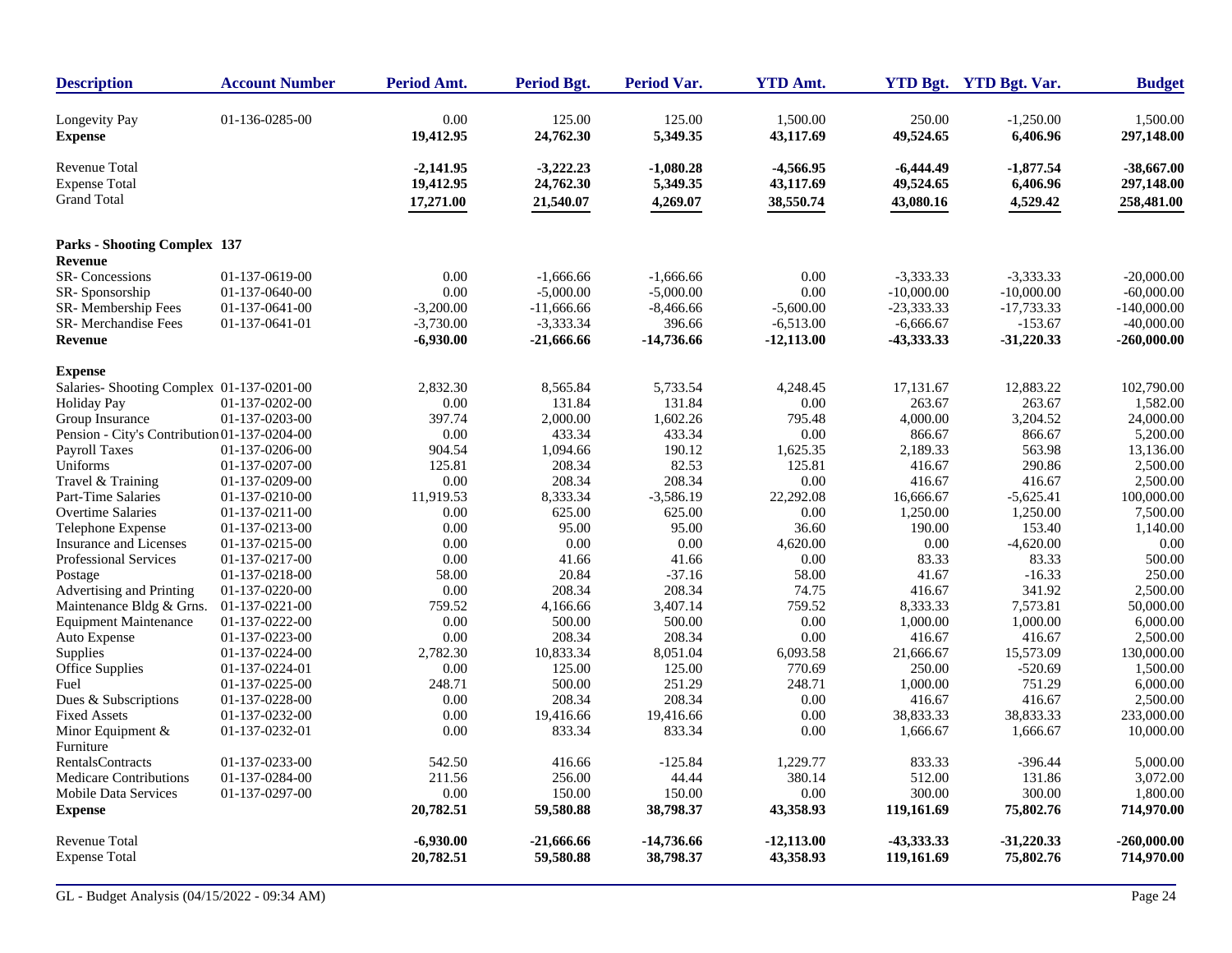| Description | Account Number | Period Amt. | Period Bgt. | Period Var. | YTD Amt. | YTD Bgt. | YTD Bgt. Var. | Budget |
|---|---|---|---|---|---|---|---|---|
| Longevity Pay | 01-136-0285-00 | 0.00 | 125.00 | 125.00 | 1,500.00 | 250.00 | -1,250.00 | 1,500.00 |
| **Expense** | | **19,412.95** | **24,762.30** | **5,349.35** | **43,117.69** | **49,524.65** | **6,406.96** | **297,148.00** |
| Revenue Total | | **-2,141.95** | **-3,222.23** | **-1,080.28** | **-4,566.95** | **-6,444.49** | **-1,877.54** | **-38,667.00** |
| Expense Total | | **19,412.95** | **24,762.30** | **5,349.35** | **43,117.69** | **49,524.65** | **6,406.96** | **297,148.00** |
| Grand Total | | **17,271.00** | **21,540.07** | **4,269.07** | **38,550.74** | **43,080.16** | **4,529.42** | **258,481.00** |
| **Parks - Shooting Complex 137** | | | | | | | | |
| **Revenue** | | | | | | | | |
| SR- Concessions | 01-137-0619-00 | 0.00 | -1,666.66 | -1,666.66 | 0.00 | -3,333.33 | -3,333.33 | -20,000.00 |
| SR- Sponsorship | 01-137-0640-00 | 0.00 | -5,000.00 | -5,000.00 | 0.00 | -10,000.00 | -10,000.00 | -60,000.00 |
| SR- Membership Fees | 01-137-0641-00 | -3,200.00 | -11,666.66 | -8,466.66 | -5,600.00 | -23,333.33 | -17,733.33 | -140,000.00 |
| SR- Merchandise Fees | 01-137-0641-01 | -3,730.00 | -3,333.34 | 396.66 | -6,513.00 | -6,666.67 | -153.67 | -40,000.00 |
| **Revenue** | | **-6,930.00** | **-21,666.66** | **-14,736.66** | **-12,113.00** | **-43,333.33** | **-31,220.33** | **-260,000.00** |
| **Expense** | | | | | | | | |
| Salaries- Shooting Complex | 01-137-0201-00 | 2,832.30 | 8,565.84 | 5,733.54 | 4,248.45 | 17,131.67 | 12,883.22 | 102,790.00 |
| Holiday Pay | 01-137-0202-00 | 0.00 | 131.84 | 131.84 | 0.00 | 263.67 | 263.67 | 1,582.00 |
| Group Insurance | 01-137-0203-00 | 397.74 | 2,000.00 | 1,602.26 | 795.48 | 4,000.00 | 3,204.52 | 24,000.00 |
| Pension - City's Contribution | 01-137-0204-00 | 0.00 | 433.34 | 433.34 | 0.00 | 866.67 | 866.67 | 5,200.00 |
| Payroll Taxes | 01-137-0206-00 | 904.54 | 1,094.66 | 190.12 | 1,625.35 | 2,189.33 | 563.98 | 13,136.00 |
| Uniforms | 01-137-0207-00 | 125.81 | 208.34 | 82.53 | 125.81 | 416.67 | 290.86 | 2,500.00 |
| Travel & Training | 01-137-0209-00 | 0.00 | 208.34 | 208.34 | 0.00 | 416.67 | 416.67 | 2,500.00 |
| Part-Time Salaries | 01-137-0210-00 | 11,919.53 | 8,333.34 | -3,586.19 | 22,292.08 | 16,666.67 | -5,625.41 | 100,000.00 |
| Overtime Salaries | 01-137-0211-00 | 0.00 | 625.00 | 625.00 | 0.00 | 1,250.00 | 1,250.00 | 7,500.00 |
| Telephone Expense | 01-137-0213-00 | 0.00 | 95.00 | 95.00 | 36.60 | 190.00 | 153.40 | 1,140.00 |
| Insurance and Licenses | 01-137-0215-00 | 0.00 | 0.00 | 0.00 | 4,620.00 | 0.00 | -4,620.00 | 0.00 |
| Professional Services | 01-137-0217-00 | 0.00 | 41.66 | 41.66 | 0.00 | 83.33 | 83.33 | 500.00 |
| Postage | 01-137-0218-00 | 58.00 | 20.84 | -37.16 | 58.00 | 41.67 | -16.33 | 250.00 |
| Advertising and Printing | 01-137-0220-00 | 0.00 | 208.34 | 208.34 | 74.75 | 416.67 | 341.92 | 2,500.00 |
| Maintenance Bldg & Grns. | 01-137-0221-00 | 759.52 | 4,166.66 | 3,407.14 | 759.52 | 8,333.33 | 7,573.81 | 50,000.00 |
| Equipment Maintenance | 01-137-0222-00 | 0.00 | 500.00 | 500.00 | 0.00 | 1,000.00 | 1,000.00 | 6,000.00 |
| Auto Expense | 01-137-0223-00 | 0.00 | 208.34 | 208.34 | 0.00 | 416.67 | 416.67 | 2,500.00 |
| Supplies | 01-137-0224-00 | 2,782.30 | 10,833.34 | 8,051.04 | 6,093.58 | 21,666.67 | 15,573.09 | 130,000.00 |
| Office Supplies | 01-137-0224-01 | 0.00 | 125.00 | 125.00 | 770.69 | 250.00 | -520.69 | 1,500.00 |
| Fuel | 01-137-0225-00 | 248.71 | 500.00 | 251.29 | 248.71 | 1,000.00 | 751.29 | 6,000.00 |
| Dues & Subscriptions | 01-137-0228-00 | 0.00 | 208.34 | 208.34 | 0.00 | 416.67 | 416.67 | 2,500.00 |
| Fixed Assets | 01-137-0232-00 | 0.00 | 19,416.66 | 19,416.66 | 0.00 | 38,833.33 | 38,833.33 | 233,000.00 |
| Minor Equipment & Furniture | 01-137-0232-01 | 0.00 | 833.34 | 833.34 | 0.00 | 1,666.67 | 1,666.67 | 10,000.00 |
| RentalsContracts | 01-137-0233-00 | 542.50 | 416.66 | -125.84 | 1,229.77 | 833.33 | -396.44 | 5,000.00 |
| Medicare Contributions | 01-137-0284-00 | 211.56 | 256.00 | 44.44 | 380.14 | 512.00 | 131.86 | 3,072.00 |
| Mobile Data Services | 01-137-0297-00 | 0.00 | 150.00 | 150.00 | 0.00 | 300.00 | 300.00 | 1,800.00 |
| **Expense** | | **20,782.51** | **59,580.88** | **38,798.37** | **43,358.93** | **119,161.69** | **75,802.76** | **714,970.00** |
| Revenue Total | | **-6,930.00** | **-21,666.66** | **-14,736.66** | **-12,113.00** | **-43,333.33** | **-31,220.33** | **-260,000.00** |
| Expense Total | | **20,782.51** | **59,580.88** | **38,798.37** | **43,358.93** | **119,161.69** | **75,802.76** | **714,970.00** |

GL - Budget Analysis (04/15/2022 - 09:34 AM)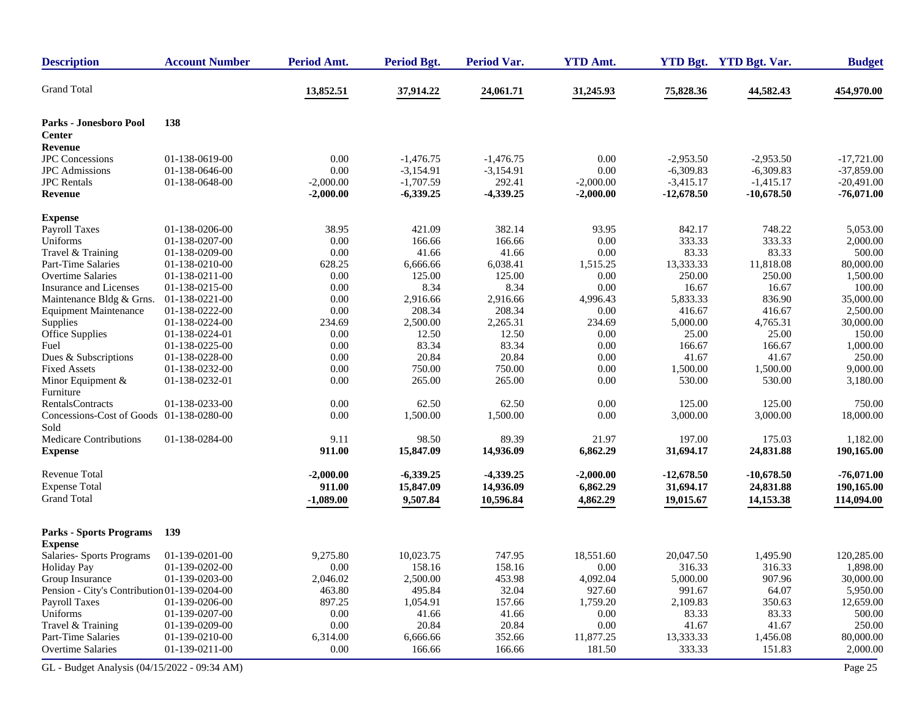| Description | Account Number | Period Amt. | Period Bgt. | Period Var. | YTD Amt. | YTD Bgt. | YTD Bgt. Var. | Budget |
|---|---|---|---|---|---|---|---|---|
| Grand Total | | 13,852.51 | 37,914.22 | 24,061.71 | 31,245.93 | 75,828.36 | 44,582.43 | 454,970.00 |
| **Parks - Jonesboro Pool Center** | **138** | | | | | | | |
| **Revenue** | | | | | | | | |
| JPC Concessions | 01-138-0619-00 | 0.00 | -1,476.75 | -1,476.75 | 0.00 | -2,953.50 | -2,953.50 | -17,721.00 |
| JPC Admissions | 01-138-0646-00 | 0.00 | -3,154.91 | -3,154.91 | 0.00 | -6,309.83 | -6,309.83 | -37,859.00 |
| JPC Rentals | 01-138-0648-00 | -2,000.00 | -1,707.59 | 292.41 | -2,000.00 | -3,415.17 | -1,415.17 | -20,491.00 |
| **Revenue** | | **-2,000.00** | **-6,339.25** | **-4,339.25** | **-2,000.00** | **-12,678.50** | **-10,678.50** | **-76,071.00** |
| **Expense** | | | | | | | | |
| Payroll Taxes | 01-138-0206-00 | 38.95 | 421.09 | 382.14 | 93.95 | 842.17 | 748.22 | 5,053.00 |
| Uniforms | 01-138-0207-00 | 0.00 | 166.66 | 166.66 | 0.00 | 333.33 | 333.33 | 2,000.00 |
| Travel & Training | 01-138-0209-00 | 0.00 | 41.66 | 41.66 | 0.00 | 83.33 | 83.33 | 500.00 |
| Part-Time Salaries | 01-138-0210-00 | 628.25 | 6,666.66 | 6,038.41 | 1,515.25 | 13,333.33 | 11,818.08 | 80,000.00 |
| Overtime Salaries | 01-138-0211-00 | 0.00 | 125.00 | 125.00 | 0.00 | 250.00 | 250.00 | 1,500.00 |
| Insurance and Licenses | 01-138-0215-00 | 0.00 | 8.34 | 8.34 | 0.00 | 16.67 | 16.67 | 100.00 |
| Maintenance Bldg & Grns. | 01-138-0221-00 | 0.00 | 2,916.66 | 2,916.66 | 4,996.43 | 5,833.33 | 836.90 | 35,000.00 |
| Equipment Maintenance | 01-138-0222-00 | 0.00 | 208.34 | 208.34 | 0.00 | 416.67 | 416.67 | 2,500.00 |
| Supplies | 01-138-0224-00 | 234.69 | 2,500.00 | 2,265.31 | 234.69 | 5,000.00 | 4,765.31 | 30,000.00 |
| Office Supplies | 01-138-0224-01 | 0.00 | 12.50 | 12.50 | 0.00 | 25.00 | 25.00 | 150.00 |
| Fuel | 01-138-0225-00 | 0.00 | 83.34 | 83.34 | 0.00 | 166.67 | 166.67 | 1,000.00 |
| Dues & Subscriptions | 01-138-0228-00 | 0.00 | 20.84 | 20.84 | 0.00 | 41.67 | 41.67 | 250.00 |
| Fixed Assets | 01-138-0232-00 | 0.00 | 750.00 | 750.00 | 0.00 | 1,500.00 | 1,500.00 | 9,000.00 |
| Minor Equipment & Furniture | 01-138-0232-01 | 0.00 | 265.00 | 265.00 | 0.00 | 530.00 | 530.00 | 3,180.00 |
| RentalsContracts | 01-138-0233-00 | 0.00 | 62.50 | 62.50 | 0.00 | 125.00 | 125.00 | 750.00 |
| Concessions-Cost of Goods Sold | 01-138-0280-00 | 0.00 | 1,500.00 | 1,500.00 | 0.00 | 3,000.00 | 3,000.00 | 18,000.00 |
| Medicare Contributions | 01-138-0284-00 | 9.11 | 98.50 | 89.39 | 21.97 | 197.00 | 175.03 | 1,182.00 |
| **Expense** | | **911.00** | **15,847.09** | **14,936.09** | **6,862.29** | **31,694.17** | **24,831.88** | **190,165.00** |
| Revenue Total | | -2,000.00 | -6,339.25 | -4,339.25 | -2,000.00 | -12,678.50 | -10,678.50 | -76,071.00 |
| Expense Total | | 911.00 | 15,847.09 | 14,936.09 | 6,862.29 | 31,694.17 | 24,831.88 | 190,165.00 |
| Grand Total | | -1,089.00 | 9,507.84 | 10,596.84 | 4,862.29 | 19,015.67 | 14,153.38 | 114,094.00 |
| **Parks - Sports Programs** | **139** | | | | | | | |
| **Expense** | | | | | | | | |
| Salaries- Sports Programs | 01-139-0201-00 | 9,275.80 | 10,023.75 | 747.95 | 18,551.60 | 20,047.50 | 1,495.90 | 120,285.00 |
| Holiday Pay | 01-139-0202-00 | 0.00 | 158.16 | 158.16 | 0.00 | 316.33 | 316.33 | 1,898.00 |
| Group Insurance | 01-139-0203-00 | 2,046.02 | 2,500.00 | 453.98 | 4,092.04 | 5,000.00 | 907.96 | 30,000.00 |
| Pension - City's Contribution | 01-139-0204-00 | 463.80 | 495.84 | 32.04 | 927.60 | 991.67 | 64.07 | 5,950.00 |
| Payroll Taxes | 01-139-0206-00 | 897.25 | 1,054.91 | 157.66 | 1,759.20 | 2,109.83 | 350.63 | 12,659.00 |
| Uniforms | 01-139-0207-00 | 0.00 | 41.66 | 41.66 | 0.00 | 83.33 | 83.33 | 500.00 |
| Travel & Training | 01-139-0209-00 | 0.00 | 20.84 | 20.84 | 0.00 | 41.67 | 41.67 | 250.00 |
| Part-Time Salaries | 01-139-0210-00 | 6,314.00 | 6,666.66 | 352.66 | 11,877.25 | 13,333.33 | 1,456.08 | 80,000.00 |
| Overtime Salaries | 01-139-0211-00 | 0.00 | 166.66 | 166.66 | 181.50 | 333.33 | 151.83 | 2,000.00 |

GL - Budget Analysis (04/15/2022 - 09:34 AM)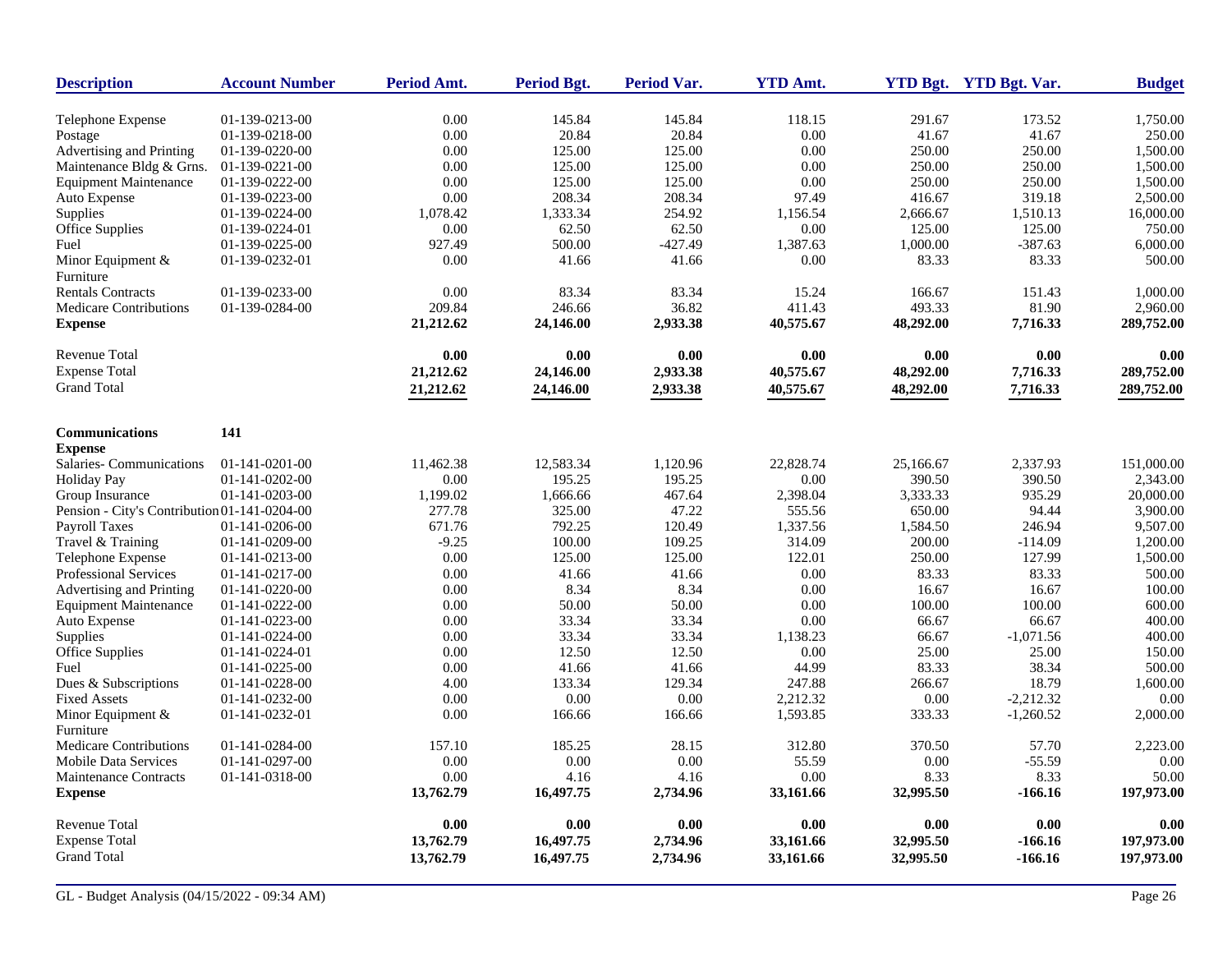| Description | Account Number | Period Amt. | Period Bgt. | Period Var. | YTD Amt. | YTD Bgt. | YTD Bgt. Var. | Budget |
|---|---|---|---|---|---|---|---|---|
| Telephone Expense | 01-139-0213-00 | 0.00 | 145.84 | 145.84 | 118.15 | 291.67 | 173.52 | 1,750.00 |
| Postage | 01-139-0218-00 | 0.00 | 20.84 | 20.84 | 0.00 | 41.67 | 41.67 | 250.00 |
| Advertising and Printing | 01-139-0220-00 | 0.00 | 125.00 | 125.00 | 0.00 | 250.00 | 250.00 | 1,500.00 |
| Maintenance Bldg & Grns. | 01-139-0221-00 | 0.00 | 125.00 | 125.00 | 0.00 | 250.00 | 250.00 | 1,500.00 |
| Equipment Maintenance | 01-139-0222-00 | 0.00 | 125.00 | 125.00 | 0.00 | 250.00 | 250.00 | 1,500.00 |
| Auto Expense | 01-139-0223-00 | 0.00 | 208.34 | 208.34 | 97.49 | 416.67 | 319.18 | 2,500.00 |
| Supplies | 01-139-0224-00 | 1,078.42 | 1,333.34 | 254.92 | 1,156.54 | 2,666.67 | 1,510.13 | 16,000.00 |
| Office Supplies | 01-139-0224-01 | 0.00 | 62.50 | 62.50 | 0.00 | 125.00 | 125.00 | 750.00 |
| Fuel | 01-139-0225-00 | 927.49 | 500.00 | -427.49 | 1,387.63 | 1,000.00 | -387.63 | 6,000.00 |
| Minor Equipment & Furniture | 01-139-0232-01 | 0.00 | 41.66 | 41.66 | 0.00 | 83.33 | 83.33 | 500.00 |
| Rentals Contracts | 01-139-0233-00 | 0.00 | 83.34 | 83.34 | 15.24 | 166.67 | 151.43 | 1,000.00 |
| Medicare Contributions | 01-139-0284-00 | 209.84 | 246.66 | 36.82 | 411.43 | 493.33 | 81.90 | 2,960.00 |
| **Expense** | | **21,212.62** | **24,146.00** | **2,933.38** | **40,575.67** | **48,292.00** | **7,716.33** | **289,752.00** |
| Revenue Total | | **0.00** | **0.00** | **0.00** | **0.00** | **0.00** | **0.00** | **0.00** |
| Expense Total | | **21,212.62** | **24,146.00** | **2,933.38** | **40,575.67** | **48,292.00** | **7,716.33** | **289,752.00** |
| Grand Total | | **21,212.62** | **24,146.00** | **2,933.38** | **40,575.67** | **48,292.00** | **7,716.33** | **289,752.00** |

| Description | Account Number | Period Amt. | Period Bgt. | Period Var. | YTD Amt. | YTD Bgt. | YTD Bgt. Var. | Budget |
|---|---|---|---|---|---|---|---|---|
| **Communications** | **141** | | | | | | | |
| **Expense** | | | | | | | | |
| Salaries- Communications | 01-141-0201-00 | 11,462.38 | 12,583.34 | 1,120.96 | 22,828.74 | 25,166.67 | 2,337.93 | 151,000.00 |
| Holiday Pay | 01-141-0202-00 | 0.00 | 195.25 | 195.25 | 0.00 | 390.50 | 390.50 | 2,343.00 |
| Group Insurance | 01-141-0203-00 | 1,199.02 | 1,666.66 | 467.64 | 2,398.04 | 3,333.33 | 935.29 | 20,000.00 |
| Pension - City's Contribution | 01-141-0204-00 | 277.78 | 325.00 | 47.22 | 555.56 | 650.00 | 94.44 | 3,900.00 |
| Payroll Taxes | 01-141-0206-00 | 671.76 | 792.25 | 120.49 | 1,337.56 | 1,584.50 | 246.94 | 9,507.00 |
| Travel & Training | 01-141-0209-00 | -9.25 | 100.00 | 109.25 | 314.09 | 200.00 | -114.09 | 1,200.00 |
| Telephone Expense | 01-141-0213-00 | 0.00 | 125.00 | 125.00 | 122.01 | 250.00 | 127.99 | 1,500.00 |
| Professional Services | 01-141-0217-00 | 0.00 | 41.66 | 41.66 | 0.00 | 83.33 | 83.33 | 500.00 |
| Advertising and Printing | 01-141-0220-00 | 0.00 | 8.34 | 8.34 | 0.00 | 16.67 | 16.67 | 100.00 |
| Equipment Maintenance | 01-141-0222-00 | 0.00 | 50.00 | 50.00 | 0.00 | 100.00 | 100.00 | 600.00 |
| Auto Expense | 01-141-0223-00 | 0.00 | 33.34 | 33.34 | 0.00 | 66.67 | 66.67 | 400.00 |
| Supplies | 01-141-0224-00 | 0.00 | 33.34 | 33.34 | 1,138.23 | 66.67 | -1,071.56 | 400.00 |
| Office Supplies | 01-141-0224-01 | 0.00 | 12.50 | 12.50 | 0.00 | 25.00 | 25.00 | 150.00 |
| Fuel | 01-141-0225-00 | 0.00 | 41.66 | 41.66 | 44.99 | 83.33 | 38.34 | 500.00 |
| Dues & Subscriptions | 01-141-0228-00 | 4.00 | 133.34 | 129.34 | 247.88 | 266.67 | 18.79 | 1,600.00 |
| Fixed Assets | 01-141-0232-00 | 0.00 | 0.00 | 0.00 | 2,212.32 | 0.00 | -2,212.32 | 0.00 |
| Minor Equipment & Furniture | 01-141-0232-01 | 0.00 | 166.66 | 166.66 | 1,593.85 | 333.33 | -1,260.52 | 2,000.00 |
| Medicare Contributions | 01-141-0284-00 | 157.10 | 185.25 | 28.15 | 312.80 | 370.50 | 57.70 | 2,223.00 |
| Mobile Data Services | 01-141-0297-00 | 0.00 | 0.00 | 0.00 | 55.59 | 0.00 | -55.59 | 0.00 |
| Maintenance Contracts | 01-141-0318-00 | 0.00 | 4.16 | 4.16 | 0.00 | 8.33 | 8.33 | 50.00 |
| **Expense** | | **13,762.79** | **16,497.75** | **2,734.96** | **33,161.66** | **32,995.50** | **-166.16** | **197,973.00** |
| Revenue Total | | **0.00** | **0.00** | **0.00** | **0.00** | **0.00** | **0.00** | **0.00** |
| Expense Total | | **13,762.79** | **16,497.75** | **2,734.96** | **33,161.66** | **32,995.50** | **-166.16** | **197,973.00** |
| Grand Total | | **13,762.79** | **16,497.75** | **2,734.96** | **33,161.66** | **32,995.50** | **-166.16** | **197,973.00** |

GL - Budget Analysis (04/15/2022 - 09:34 AM)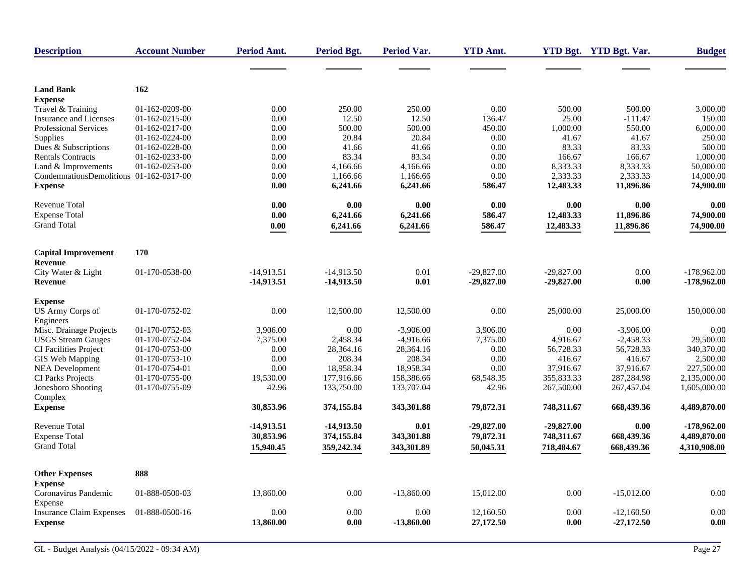| Description | Account Number | Period Amt. | Period Bgt. | Period Var. | YTD Amt. | YTD Bgt. | YTD Bgt. Var. | Budget |
|---|---|---|---|---|---|---|---|---|
| **Land Bank** | **162** | | | | | | | |
| **Expense** | | | | | | | | |
| Travel & Training | 01-162-0209-00 | 0.00 | 250.00 | 250.00 | 0.00 | 500.00 | 500.00 | 3,000.00 |
| Insurance and Licenses | 01-162-0215-00 | 0.00 | 12.50 | 12.50 | 136.47 | 25.00 | -111.47 | 150.00 |
| Professional Services | 01-162-0217-00 | 0.00 | 500.00 | 500.00 | 450.00 | 1,000.00 | 550.00 | 6,000.00 |
| Supplies | 01-162-0224-00 | 0.00 | 20.84 | 20.84 | 0.00 | 41.67 | 41.67 | 250.00 |
| Dues & Subscriptions | 01-162-0228-00 | 0.00 | 41.66 | 41.66 | 0.00 | 83.33 | 83.33 | 500.00 |
| Rentals Contracts | 01-162-0233-00 | 0.00 | 83.34 | 83.34 | 0.00 | 166.67 | 166.67 | 1,000.00 |
| Land & Improvements | 01-162-0253-00 | 0.00 | 4,166.66 | 4,166.66 | 0.00 | 8,333.33 | 8,333.33 | 50,000.00 |
| CondemnationsDemolitions | 01-162-0317-00 | 0.00 | 1,166.66 | 1,166.66 | 0.00 | 2,333.33 | 2,333.33 | 14,000.00 |
| **Expense** | | **0.00** | **6,241.66** | **6,241.66** | **586.47** | **12,483.33** | **11,896.86** | **74,900.00** |
| Revenue Total | | **0.00** | **0.00** | **0.00** | **0.00** | **0.00** | **0.00** | **0.00** |
| Expense Total | | **0.00** | **6,241.66** | **6,241.66** | **586.47** | **12,483.33** | **11,896.86** | **74,900.00** |
| Grand Total | | **0.00** | **6,241.66** | **6,241.66** | **586.47** | **12,483.33** | **11,896.86** | **74,900.00** |
| **Capital Improvement** | **170** | | | | | | | |
| **Revenue** | | | | | | | | |
| City Water & Light | 01-170-0538-00 | -14,913.51 | -14,913.50 | 0.01 | -29,827.00 | -29,827.00 | 0.00 | -178,962.00 |
| **Revenue** | | **-14,913.51** | **-14,913.50** | **0.01** | **-29,827.00** | **-29,827.00** | **0.00** | **-178,962.00** |
| **Expense** | | | | | | | | |
| US Army Corps of Engineers | 01-170-0752-02 | 0.00 | 12,500.00 | 12,500.00 | 0.00 | 25,000.00 | 25,000.00 | 150,000.00 |
| Misc. Drainage Projects | 01-170-0752-03 | 3,906.00 | 0.00 | -3,906.00 | 3,906.00 | 0.00 | -3,906.00 | 0.00 |
| USGS Stream Gauges | 01-170-0752-04 | 7,375.00 | 2,458.34 | -4,916.66 | 7,375.00 | 4,916.67 | -2,458.33 | 29,500.00 |
| CI Facilities Project | 01-170-0753-00 | 0.00 | 28,364.16 | 28,364.16 | 0.00 | 56,728.33 | 56,728.33 | 340,370.00 |
| GIS Web Mapping | 01-170-0753-10 | 0.00 | 208.34 | 208.34 | 0.00 | 416.67 | 416.67 | 2,500.00 |
| NEA Development | 01-170-0754-01 | 0.00 | 18,958.34 | 18,958.34 | 0.00 | 37,916.67 | 37,916.67 | 227,500.00 |
| CI Parks Projects | 01-170-0755-00 | 19,530.00 | 177,916.66 | 158,386.66 | 68,548.35 | 355,833.33 | 287,284.98 | 2,135,000.00 |
| Jonesboro Shooting Complex | 01-170-0755-09 | 42.96 | 133,750.00 | 133,707.04 | 42.96 | 267,500.00 | 267,457.04 | 1,605,000.00 |
| **Expense** | | **30,853.96** | **374,155.84** | **343,301.88** | **79,872.31** | **748,311.67** | **668,439.36** | **4,489,870.00** |
| Revenue Total | | **-14,913.51** | **-14,913.50** | **0.01** | **-29,827.00** | **-29,827.00** | **0.00** | **-178,962.00** |
| Expense Total | | **30,853.96** | **374,155.84** | **343,301.88** | **79,872.31** | **748,311.67** | **668,439.36** | **4,489,870.00** |
| Grand Total | | **15,940.45** | **359,242.34** | **343,301.89** | **50,045.31** | **718,484.67** | **668,439.36** | **4,310,908.00** |
| **Other Expenses** | **888** | | | | | | | |
| **Expense** | | | | | | | | |
| Coronavirus Pandemic Expense | 01-888-0500-03 | 13,860.00 | 0.00 | -13,860.00 | 15,012.00 | 0.00 | -15,012.00 | 0.00 |
| Insurance Claim Expenses | 01-888-0500-16 | 0.00 | 0.00 | 0.00 | 12,160.50 | 0.00 | -12,160.50 | 0.00 |
| **Expense** | | **13,860.00** | **0.00** | **-13,860.00** | **27,172.50** | **0.00** | **-27,172.50** | **0.00** |

GL - Budget Analysis (04/15/2022 - 09:34 AM)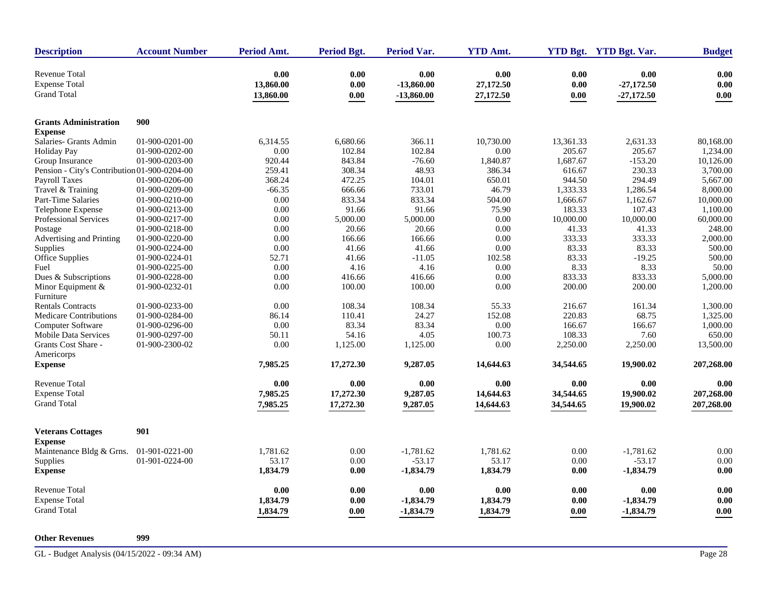| Description | Account Number | Period Amt. | Period Bgt. | Period Var. | YTD Amt. | YTD Bgt. | YTD Bgt. Var. | Budget |
|---|---|---|---|---|---|---|---|---|
| Revenue Total | | **0.00** | **0.00** | **0.00** | **0.00** | **0.00** | **0.00** | **0.00** |
| Expense Total | | **13,860.00** | **0.00** | **-13,860.00** | **27,172.50** | **0.00** | **-27,172.50** | **0.00** |
| Grand Total | | **13,860.00** | **0.00** | **-13,860.00** | **27,172.50** | **0.00** | **-27,172.50** | **0.00** |
| **Grants Administration** | **900** | | | | | | | |
| **Expense** | | | | | | | | |
| Salaries- Grants Admin | 01-900-0201-00 | 6,314.55 | 6,680.66 | 366.11 | 10,730.00 | 13,361.33 | 2,631.33 | 80,168.00 |
| Holiday Pay | 01-900-0202-00 | 0.00 | 102.84 | 102.84 | 0.00 | 205.67 | 205.67 | 1,234.00 |
| Group Insurance | 01-900-0203-00 | 920.44 | 843.84 | -76.60 | 1,840.87 | 1,687.67 | -153.20 | 10,126.00 |
| Pension - City's Contribution | 01-900-0204-00 | 259.41 | 308.34 | 48.93 | 386.34 | 616.67 | 230.33 | 3,700.00 |
| Payroll Taxes | 01-900-0206-00 | 368.24 | 472.25 | 104.01 | 650.01 | 944.50 | 294.49 | 5,667.00 |
| Travel & Training | 01-900-0209-00 | -66.35 | 666.66 | 733.01 | 46.79 | 1,333.33 | 1,286.54 | 8,000.00 |
| Part-Time Salaries | 01-900-0210-00 | 0.00 | 833.34 | 833.34 | 504.00 | 1,666.67 | 1,162.67 | 10,000.00 |
| Telephone Expense | 01-900-0213-00 | 0.00 | 91.66 | 91.66 | 75.90 | 183.33 | 107.43 | 1,100.00 |
| Professional Services | 01-900-0217-00 | 0.00 | 5,000.00 | 5,000.00 | 0.00 | 10,000.00 | 10,000.00 | 60,000.00 |
| Postage | 01-900-0218-00 | 0.00 | 20.66 | 20.66 | 0.00 | 41.33 | 41.33 | 248.00 |
| Advertising and Printing | 01-900-0220-00 | 0.00 | 166.66 | 166.66 | 0.00 | 333.33 | 333.33 | 2,000.00 |
| Supplies | 01-900-0224-00 | 0.00 | 41.66 | 41.66 | 0.00 | 83.33 | 83.33 | 500.00 |
| Office Supplies | 01-900-0224-01 | 52.71 | 41.66 | -11.05 | 102.58 | 83.33 | -19.25 | 500.00 |
| Fuel | 01-900-0225-00 | 0.00 | 4.16 | 4.16 | 0.00 | 8.33 | 8.33 | 50.00 |
| Dues & Subscriptions | 01-900-0228-00 | 0.00 | 416.66 | 416.66 | 0.00 | 833.33 | 833.33 | 5,000.00 |
| Minor Equipment & Furniture | 01-900-0232-01 | 0.00 | 100.00 | 100.00 | 0.00 | 200.00 | 200.00 | 1,200.00 |
| Rentals Contracts | 01-900-0233-00 | 0.00 | 108.34 | 108.34 | 55.33 | 216.67 | 161.34 | 1,300.00 |
| Medicare Contributions | 01-900-0284-00 | 86.14 | 110.41 | 24.27 | 152.08 | 220.83 | 68.75 | 1,325.00 |
| Computer Software | 01-900-0296-00 | 0.00 | 83.34 | 83.34 | 0.00 | 166.67 | 166.67 | 1,000.00 |
| Mobile Data Services | 01-900-0297-00 | 50.11 | 54.16 | 4.05 | 100.73 | 108.33 | 7.60 | 650.00 |
| Grants Cost Share - Americorps | 01-900-2300-02 | 0.00 | 1,125.00 | 1,125.00 | 0.00 | 2,250.00 | 2,250.00 | 13,500.00 |
| **Expense** | | **7,985.25** | **17,272.30** | **9,287.05** | **14,644.63** | **34,544.65** | **19,900.02** | **207,268.00** |
| Revenue Total | | **0.00** | **0.00** | **0.00** | **0.00** | **0.00** | **0.00** | **0.00** |
| Expense Total | | **7,985.25** | **17,272.30** | **9,287.05** | **14,644.63** | **34,544.65** | **19,900.02** | **207,268.00** |
| Grand Total | | **7,985.25** | **17,272.30** | **9,287.05** | **14,644.63** | **34,544.65** | **19,900.02** | **207,268.00** |
| **Veterans Cottages** | **901** | | | | | | | |
| **Expense** | | | | | | | | |
| Maintenance Bldg & Grns. | 01-901-0221-00 | 1,781.62 | 0.00 | -1,781.62 | 1,781.62 | 0.00 | -1,781.62 | 0.00 |
| Supplies | 01-901-0224-00 | 53.17 | 0.00 | -53.17 | 53.17 | 0.00 | -53.17 | 0.00 |
| **Expense** | | **1,834.79** | **0.00** | **-1,834.79** | **1,834.79** | **0.00** | **-1,834.79** | **0.00** |
| Revenue Total | | **0.00** | **0.00** | **0.00** | **0.00** | **0.00** | **0.00** | **0.00** |
| Expense Total | | **1,834.79** | **0.00** | **-1,834.79** | **1,834.79** | **0.00** | **-1,834.79** | **0.00** |
| Grand Total | | **1,834.79** | **0.00** | **-1,834.79** | **1,834.79** | **0.00** | **-1,834.79** | **0.00** |
| **Other Revenues** | **999** | | | | | | | |

GL - Budget Analysis (04/15/2022 - 09:34 AM)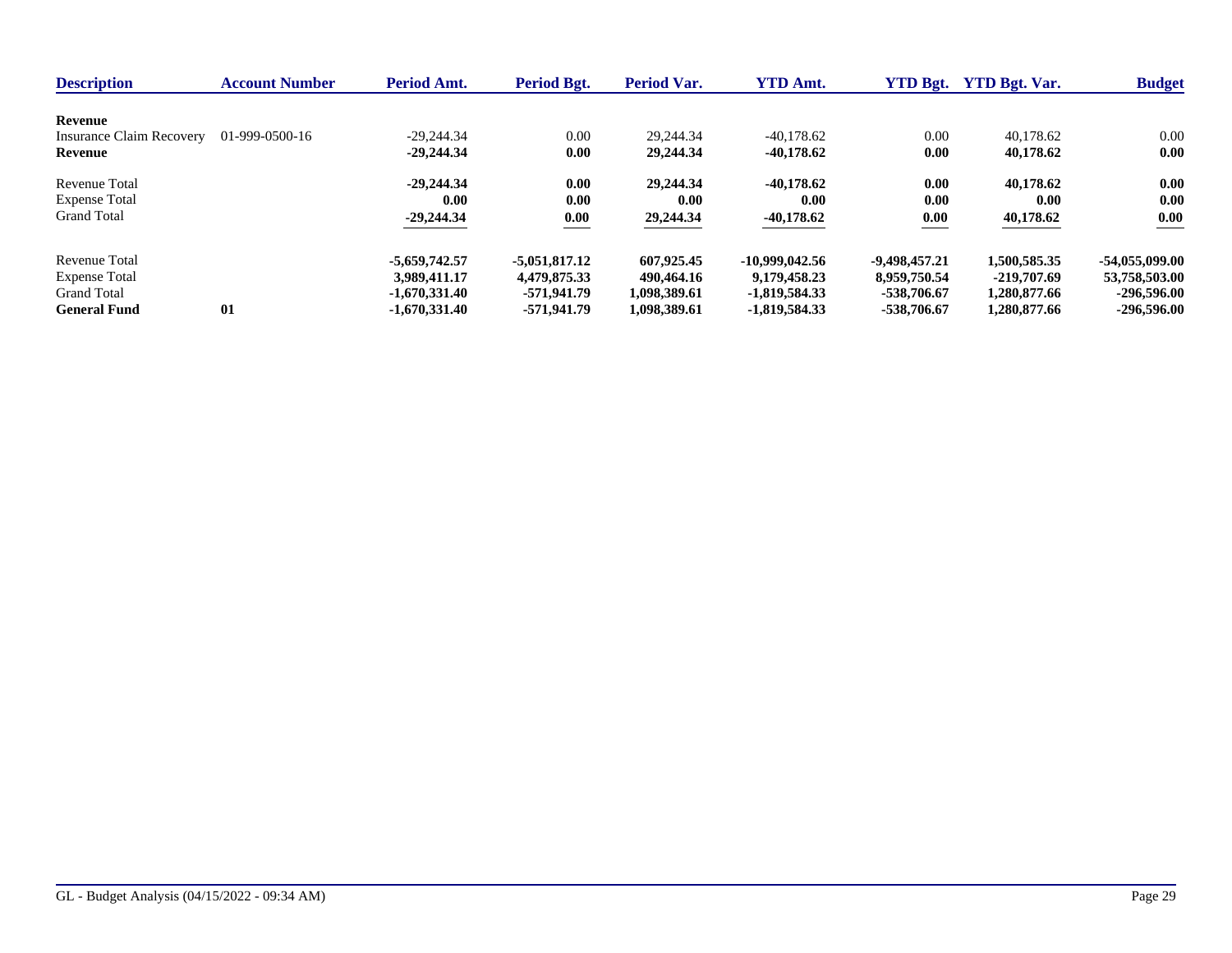| Description | Account Number | Period Amt. | Period Bgt. | Period Var. | YTD Amt. | YTD Bgt. | YTD Bgt. Var. | Budget |
|---|---|---|---|---|---|---|---|---|
| **Revenue** | | | | | | | | |
| Insurance Claim Recovery | 01-999-0500-16 | -29,244.34 | 0.00 | 29,244.34 | -40,178.62 | 0.00 | 40,178.62 | 0.00 |
| **Revenue** | | **-29,244.34** | **0.00** | **29,244.34** | **-40,178.62** | **0.00** | **40,178.62** | **0.00** |
| Revenue Total | | **-29,244.34** | **0.00** | **29,244.34** | **-40,178.62** | **0.00** | **40,178.62** | **0.00** |
| Expense Total | | **0.00** | **0.00** | **0.00** | **0.00** | **0.00** | **0.00** | **0.00** |
| Grand Total | | **-29,244.34** | **0.00** | **29,244.34** | **-40,178.62** | **0.00** | **40,178.62** | **0.00** |
| Revenue Total | | **-5,659,742.57** | **-5,051,817.12** | **607,925.45** | **-10,999,042.56** | **-9,498,457.21** | **1,500,585.35** | **-54,055,099.00** |
| Expense Total | | **3,989,411.17** | **4,479,875.33** | **490,464.16** | **9,179,458.23** | **8,959,750.54** | **-219,707.69** | **53,758,503.00** |
| Grand Total | | **-1,670,331.40** | **-571,941.79** | **1,098,389.61** | **-1,819,584.33** | **-538,706.67** | **1,280,877.66** | **-296,596.00** |
| **General Fund** | **01** | **-1,670,331.40** | **-571,941.79** | **1,098,389.61** | **-1,819,584.33** | **-538,706.67** | **1,280,877.66** | **-296,596.00** |

GL - Budget Analysis (04/15/2022 - 09:34 AM)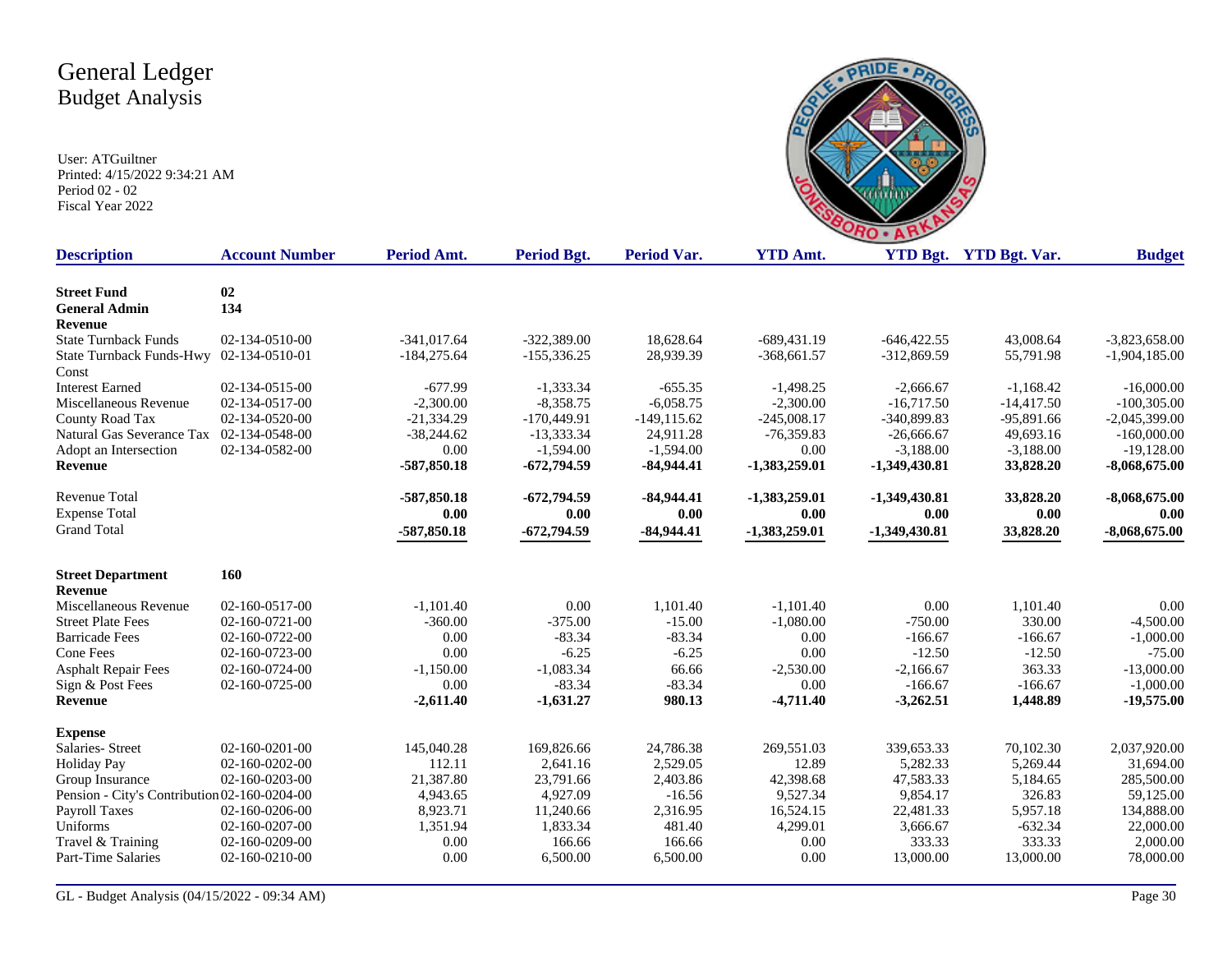# General Ledger
## Budget Analysis

User: ATGuiltner
Printed: 4/15/2022 9:34:21 AM
Period 02 - 02
Fiscal Year 2022

| Description | Account Number | Period Amt. | Period Bgt. | Period Var. | YTD Amt. | YTD Bgt. | YTD Bgt. Var. | Budget |
|---|---|---|---|---|---|---|---|---|
| **Street Fund** | **02** | | | | | | | |
| **General Admin** | **134** | | | | | | | |
| **Revenue** | | | | | | | | |
| State Turnback Funds | 02-134-0510-00 | -341,017.64 | -322,389.00 | 18,628.64 | -689,431.19 | -646,422.55 | 43,008.64 | -3,823,658.00 |
| State Turnback Funds-Hwy Const | 02-134-0510-01 | -184,275.64 | -155,336.25 | 28,939.39 | -368,661.57 | -312,869.59 | 55,791.98 | -1,904,185.00 |
| Interest Earned | 02-134-0515-00 | -677.99 | -1,333.34 | -655.35 | -1,498.25 | -2,666.67 | -1,168.42 | -16,000.00 |
| Miscellaneous Revenue | 02-134-0517-00 | -2,300.00 | -8,358.75 | -6,058.75 | -2,300.00 | -16,717.50 | -14,417.50 | -100,305.00 |
| County Road Tax | 02-134-0520-00 | -21,334.29 | -170,449.91 | -149,115.62 | -245,008.17 | -340,899.83 | -95,891.66 | -2,045,399.00 |
| Natural Gas Severance Tax | 02-134-0548-00 | -38,244.62 | -13,333.34 | 24,911.28 | -76,359.83 | -26,666.67 | 49,693.16 | -160,000.00 |
| Adopt an Intersection | 02-134-0582-00 | 0.00 | -1,594.00 | -1,594.00 | 0.00 | -3,188.00 | -3,188.00 | -19,128.00 |
| **Revenue** | | **-587,850.18** | **-672,794.59** | **-84,944.41** | **-1,383,259.01** | **-1,349,430.81** | **33,828.20** | **-8,068,675.00** |
| Revenue Total | | **-587,850.18** | **-672,794.59** | **-84,944.41** | **-1,383,259.01** | **-1,349,430.81** | **33,828.20** | **-8,068,675.00** |
| Expense Total | | **0.00** | **0.00** | **0.00** | **0.00** | **0.00** | **0.00** | **0.00** |
| Grand Total | | **-587,850.18** | **-672,794.59** | **-84,944.41** | **-1,383,259.01** | **-1,349,430.81** | **33,828.20** | **-8,068,675.00** |
| **Street Department** | **160** | | | | | | | |
| **Revenue** | | | | | | | | |
| Miscellaneous Revenue | 02-160-0517-00 | -1,101.40 | 0.00 | 1,101.40 | -1,101.40 | 0.00 | 1,101.40 | 0.00 |
| Street Plate Fees | 02-160-0721-00 | -360.00 | -375.00 | -15.00 | -1,080.00 | -750.00 | 330.00 | -4,500.00 |
| Barricade Fees | 02-160-0722-00 | 0.00 | -83.34 | -83.34 | 0.00 | -166.67 | -166.67 | -1,000.00 |
| Cone Fees | 02-160-0723-00 | 0.00 | -6.25 | -6.25 | 0.00 | -12.50 | -12.50 | -75.00 |
| Asphalt Repair Fees | 02-160-0724-00 | -1,150.00 | -1,083.34 | 66.66 | -2,530.00 | -2,166.67 | 363.33 | -13,000.00 |
| Sign & Post Fees | 02-160-0725-00 | 0.00 | -83.34 | -83.34 | 0.00 | -166.67 | -166.67 | -1,000.00 |
| **Revenue** | | **-2,611.40** | **-1,631.27** | **980.13** | **-4,711.40** | **-3,262.51** | **1,448.89** | **-19,575.00** |
| **Expense** | | | | | | | | |
| Salaries- Street | 02-160-0201-00 | 145,040.28 | 169,826.66 | 24,786.38 | 269,551.03 | 339,653.33 | 70,102.30 | 2,037,920.00 |
| Holiday Pay | 02-160-0202-00 | 112.11 | 2,641.16 | 2,529.05 | 12.89 | 5,282.33 | 5,269.44 | 31,694.00 |
| Group Insurance | 02-160-0203-00 | 21,387.80 | 23,791.66 | 2,403.86 | 42,398.68 | 47,583.33 | 5,184.65 | 285,500.00 |
| Pension - City's Contribution | 02-160-0204-00 | 4,943.65 | 4,927.09 | -16.56 | 9,527.34 | 9,854.17 | 326.83 | 59,125.00 |
| Payroll Taxes | 02-160-0206-00 | 8,923.71 | 11,240.66 | 2,316.95 | 16,524.15 | 22,481.33 | 5,957.18 | 134,888.00 |
| Uniforms | 02-160-0207-00 | 1,351.94 | 1,833.34 | 481.40 | 4,299.01 | 3,666.67 | -632.34 | 22,000.00 |
| Travel & Training | 02-160-0209-00 | 0.00 | 166.66 | 166.66 | 0.00 | 333.33 | 333.33 | 2,000.00 |
| Part-Time Salaries | 02-160-0210-00 | 0.00 | 6,500.00 | 6,500.00 | 0.00 | 13,000.00 | 13,000.00 | 78,000.00 |

GL - Budget Analysis (04/15/2022 - 09:34 AM)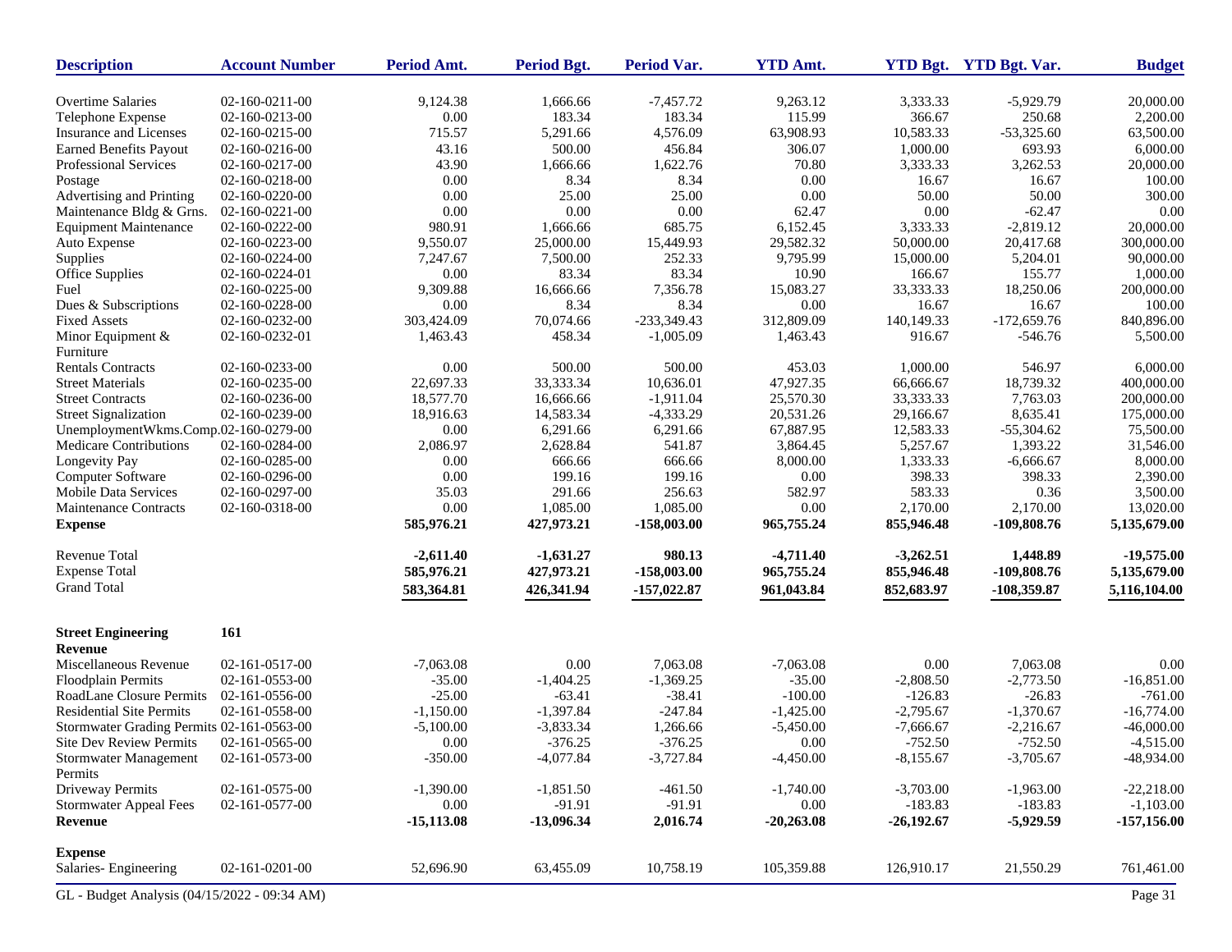| Description | Account Number | Period Amt. | Period Bgt. | Period Var. | YTD Amt. | YTD Bgt. | YTD Bgt. Var. | Budget |
|---|---|---|---|---|---|---|---|---|
| Overtime Salaries | 02-160-0211-00 | 9,124.38 | 1,666.66 | -7,457.72 | 9,263.12 | 3,333.33 | -5,929.79 | 20,000.00 |
| Telephone Expense | 02-160-0213-00 | 0.00 | 183.34 | 183.34 | 115.99 | 366.67 | 250.68 | 2,200.00 |
| Insurance and Licenses | 02-160-0215-00 | 715.57 | 5,291.66 | 4,576.09 | 63,908.93 | 10,583.33 | -53,325.60 | 63,500.00 |
| Earned Benefits Payout | 02-160-0216-00 | 43.16 | 500.00 | 456.84 | 306.07 | 1,000.00 | 693.93 | 6,000.00 |
| Professional Services | 02-160-0217-00 | 43.90 | 1,666.66 | 1,622.76 | 70.80 | 3,333.33 | 3,262.53 | 20,000.00 |
| Postage | 02-160-0218-00 | 0.00 | 8.34 | 8.34 | 0.00 | 16.67 | 16.67 | 100.00 |
| Advertising and Printing | 02-160-0220-00 | 0.00 | 25.00 | 25.00 | 0.00 | 50.00 | 50.00 | 300.00 |
| Maintenance Bldg & Grns. | 02-160-0221-00 | 0.00 | 0.00 | 0.00 | 62.47 | 0.00 | -62.47 | 0.00 |
| Equipment Maintenance | 02-160-0222-00 | 980.91 | 1,666.66 | 685.75 | 6,152.45 | 3,333.33 | -2,819.12 | 20,000.00 |
| Auto Expense | 02-160-0223-00 | 9,550.07 | 25,000.00 | 15,449.93 | 29,582.32 | 50,000.00 | 20,417.68 | 300,000.00 |
| Supplies | 02-160-0224-00 | 7,247.67 | 7,500.00 | 252.33 | 9,795.99 | 15,000.00 | 5,204.01 | 90,000.00 |
| Office Supplies | 02-160-0224-01 | 0.00 | 83.34 | 83.34 | 10.90 | 166.67 | 155.77 | 1,000.00 |
| Fuel | 02-160-0225-00 | 9,309.88 | 16,666.66 | 7,356.78 | 15,083.27 | 33,333.33 | 18,250.06 | 200,000.00 |
| Dues & Subscriptions | 02-160-0228-00 | 0.00 | 8.34 | 8.34 | 0.00 | 16.67 | 16.67 | 100.00 |
| Fixed Assets | 02-160-0232-00 | 303,424.09 | 70,074.66 | -233,349.43 | 312,809.09 | 140,149.33 | -172,659.76 | 840,896.00 |
| Minor Equipment & Furniture | 02-160-0232-01 | 1,463.43 | 458.34 | -1,005.09 | 1,463.43 | 916.67 | -546.76 | 5,500.00 |
| Rentals Contracts | 02-160-0233-00 | 0.00 | 500.00 | 500.00 | 453.03 | 1,000.00 | 546.97 | 6,000.00 |
| Street Materials | 02-160-0235-00 | 22,697.33 | 33,333.34 | 10,636.01 | 47,927.35 | 66,666.67 | 18,739.32 | 400,000.00 |
| Street Contracts | 02-160-0236-00 | 18,577.70 | 16,666.66 | -1,911.04 | 25,570.30 | 33,333.33 | 7,763.03 | 200,000.00 |
| Street Signalization | 02-160-0239-00 | 18,916.63 | 14,583.34 | -4,333.29 | 20,531.26 | 29,166.67 | 8,635.41 | 175,000.00 |
| UnemploymentWkms.Comp. | 02-160-0279-00 | 0.00 | 6,291.66 | 6,291.66 | 67,887.95 | 12,583.33 | -55,304.62 | 75,500.00 |
| Medicare Contributions | 02-160-0284-00 | 2,086.97 | 2,628.84 | 541.87 | 3,864.45 | 5,257.67 | 1,393.22 | 31,546.00 |
| Longevity Pay | 02-160-0285-00 | 0.00 | 666.66 | 666.66 | 8,000.00 | 1,333.33 | -6,666.67 | 8,000.00 |
| Computer Software | 02-160-0296-00 | 0.00 | 199.16 | 199.16 | 0.00 | 398.33 | 398.33 | 2,390.00 |
| Mobile Data Services | 02-160-0297-00 | 35.03 | 291.66 | 256.63 | 582.97 | 583.33 | 0.36 | 3,500.00 |
| Maintenance Contracts | 02-160-0318-00 | 0.00 | 1,085.00 | 1,085.00 | 0.00 | 2,170.00 | 2,170.00 | 13,020.00 |
| **Expense** | | **585,976.21** | **427,973.21** | **-158,003.00** | **965,755.24** | **855,946.48** | **-109,808.76** | **5,135,679.00** |
| Revenue Total | | **-2,611.40** | **-1,631.27** | **980.13** | **-4,711.40** | **-3,262.51** | **1,448.89** | **-19,575.00** |
| Expense Total | | **585,976.21** | **427,973.21** | **-158,003.00** | **965,755.24** | **855,946.48** | **-109,808.76** | **5,135,679.00** |
| Grand Total | | **583,364.81** | **426,341.94** | **-157,022.87** | **961,043.84** | **852,683.97** | **-108,359.87** | **5,116,104.00** |
| **Street Engineering** | **161** | | | | | | | |
| **Revenue** | | | | | | | | |
| Miscellaneous Revenue | 02-161-0517-00 | -7,063.08 | 0.00 | 7,063.08 | -7,063.08 | 0.00 | 7,063.08 | 0.00 |
| Floodplain Permits | 02-161-0553-00 | -35.00 | -1,404.25 | -1,369.25 | -35.00 | -2,808.50 | -2,773.50 | -16,851.00 |
| RoadLane Closure Permits | 02-161-0556-00 | -25.00 | -63.41 | -38.41 | -100.00 | -126.83 | -26.83 | -761.00 |
| Residential Site Permits | 02-161-0558-00 | -1,150.00 | -1,397.84 | -247.84 | -1,425.00 | -2,795.67 | -1,370.67 | -16,774.00 |
| Stormwater Grading Permits | 02-161-0563-00 | -5,100.00 | -3,833.34 | 1,266.66 | -5,450.00 | -7,666.67 | -2,216.67 | -46,000.00 |
| Site Dev Review Permits | 02-161-0565-00 | 0.00 | -376.25 | -376.25 | 0.00 | -752.50 | -752.50 | -4,515.00 |
| Stormwater Management Permits | 02-161-0573-00 | -350.00 | -4,077.84 | -3,727.84 | -4,450.00 | -8,155.67 | -3,705.67 | -48,934.00 |
| Driveway Permits | 02-161-0575-00 | -1,390.00 | -1,851.50 | -461.50 | -1,740.00 | -3,703.00 | -1,963.00 | -22,218.00 |
| Stormwater Appeal Fees | 02-161-0577-00 | 0.00 | -91.91 | -91.91 | 0.00 | -183.83 | -183.83 | -1,103.00 |
| **Revenue** | | **-15,113.08** | **-13,096.34** | **2,016.74** | **-20,263.08** | **-26,192.67** | **-5,929.59** | **-157,156.00** |
| **Expense** | | | | | | | | |
| Salaries- Engineering | 02-161-0201-00 | 52,696.90 | 63,455.09 | 10,758.19 | 105,359.88 | 126,910.17 | 21,550.29 | 761,461.00 |

GL - Budget Analysis (04/15/2022 - 09:34 AM)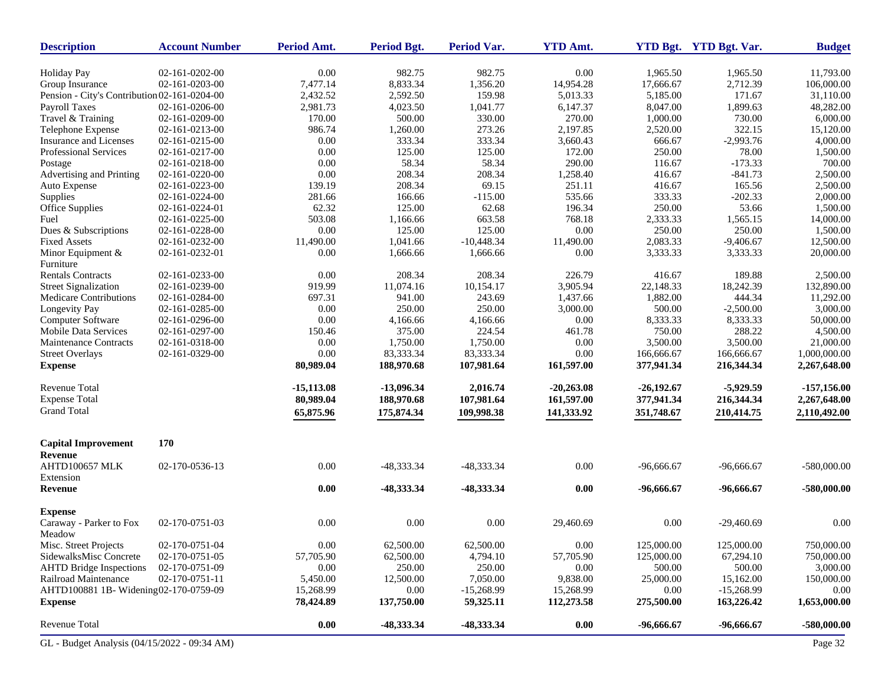| Description | Account Number | Period Amt. | Period Bgt. | Period Var. | YTD Amt. | YTD Bgt. | YTD Bgt. Var. | Budget |
|---|---|---|---|---|---|---|---|---|
| Holiday Pay | 02-161-0202-00 | 0.00 | 982.75 | 982.75 | 0.00 | 1,965.50 | 1,965.50 | 11,793.00 |
| Group Insurance | 02-161-0203-00 | 7,477.14 | 8,833.34 | 1,356.20 | 14,954.28 | 17,666.67 | 2,712.39 | 106,000.00 |
| Pension - City's Contribution | 02-161-0204-00 | 2,432.52 | 2,592.50 | 159.98 | 5,013.33 | 5,185.00 | 171.67 | 31,110.00 |
| Payroll Taxes | 02-161-0206-00 | 2,981.73 | 4,023.50 | 1,041.77 | 6,147.37 | 8,047.00 | 1,899.63 | 48,282.00 |
| Travel & Training | 02-161-0209-00 | 170.00 | 500.00 | 330.00 | 270.00 | 1,000.00 | 730.00 | 6,000.00 |
| Telephone Expense | 02-161-0213-00 | 986.74 | 1,260.00 | 273.26 | 2,197.85 | 2,520.00 | 322.15 | 15,120.00 |
| Insurance and Licenses | 02-161-0215-00 | 0.00 | 333.34 | 333.34 | 3,660.43 | 666.67 | -2,993.76 | 4,000.00 |
| Professional Services | 02-161-0217-00 | 0.00 | 125.00 | 125.00 | 172.00 | 250.00 | 78.00 | 1,500.00 |
| Postage | 02-161-0218-00 | 0.00 | 58.34 | 58.34 | 290.00 | 116.67 | -173.33 | 700.00 |
| Advertising and Printing | 02-161-0220-00 | 0.00 | 208.34 | 208.34 | 1,258.40 | 416.67 | -841.73 | 2,500.00 |
| Auto Expense | 02-161-0223-00 | 139.19 | 208.34 | 69.15 | 251.11 | 416.67 | 165.56 | 2,500.00 |
| Supplies | 02-161-0224-00 | 281.66 | 166.66 | -115.00 | 535.66 | 333.33 | -202.33 | 2,000.00 |
| Office Supplies | 02-161-0224-01 | 62.32 | 125.00 | 62.68 | 196.34 | 250.00 | 53.66 | 1,500.00 |
| Fuel | 02-161-0225-00 | 503.08 | 1,166.66 | 663.58 | 768.18 | 2,333.33 | 1,565.15 | 14,000.00 |
| Dues & Subscriptions | 02-161-0228-00 | 0.00 | 125.00 | 125.00 | 0.00 | 250.00 | 250.00 | 1,500.00 |
| Fixed Assets | 02-161-0232-00 | 11,490.00 | 1,041.66 | -10,448.34 | 11,490.00 | 2,083.33 | -9,406.67 | 12,500.00 |
| Minor Equipment & Furniture | 02-161-0232-01 | 0.00 | 1,666.66 | 1,666.66 | 0.00 | 3,333.33 | 3,333.33 | 20,000.00 |
| Rentals Contracts | 02-161-0233-00 | 0.00 | 208.34 | 208.34 | 226.79 | 416.67 | 189.88 | 2,500.00 |
| Street Signalization | 02-161-0239-00 | 919.99 | 11,074.16 | 10,154.17 | 3,905.94 | 22,148.33 | 18,242.39 | 132,890.00 |
| Medicare Contributions | 02-161-0284-00 | 697.31 | 941.00 | 243.69 | 1,437.66 | 1,882.00 | 444.34 | 11,292.00 |
| Longevity Pay | 02-161-0285-00 | 0.00 | 250.00 | 250.00 | 3,000.00 | 500.00 | -2,500.00 | 3,000.00 |
| Computer Software | 02-161-0296-00 | 0.00 | 4,166.66 | 4,166.66 | 0.00 | 8,333.33 | 8,333.33 | 50,000.00 |
| Mobile Data Services | 02-161-0297-00 | 150.46 | 375.00 | 224.54 | 461.78 | 750.00 | 288.22 | 4,500.00 |
| Maintenance Contracts | 02-161-0318-00 | 0.00 | 1,750.00 | 1,750.00 | 0.00 | 3,500.00 | 3,500.00 | 21,000.00 |
| Street Overlays | 02-161-0329-00 | 0.00 | 83,333.34 | 83,333.34 | 0.00 | 166,666.67 | 166,666.67 | 1,000,000.00 |
| **Expense** | | **80,989.04** | **188,970.68** | **107,981.64** | **161,597.00** | **377,941.34** | **216,344.34** | **2,267,648.00** |
| Revenue Total | | **-15,113.08** | **-13,096.34** | **2,016.74** | **-20,263.08** | **-26,192.67** | **-5,929.59** | **-157,156.00** |
| Expense Total | | **80,989.04** | **188,970.68** | **107,981.64** | **161,597.00** | **377,941.34** | **216,344.34** | **2,267,648.00** |
| Grand Total | | **65,875.96** | **175,874.34** | **109,998.38** | **141,333.92** | **351,748.67** | **210,414.75** | **2,110,492.00** |
| **Capital Improvement** | **170** | | | | | | | |
| **Revenue** | | | | | | | | |
| AHTD100657 MLK Extension | 02-170-0536-13 | 0.00 | -48,333.34 | -48,333.34 | 0.00 | -96,666.67 | -96,666.67 | -580,000.00 |
| **Revenue** | | **0.00** | **-48,333.34** | **-48,333.34** | **0.00** | **-96,666.67** | **-96,666.67** | **-580,000.00** |
| **Expense** | | | | | | | | |
| Caraway - Parker to Fox Meadow | 02-170-0751-03 | 0.00 | 0.00 | 0.00 | 29,460.69 | 0.00 | -29,460.69 | 0.00 |
| Misc. Street Projects | 02-170-0751-04 | 0.00 | 62,500.00 | 62,500.00 | 0.00 | 125,000.00 | 125,000.00 | 750,000.00 |
| SidewalksMisc Concrete | 02-170-0751-05 | 57,705.90 | 62,500.00 | 4,794.10 | 57,705.90 | 125,000.00 | 67,294.10 | 750,000.00 |
| AHTD Bridge Inspections | 02-170-0751-09 | 0.00 | 250.00 | 250.00 | 0.00 | 500.00 | 500.00 | 3,000.00 |
| Railroad Maintenance | 02-170-0751-11 | 5,450.00 | 12,500.00 | 7,050.00 | 9,838.00 | 25,000.00 | 15,162.00 | 150,000.00 |
| AHTD100881 1B- Widening | 02-170-0759-09 | 15,268.99 | 0.00 | -15,268.99 | 15,268.99 | 0.00 | -15,268.99 | 0.00 |
| **Expense** | | **78,424.89** | **137,750.00** | **59,325.11** | **112,273.58** | **275,500.00** | **163,226.42** | **1,653,000.00** |
| Revenue Total | | **0.00** | **-48,333.34** | **-48,333.34** | **0.00** | **-96,666.67** | **-96,666.67** | **-580,000.00** |

GL - Budget Analysis (04/15/2022 - 09:34 AM)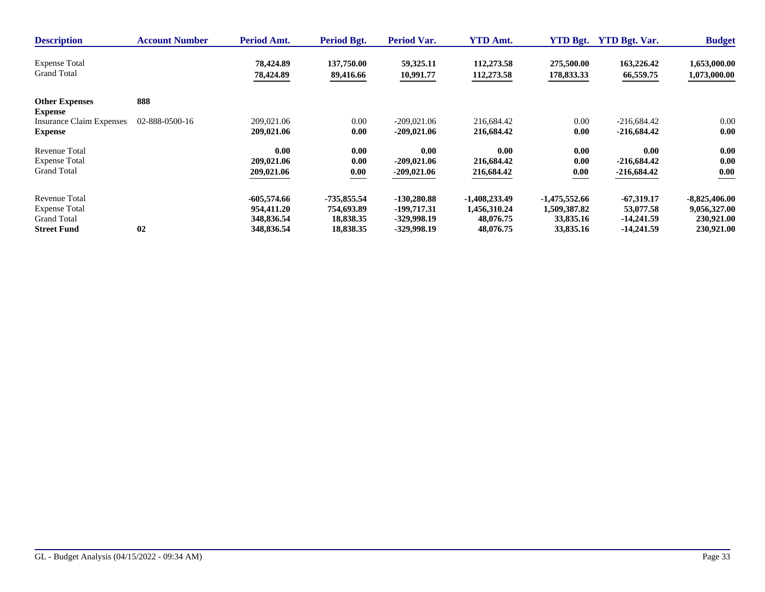| Description | Account Number | Period Amt. | Period Bgt. | Period Var. | YTD Amt. | YTD Bgt. | YTD Bgt. Var. | Budget |
|---|---|---|---|---|---|---|---|---|
| Expense Total | | **78,424.89** | **137,750.00** | **59,325.11** | **112,273.58** | **275,500.00** | **163,226.42** | **1,653,000.00** |
| Grand Total | | **78,424.89** | **89,416.66** | **10,991.77** | **112,273.58** | **178,833.33** | **66,559.75** | **1,073,000.00** |
| **Other Expenses** | **888** | | | | | | | |
| **Expense** | | | | | | | | |
| Insurance Claim Expenses | 02-888-0500-16 | 209,021.06 | 0.00 | -209,021.06 | 216,684.42 | 0.00 | -216,684.42 | 0.00 |
| **Expense** | | **209,021.06** | **0.00** | **-209,021.06** | **216,684.42** | **0.00** | **-216,684.42** | **0.00** |
| Revenue Total | | **0.00** | **0.00** | **0.00** | **0.00** | **0.00** | **0.00** | **0.00** |
| Expense Total | | **209,021.06** | **0.00** | **-209,021.06** | **216,684.42** | **0.00** | **-216,684.42** | **0.00** |
| Grand Total | | **209,021.06** | **0.00** | **-209,021.06** | **216,684.42** | **0.00** | **-216,684.42** | **0.00** |
| Revenue Total | | **-605,574.66** | **-735,855.54** | **-130,280.88** | **-1,408,233.49** | **-1,475,552.66** | **-67,319.17** | **-8,825,406.00** |
| Expense Total | | **954,411.20** | **754,693.89** | **-199,717.31** | **1,456,310.24** | **1,509,387.82** | **53,077.58** | **9,056,327.00** |
| Grand Total | | **348,836.54** | **18,838.35** | **-329,998.19** | **48,076.75** | **33,835.16** | **-14,241.59** | **230,921.00** |
| **Street Fund** | **02** | **348,836.54** | **18,838.35** | **-329,998.19** | **48,076.75** | **33,835.16** | **-14,241.59** | **230,921.00** |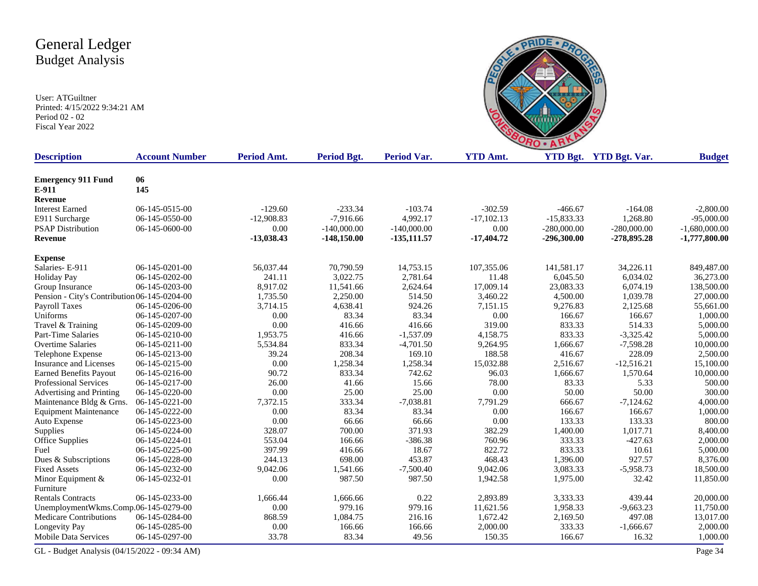# General Ledger
## Budget Analysis

User: ATGuiltner
Printed: 4/15/2022 9:34:21 AM
Period 02 - 02
Fiscal Year 2022

| Description | Account Number | Period Amt. | Period Bgt. | Period Var. | YTD Amt. | YTD Bgt. | YTD Bgt. Var. | Budget |
|---|---|---|---|---|---|---|---|---|
| **Emergency 911 Fund** | **06** | | | | | | | |
| **E-911** | **145** | | | | | | | |
| **Revenue** | | | | | | | | |
| Interest Earned | 06-145-0515-00 | -129.60 | -233.34 | -103.74 | -302.59 | -466.67 | -164.08 | -2,800.00 |
| E911 Surcharge | 06-145-0550-00 | -12,908.83 | -7,916.66 | 4,992.17 | -17,102.13 | -15,833.33 | 1,268.80 | -95,000.00 |
| PSAP Distribution | 06-145-0600-00 | 0.00 | -140,000.00 | -140,000.00 | 0.00 | -280,000.00 | -280,000.00 | -1,680,000.00 |
| **Revenue** | | **-13,038.43** | **-148,150.00** | **-135,111.57** | **-17,404.72** | **-296,300.00** | **-278,895.28** | **-1,777,800.00** |
| **Expense** | | | | | | | | |
| Salaries- E-911 | 06-145-0201-00 | 56,037.44 | 70,790.59 | 14,753.15 | 107,355.06 | 141,581.17 | 34,226.11 | 849,487.00 |
| Holiday Pay | 06-145-0202-00 | 241.11 | 3,022.75 | 2,781.64 | 11.48 | 6,045.50 | 6,034.02 | 36,273.00 |
| Group Insurance | 06-145-0203-00 | 8,917.02 | 11,541.66 | 2,624.64 | 17,009.14 | 23,083.33 | 6,074.19 | 138,500.00 |
| Pension - City's Contribution | 06-145-0204-00 | 1,735.50 | 2,250.00 | 514.50 | 3,460.22 | 4,500.00 | 1,039.78 | 27,000.00 |
| Payroll Taxes | 06-145-0206-00 | 3,714.15 | 4,638.41 | 924.26 | 7,151.15 | 9,276.83 | 2,125.68 | 55,661.00 |
| Uniforms | 06-145-0207-00 | 0.00 | 83.34 | 83.34 | 0.00 | 166.67 | 166.67 | 1,000.00 |
| Travel & Training | 06-145-0209-00 | 0.00 | 416.66 | 416.66 | 319.00 | 833.33 | 514.33 | 5,000.00 |
| Part-Time Salaries | 06-145-0210-00 | 1,953.75 | 416.66 | -1,537.09 | 4,158.75 | 833.33 | -3,325.42 | 5,000.00 |
| Overtime Salaries | 06-145-0211-00 | 5,534.84 | 833.34 | -4,701.50 | 9,264.95 | 1,666.67 | -7,598.28 | 10,000.00 |
| Telephone Expense | 06-145-0213-00 | 39.24 | 208.34 | 169.10 | 188.58 | 416.67 | 228.09 | 2,500.00 |
| Insurance and Licenses | 06-145-0215-00 | 0.00 | 1,258.34 | 1,258.34 | 15,032.88 | 2,516.67 | -12,516.21 | 15,100.00 |
| Earned Benefits Payout | 06-145-0216-00 | 90.72 | 833.34 | 742.62 | 96.03 | 1,666.67 | 1,570.64 | 10,000.00 |
| Professional Services | 06-145-0217-00 | 26.00 | 41.66 | 15.66 | 78.00 | 83.33 | 5.33 | 500.00 |
| Advertising and Printing | 06-145-0220-00 | 0.00 | 25.00 | 25.00 | 0.00 | 50.00 | 50.00 | 300.00 |
| Maintenance Bldg & Grns. | 06-145-0221-00 | 7,372.15 | 333.34 | -7,038.81 | 7,791.29 | 666.67 | -7,124.62 | 4,000.00 |
| Equipment Maintenance | 06-145-0222-00 | 0.00 | 83.34 | 83.34 | 0.00 | 166.67 | 166.67 | 1,000.00 |
| Auto Expense | 06-145-0223-00 | 0.00 | 66.66 | 66.66 | 0.00 | 133.33 | 133.33 | 800.00 |
| Supplies | 06-145-0224-00 | 328.07 | 700.00 | 371.93 | 382.29 | 1,400.00 | 1,017.71 | 8,400.00 |
| Office Supplies | 06-145-0224-01 | 553.04 | 166.66 | -386.38 | 760.96 | 333.33 | -427.63 | 2,000.00 |
| Fuel | 06-145-0225-00 | 397.99 | 416.66 | 18.67 | 822.72 | 833.33 | 10.61 | 5,000.00 |
| Dues & Subscriptions | 06-145-0228-00 | 244.13 | 698.00 | 453.87 | 468.43 | 1,396.00 | 927.57 | 8,376.00 |
| Fixed Assets | 06-145-0232-00 | 9,042.06 | 1,541.66 | -7,500.40 | 9,042.06 | 3,083.33 | -5,958.73 | 18,500.00 |
| Minor Equipment & Furniture | 06-145-0232-01 | 0.00 | 987.50 | 987.50 | 1,942.58 | 1,975.00 | 32.42 | 11,850.00 |
| Rentals Contracts | 06-145-0233-00 | 1,666.44 | 1,666.66 | 0.22 | 2,893.89 | 3,333.33 | 439.44 | 20,000.00 |
| UnemploymentWkms.Comp. | 06-145-0279-00 | 0.00 | 979.16 | 979.16 | 11,621.56 | 1,958.33 | -9,663.23 | 11,750.00 |
| Medicare Contributions | 06-145-0284-00 | 868.59 | 1,084.75 | 216.16 | 1,672.42 | 2,169.50 | 497.08 | 13,017.00 |
| Longevity Pay | 06-145-0285-00 | 0.00 | 166.66 | 166.66 | 2,000.00 | 333.33 | -1,666.67 | 2,000.00 |
| Mobile Data Services | 06-145-0297-00 | 33.78 | 83.34 | 49.56 | 150.35 | 166.67 | 16.32 | 1,000.00 |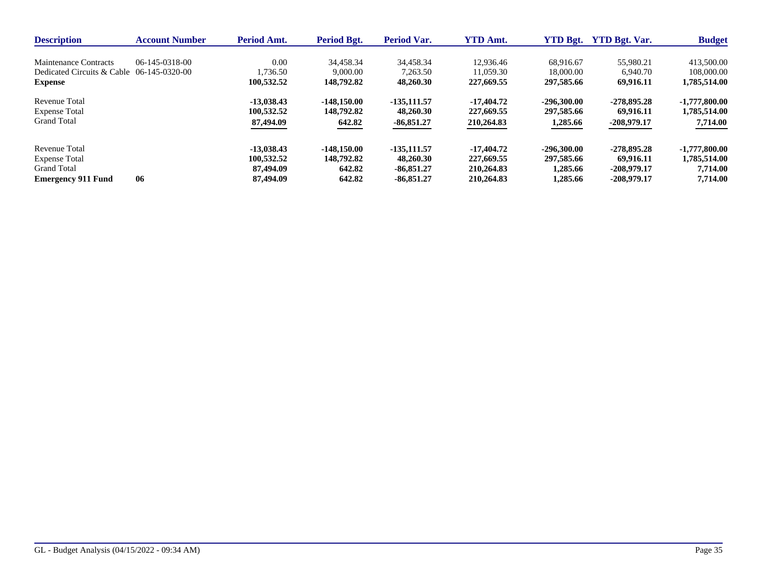| Description | Account Number | Period Amt. | Period Bgt. | Period Var. | YTD Amt. | YTD Bgt. | YTD Bgt. Var. | Budget |
|---|---|---|---|---|---|---|---|---|
| Maintenance Contracts | 06-145-0318-00 | 0.00 | 34,458.34 | 34,458.34 | 12,936.46 | 68,916.67 | 55,980.21 | 413,500.00 |
| Dedicated Circuits & Cable | 06-145-0320-00 | 1,736.50 | 9,000.00 | 7,263.50 | 11,059.30 | 18,000.00 | 6,940.70 | 108,000.00 |
| **Expense** | | **100,532.52** | **148,792.82** | **48,260.30** | **227,669.55** | **297,585.66** | **69,916.11** | **1,785,514.00** |
| Revenue Total | | **-13,038.43** | **-148,150.00** | **-135,111.57** | **-17,404.72** | **-296,300.00** | **-278,895.28** | **-1,777,800.00** |
| Expense Total | | **100,532.52** | **148,792.82** | **48,260.30** | **227,669.55** | **297,585.66** | **69,916.11** | **1,785,514.00** |
| Grand Total | | **87,494.09** | **642.82** | **-86,851.27** | **210,264.83** | **1,285.66** | **-208,979.17** | **7,714.00** |
| Revenue Total | | **-13,038.43** | **-148,150.00** | **-135,111.57** | **-17,404.72** | **-296,300.00** | **-278,895.28** | **-1,777,800.00** |
| Expense Total | | **100,532.52** | **148,792.82** | **48,260.30** | **227,669.55** | **297,585.66** | **69,916.11** | **1,785,514.00** |
| Grand Total | | **87,494.09** | **642.82** | **-86,851.27** | **210,264.83** | **1,285.66** | **-208,979.17** | **7,714.00** |
| **Emergency 911 Fund** | **06** | **87,494.09** | **642.82** | **-86,851.27** | **210,264.83** | **1,285.66** | **-208,979.17** | **7,714.00** |

GL - Budget Analysis (04/15/2022 - 09:34 AM)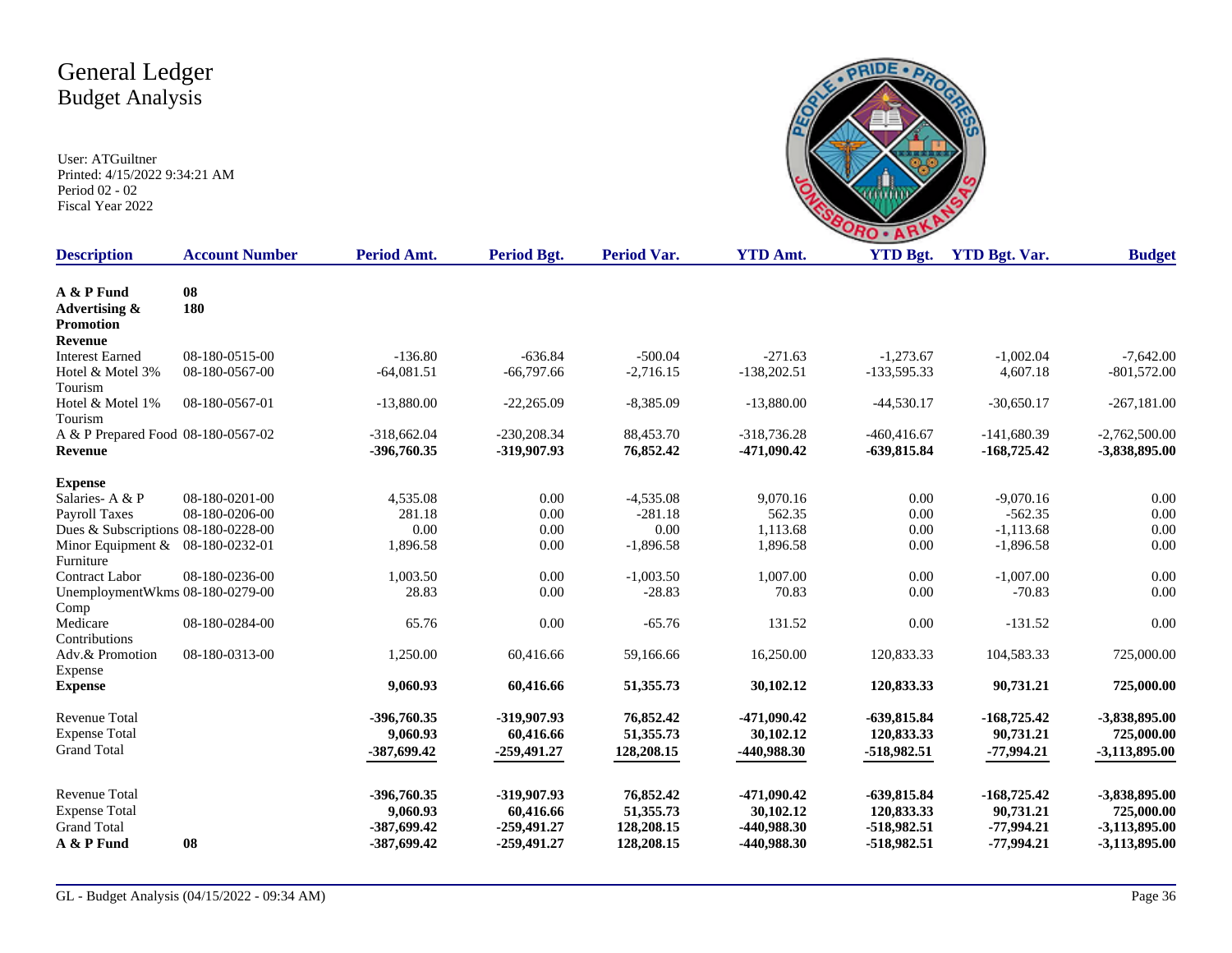# General Ledger
## Budget Analysis

User: ATGuiltner
Printed: 4/15/2022 9:34:21 AM
Period 02 - 02
Fiscal Year 2022

| Description | Account Number | Period Amt. | Period Bgt. | Period Var. | YTD Amt. | YTD Bgt. | YTD Bgt. Var. | Budget |
|---|---|---|---|---|---|---|---|---|
| **A & P Fund** | **08** | | | | | | | |
| **Advertising & Promotion** | **180** | | | | | | | |
| **Revenue** | | | | | | | | |
| Interest Earned | 08-180-0515-00 | -136.80 | -636.84 | -500.04 | -271.63 | -1,273.67 | -1,002.04 | -7,642.00 |
| Hotel & Motel 3% Tourism | 08-180-0567-00 | -64,081.51 | -66,797.66 | -2,716.15 | -138,202.51 | -133,595.33 | 4,607.18 | -801,572.00 |
| Hotel & Motel 1% Tourism | 08-180-0567-01 | -13,880.00 | -22,265.09 | -8,385.09 | -13,880.00 | -44,530.17 | -30,650.17 | -267,181.00 |
| A & P Prepared Food | 08-180-0567-02 | -318,662.04 | -230,208.34 | 88,453.70 | -318,736.28 | -460,416.67 | -141,680.39 | -2,762,500.00 |
| **Revenue** | | **-396,760.35** | **-319,907.93** | **76,852.42** | **-471,090.42** | **-639,815.84** | **-168,725.42** | **-3,838,895.00** |
| **Expense** | | | | | | | | |
| Salaries- A & P | 08-180-0201-00 | 4,535.08 | 0.00 | -4,535.08 | 9,070.16 | 0.00 | -9,070.16 | 0.00 |
| Payroll Taxes | 08-180-0206-00 | 281.18 | 0.00 | -281.18 | 562.35 | 0.00 | -562.35 | 0.00 |
| Dues & Subscriptions | 08-180-0228-00 | 0.00 | 0.00 | 0.00 | 1,113.68 | 0.00 | -1,113.68 | 0.00 |
| Minor Equipment & Furniture | 08-180-0232-01 | 1,896.58 | 0.00 | -1,896.58 | 1,896.58 | 0.00 | -1,896.58 | 0.00 |
| Contract Labor | 08-180-0236-00 | 1,003.50 | 0.00 | -1,003.50 | 1,007.00 | 0.00 | -1,007.00 | 0.00 |
| UnemploymentWkms Comp | 08-180-0279-00 | 28.83 | 0.00 | -28.83 | 70.83 | 0.00 | -70.83 | 0.00 |
| Medicare Contributions | 08-180-0284-00 | 65.76 | 0.00 | -65.76 | 131.52 | 0.00 | -131.52 | 0.00 |
| Adv.& Promotion Expense | 08-180-0313-00 | 1,250.00 | 60,416.66 | 59,166.66 | 16,250.00 | 120,833.33 | 104,583.33 | 725,000.00 |
| **Expense** | | **9,060.93** | **60,416.66** | **51,355.73** | **30,102.12** | **120,833.33** | **90,731.21** | **725,000.00** |
| Revenue Total | | **-396,760.35** | **-319,907.93** | **76,852.42** | **-471,090.42** | **-639,815.84** | **-168,725.42** | **-3,838,895.00** |
| Expense Total | | **9,060.93** | **60,416.66** | **51,355.73** | **30,102.12** | **120,833.33** | **90,731.21** | **725,000.00** |
| Grand Total | | **-387,699.42** | **-259,491.27** | **128,208.15** | **-440,988.30** | **-518,982.51** | **-77,994.21** | **-3,113,895.00** |
| Revenue Total | | **-396,760.35** | **-319,907.93** | **76,852.42** | **-471,090.42** | **-639,815.84** | **-168,725.42** | **-3,838,895.00** |
| Expense Total | | **9,060.93** | **60,416.66** | **51,355.73** | **30,102.12** | **120,833.33** | **90,731.21** | **725,000.00** |
| Grand Total | | **-387,699.42** | **-259,491.27** | **128,208.15** | **-440,988.30** | **-518,982.51** | **-77,994.21** | **-3,113,895.00** |
| **A & P Fund** | **08** | **-387,699.42** | **-259,491.27** | **128,208.15** | **-440,988.30** | **-518,982.51** | **-77,994.21** | **-3,113,895.00** |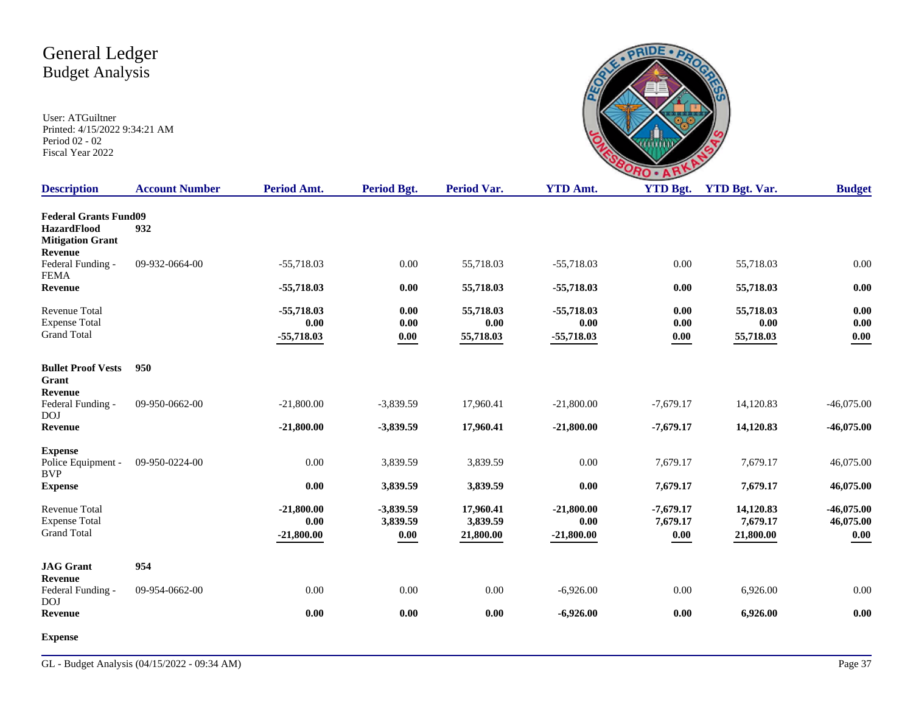# General Ledger
## Budget Analysis

User: ATGuiltner
Printed: 4/15/2022 9:34:21 AM
Period 02 - 02
Fiscal Year 2022

| Description | Account Number | Period Amt. | Period Bgt. | Period Var. | YTD Amt. | YTD Bgt. | YTD Bgt. Var. | Budget |
|---|---|---|---|---|---|---|---|---|
| **Federal Grants Fund09** | | | | | | | | |
| **HazardFlood Mitigation Grant** | **932** | | | | | | | |
| **Revenue** | | | | | | | | |
| Federal Funding - FEMA | 09-932-0664-00 | -55,718.03 | 0.00 | 55,718.03 | -55,718.03 | 0.00 | 55,718.03 | 0.00 |
| **Revenue** | | **-55,718.03** | **0.00** | **55,718.03** | **-55,718.03** | **0.00** | **55,718.03** | **0.00** |
| Revenue Total | | **-55,718.03** | **0.00** | **55,718.03** | **-55,718.03** | **0.00** | **55,718.03** | **0.00** |
| Expense Total | | **0.00** | **0.00** | **0.00** | **0.00** | **0.00** | **0.00** | **0.00** |
| Grand Total | | **-55,718.03** | **0.00** | **55,718.03** | **-55,718.03** | **0.00** | **55,718.03** | **0.00** |
| **Bullet Proof Vests Grant** | **950** | | | | | | | |
| **Revenue** | | | | | | | | |
| Federal Funding - DOJ | 09-950-0662-00 | -21,800.00 | -3,839.59 | 17,960.41 | -21,800.00 | -7,679.17 | 14,120.83 | -46,075.00 |
| **Revenue** | | **-21,800.00** | **-3,839.59** | **17,960.41** | **-21,800.00** | **-7,679.17** | **14,120.83** | **-46,075.00** |
| **Expense** | | | | | | | | |
| Police Equipment - BVP | 09-950-0224-00 | 0.00 | 3,839.59 | 3,839.59 | 0.00 | 7,679.17 | 7,679.17 | 46,075.00 |
| **Expense** | | **0.00** | **3,839.59** | **3,839.59** | **0.00** | **7,679.17** | **7,679.17** | **46,075.00** |
| Revenue Total | | **-21,800.00** | **-3,839.59** | **17,960.41** | **-21,800.00** | **-7,679.17** | **14,120.83** | **-46,075.00** |
| Expense Total | | **0.00** | **3,839.59** | **3,839.59** | **0.00** | **7,679.17** | **7,679.17** | **46,075.00** |
| Grand Total | | **-21,800.00** | **0.00** | **21,800.00** | **-21,800.00** | **0.00** | **21,800.00** | **0.00** |
| **JAG Grant** | **954** | | | | | | | |
| **Revenue** | | | | | | | | |
| Federal Funding - DOJ | 09-954-0662-00 | 0.00 | 0.00 | 0.00 | -6,926.00 | 0.00 | 6,926.00 | 0.00 |
| **Revenue** | | **0.00** | **0.00** | **0.00** | **-6,926.00** | **0.00** | **6,926.00** | **0.00** |
| **Expense** | | | | | | | | |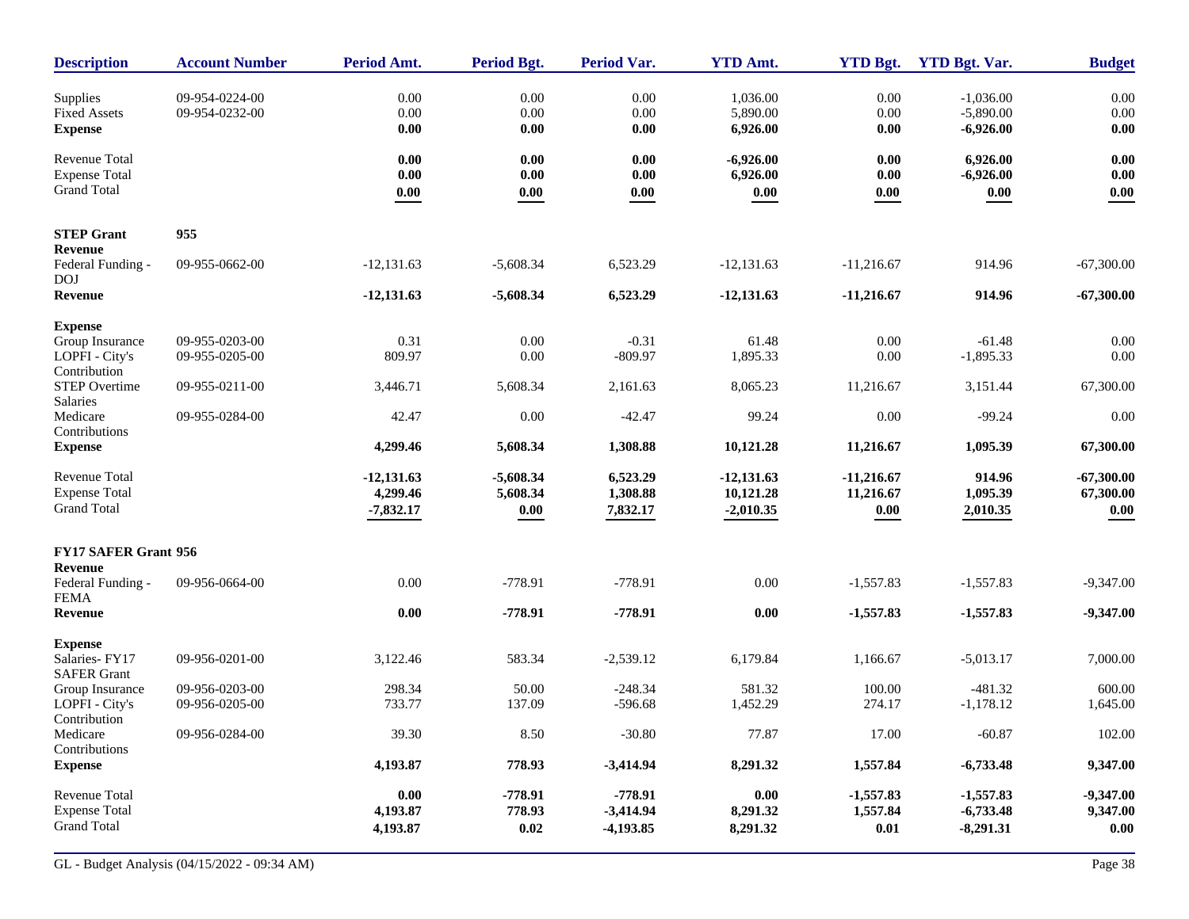| Description | Account Number | Period Amt. | Period Bgt. | Period Var. | YTD Amt. | YTD Bgt. | YTD Bgt. Var. | Budget |
|---|---|---|---|---|---|---|---|---|
| Supplies | 09-954-0224-00 | 0.00 | 0.00 | 0.00 | 1,036.00 | 0.00 | -1,036.00 | 0.00 |
| Fixed Assets | 09-954-0232-00 | 0.00 | 0.00 | 0.00 | 5,890.00 | 0.00 | -5,890.00 | 0.00 |
| **Expense** | | **0.00** | **0.00** | **0.00** | **6,926.00** | **0.00** | **-6,926.00** | **0.00** |
| Revenue Total | | **0.00** | **0.00** | **0.00** | **-6,926.00** | **0.00** | **6,926.00** | **0.00** |
| Expense Total | | **0.00** | **0.00** | **0.00** | **6,926.00** | **0.00** | **-6,926.00** | **0.00** |
| Grand Total | | **0.00** | **0.00** | **0.00** | **0.00** | **0.00** | **0.00** | **0.00** |
| **STEP Grant** | **955** | | | | | | | |
| **Revenue** | | | | | | | | |
| Federal Funding - DOJ | 09-955-0662-00 | -12,131.63 | -5,608.34 | 6,523.29 | -12,131.63 | -11,216.67 | 914.96 | -67,300.00 |
| **Revenue** | | **-12,131.63** | **-5,608.34** | **6,523.29** | **-12,131.63** | **-11,216.67** | **914.96** | **-67,300.00** |
| **Expense** | | | | | | | | |
| Group Insurance | 09-955-0203-00 | 0.31 | 0.00 | -0.31 | 61.48 | 0.00 | -61.48 | 0.00 |
| LOPFI - City's Contribution | 09-955-0205-00 | 809.97 | 0.00 | -809.97 | 1,895.33 | 0.00 | -1,895.33 | 0.00 |
| STEP Overtime Salaries | 09-955-0211-00 | 3,446.71 | 5,608.34 | 2,161.63 | 8,065.23 | 11,216.67 | 3,151.44 | 67,300.00 |
| Medicare Contributions | 09-955-0284-00 | 42.47 | 0.00 | -42.47 | 99.24 | 0.00 | -99.24 | 0.00 |
| **Expense** | | **4,299.46** | **5,608.34** | **1,308.88** | **10,121.28** | **11,216.67** | **1,095.39** | **67,300.00** |
| Revenue Total | | **-12,131.63** | **-5,608.34** | **6,523.29** | **-12,131.63** | **-11,216.67** | **914.96** | **-67,300.00** |
| Expense Total | | **4,299.46** | **5,608.34** | **1,308.88** | **10,121.28** | **11,216.67** | **1,095.39** | **67,300.00** |
| Grand Total | | **-7,832.17** | **0.00** | **7,832.17** | **-2,010.35** | **0.00** | **2,010.35** | **0.00** |
| **FY17 SAFER Grant** | **956** | | | | | | | |
| **Revenue** | | | | | | | | |
| Federal Funding - FEMA | 09-956-0664-00 | 0.00 | -778.91 | -778.91 | 0.00 | -1,557.83 | -1,557.83 | -9,347.00 |
| **Revenue** | | **0.00** | **-778.91** | **-778.91** | **0.00** | **-1,557.83** | **-1,557.83** | **-9,347.00** |
| **Expense** | | | | | | | | |
| Salaries- FY17 SAFER Grant | 09-956-0201-00 | 3,122.46 | 583.34 | -2,539.12 | 6,179.84 | 1,166.67 | -5,013.17 | 7,000.00 |
| Group Insurance | 09-956-0203-00 | 298.34 | 50.00 | -248.34 | 581.32 | 100.00 | -481.32 | 600.00 |
| LOPFI - City's Contribution | 09-956-0205-00 | 733.77 | 137.09 | -596.68 | 1,452.29 | 274.17 | -1,178.12 | 1,645.00 |
| Medicare Contributions | 09-956-0284-00 | 39.30 | 8.50 | -30.80 | 77.87 | 17.00 | -60.87 | 102.00 |
| **Expense** | | **4,193.87** | **778.93** | **-3,414.94** | **8,291.32** | **1,557.84** | **-6,733.48** | **9,347.00** |
| Revenue Total | | **0.00** | **-778.91** | **-778.91** | **0.00** | **-1,557.83** | **-1,557.83** | **-9,347.00** |
| Expense Total | | **4,193.87** | **778.93** | **-3,414.94** | **8,291.32** | **1,557.84** | **-6,733.48** | **9,347.00** |
| Grand Total | | **4,193.87** | **0.02** | **-4,193.85** | **8,291.32** | **0.01** | **-8,291.31** | **0.00** |

GL - Budget Analysis (04/15/2022 - 09:34 AM)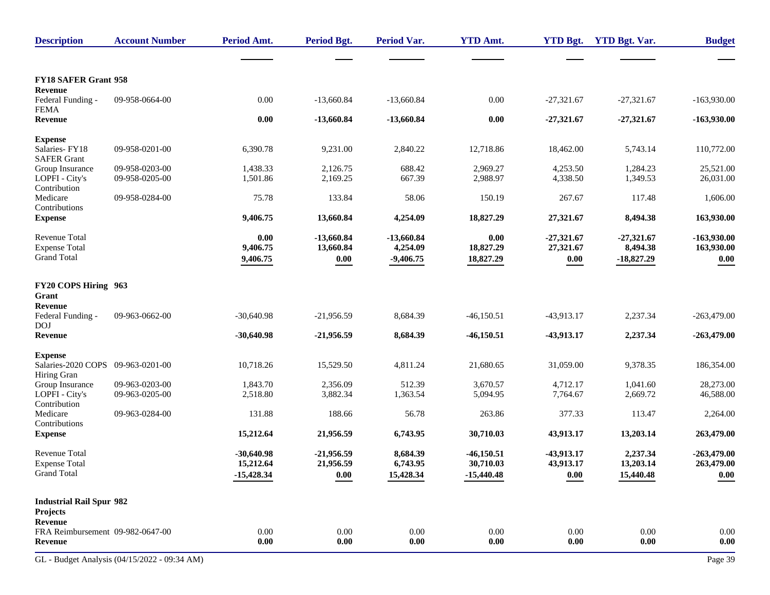| Description | Account Number | Period Amt. | Period Bgt. | Period Var. | YTD Amt. | YTD Bgt. | YTD Bgt. Var. | Budget |
|---|---|---|---|---|---|---|---|---|
| **FY18 SAFER Grant 958** | | | | | | | | |
| **Revenue** | | | | | | | | |
| Federal Funding - FEMA | 09-958-0664-00 | 0.00 | -13,660.84 | -13,660.84 | 0.00 | -27,321.67 | -27,321.67 | -163,930.00 |
| **Revenue** | | **0.00** | **-13,660.84** | **-13,660.84** | **0.00** | **-27,321.67** | **-27,321.67** | **-163,930.00** |
| **Expense** | | | | | | | | |
| Salaries- FY18 SAFER Grant | 09-958-0201-00 | 6,390.78 | 9,231.00 | 2,840.22 | 12,718.86 | 18,462.00 | 5,743.14 | 110,772.00 |
| Group Insurance | 09-958-0203-00 | 1,438.33 | 2,126.75 | 688.42 | 2,969.27 | 4,253.50 | 1,284.23 | 25,521.00 |
| LOPFI - City's Contribution | 09-958-0205-00 | 1,501.86 | 2,169.25 | 667.39 | 2,988.97 | 4,338.50 | 1,349.53 | 26,031.00 |
| Medicare Contributions | 09-958-0284-00 | 75.78 | 133.84 | 58.06 | 150.19 | 267.67 | 117.48 | 1,606.00 |
| **Expense** | | **9,406.75** | **13,660.84** | **4,254.09** | **18,827.29** | **27,321.67** | **8,494.38** | **163,930.00** |
| Revenue Total | | **0.00** | **-13,660.84** | **-13,660.84** | **0.00** | **-27,321.67** | **-27,321.67** | **-163,930.00** |
| Expense Total | | **9,406.75** | **13,660.84** | **4,254.09** | **18,827.29** | **27,321.67** | **8,494.38** | **163,930.00** |
| Grand Total | | **9,406.75** | **0.00** | **-9,406.75** | **18,827.29** | **0.00** | **-18,827.29** | **0.00** |
| **FY20 COPS Hiring Grant 963** | | | | | | | | |
| **Revenue** | | | | | | | | |
| Federal Funding - DOJ | 09-963-0662-00 | -30,640.98 | -21,956.59 | 8,684.39 | -46,150.51 | -43,913.17 | 2,237.34 | -263,479.00 |
| **Revenue** | | **-30,640.98** | **-21,956.59** | **8,684.39** | **-46,150.51** | **-43,913.17** | **2,237.34** | **-263,479.00** |
| **Expense** | | | | | | | | |
| Salaries-2020 COPS Hiring Gran | 09-963-0201-00 | 10,718.26 | 15,529.50 | 4,811.24 | 21,680.65 | 31,059.00 | 9,378.35 | 186,354.00 |
| Group Insurance | 09-963-0203-00 | 1,843.70 | 2,356.09 | 512.39 | 3,670.57 | 4,712.17 | 1,041.60 | 28,273.00 |
| LOPFI - City's Contribution | 09-963-0205-00 | 2,518.80 | 3,882.34 | 1,363.54 | 5,094.95 | 7,764.67 | 2,669.72 | 46,588.00 |
| Medicare Contributions | 09-963-0284-00 | 131.88 | 188.66 | 56.78 | 263.86 | 377.33 | 113.47 | 2,264.00 |
| **Expense** | | **15,212.64** | **21,956.59** | **6,743.95** | **30,710.03** | **43,913.17** | **13,203.14** | **263,479.00** |
| Revenue Total | | **-30,640.98** | **-21,956.59** | **8,684.39** | **-46,150.51** | **-43,913.17** | **2,237.34** | **-263,479.00** |
| Expense Total | | **15,212.64** | **21,956.59** | **6,743.95** | **30,710.03** | **43,913.17** | **13,203.14** | **263,479.00** |
| Grand Total | | **-15,428.34** | **0.00** | **15,428.34** | **-15,440.48** | **0.00** | **15,440.48** | **0.00** |
| **Industrial Rail Spur Projects 982** | | | | | | | | |
| **Revenue** | | | | | | | | |
| FRA Reimbursement | 09-982-0647-00 | 0.00 | 0.00 | 0.00 | 0.00 | 0.00 | 0.00 | 0.00 |
| **Revenue** | | **0.00** | **0.00** | **0.00** | **0.00** | **0.00** | **0.00** | **0.00** |

GL - Budget Analysis (04/15/2022 - 09:34 AM)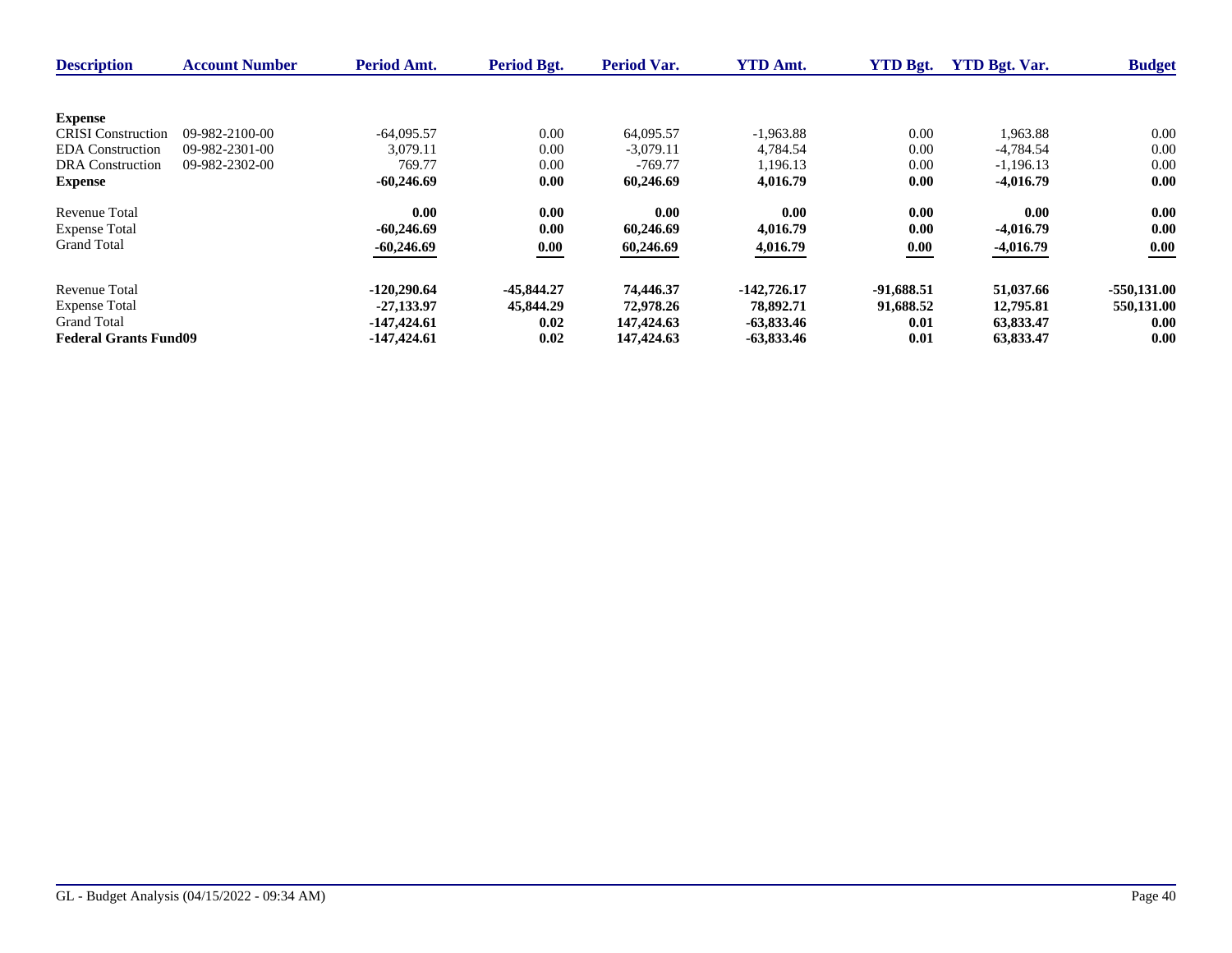| Description | Account Number | Period Amt. | Period Bgt. | Period Var. | YTD Amt. | YTD Bgt. | YTD Bgt. Var. | Budget |
|---|---|---|---|---|---|---|---|---|
| **Expense** | | | | | | | | |
| CRISI Construction | 09-982-2100-00 | -64,095.57 | 0.00 | 64,095.57 | -1,963.88 | 0.00 | 1,963.88 | 0.00 |
| EDA Construction | 09-982-2301-00 | 3,079.11 | 0.00 | -3,079.11 | 4,784.54 | 0.00 | -4,784.54 | 0.00 |
| DRA Construction | 09-982-2302-00 | 769.77 | 0.00 | -769.77 | 1,196.13 | 0.00 | -1,196.13 | 0.00 |
| **Expense** | | **-60,246.69** | **0.00** | **60,246.69** | **4,016.79** | **0.00** | **-4,016.79** | **0.00** |
| Revenue Total | | **0.00** | **0.00** | **0.00** | **0.00** | **0.00** | **0.00** | **0.00** |
| Expense Total | | **-60,246.69** | **0.00** | **60,246.69** | **4,016.79** | **0.00** | **-4,016.79** | **0.00** |
| Grand Total | | **-60,246.69** | **0.00** | **60,246.69** | **4,016.79** | **0.00** | **-4,016.79** | **0.00** |
| Revenue Total | | **-120,290.64** | **-45,844.27** | **74,446.37** | **-142,726.17** | **-91,688.51** | **51,037.66** | **-550,131.00** |
| Expense Total | | **-27,133.97** | **45,844.29** | **72,978.26** | **78,892.71** | **91,688.52** | **12,795.81** | **550,131.00** |
| Grand Total | | **-147,424.61** | **0.02** | **147,424.63** | **-63,833.46** | **0.01** | **63,833.47** | **0.00** |
| **Federal Grants Fund09** | | **-147,424.61** | **0.02** | **147,424.63** | **-63,833.46** | **0.01** | **63,833.47** | **0.00** |

GL - Budget Analysis (04/15/2022 - 09:34 AM)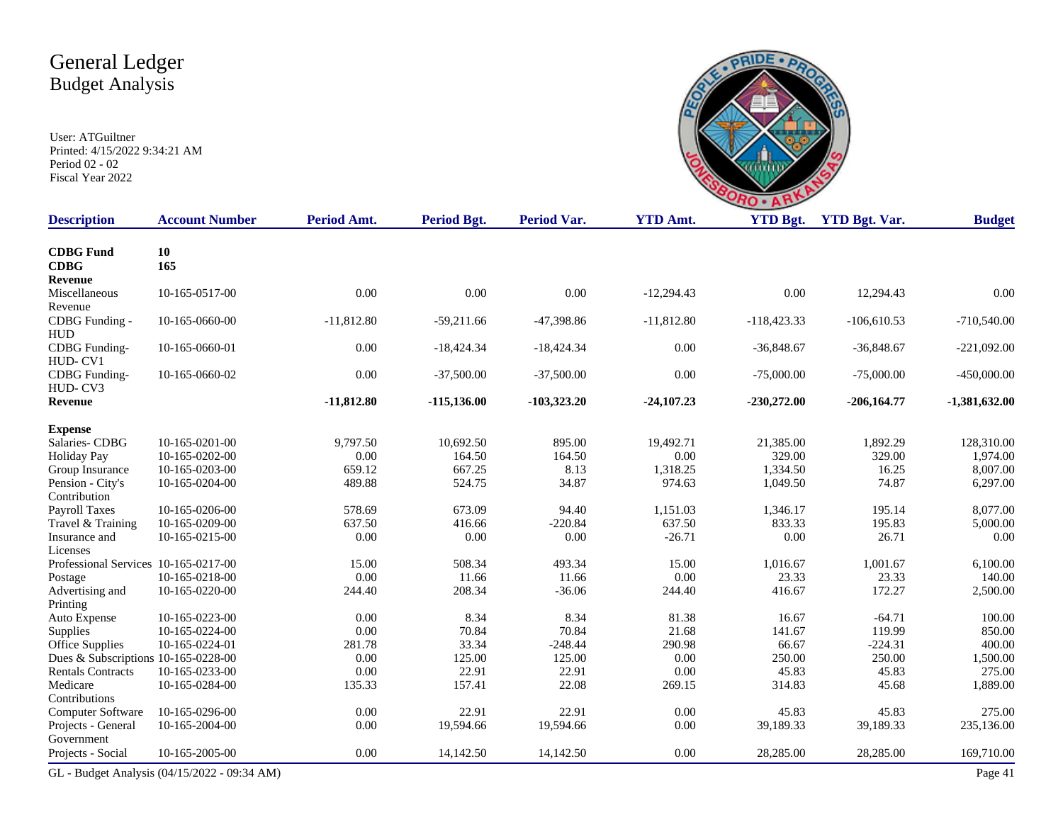# General Ledger
## Budget Analysis

User: ATGuiltner
Printed: 4/15/2022 9:34:21 AM
Period 02 - 02
Fiscal Year 2022

| Description | Account Number | Period Amt. | Period Bgt. | Period Var. | YTD Amt. | YTD Bgt. | YTD Bgt. Var. | Budget |
|---|---|---|---|---|---|---|---|---|
| **CDBG Fund** | **10** | | | | | | | |
| **CDBG** | **165** | | | | | | | |
| **Revenue** | | | | | | | | |
| Miscellaneous Revenue | 10-165-0517-00 | 0.00 | 0.00 | 0.00 | -12,294.43 | 0.00 | 12,294.43 | 0.00 |
| CDBG Funding - HUD | 10-165-0660-00 | -11,812.80 | -59,211.66 | -47,398.86 | -11,812.80 | -118,423.33 | -106,610.53 | -710,540.00 |
| CDBG Funding- HUD- CV1 | 10-165-0660-01 | 0.00 | -18,424.34 | -18,424.34 | 0.00 | -36,848.67 | -36,848.67 | -221,092.00 |
| CDBG Funding- HUD- CV3 | 10-165-0660-02 | 0.00 | -37,500.00 | -37,500.00 | 0.00 | -75,000.00 | -75,000.00 | -450,000.00 |
| **Revenue** | | **-11,812.80** | **-115,136.00** | **-103,323.20** | **-24,107.23** | **-230,272.00** | **-206,164.77** | **-1,381,632.00** |
| **Expense** | | | | | | | | |
| Salaries- CDBG | 10-165-0201-00 | 9,797.50 | 10,692.50 | 895.00 | 19,492.71 | 21,385.00 | 1,892.29 | 128,310.00 |
| Holiday Pay | 10-165-0202-00 | 0.00 | 164.50 | 164.50 | 0.00 | 329.00 | 329.00 | 1,974.00 |
| Group Insurance | 10-165-0203-00 | 659.12 | 667.25 | 8.13 | 1,318.25 | 1,334.50 | 16.25 | 8,007.00 |
| Pension - City's Contribution | 10-165-0204-00 | 489.88 | 524.75 | 34.87 | 974.63 | 1,049.50 | 74.87 | 6,297.00 |
| Payroll Taxes | 10-165-0206-00 | 578.69 | 673.09 | 94.40 | 1,151.03 | 1,346.17 | 195.14 | 8,077.00 |
| Travel & Training | 10-165-0209-00 | 637.50 | 416.66 | -220.84 | 637.50 | 833.33 | 195.83 | 5,000.00 |
| Insurance and Licenses | 10-165-0215-00 | 0.00 | 0.00 | 0.00 | -26.71 | 0.00 | 26.71 | 0.00 |
| Professional Services | 10-165-0217-00 | 15.00 | 508.34 | 493.34 | 15.00 | 1,016.67 | 1,001.67 | 6,100.00 |
| Postage | 10-165-0218-00 | 0.00 | 11.66 | 11.66 | 0.00 | 23.33 | 23.33 | 140.00 |
| Advertising and Printing | 10-165-0220-00 | 244.40 | 208.34 | -36.06 | 244.40 | 416.67 | 172.27 | 2,500.00 |
| Auto Expense | 10-165-0223-00 | 0.00 | 8.34 | 8.34 | 81.38 | 16.67 | -64.71 | 100.00 |
| Supplies | 10-165-0224-00 | 0.00 | 70.84 | 70.84 | 21.68 | 141.67 | 119.99 | 850.00 |
| Office Supplies | 10-165-0224-01 | 281.78 | 33.34 | -248.44 | 290.98 | 66.67 | -224.31 | 400.00 |
| Dues & Subscriptions | 10-165-0228-00 | 0.00 | 125.00 | 125.00 | 0.00 | 250.00 | 250.00 | 1,500.00 |
| Rentals Contracts | 10-165-0233-00 | 0.00 | 22.91 | 22.91 | 0.00 | 45.83 | 45.83 | 275.00 |
| Medicare Contributions | 10-165-0284-00 | 135.33 | 157.41 | 22.08 | 269.15 | 314.83 | 45.68 | 1,889.00 |
| Computer Software | 10-165-0296-00 | 0.00 | 22.91 | 22.91 | 0.00 | 45.83 | 45.83 | 275.00 |
| Projects - General Government | 10-165-2004-00 | 0.00 | 19,594.66 | 19,594.66 | 0.00 | 39,189.33 | 39,189.33 | 235,136.00 |
| Projects - Social | 10-165-2005-00 | 0.00 | 14,142.50 | 14,142.50 | 0.00 | 28,285.00 | 28,285.00 | 169,710.00 |

GL - Budget Analysis (04/15/2022 - 09:34 AM)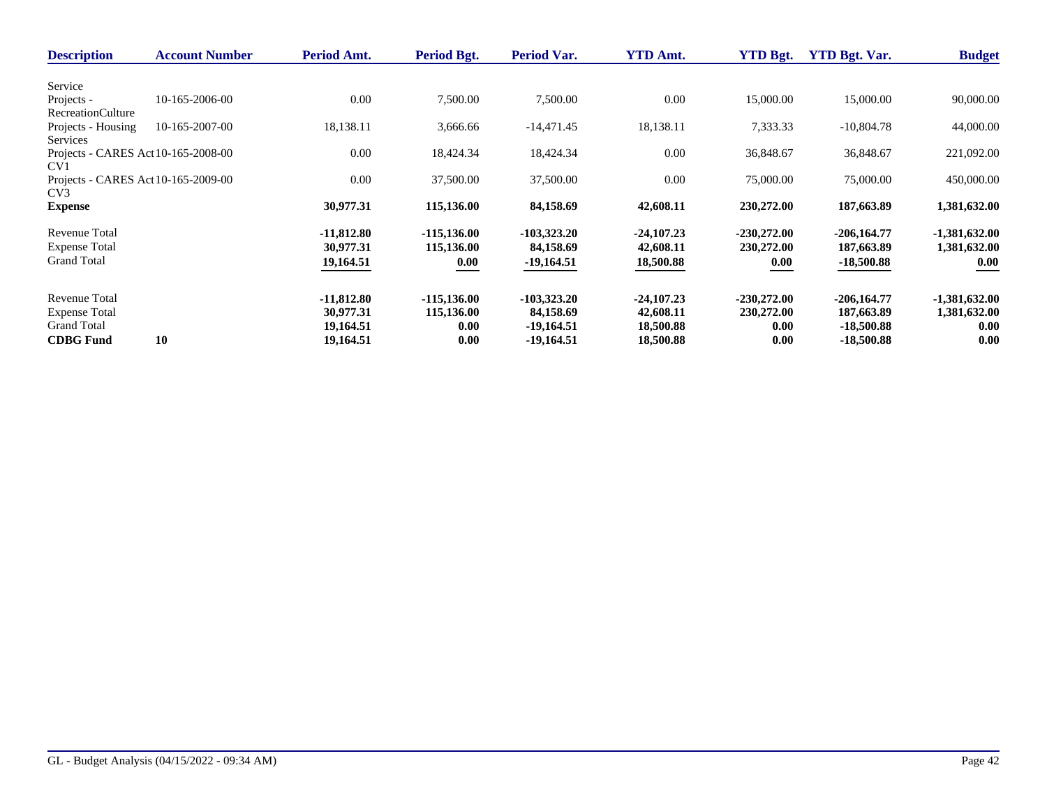| Description | Account Number | Period Amt. | Period Bgt. | Period Var. | YTD Amt. | YTD Bgt. | YTD Bgt. Var. | Budget |
|---|---|---|---|---|---|---|---|---|
| Service | | | | | | | | |
| Projects - RecreationCulture | 10-165-2006-00 | 0.00 | 7,500.00 | 7,500.00 | 0.00 | 15,000.00 | 15,000.00 | 90,000.00 |
| Projects - Housing Services | 10-165-2007-00 | 18,138.11 | 3,666.66 | -14,471.45 | 18,138.11 | 7,333.33 | -10,804.78 | 44,000.00 |
| Projects - CARES Act CV1 | 10-165-2008-00 | 0.00 | 18,424.34 | 18,424.34 | 0.00 | 36,848.67 | 36,848.67 | 221,092.00 |
| Projects - CARES Act CV3 | 10-165-2009-00 | 0.00 | 37,500.00 | 37,500.00 | 0.00 | 75,000.00 | 75,000.00 | 450,000.00 |
| **Expense** | | **30,977.31** | **115,136.00** | **84,158.69** | **42,608.11** | **230,272.00** | **187,663.89** | **1,381,632.00** |
| Revenue Total | | **-11,812.80** | **-115,136.00** | **-103,323.20** | **-24,107.23** | **-230,272.00** | **-206,164.77** | **-1,381,632.00** |
| Expense Total | | **30,977.31** | **115,136.00** | **84,158.69** | **42,608.11** | **230,272.00** | **187,663.89** | **1,381,632.00** |
| Grand Total | | **19,164.51** | **0.00** | **-19,164.51** | **18,500.88** | **0.00** | **-18,500.88** | **0.00** |
| Revenue Total | | **-11,812.80** | **-115,136.00** | **-103,323.20** | **-24,107.23** | **-230,272.00** | **-206,164.77** | **-1,381,632.00** |
| Expense Total | | **30,977.31** | **115,136.00** | **84,158.69** | **42,608.11** | **230,272.00** | **187,663.89** | **1,381,632.00** |
| Grand Total | | **19,164.51** | **0.00** | **-19,164.51** | **18,500.88** | **0.00** | **-18,500.88** | **0.00** |
| **CDBG Fund** | **10** | **19,164.51** | **0.00** | **-19,164.51** | **18,500.88** | **0.00** | **-18,500.88** | **0.00** |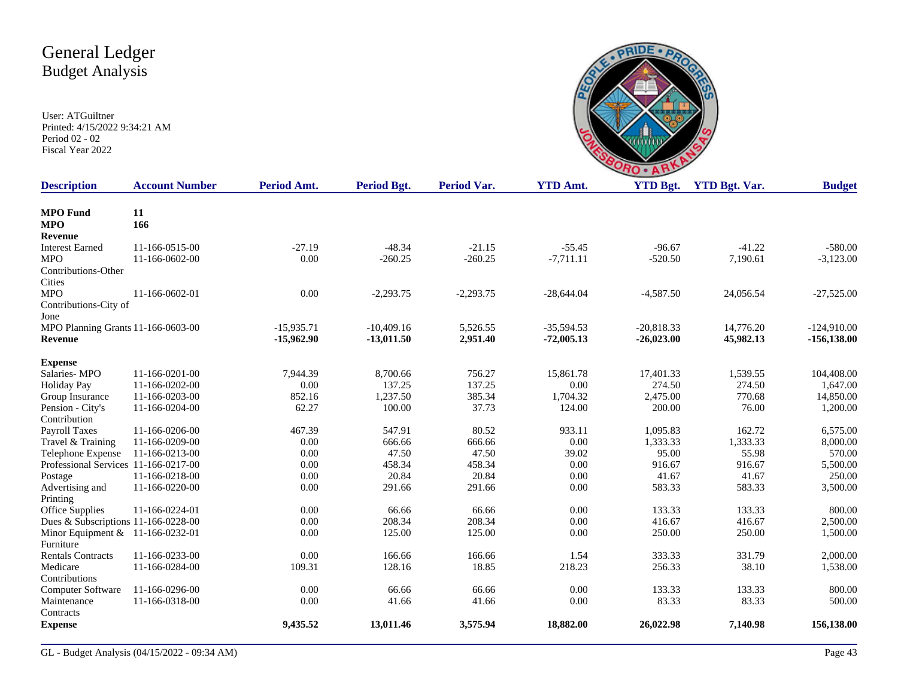# General Ledger
## Budget Analysis

User: ATGuiltner
Printed: 4/15/2022 9:34:21 AM
Period 02 - 02
Fiscal Year 2022

| Description | Account Number | Period Amt. | Period Bgt. | Period Var. | YTD Amt. | YTD Bgt. | YTD Bgt. Var. | Budget |
|---|---|---|---|---|---|---|---|---|
| **MPO Fund** | **11** | | | | | | | |
| **MPO** | **166** | | | | | | | |
| **Revenue** | | | | | | | | |
| Interest Earned | 11-166-0515-00 | -27.19 | -48.34 | -21.15 | -55.45 | -96.67 | -41.22 | -580.00 |
| MPO Contributions-Other Cities | 11-166-0602-00 | 0.00 | -260.25 | -260.25 | -7,711.11 | -520.50 | 7,190.61 | -3,123.00 |
| MPO Contributions-City of Jone | 11-166-0602-01 | 0.00 | -2,293.75 | -2,293.75 | -28,644.04 | -4,587.50 | 24,056.54 | -27,525.00 |
| MPO Planning Grants | 11-166-0603-00 | -15,935.71 | -10,409.16 | 5,526.55 | -35,594.53 | -20,818.33 | 14,776.20 | -124,910.00 |
| **Revenue** | | **-15,962.90** | **-13,011.50** | **2,951.40** | **-72,005.13** | **-26,023.00** | **45,982.13** | **-156,138.00** |
| **Expense** | | | | | | | | |
| Salaries- MPO | 11-166-0201-00 | 7,944.39 | 8,700.66 | 756.27 | 15,861.78 | 17,401.33 | 1,539.55 | 104,408.00 |
| Holiday Pay | 11-166-0202-00 | 0.00 | 137.25 | 137.25 | 0.00 | 274.50 | 274.50 | 1,647.00 |
| Group Insurance | 11-166-0203-00 | 852.16 | 1,237.50 | 385.34 | 1,704.32 | 2,475.00 | 770.68 | 14,850.00 |
| Pension - City's Contribution | 11-166-0204-00 | 62.27 | 100.00 | 37.73 | 124.00 | 200.00 | 76.00 | 1,200.00 |
| Payroll Taxes | 11-166-0206-00 | 467.39 | 547.91 | 80.52 | 933.11 | 1,095.83 | 162.72 | 6,575.00 |
| Travel & Training | 11-166-0209-00 | 0.00 | 666.66 | 666.66 | 0.00 | 1,333.33 | 1,333.33 | 8,000.00 |
| Telephone Expense | 11-166-0213-00 | 0.00 | 47.50 | 47.50 | 39.02 | 95.00 | 55.98 | 570.00 |
| Professional Services | 11-166-0217-00 | 0.00 | 458.34 | 458.34 | 0.00 | 916.67 | 916.67 | 5,500.00 |
| Postage | 11-166-0218-00 | 0.00 | 20.84 | 20.84 | 0.00 | 41.67 | 41.67 | 250.00 |
| Advertising and Printing | 11-166-0220-00 | 0.00 | 291.66 | 291.66 | 0.00 | 583.33 | 583.33 | 3,500.00 |
| Office Supplies | 11-166-0224-01 | 0.00 | 66.66 | 66.66 | 0.00 | 133.33 | 133.33 | 800.00 |
| Dues & Subscriptions | 11-166-0228-00 | 0.00 | 208.34 | 208.34 | 0.00 | 416.67 | 416.67 | 2,500.00 |
| Minor Equipment & Furniture | 11-166-0232-01 | 0.00 | 125.00 | 125.00 | 0.00 | 250.00 | 250.00 | 1,500.00 |
| Rentals Contracts | 11-166-0233-00 | 0.00 | 166.66 | 166.66 | 1.54 | 333.33 | 331.79 | 2,000.00 |
| Medicare Contributions | 11-166-0284-00 | 109.31 | 128.16 | 18.85 | 218.23 | 256.33 | 38.10 | 1,538.00 |
| Computer Software | 11-166-0296-00 | 0.00 | 66.66 | 66.66 | 0.00 | 133.33 | 133.33 | 800.00 |
| Maintenance Contracts | 11-166-0318-00 | 0.00 | 41.66 | 41.66 | 0.00 | 83.33 | 83.33 | 500.00 |
| **Expense** | | **9,435.52** | **13,011.46** | **3,575.94** | **18,882.00** | **26,022.98** | **7,140.98** | **156,138.00** |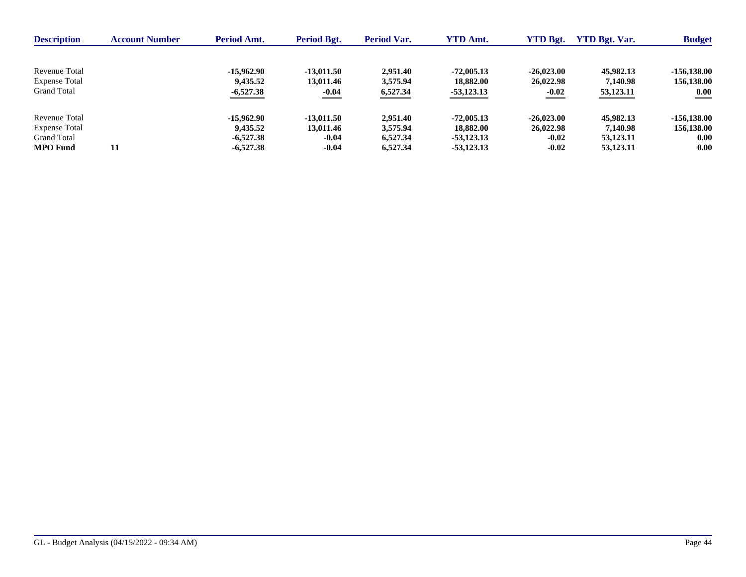| Description | Account Number | Period Amt. | Period Bgt. | Period Var. | YTD Amt. | YTD Bgt. | YTD Bgt. Var. | Budget |
|---|---|---|---|---|---|---|---|---|
| Revenue Total | | **-15,962.90** | **-13,011.50** | **2,951.40** | **-72,005.13** | **-26,023.00** | **45,982.13** | **-156,138.00** |
| Expense Total | | **9,435.52** | **13,011.46** | **3,575.94** | **18,882.00** | **26,022.98** | **7,140.98** | **156,138.00** |
| Grand Total | | **-6,527.38** | **-0.04** | **6,527.34** | **-53,123.13** | **-0.02** | **53,123.11** | **0.00** |
| Revenue Total | | **-15,962.90** | **-13,011.50** | **2,951.40** | **-72,005.13** | **-26,023.00** | **45,982.13** | **-156,138.00** |
| Expense Total | | **9,435.52** | **13,011.46** | **3,575.94** | **18,882.00** | **26,022.98** | **7,140.98** | **156,138.00** |
| Grand Total | | **-6,527.38** | **-0.04** | **6,527.34** | **-53,123.13** | **-0.02** | **53,123.11** | **0.00** |
| **MPO Fund** | **11** | **-6,527.38** | **-0.04** | **6,527.34** | **-53,123.13** | **-0.02** | **53,123.11** | **0.00** |

GL - Budget Analysis (04/15/2022 - 09:34 AM)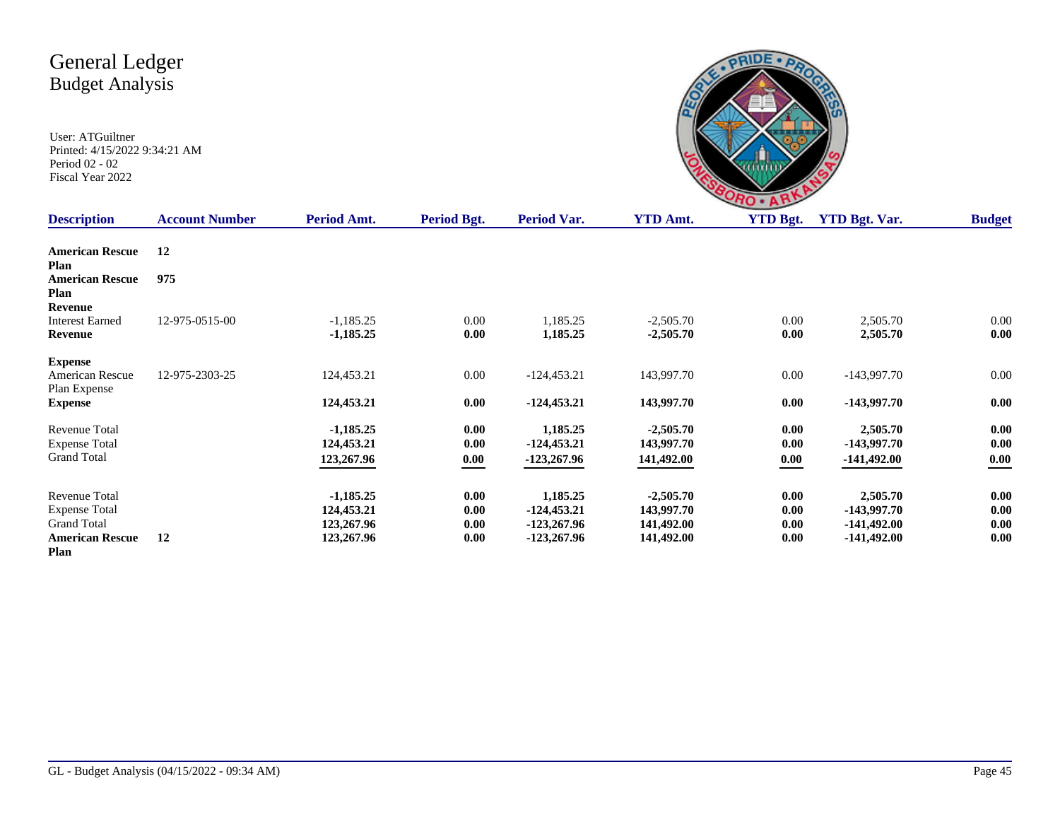# General Ledger
## Budget Analysis

User: ATGuiltner
Printed: 4/15/2022 9:34:21 AM
Period 02 - 02
Fiscal Year 2022

| Description | Account Number | Period Amt. | Period Bgt. | Period Var. | YTD Amt. | YTD Bgt. | YTD Bgt. Var. | Budget |
|---|---|---|---|---|---|---|---|---|
| **American Rescue Plan** | **12** | | | | | | | |
| **American Rescue Plan** | **975** | | | | | | | |
| **Revenue** | | | | | | | | |
| Interest Earned | 12-975-0515-00 | -1,185.25 | 0.00 | 1,185.25 | -2,505.70 | 0.00 | 2,505.70 | 0.00 |
| **Revenue** | | **-1,185.25** | **0.00** | **1,185.25** | **-2,505.70** | **0.00** | **2,505.70** | **0.00** |
| **Expense** | | | | | | | | |
| American Rescue Plan Expense | 12-975-2303-25 | 124,453.21 | 0.00 | -124,453.21 | 143,997.70 | 0.00 | -143,997.70 | 0.00 |
| **Expense** | | **124,453.21** | **0.00** | **-124,453.21** | **143,997.70** | **0.00** | **-143,997.70** | **0.00** |
| Revenue Total | | **-1,185.25** | **0.00** | **1,185.25** | **-2,505.70** | **0.00** | **2,505.70** | **0.00** |
| Expense Total | | **124,453.21** | **0.00** | **-124,453.21** | **143,997.70** | **0.00** | **-143,997.70** | **0.00** |
| Grand Total | | **123,267.96** | **0.00** | **-123,267.96** | **141,492.00** | **0.00** | **-141,492.00** | **0.00** |
| Revenue Total | | **-1,185.25** | **0.00** | **1,185.25** | **-2,505.70** | **0.00** | **2,505.70** | **0.00** |
| Expense Total | | **124,453.21** | **0.00** | **-124,453.21** | **143,997.70** | **0.00** | **-143,997.70** | **0.00** |
| Grand Total | | **123,267.96** | **0.00** | **-123,267.96** | **141,492.00** | **0.00** | **-141,492.00** | **0.00** |
| **American Rescue Plan** | **12** | **123,267.96** | **0.00** | **-123,267.96** | **141,492.00** | **0.00** | **-141,492.00** | **0.00** |

GL - Budget Analysis (04/15/2022 - 09:34 AM)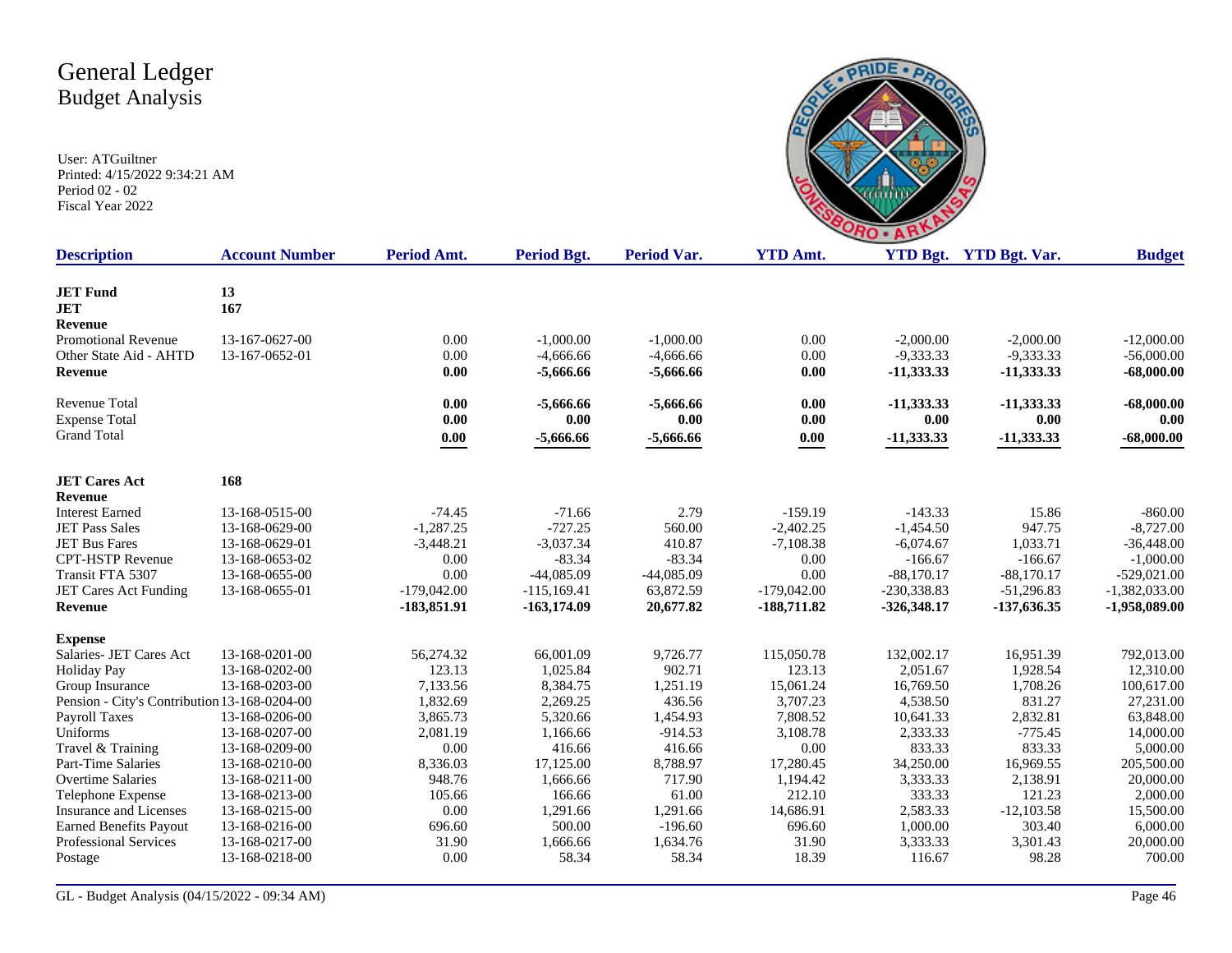# General Ledger
## Budget Analysis

User: ATGuiltner
Printed: 4/15/2022 9:34:21 AM
Period 02 - 02
Fiscal Year 2022

| Description | Account Number | Period Amt. | Period Bgt. | Period Var. | YTD Amt. | YTD Bgt. | YTD Bgt. Var. | Budget |
|---|---|---|---|---|---|---|---|---|
| **JET Fund** | **13** | | | | | | | |
| **JET** | **167** | | | | | | | |
| **Revenue** | | | | | | | | |
| Promotional Revenue | 13-167-0627-00 | 0.00 | -1,000.00 | -1,000.00 | 0.00 | -2,000.00 | -2,000.00 | -12,000.00 |
| Other State Aid - AHTD | 13-167-0652-01 | 0.00 | -4,666.66 | -4,666.66 | 0.00 | -9,333.33 | -9,333.33 | -56,000.00 |
| **Revenue** | | **0.00** | **-5,666.66** | **-5,666.66** | **0.00** | **-11,333.33** | **-11,333.33** | **-68,000.00** |
| Revenue Total | | **0.00** | **-5,666.66** | **-5,666.66** | **0.00** | **-11,333.33** | **-11,333.33** | **-68,000.00** |
| Expense Total | | **0.00** | **0.00** | **0.00** | **0.00** | **0.00** | **0.00** | **0.00** |
| Grand Total | | **0.00** | **-5,666.66** | **-5,666.66** | **0.00** | **-11,333.33** | **-11,333.33** | **-68,000.00** |
| **JET Cares Act** | **168** | | | | | | | |
| **Revenue** | | | | | | | | |
| Interest Earned | 13-168-0515-00 | -74.45 | -71.66 | 2.79 | -159.19 | -143.33 | 15.86 | -860.00 |
| JET Pass Sales | 13-168-0629-00 | -1,287.25 | -727.25 | 560.00 | -2,402.25 | -1,454.50 | 947.75 | -8,727.00 |
| JET Bus Fares | 13-168-0629-01 | -3,448.21 | -3,037.34 | 410.87 | -7,108.38 | -6,074.67 | 1,033.71 | -36,448.00 |
| CPT-HSTP Revenue | 13-168-0653-02 | 0.00 | -83.34 | -83.34 | 0.00 | -166.67 | -166.67 | -1,000.00 |
| Transit FTA 5307 | 13-168-0655-00 | 0.00 | -44,085.09 | -44,085.09 | 0.00 | -88,170.17 | -88,170.17 | -529,021.00 |
| JET Cares Act Funding | 13-168-0655-01 | -179,042.00 | -115,169.41 | 63,872.59 | -179,042.00 | -230,338.83 | -51,296.83 | -1,382,033.00 |
| **Revenue** | | **-183,851.91** | **-163,174.09** | **20,677.82** | **-188,711.82** | **-326,348.17** | **-137,636.35** | **-1,958,089.00** |
| **Expense** | | | | | | | | |
| Salaries- JET Cares Act | 13-168-0201-00 | 56,274.32 | 66,001.09 | 9,726.77 | 115,050.78 | 132,002.17 | 16,951.39 | 792,013.00 |
| Holiday Pay | 13-168-0202-00 | 123.13 | 1,025.84 | 902.71 | 123.13 | 2,051.67 | 1,928.54 | 12,310.00 |
| Group Insurance | 13-168-0203-00 | 7,133.56 | 8,384.75 | 1,251.19 | 15,061.24 | 16,769.50 | 1,708.26 | 100,617.00 |
| Pension - City's Contribution | 13-168-0204-00 | 1,832.69 | 2,269.25 | 436.56 | 3,707.23 | 4,538.50 | 831.27 | 27,231.00 |
| Payroll Taxes | 13-168-0206-00 | 3,865.73 | 5,320.66 | 1,454.93 | 7,808.52 | 10,641.33 | 2,832.81 | 63,848.00 |
| Uniforms | 13-168-0207-00 | 2,081.19 | 1,166.66 | -914.53 | 3,108.78 | 2,333.33 | -775.45 | 14,000.00 |
| Travel & Training | 13-168-0209-00 | 0.00 | 416.66 | 416.66 | 0.00 | 833.33 | 833.33 | 5,000.00 |
| Part-Time Salaries | 13-168-0210-00 | 8,336.03 | 17,125.00 | 8,788.97 | 17,280.45 | 34,250.00 | 16,969.55 | 205,500.00 |
| Overtime Salaries | 13-168-0211-00 | 948.76 | 1,666.66 | 717.90 | 1,194.42 | 3,333.33 | 2,138.91 | 20,000.00 |
| Telephone Expense | 13-168-0213-00 | 105.66 | 166.66 | 61.00 | 212.10 | 333.33 | 121.23 | 2,000.00 |
| Insurance and Licenses | 13-168-0215-00 | 0.00 | 1,291.66 | 1,291.66 | 14,686.91 | 2,583.33 | -12,103.58 | 15,500.00 |
| Earned Benefits Payout | 13-168-0216-00 | 696.60 | 500.00 | -196.60 | 696.60 | 1,000.00 | 303.40 | 6,000.00 |
| Professional Services | 13-168-0217-00 | 31.90 | 1,666.66 | 1,634.76 | 31.90 | 3,333.33 | 3,301.43 | 20,000.00 |
| Postage | 13-168-0218-00 | 0.00 | 58.34 | 58.34 | 18.39 | 116.67 | 98.28 | 700.00 |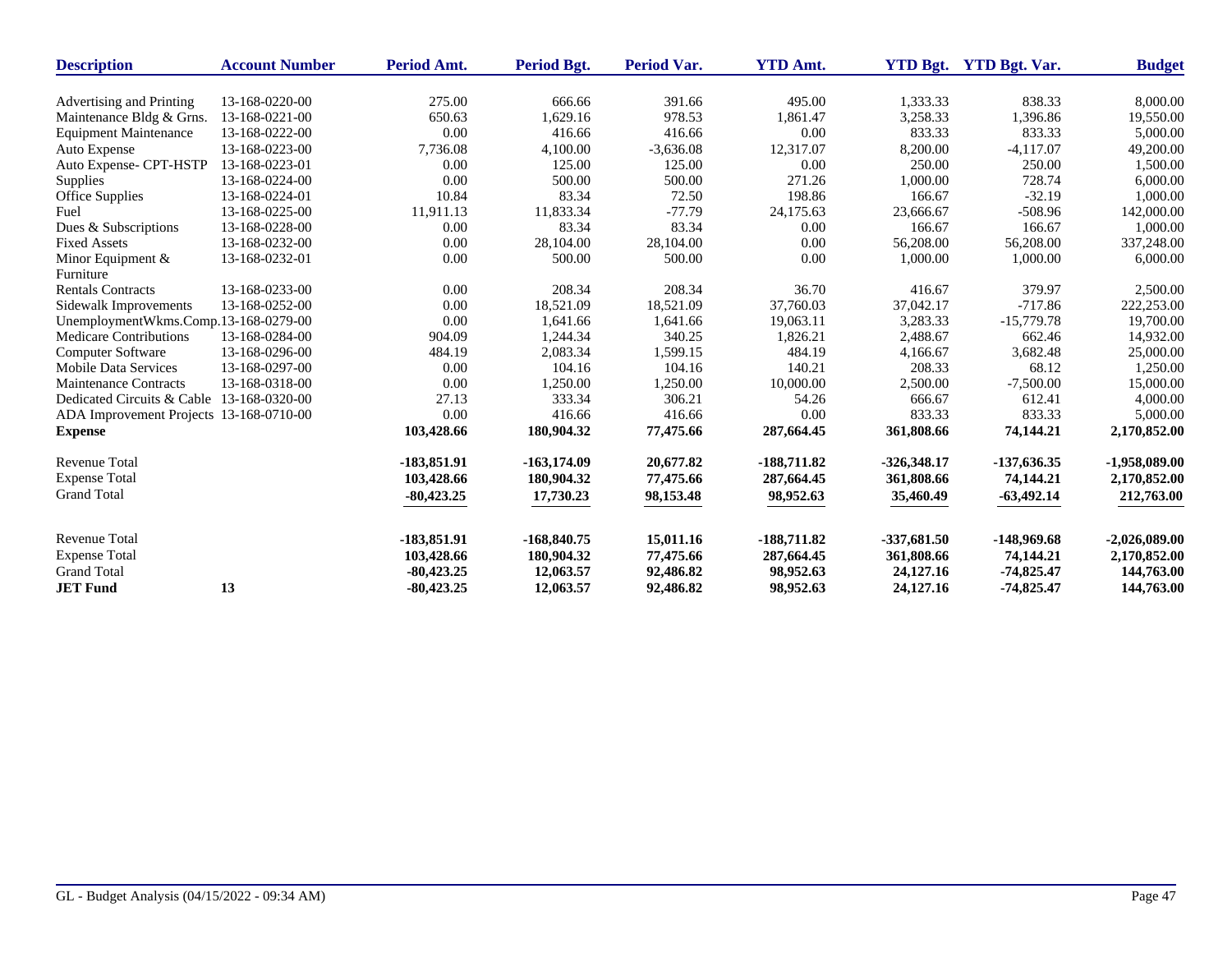| Description | Account Number | Period Amt. | Period Bgt. | Period Var. | YTD Amt. | YTD Bgt. | YTD Bgt. Var. | Budget |
|---|---|---|---|---|---|---|---|---|
| Advertising and Printing | 13-168-0220-00 | 275.00 | 666.66 | 391.66 | 495.00 | 1,333.33 | 838.33 | 8,000.00 |
| Maintenance Bldg & Grns. | 13-168-0221-00 | 650.63 | 1,629.16 | 978.53 | 1,861.47 | 3,258.33 | 1,396.86 | 19,550.00 |
| Equipment Maintenance | 13-168-0222-00 | 0.00 | 416.66 | 416.66 | 0.00 | 833.33 | 833.33 | 5,000.00 |
| Auto Expense | 13-168-0223-00 | 7,736.08 | 4,100.00 | -3,636.08 | 12,317.07 | 8,200.00 | -4,117.07 | 49,200.00 |
| Auto Expense- CPT-HSTP | 13-168-0223-01 | 0.00 | 125.00 | 125.00 | 0.00 | 250.00 | 250.00 | 1,500.00 |
| Supplies | 13-168-0224-00 | 0.00 | 500.00 | 500.00 | 271.26 | 1,000.00 | 728.74 | 6,000.00 |
| Office Supplies | 13-168-0224-01 | 10.84 | 83.34 | 72.50 | 198.86 | 166.67 | -32.19 | 1,000.00 |
| Fuel | 13-168-0225-00 | 11,911.13 | 11,833.34 | -77.79 | 24,175.63 | 23,666.67 | -508.96 | 142,000.00 |
| Dues & Subscriptions | 13-168-0228-00 | 0.00 | 83.34 | 83.34 | 0.00 | 166.67 | 166.67 | 1,000.00 |
| Fixed Assets | 13-168-0232-00 | 0.00 | 28,104.00 | 28,104.00 | 0.00 | 56,208.00 | 56,208.00 | 337,248.00 |
| Minor Equipment & Furniture | 13-168-0232-01 | 0.00 | 500.00 | 500.00 | 0.00 | 1,000.00 | 1,000.00 | 6,000.00 |
| Rentals Contracts | 13-168-0233-00 | 0.00 | 208.34 | 208.34 | 36.70 | 416.67 | 379.97 | 2,500.00 |
| Sidewalk Improvements | 13-168-0252-00 | 0.00 | 18,521.09 | 18,521.09 | 37,760.03 | 37,042.17 | -717.86 | 222,253.00 |
| UnemploymentWkms.Comp. | 13-168-0279-00 | 0.00 | 1,641.66 | 1,641.66 | 19,063.11 | 3,283.33 | -15,779.78 | 19,700.00 |
| Medicare Contributions | 13-168-0284-00 | 904.09 | 1,244.34 | 340.25 | 1,826.21 | 2,488.67 | 662.46 | 14,932.00 |
| Computer Software | 13-168-0296-00 | 484.19 | 2,083.34 | 1,599.15 | 484.19 | 4,166.67 | 3,682.48 | 25,000.00 |
| Mobile Data Services | 13-168-0297-00 | 0.00 | 104.16 | 104.16 | 140.21 | 208.33 | 68.12 | 1,250.00 |
| Maintenance Contracts | 13-168-0318-00 | 0.00 | 1,250.00 | 1,250.00 | 10,000.00 | 2,500.00 | -7,500.00 | 15,000.00 |
| Dedicated Circuits & Cable | 13-168-0320-00 | 27.13 | 333.34 | 306.21 | 54.26 | 666.67 | 612.41 | 4,000.00 |
| ADA Improvement Projects | 13-168-0710-00 | 0.00 | 416.66 | 416.66 | 0.00 | 833.33 | 833.33 | 5,000.00 |
| **Expense** | | **103,428.66** | **180,904.32** | **77,475.66** | **287,664.45** | **361,808.66** | **74,144.21** | **2,170,852.00** |
| Revenue Total | | **-183,851.91** | **-163,174.09** | **20,677.82** | **-188,711.82** | **-326,348.17** | **-137,636.35** | **-1,958,089.00** |
| Expense Total | | **103,428.66** | **180,904.32** | **77,475.66** | **287,664.45** | **361,808.66** | **74,144.21** | **2,170,852.00** |
| Grand Total | | **-80,423.25** | **17,730.23** | **98,153.48** | **98,952.63** | **35,460.49** | **-63,492.14** | **212,763.00** |
| Revenue Total | | **-183,851.91** | **-168,840.75** | **15,011.16** | **-188,711.82** | **-337,681.50** | **-148,969.68** | **-2,026,089.00** |
| Expense Total | | **103,428.66** | **180,904.32** | **77,475.66** | **287,664.45** | **361,808.66** | **74,144.21** | **2,170,852.00** |
| Grand Total | | **-80,423.25** | **12,063.57** | **92,486.82** | **98,952.63** | **24,127.16** | **-74,825.47** | **144,763.00** |
| **JET Fund** | **13** | **-80,423.25** | **12,063.57** | **92,486.82** | **98,952.63** | **24,127.16** | **-74,825.47** | **144,763.00** |

GL - Budget Analysis (04/15/2022 - 09:34 AM)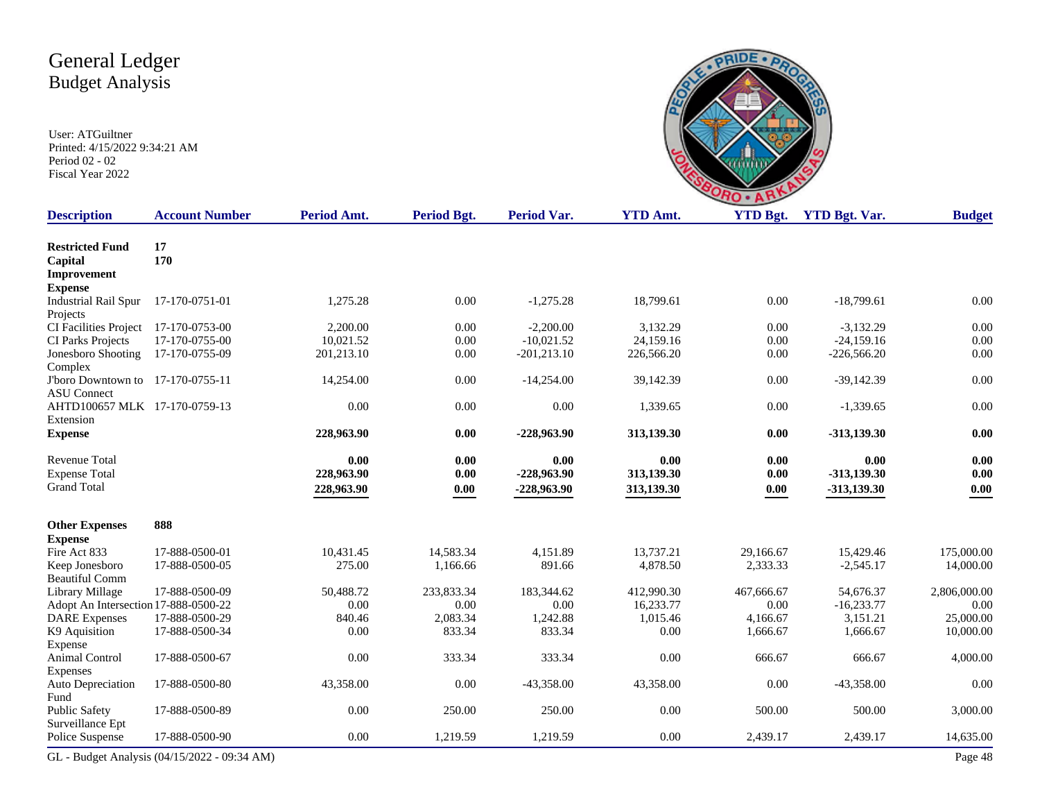# General Ledger
## Budget Analysis

User: ATGuiltner
Printed: 4/15/2022 9:34:21 AM
Period 02 - 02
Fiscal Year 2022

| Description | Account Number | Period Amt. | Period Bgt. | Period Var. | YTD Amt. | YTD Bgt. | YTD Bgt. Var. | Budget |
|---|---|---|---|---|---|---|---|---|
| **Restricted Fund** | **17** | | | | | | | |
| **Capital Improvement** | **170** | | | | | | | |
| **Expense** | | | | | | | | |
| Industrial Rail Spur Projects | 17-170-0751-01 | 1,275.28 | 0.00 | -1,275.28 | 18,799.61 | 0.00 | -18,799.61 | 0.00 |
| CI Facilities Project | 17-170-0753-00 | 2,200.00 | 0.00 | -2,200.00 | 3,132.29 | 0.00 | -3,132.29 | 0.00 |
| CI Parks Projects | 17-170-0755-00 | 10,021.52 | 0.00 | -10,021.52 | 24,159.16 | 0.00 | -24,159.16 | 0.00 |
| Jonesboro Shooting Complex | 17-170-0755-09 | 201,213.10 | 0.00 | -201,213.10 | 226,566.20 | 0.00 | -226,566.20 | 0.00 |
| J'boro Downtown to ASU Connect | 17-170-0755-11 | 14,254.00 | 0.00 | -14,254.00 | 39,142.39 | 0.00 | -39,142.39 | 0.00 |
| AHTD100657 MLK Extension | 17-170-0759-13 | 0.00 | 0.00 | 0.00 | 1,339.65 | 0.00 | -1,339.65 | 0.00 |
| **Expense** | | **228,963.90** | **0.00** | **-228,963.90** | **313,139.30** | **0.00** | **-313,139.30** | **0.00** |
| Revenue Total | | **0.00** | **0.00** | **0.00** | **0.00** | **0.00** | **0.00** | **0.00** |
| Expense Total | | **228,963.90** | **0.00** | **-228,963.90** | **313,139.30** | **0.00** | **-313,139.30** | **0.00** |
| Grand Total | | **228,963.90** | **0.00** | **-228,963.90** | **313,139.30** | **0.00** | **-313,139.30** | **0.00** |
| **Other Expenses** | **888** | | | | | | | |
| **Expense** | | | | | | | | |
| Fire Act 833 | 17-888-0500-01 | 10,431.45 | 14,583.34 | 4,151.89 | 13,737.21 | 29,166.67 | 15,429.46 | 175,000.00 |
| Keep Jonesboro Beautiful Comm | 17-888-0500-05 | 275.00 | 1,166.66 | 891.66 | 4,878.50 | 2,333.33 | -2,545.17 | 14,000.00 |
| Library Millage | 17-888-0500-09 | 50,488.72 | 233,833.34 | 183,344.62 | 412,990.30 | 467,666.67 | 54,676.37 | 2,806,000.00 |
| Adopt An Intersection | 17-888-0500-22 | 0.00 | 0.00 | 0.00 | 16,233.77 | 0.00 | -16,233.77 | 0.00 |
| DARE Expenses | 17-888-0500-29 | 840.46 | 2,083.34 | 1,242.88 | 1,015.46 | 4,166.67 | 3,151.21 | 25,000.00 |
| K9 Aquisition Expense | 17-888-0500-34 | 0.00 | 833.34 | 833.34 | 0.00 | 1,666.67 | 1,666.67 | 10,000.00 |
| Animal Control Expenses | 17-888-0500-67 | 0.00 | 333.34 | 333.34 | 0.00 | 666.67 | 666.67 | 4,000.00 |
| Auto Depreciation Fund | 17-888-0500-80 | 43,358.00 | 0.00 | -43,358.00 | 43,358.00 | 0.00 | -43,358.00 | 0.00 |
| Public Safety Surveillance Ept | 17-888-0500-89 | 0.00 | 250.00 | 250.00 | 0.00 | 500.00 | 500.00 | 3,000.00 |
| Police Suspense | 17-888-0500-90 | 0.00 | 1,219.59 | 1,219.59 | 0.00 | 2,439.17 | 2,439.17 | 14,635.00 |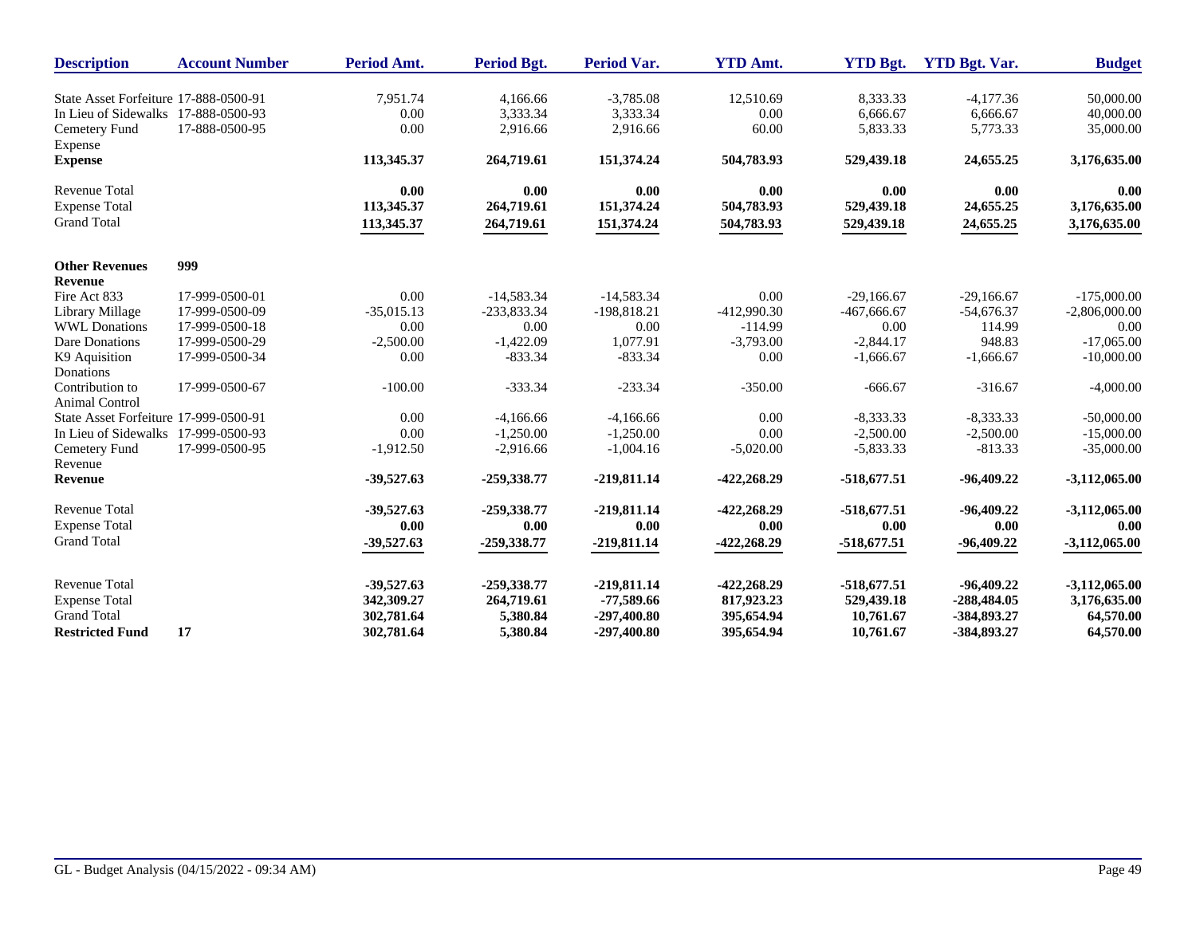| Description | Account Number | Period Amt. | Period Bgt. | Period Var. | YTD Amt. | YTD Bgt. | YTD Bgt. Var. | Budget |
|---|---|---|---|---|---|---|---|---|
| State Asset Forfeiture | 17-888-0500-91 | 7,951.74 | 4,166.66 | -3,785.08 | 12,510.69 | 8,333.33 | -4,177.36 | 50,000.00 |
| In Lieu of Sidewalks | 17-888-0500-93 | 0.00 | 3,333.34 | 3,333.34 | 0.00 | 6,666.67 | 6,666.67 | 40,000.00 |
| Cemetery Fund Expense | 17-888-0500-95 | 0.00 | 2,916.66 | 2,916.66 | 60.00 | 5,833.33 | 5,773.33 | 35,000.00 |
| **Expense** | | **113,345.37** | **264,719.61** | **151,374.24** | **504,783.93** | **529,439.18** | **24,655.25** | **3,176,635.00** |
| Revenue Total | | **0.00** | **0.00** | **0.00** | **0.00** | **0.00** | **0.00** | **0.00** |
| Expense Total | | **113,345.37** | **264,719.61** | **151,374.24** | **504,783.93** | **529,439.18** | **24,655.25** | **3,176,635.00** |
| Grand Total | | **113,345.37** | **264,719.61** | **151,374.24** | **504,783.93** | **529,439.18** | **24,655.25** | **3,176,635.00** |
| **Other Revenues** | **999** | | | | | | | |
| **Revenue** | | | | | | | | |
| Fire Act 833 | 17-999-0500-01 | 0.00 | -14,583.34 | -14,583.34 | 0.00 | -29,166.67 | -29,166.67 | -175,000.00 |
| Library Millage | 17-999-0500-09 | -35,015.13 | -233,833.34 | -198,818.21 | -412,990.30 | -467,666.67 | -54,676.37 | -2,806,000.00 |
| WWL Donations | 17-999-0500-18 | 0.00 | 0.00 | 0.00 | -114.99 | 0.00 | 114.99 | 0.00 |
| Dare Donations | 17-999-0500-29 | -2,500.00 | -1,422.09 | 1,077.91 | -3,793.00 | -2,844.17 | 948.83 | -17,065.00 |
| K9 Aquisition Donations | 17-999-0500-34 | 0.00 | -833.34 | -833.34 | 0.00 | -1,666.67 | -1,666.67 | -10,000.00 |
| Contribution to Animal Control | 17-999-0500-67 | -100.00 | -333.34 | -233.34 | -350.00 | -666.67 | -316.67 | -4,000.00 |
| State Asset Forfeiture | 17-999-0500-91 | 0.00 | -4,166.66 | -4,166.66 | 0.00 | -8,333.33 | -8,333.33 | -50,000.00 |
| In Lieu of Sidewalks | 17-999-0500-93 | 0.00 | -1,250.00 | -1,250.00 | 0.00 | -2,500.00 | -2,500.00 | -15,000.00 |
| Cemetery Fund Revenue | 17-999-0500-95 | -1,912.50 | -2,916.66 | -1,004.16 | -5,020.00 | -5,833.33 | -813.33 | -35,000.00 |
| **Revenue** | | **-39,527.63** | **-259,338.77** | **-219,811.14** | **-422,268.29** | **-518,677.51** | **-96,409.22** | **-3,112,065.00** |
| Revenue Total | | **-39,527.63** | **-259,338.77** | **-219,811.14** | **-422,268.29** | **-518,677.51** | **-96,409.22** | **-3,112,065.00** |
| Expense Total | | **0.00** | **0.00** | **0.00** | **0.00** | **0.00** | **0.00** | **0.00** |
| Grand Total | | **-39,527.63** | **-259,338.77** | **-219,811.14** | **-422,268.29** | **-518,677.51** | **-96,409.22** | **-3,112,065.00** |
| Revenue Total | | **-39,527.63** | **-259,338.77** | **-219,811.14** | **-422,268.29** | **-518,677.51** | **-96,409.22** | **-3,112,065.00** |
| Expense Total | | **342,309.27** | **264,719.61** | **-77,589.66** | **817,923.23** | **529,439.18** | **-288,484.05** | **3,176,635.00** |
| Grand Total | | **302,781.64** | **5,380.84** | **-297,400.80** | **395,654.94** | **10,761.67** | **-384,893.27** | **64,570.00** |
| **Restricted Fund** | **17** | **302,781.64** | **5,380.84** | **-297,400.80** | **395,654.94** | **10,761.67** | **-384,893.27** | **64,570.00** |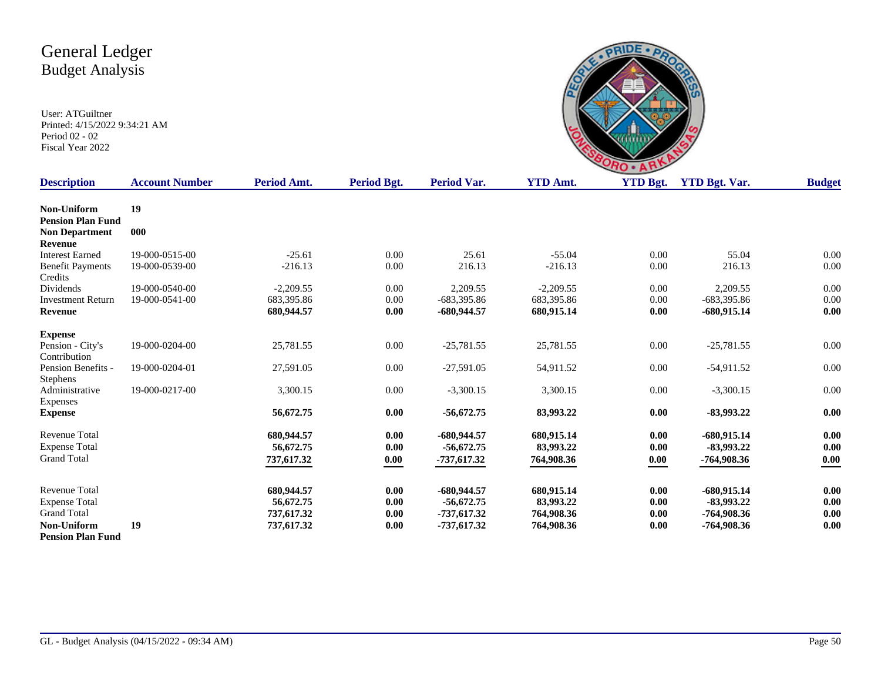# General Ledger
## Budget Analysis

User: ATGuiltner
Printed: 4/15/2022 9:34:21 AM
Period 02 - 02
Fiscal Year 2022

| Description | Account Number | Period Amt. | Period Bgt. | Period Var. | YTD Amt. | YTD Bgt. | YTD Bgt. Var. | Budget |
|---|---|---|---|---|---|---|---|---|
| **Non-Uniform Pension Plan Fund** | **19** | | | | | | | |
| **Non Department** | **000** | | | | | | | |
| **Revenue** | | | | | | | | |
| Interest Earned | 19-000-0515-00 | -25.61 | 0.00 | 25.61 | -55.04 | 0.00 | 55.04 | 0.00 |
| Benefit Payments Credits | 19-000-0539-00 | -216.13 | 0.00 | 216.13 | -216.13 | 0.00 | 216.13 | 0.00 |
| Dividends | 19-000-0540-00 | -2,209.55 | 0.00 | 2,209.55 | -2,209.55 | 0.00 | 2,209.55 | 0.00 |
| Investment Return | 19-000-0541-00 | 683,395.86 | 0.00 | -683,395.86 | 683,395.86 | 0.00 | -683,395.86 | 0.00 |
| **Revenue** | | **680,944.57** | **0.00** | **-680,944.57** | **680,915.14** | **0.00** | **-680,915.14** | **0.00** |
| **Expense** | | | | | | | | |
| Pension - City's Contribution | 19-000-0204-00 | 25,781.55 | 0.00 | -25,781.55 | 25,781.55 | 0.00 | -25,781.55 | 0.00 |
| Pension Benefits - Stephens | 19-000-0204-01 | 27,591.05 | 0.00 | -27,591.05 | 54,911.52 | 0.00 | -54,911.52 | 0.00 |
| Administrative Expenses | 19-000-0217-00 | 3,300.15 | 0.00 | -3,300.15 | 3,300.15 | 0.00 | -3,300.15 | 0.00 |
| **Expense** | | **56,672.75** | **0.00** | **-56,672.75** | **83,993.22** | **0.00** | **-83,993.22** | **0.00** |
| Revenue Total | | **680,944.57** | **0.00** | **-680,944.57** | **680,915.14** | **0.00** | **-680,915.14** | **0.00** |
| Expense Total | | **56,672.75** | **0.00** | **-56,672.75** | **83,993.22** | **0.00** | **-83,993.22** | **0.00** |
| Grand Total | | **737,617.32** | **0.00** | **-737,617.32** | **764,908.36** | **0.00** | **-764,908.36** | **0.00** |
| Revenue Total | | **680,944.57** | **0.00** | **-680,944.57** | **680,915.14** | **0.00** | **-680,915.14** | **0.00** |
| Expense Total | | **56,672.75** | **0.00** | **-56,672.75** | **83,993.22** | **0.00** | **-83,993.22** | **0.00** |
| Grand Total | | **737,617.32** | **0.00** | **-737,617.32** | **764,908.36** | **0.00** | **-764,908.36** | **0.00** |
| **Non-Uniform Pension Plan Fund** | **19** | **737,617.32** | **0.00** | **-737,617.32** | **764,908.36** | **0.00** | **-764,908.36** | **0.00** |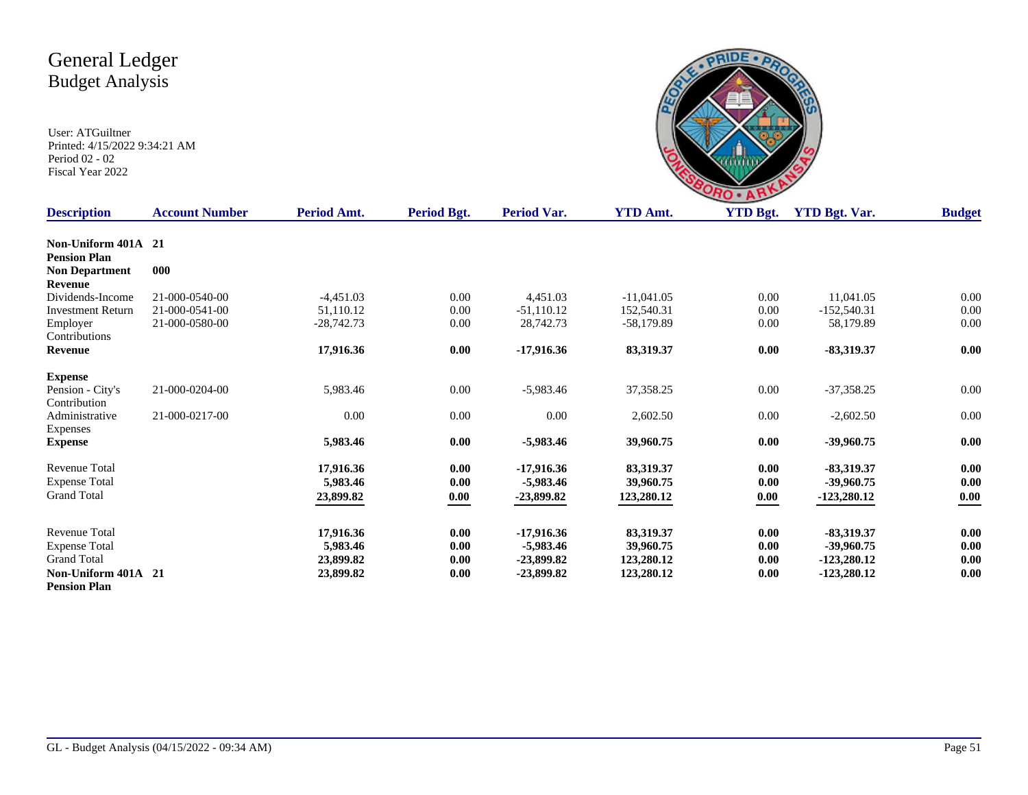# General Ledger
## Budget Analysis

User: ATGuiltner
Printed: 4/15/2022 9:34:21 AM
Period 02 - 02
Fiscal Year 2022

| Description | Account Number | Period Amt. | Period Bgt. | Period Var. | YTD Amt. | YTD Bgt. | YTD Bgt. Var. | Budget |
|---|---|---|---|---|---|---|---|---|
| **Non-Uniform 401A Pension Plan** | **21** | | | | | | | |
| **Non Department** | **000** | | | | | | | |
| **Revenue** | | | | | | | | |
| Dividends-Income | 21-000-0540-00 | -4,451.03 | 0.00 | 4,451.03 | -11,041.05 | 0.00 | 11,041.05 | 0.00 |
| Investment Return | 21-000-0541-00 | 51,110.12 | 0.00 | -51,110.12 | 152,540.31 | 0.00 | -152,540.31 | 0.00 |
| Employer Contributions | 21-000-0580-00 | -28,742.73 | 0.00 | 28,742.73 | -58,179.89 | 0.00 | 58,179.89 | 0.00 |
| **Revenue** | | **17,916.36** | **0.00** | **-17,916.36** | **83,319.37** | **0.00** | **-83,319.37** | **0.00** |
| **Expense** | | | | | | | | |
| Pension - City's Contribution | 21-000-0204-00 | 5,983.46 | 0.00 | -5,983.46 | 37,358.25 | 0.00 | -37,358.25 | 0.00 |
| Administrative Expenses | 21-000-0217-00 | 0.00 | 0.00 | 0.00 | 2,602.50 | 0.00 | -2,602.50 | 0.00 |
| **Expense** | | **5,983.46** | **0.00** | **-5,983.46** | **39,960.75** | **0.00** | **-39,960.75** | **0.00** |
| Revenue Total | | **17,916.36** | **0.00** | **-17,916.36** | **83,319.37** | **0.00** | **-83,319.37** | **0.00** |
| Expense Total | | **5,983.46** | **0.00** | **-5,983.46** | **39,960.75** | **0.00** | **-39,960.75** | **0.00** |
| Grand Total | | **23,899.82** | **0.00** | **-23,899.82** | **123,280.12** | **0.00** | **-123,280.12** | **0.00** |
| Revenue Total | | **17,916.36** | **0.00** | **-17,916.36** | **83,319.37** | **0.00** | **-83,319.37** | **0.00** |
| Expense Total | | **5,983.46** | **0.00** | **-5,983.46** | **39,960.75** | **0.00** | **-39,960.75** | **0.00** |
| Grand Total | | **23,899.82** | **0.00** | **-23,899.82** | **123,280.12** | **0.00** | **-123,280.12** | **0.00** |
| **Non-Uniform 401A Pension Plan** | **21** | **23,899.82** | **0.00** | **-23,899.82** | **123,280.12** | **0.00** | **-123,280.12** | **0.00** |

GL - Budget Analysis (04/15/2022 - 09:34 AM)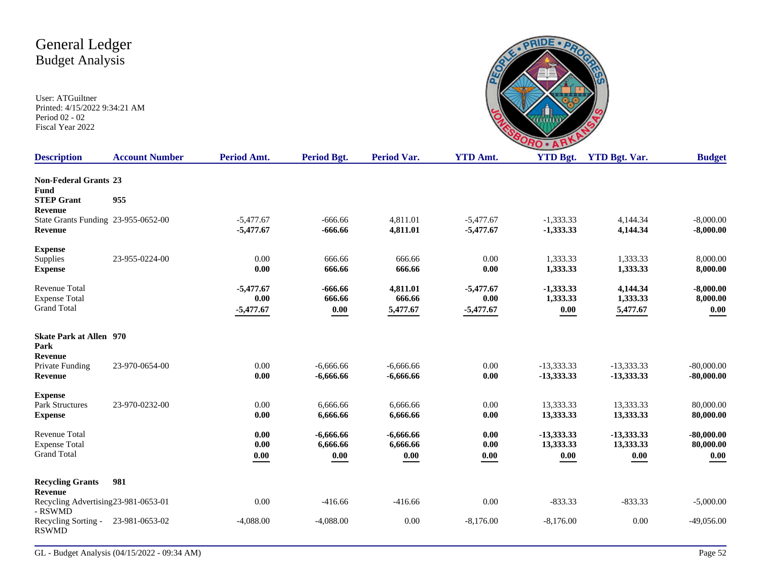# General Ledger
## Budget Analysis

User: ATGuiltner
Printed: 4/15/2022 9:34:21 AM
Period 02 - 02
Fiscal Year 2022

| Description | Account Number | Period Amt. | Period Bgt. | Period Var. | YTD Amt. | YTD Bgt. | YTD Bgt. Var. | Budget |
|---|---|---|---|---|---|---|---|---|
| **Non-Federal Grants Fund** | **23** | | | | | | | |
| **STEP Grant** | **955** | | | | | | | |
| **Revenue** | | | | | | | | |
| State Grants Funding | 23-955-0652-00 | -5,477.67 | -666.66 | 4,811.01 | -5,477.67 | -1,333.33 | 4,144.34 | -8,000.00 |
| **Revenue** | | **-5,477.67** | **-666.66** | **4,811.01** | **-5,477.67** | **-1,333.33** | **4,144.34** | **-8,000.00** |
| **Expense** | | | | | | | | |
| Supplies | 23-955-0224-00 | 0.00 | 666.66 | 666.66 | 0.00 | 1,333.33 | 1,333.33 | 8,000.00 |
| **Expense** | | **0.00** | **666.66** | **666.66** | **0.00** | **1,333.33** | **1,333.33** | **8,000.00** |
| Revenue Total | | **-5,477.67** | **-666.66** | **4,811.01** | **-5,477.67** | **-1,333.33** | **4,144.34** | **-8,000.00** |
| Expense Total | | **0.00** | **666.66** | **666.66** | **0.00** | **1,333.33** | **1,333.33** | **8,000.00** |
| Grand Total | | **-5,477.67** | **0.00** | **5,477.67** | **-5,477.67** | **0.00** | **5,477.67** | **0.00** |
| **Skate Park at Allen Park** | **970** | | | | | | | |
| **Revenue** | | | | | | | | |
| Private Funding | 23-970-0654-00 | 0.00 | -6,666.66 | -6,666.66 | 0.00 | -13,333.33 | -13,333.33 | -80,000.00 |
| **Revenue** | | **0.00** | **-6,666.66** | **-6,666.66** | **0.00** | **-13,333.33** | **-13,333.33** | **-80,000.00** |
| **Expense** | | | | | | | | |
| Park Structures | 23-970-0232-00 | 0.00 | 6,666.66 | 6,666.66 | 0.00 | 13,333.33 | 13,333.33 | 80,000.00 |
| **Expense** | | **0.00** | **6,666.66** | **6,666.66** | **0.00** | **13,333.33** | **13,333.33** | **80,000.00** |
| Revenue Total | | **0.00** | **-6,666.66** | **-6,666.66** | **0.00** | **-13,333.33** | **-13,333.33** | **-80,000.00** |
| Expense Total | | **0.00** | **6,666.66** | **6,666.66** | **0.00** | **13,333.33** | **13,333.33** | **80,000.00** |
| Grand Total | | **0.00** | **0.00** | **0.00** | **0.00** | **0.00** | **0.00** | **0.00** |
| **Recycling Grants** | **981** | | | | | | | |
| **Revenue** | | | | | | | | |
| Recycling Advertising - RSWMD | 23-981-0653-01 | 0.00 | -416.66 | -416.66 | 0.00 | -833.33 | -833.33 | -5,000.00 |
| Recycling Sorting - RSWMD | 23-981-0653-02 | -4,088.00 | -4,088.00 | 0.00 | -8,176.00 | -8,176.00 | 0.00 | -49,056.00 |

GL - Budget Analysis (04/15/2022 - 09:34 AM)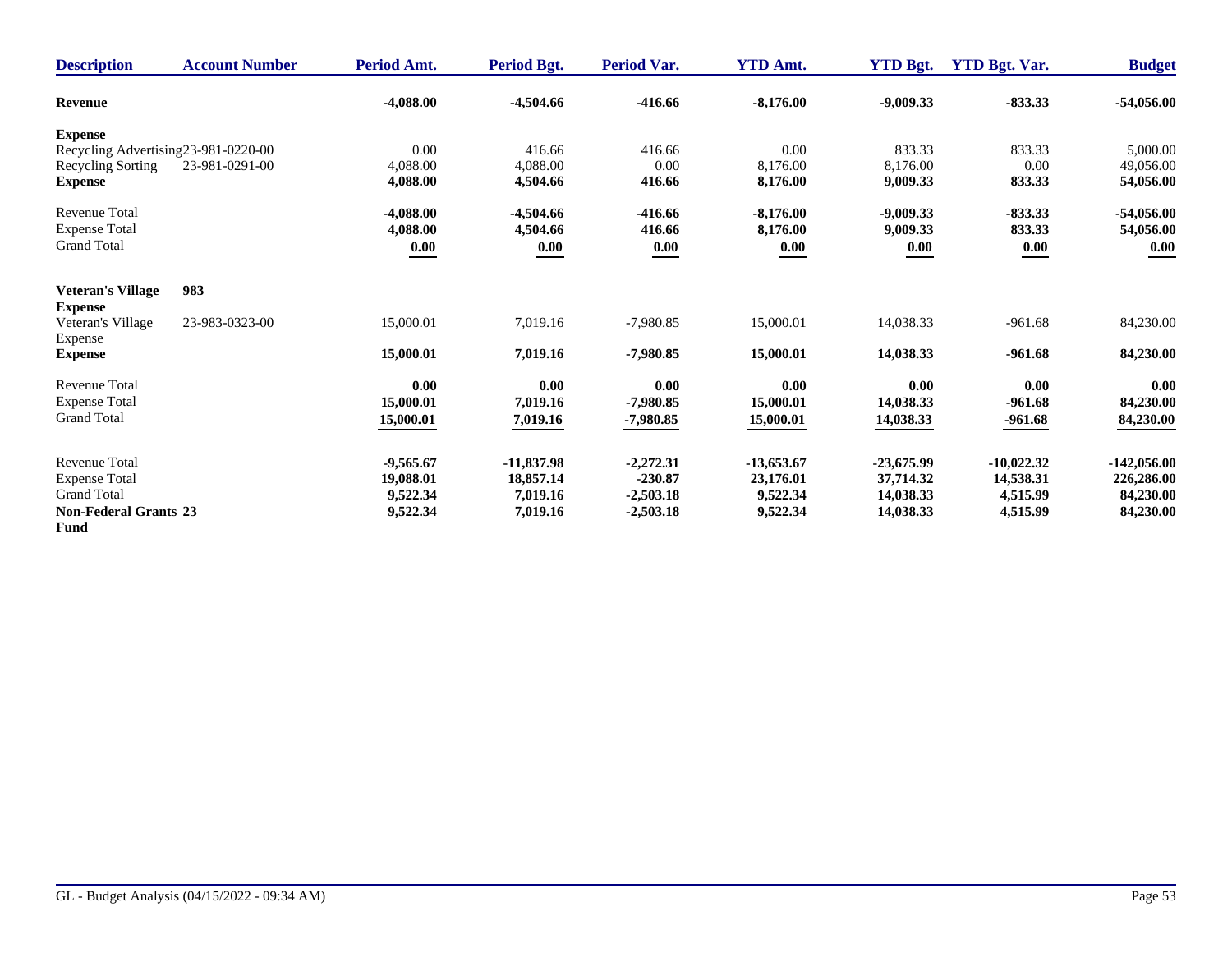| Description | Account Number | Period Amt. | Period Bgt. | Period Var. | YTD Amt. | YTD Bgt. | YTD Bgt. Var. | Budget |
|---|---|---|---|---|---|---|---|---|
| **Revenue** | | **-4,088.00** | **-4,504.66** | **-416.66** | **-8,176.00** | **-9,009.33** | **-833.33** | **-54,056.00** |
| **Expense** | | | | | | | | |
| Recycling Advertising | 23-981-0220-00 | 0.00 | 416.66 | 416.66 | 0.00 | 833.33 | 833.33 | 5,000.00 |
| Recycling Sorting | 23-981-0291-00 | 4,088.00 | 4,088.00 | 0.00 | 8,176.00 | 8,176.00 | 0.00 | 49,056.00 |
| **Expense** | | **4,088.00** | **4,504.66** | **416.66** | **8,176.00** | **9,009.33** | **833.33** | **54,056.00** |
| Revenue Total | | **-4,088.00** | **-4,504.66** | **-416.66** | **-8,176.00** | **-9,009.33** | **-833.33** | **-54,056.00** |
| Expense Total | | **4,088.00** | **4,504.66** | **416.66** | **8,176.00** | **9,009.33** | **833.33** | **54,056.00** |
| Grand Total | | **0.00** | **0.00** | **0.00** | **0.00** | **0.00** | **0.00** | **0.00** |
| **Veteran's Village** | **983** | | | | | | | |
| **Expense** | | | | | | | | |
| Veteran's Village Expense | 23-983-0323-00 | 15,000.01 | 7,019.16 | -7,980.85 | 15,000.01 | 14,038.33 | -961.68 | 84,230.00 |
| **Expense** | | **15,000.01** | **7,019.16** | **-7,980.85** | **15,000.01** | **14,038.33** | **-961.68** | **84,230.00** |
| Revenue Total | | **0.00** | **0.00** | **0.00** | **0.00** | **0.00** | **0.00** | **0.00** |
| Expense Total | | **15,000.01** | **7,019.16** | **-7,980.85** | **15,000.01** | **14,038.33** | **-961.68** | **84,230.00** |
| Grand Total | | **15,000.01** | **7,019.16** | **-7,980.85** | **15,000.01** | **14,038.33** | **-961.68** | **84,230.00** |
| Revenue Total | | **-9,565.67** | **-11,837.98** | **-2,272.31** | **-13,653.67** | **-23,675.99** | **-10,022.32** | **-142,056.00** |
| Expense Total | | **19,088.01** | **18,857.14** | **-230.87** | **23,176.01** | **37,714.32** | **14,538.31** | **226,286.00** |
| Grand Total | | **9,522.34** | **7,019.16** | **-2,503.18** | **9,522.34** | **14,038.33** | **4,515.99** | **84,230.00** |
| **Non-Federal Grants 23 Fund** | | **9,522.34** | **7,019.16** | **-2,503.18** | **9,522.34** | **14,038.33** | **4,515.99** | **84,230.00** |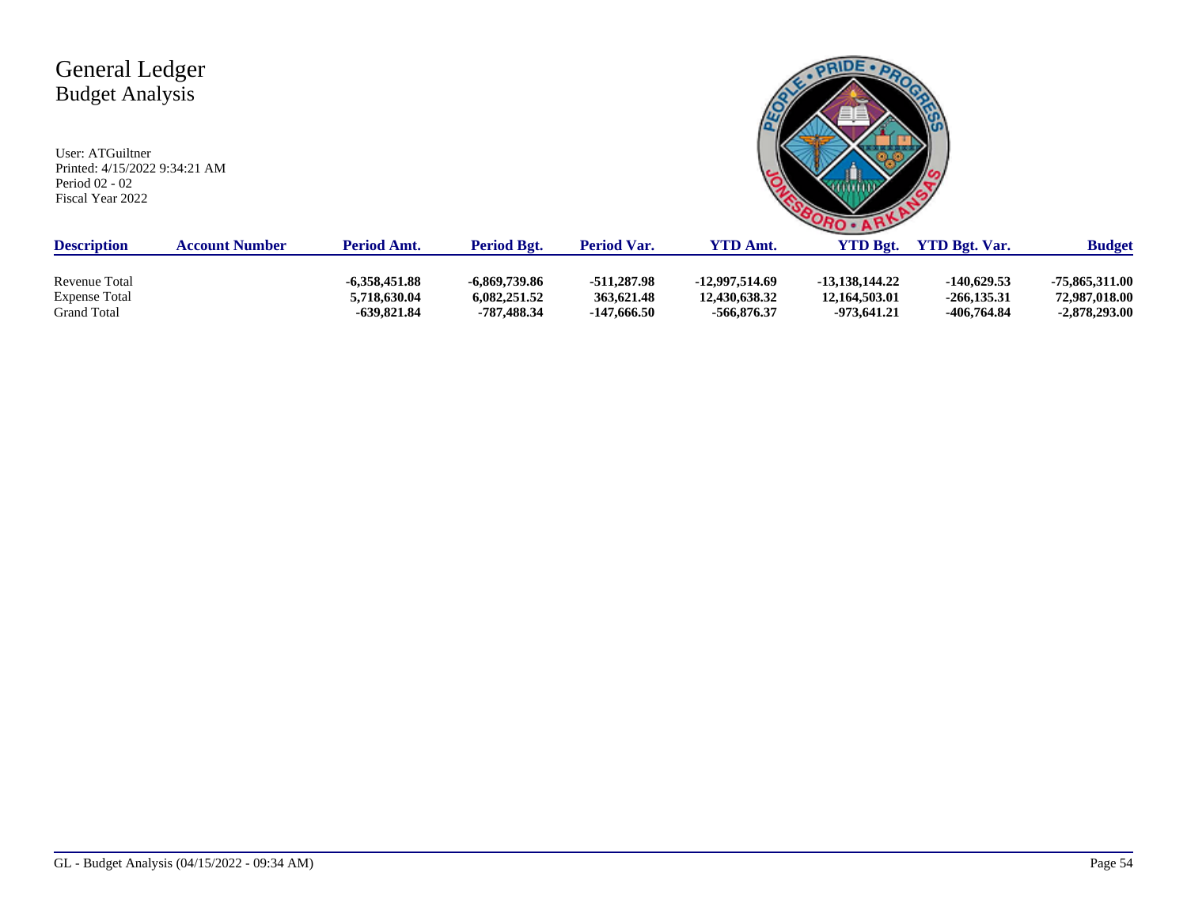# General Ledger
## Budget Analysis

User: ATGuiltner
Printed: 4/15/2022 9:34:21 AM
Period 02 - 02
Fiscal Year 2022

| Description | Account Number | Period Amt. | Period Bgt. | Period Var. | YTD Amt. | YTD Bgt. | YTD Bgt. Var. | Budget |
|---|---|---|---|---|---|---|---|---|
| Revenue Total | | **-6,358,451.88** | **-6,869,739.86** | **-511,287.98** | **-12,997,514.69** | **-13,138,144.22** | **-140,629.53** | **-75,865,311.00** |
| Expense Total | | **5,718,630.04** | **6,082,251.52** | **363,621.48** | **12,430,638.32** | **12,164,503.01** | **-266,135.31** | **72,987,018.00** |
| Grand Total | | **-639,821.84** | **-787,488.34** | **-147,666.50** | **-566,876.37** | **-973,641.21** | **-406,764.84** | **-2,878,293.00** |